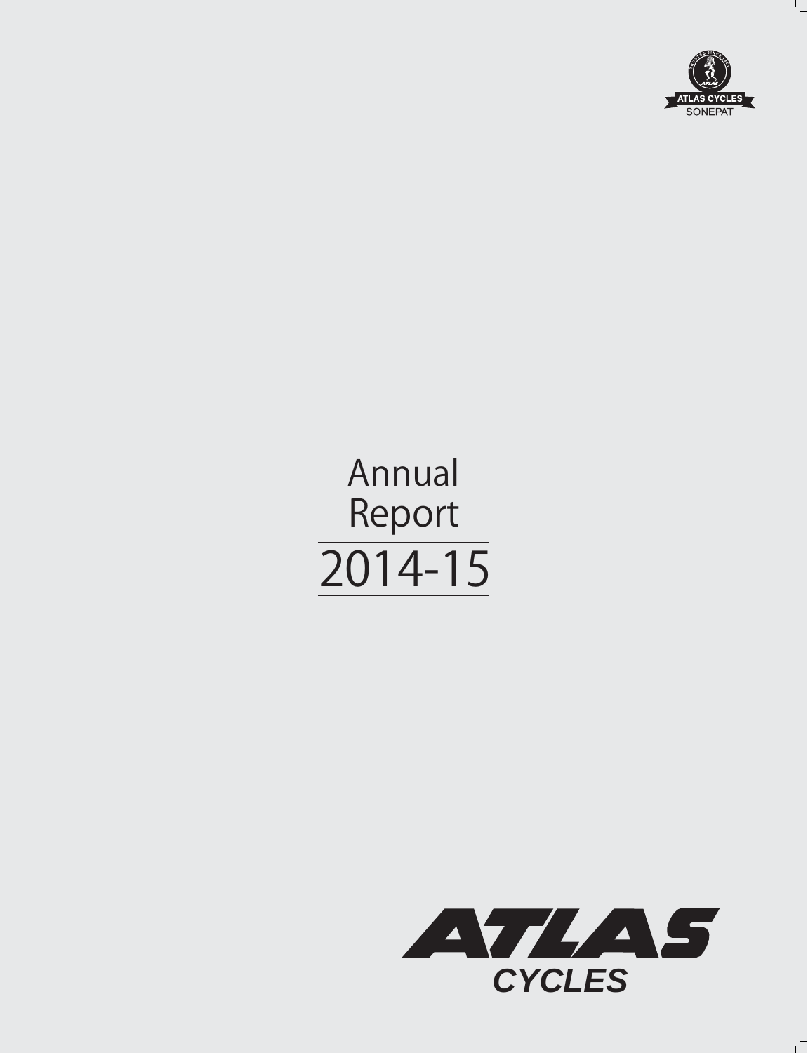ATLAS CYCLES
SONEPAT

# Annual Report

# 2014-15

ATLAS
CYCLES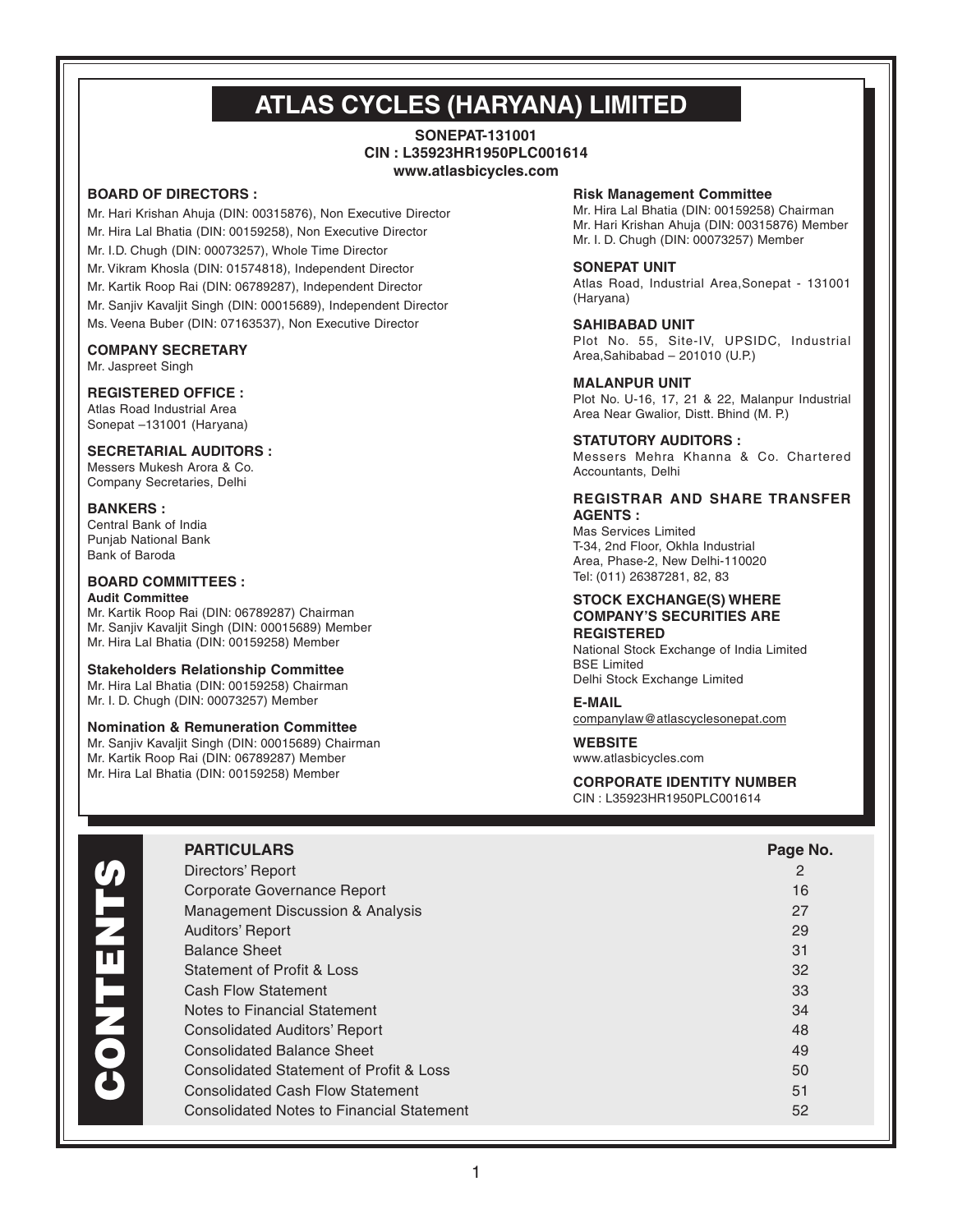# ATLAS CYCLES (HARYANA) LIMITED

**SONEPAT-131001**
**CIN : L35923HR1950PLC001614**
**www.atlasbicycles.com**

**BOARD OF DIRECTORS :**

Mr. Hari Krishan Ahuja (DIN: 00315876), Non Executive Director
Mr. Hira Lal Bhatia (DIN: 00159258), Non Executive Director
Mr. I.D. Chugh (DIN: 00073257), Whole Time Director
Mr. Vikram Khosla (DIN: 01574818), Independent Director
Mr. Kartik Roop Rai (DIN: 06789287), Independent Director
Mr. Sanjiv Kavaljit Singh (DIN: 00015689), Independent Director
Ms. Veena Buber (DIN: 07163537), Non Executive Director

**COMPANY SECRETARY**
Mr. Jaspreet Singh

**REGISTERED OFFICE :**
Atlas Road Industrial Area
Sonepat –131001 (Haryana)

**SECRETARIAL AUDITORS :**
Messers Mukesh Arora & Co.
Company Secretaries, Delhi

**BANKERS :**
Central Bank of India
Punjab National Bank
Bank of Baroda

**BOARD COMMITTEES :**

**Audit Committee**
Mr. Kartik Roop Rai (DIN: 06789287) Chairman
Mr. Sanjiv Kavaljit Singh (DIN: 00015689) Member
Mr. Hira Lal Bhatia (DIN: 00159258) Member

**Stakeholders Relationship Committee**
Mr. Hira Lal Bhatia (DIN: 00159258) Chairman
Mr. I. D. Chugh (DIN: 00073257) Member

**Nomination & Remuneration Committee**
Mr. Sanjiv Kavaljit Singh (DIN: 00015689) Chairman
Mr. Kartik Roop Rai (DIN: 06789287) Member
Mr. Hira Lal Bhatia (DIN: 00159258) Member

**Risk Management Committee**
Mr. Hira Lal Bhatia (DIN: 00159258) Chairman
Mr. Hari Krishan Ahuja (DIN: 00315876) Member
Mr. I. D. Chugh (DIN: 00073257) Member

**SONEPAT UNIT**
Atlas Road, Industrial Area,Sonepat - 131001 (Haryana)

**SAHIBABAD UNIT**
Plot No. 55, Site-IV, UPSIDC, Industrial Area,Sahibabad – 201010 (U.P.)

**MALANPUR UNIT**
Plot No. U-16, 17, 21 & 22, Malanpur Industrial Area Near Gwalior, Distt. Bhind (M. P.)

**STATUTORY AUDITORS :**
Messers Mehra Khanna & Co. Chartered Accountants, Delhi

**REGISTRAR AND SHARE TRANSFER AGENTS :**
Mas Services Limited
T-34, 2nd Floor, Okhla Industrial Area, Phase-2, New Delhi-110020
Tel: (011) 26387281, 82, 83

**STOCK EXCHANGE(S) WHERE COMPANY'S SECURITIES ARE REGISTERED**
National Stock Exchange of India Limited
BSE Limited
Delhi Stock Exchange Limited

**E-MAIL**
companylaw@atlascyclesonepat.com

**WEBSITE**
www.atlasbicycles.com

**CORPORATE IDENTITY NUMBER**
CIN : L35923HR1950PLC001614

## CONTENTS

| PARTICULARS | Page No. |
|---|---|
| Directors' Report | 2 |
| Corporate Governance Report | 16 |
| Management Discussion & Analysis | 27 |
| Auditors' Report | 29 |
| Balance Sheet | 31 |
| Statement of Profit & Loss | 32 |
| Cash Flow Statement | 33 |
| Notes to Financial Statement | 34 |
| Consolidated Auditors' Report | 48 |
| Consolidated Balance Sheet | 49 |
| Consolidated Statement of Profit & Loss | 50 |
| Consolidated Cash Flow Statement | 51 |
| Consolidated Notes to Financial Statement | 52 |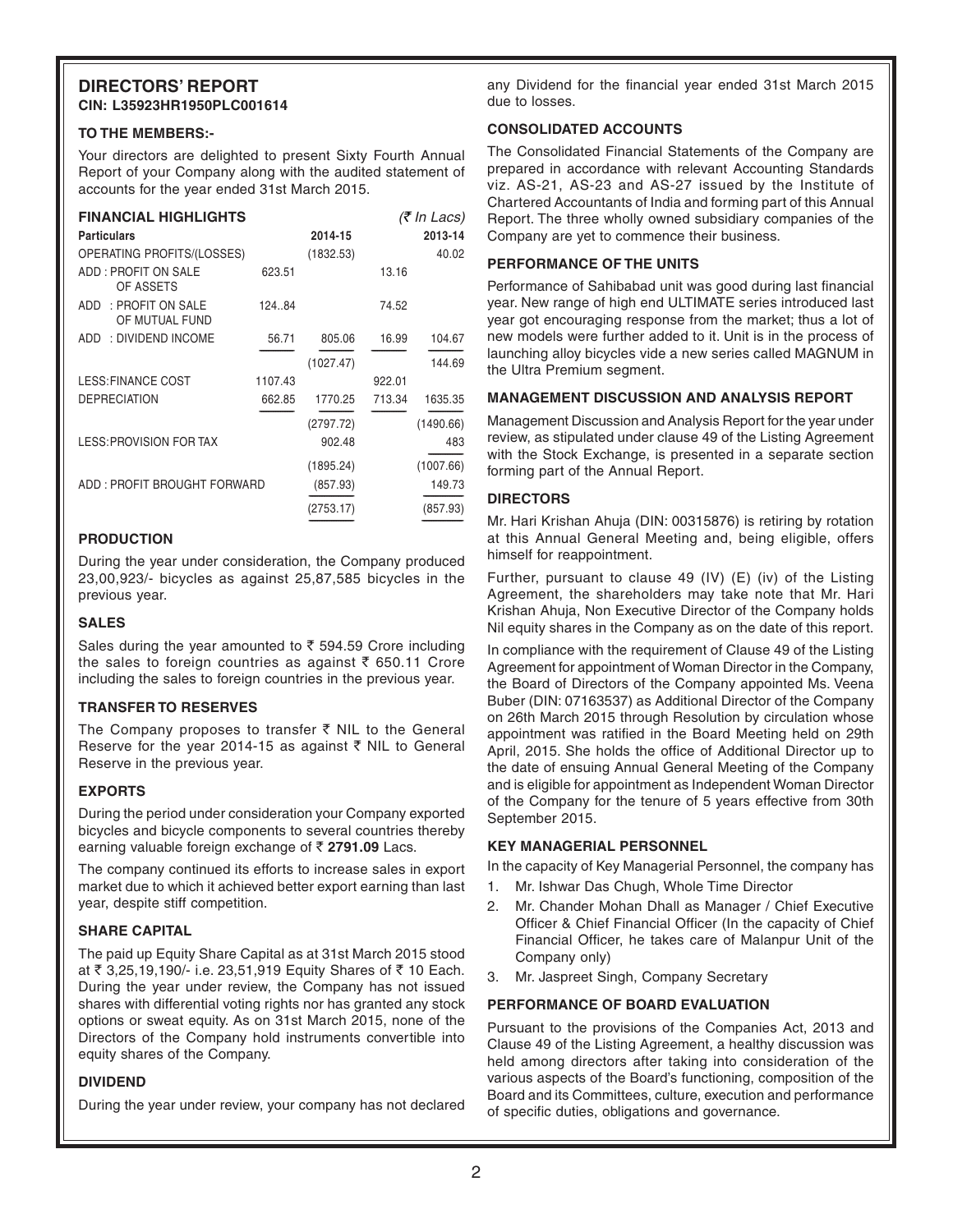## DIRECTORS' REPORT

**CIN: L35923HR1950PLC001614**

### TO THE MEMBERS:-

Your directors are delighted to present Sixty Fourth Annual Report of your Company along with the audited statement of accounts for the year ended 31st March 2015.

### FINANCIAL HIGHLIGHTS

*(₹ In Lacs)*

| Particulars | | 2014-15 | | 2013-14 |
|---|---|---|---|---|
| OPERATING PROFITS/(LOSSES) | | (1832.53) | | 40.02 |
| ADD : PROFIT ON SALE OF ASSETS | 623.51 | | 13.16 | |
| ADD : PROFIT ON SALE OF MUTUAL FUND | 124..84 | | 74.52 | |
| ADD : DIVIDEND INCOME | 56.71 | 805.06 | 16.99 | 104.67 |
| | | (1027.47) | | 144.69 |
| LESS: FINANCE COST | 1107.43 | | 922.01 | |
| DEPRECIATION | 662.85 | 1770.25 | 713.34 | 1635.35 |
| | | (2797.72) | | (1490.66) |
| LESS: PROVISION FOR TAX | | 902.48 | | 483 |
| | | (1895.24) | | (1007.66) |
| ADD : PROFIT BROUGHT FORWARD | | (857.93) | | 149.73 |
| | | (2753.17) | | (857.93) |

### PRODUCTION

During the year under consideration, the Company produced 23,00,923/- bicycles as against 25,87,585 bicycles in the previous year.

### SALES

Sales during the year amounted to ₹ 594.59 Crore including the sales to foreign countries as against ₹ 650.11 Crore including the sales to foreign countries in the previous year.

### TRANSFER TO RESERVES

The Company proposes to transfer ₹ NIL to the General Reserve for the year 2014-15 as against ₹ NIL to General Reserve in the previous year.

### EXPORTS

During the period under consideration your Company exported bicycles and bicycle components to several countries thereby earning valuable foreign exchange of ₹ **2791.09** Lacs.

The company continued its efforts to increase sales in export market due to which it achieved better export earning than last year, despite stiff competition.

### SHARE CAPITAL

The paid up Equity Share Capital as at 31st March 2015 stood at ₹ 3,25,19,190/- i.e. 23,51,919 Equity Shares of ₹ 10 Each. During the year under review, the Company has not issued shares with differential voting rights nor has granted any stock options or sweat equity. As on 31st March 2015, none of the Directors of the Company hold instruments convertible into equity shares of the Company.

### DIVIDEND

During the year under review, your company has not declared any Dividend for the financial year ended 31st March 2015 due to losses.

### CONSOLIDATED ACCOUNTS

The Consolidated Financial Statements of the Company are prepared in accordance with relevant Accounting Standards viz. AS-21, AS-23 and AS-27 issued by the Institute of Chartered Accountants of India and forming part of this Annual Report. The three wholly owned subsidiary companies of the Company are yet to commence their business.

### PERFORMANCE OF THE UNITS

Performance of Sahibabad unit was good during last financial year. New range of high end ULTIMATE series introduced last year got encouraging response from the market; thus a lot of new models were further added to it. Unit is in the process of launching alloy bicycles vide a new series called MAGNUM in the Ultra Premium segment.

### MANAGEMENT DISCUSSION AND ANALYSIS REPORT

Management Discussion and Analysis Report for the year under review, as stipulated under clause 49 of the Listing Agreement with the Stock Exchange, is presented in a separate section forming part of the Annual Report.

### DIRECTORS

Mr. Hari Krishan Ahuja (DIN: 00315876) is retiring by rotation at this Annual General Meeting and, being eligible, offers himself for reappointment.

Further, pursuant to clause 49 (IV) (E) (iv) of the Listing Agreement, the shareholders may take note that Mr. Hari Krishan Ahuja, Non Executive Director of the Company holds Nil equity shares in the Company as on the date of this report.

In compliance with the requirement of Clause 49 of the Listing Agreement for appointment of Woman Director in the Company, the Board of Directors of the Company appointed Ms. Veena Buber (DIN: 07163537) as Additional Director of the Company on 26th March 2015 through Resolution by circulation whose appointment was ratified in the Board Meeting held on 29th April, 2015. She holds the office of Additional Director up to the date of ensuing Annual General Meeting of the Company and is eligible for appointment as Independent Woman Director of the Company for the tenure of 5 years effective from 30th September 2015.

### KEY MANAGERIAL PERSONNEL

In the capacity of Key Managerial Personnel, the company has

1. Mr. Ishwar Das Chugh, Whole Time Director
2. Mr. Chander Mohan Dhall as Manager / Chief Executive Officer & Chief Financial Officer (In the capacity of Chief Financial Officer, he takes care of Malanpur Unit of the Company only)
3. Mr. Jaspreet Singh, Company Secretary

### PERFORMANCE OF BOARD EVALUATION

Pursuant to the provisions of the Companies Act, 2013 and Clause 49 of the Listing Agreement, a healthy discussion was held among directors after taking into consideration of the various aspects of the Board's functioning, composition of the Board and its Committees, culture, execution and performance of specific duties, obligations and governance.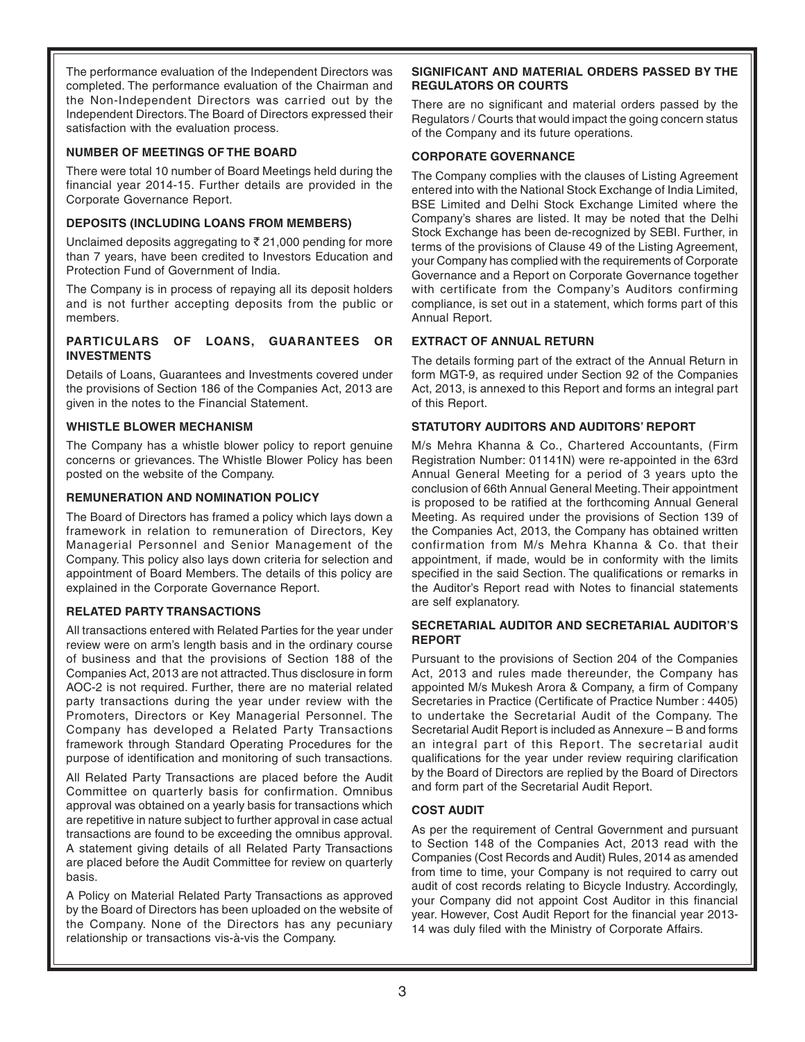The performance evaluation of the Independent Directors was completed. The performance evaluation of the Chairman and the Non-Independent Directors was carried out by the Independent Directors. The Board of Directors expressed their satisfaction with the evaluation process.

**NUMBER OF MEETINGS OF THE BOARD**

There were total 10 number of Board Meetings held during the financial year 2014-15. Further details are provided in the Corporate Governance Report.

**DEPOSITS (INCLUDING LOANS FROM MEMBERS)**

Unclaimed deposits aggregating to ₹ 21,000 pending for more than 7 years, have been credited to Investors Education and Protection Fund of Government of India.

The Company is in process of repaying all its deposit holders and is not further accepting deposits from the public or members.

**PARTICULARS OF LOANS, GUARANTEES OR INVESTMENTS**

Details of Loans, Guarantees and Investments covered under the provisions of Section 186 of the Companies Act, 2013 are given in the notes to the Financial Statement.

**WHISTLE BLOWER MECHANISM**

The Company has a whistle blower policy to report genuine concerns or grievances. The Whistle Blower Policy has been posted on the website of the Company.

**REMUNERATION AND NOMINATION POLICY**

The Board of Directors has framed a policy which lays down a framework in relation to remuneration of Directors, Key Managerial Personnel and Senior Management of the Company. This policy also lays down criteria for selection and appointment of Board Members. The details of this policy are explained in the Corporate Governance Report.

**RELATED PARTY TRANSACTIONS**

All transactions entered with Related Parties for the year under review were on arm's length basis and in the ordinary course of business and that the provisions of Section 188 of the Companies Act, 2013 are not attracted. Thus disclosure in form AOC-2 is not required. Further, there are no material related party transactions during the year under review with the Promoters, Directors or Key Managerial Personnel. The Company has developed a Related Party Transactions framework through Standard Operating Procedures for the purpose of identification and monitoring of such transactions.

All Related Party Transactions are placed before the Audit Committee on quarterly basis for confirmation. Omnibus approval was obtained on a yearly basis for transactions which are repetitive in nature subject to further approval in case actual transactions are found to be exceeding the omnibus approval. A statement giving details of all Related Party Transactions are placed before the Audit Committee for review on quarterly basis.

A Policy on Material Related Party Transactions as approved by the Board of Directors has been uploaded on the website of the Company. None of the Directors has any pecuniary relationship or transactions vis-à-vis the Company.

**SIGNIFICANT AND MATERIAL ORDERS PASSED BY THE REGULATORS OR COURTS**

There are no significant and material orders passed by the Regulators / Courts that would impact the going concern status of the Company and its future operations.

**CORPORATE GOVERNANCE**

The Company complies with the clauses of Listing Agreement entered into with the National Stock Exchange of India Limited, BSE Limited and Delhi Stock Exchange Limited where the Company's shares are listed. It may be noted that the Delhi Stock Exchange has been de-recognized by SEBI. Further, in terms of the provisions of Clause 49 of the Listing Agreement, your Company has complied with the requirements of Corporate Governance and a Report on Corporate Governance together with certificate from the Company's Auditors confirming compliance, is set out in a statement, which forms part of this Annual Report.

**EXTRACT OF ANNUAL RETURN**

The details forming part of the extract of the Annual Return in form MGT-9, as required under Section 92 of the Companies Act, 2013, is annexed to this Report and forms an integral part of this Report.

**STATUTORY AUDITORS AND AUDITORS' REPORT**

M/s Mehra Khanna & Co., Chartered Accountants, (Firm Registration Number: 01141N) were re-appointed in the 63rd Annual General Meeting for a period of 3 years upto the conclusion of 66th Annual General Meeting. Their appointment is proposed to be ratified at the forthcoming Annual General Meeting. As required under the provisions of Section 139 of the Companies Act, 2013, the Company has obtained written confirmation from M/s Mehra Khanna & Co. that their appointment, if made, would be in conformity with the limits specified in the said Section. The qualifications or remarks in the Auditor's Report read with Notes to financial statements are self explanatory.

**SECRETARIAL AUDITOR AND SECRETARIAL AUDITOR'S REPORT**

Pursuant to the provisions of Section 204 of the Companies Act, 2013 and rules made thereunder, the Company has appointed M/s Mukesh Arora & Company, a firm of Company Secretaries in Practice (Certificate of Practice Number : 4405) to undertake the Secretarial Audit of the Company. The Secretarial Audit Report is included as Annexure – B and forms an integral part of this Report. The secretarial audit qualifications for the year under review requiring clarification by the Board of Directors are replied by the Board of Directors and form part of the Secretarial Audit Report.

**COST AUDIT**

As per the requirement of Central Government and pursuant to Section 148 of the Companies Act, 2013 read with the Companies (Cost Records and Audit) Rules, 2014 as amended from time to time, your Company is not required to carry out audit of cost records relating to Bicycle Industry. Accordingly, your Company did not appoint Cost Auditor in this financial year. However, Cost Audit Report for the financial year 2013-14 was duly filed with the Ministry of Corporate Affairs.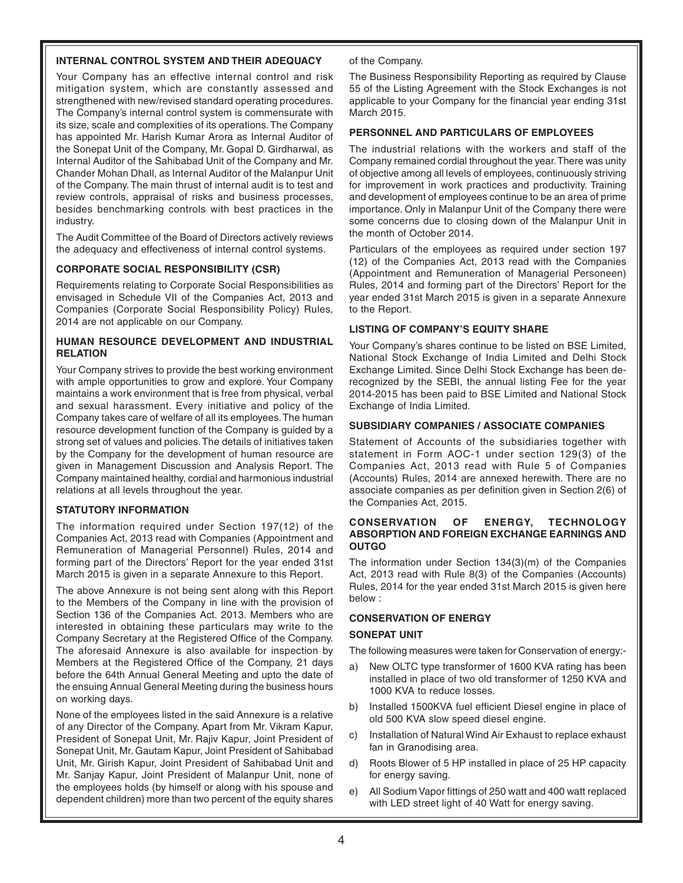## INTERNAL CONTROL SYSTEM AND THEIR ADEQUACY

Your Company has an effective internal control and risk mitigation system, which are constantly assessed and strengthened with new/revised standard operating procedures. The Company's internal control system is commensurate with its size, scale and complexities of its operations. The Company has appointed Mr. Harish Kumar Arora as Internal Auditor of the Sonepat Unit of the Company, Mr. Gopal D. Girdharwal, as Internal Auditor of the Sahibabad Unit of the Company and Mr. Chander Mohan Dhall, as Internal Auditor of the Malanpur Unit of the Company. The main thrust of internal audit is to test and review controls, appraisal of risks and business processes, besides benchmarking controls with best practices in the industry.

The Audit Committee of the Board of Directors actively reviews the adequacy and effectiveness of internal control systems.

## CORPORATE SOCIAL RESPONSIBILITY (CSR)

Requirements relating to Corporate Social Responsibilities as envisaged in Schedule VII of the Companies Act, 2013 and Companies (Corporate Social Responsibility Policy) Rules, 2014 are not applicable on our Company.

## HUMAN RESOURCE DEVELOPMENT AND INDUSTRIAL RELATION

Your Company strives to provide the best working environment with ample opportunities to grow and explore. Your Company maintains a work environment that is free from physical, verbal and sexual harassment. Every initiative and policy of the Company takes care of welfare of all its employees. The human resource development function of the Company is guided by a strong set of values and policies. The details of initiatives taken by the Company for the development of human resource are given in Management Discussion and Analysis Report. The Company maintained healthy, cordial and harmonious industrial relations at all levels throughout the year.

## STATUTORY INFORMATION

The information required under Section 197(12) of the Companies Act, 2013 read with Companies (Appointment and Remuneration of Managerial Personnel) Rules, 2014 and forming part of the Directors' Report for the year ended 31st March 2015 is given in a separate Annexure to this Report.

The above Annexure is not being sent along with this Report to the Members of the Company in line with the provision of Section 136 of the Companies Act. 2013. Members who are interested in obtaining these particulars may write to the Company Secretary at the Registered Office of the Company. The aforesaid Annexure is also available for inspection by Members at the Registered Office of the Company, 21 days before the 64th Annual General Meeting and upto the date of the ensuing Annual General Meeting during the business hours on working days.

None of the employees listed in the said Annexure is a relative of any Director of the Company. Apart from Mr. Vikram Kapur, President of Sonepat Unit, Mr. Rajiv Kapur, Joint President of Sonepat Unit, Mr. Gautam Kapur, Joint President of Sahibabad Unit, Mr. Girish Kapur, Joint President of Sahibabad Unit and Mr. Sanjay Kapur, Joint President of Malanpur Unit, none of the employees holds (by himself or along with his spouse and dependent children) more than two percent of the equity shares of the Company.

The Business Responsibility Reporting as required by Clause 55 of the Listing Agreement with the Stock Exchanges is not applicable to your Company for the financial year ending 31st March 2015.

## PERSONNEL AND PARTICULARS OF EMPLOYEES

The industrial relations with the workers and staff of the Company remained cordial throughout the year. There was unity of objective among all levels of employees, continuously striving for improvement in work practices and productivity. Training and development of employees continue to be an area of prime importance. Only in Malanpur Unit of the Company there were some concerns due to closing down of the Malanpur Unit in the month of October 2014.

Particulars of the employees as required under section 197 (12) of the Companies Act, 2013 read with the Companies (Appointment and Remuneration of Managerial Personeen) Rules, 2014 and forming part of the Directors' Report for the year ended 31st March 2015 is given in a separate Annexure to the Report.

## LISTING OF COMPANY'S EQUITY SHARE

Your Company's shares continue to be listed on BSE Limited, National Stock Exchange of India Limited and Delhi Stock Exchange Limited. Since Delhi Stock Exchange has been de-recognized by the SEBI, the annual listing Fee for the year 2014-2015 has been paid to BSE Limited and National Stock Exchange of India Limited.

## SUBSIDIARY COMPANIES / ASSOCIATE COMPANIES

Statement of Accounts of the subsidiaries together with statement in Form AOC-1 under section 129(3) of the Companies Act, 2013 read with Rule 5 of Companies (Accounts) Rules, 2014 are annexed herewith. There are no associate companies as per definition given in Section 2(6) of the Companies Act, 2015.

## CONSERVATION OF ENERGY, TECHNOLOGY ABSORPTION AND FOREIGN EXCHANGE EARNINGS AND OUTGO

The information under Section 134(3)(m) of the Companies Act, 2013 read with Rule 8(3) of the Companies (Accounts) Rules, 2014 for the year ended 31st March 2015 is given here below :

## CONSERVATION OF ENERGY

### SONEPAT UNIT

The following measures were taken for Conservation of energy:-

a) New OLTC type transformer of 1600 KVA rating has been installed in place of two old transformer of 1250 KVA and 1000 KVA to reduce losses.

b) Installed 1500KVA fuel efficient Diesel engine in place of old 500 KVA slow speed diesel engine.

c) Installation of Natural Wind Air Exhaust to replace exhaust fan in Granodising area.

d) Roots Blower of 5 HP installed in place of 25 HP capacity for energy saving.

e) All Sodium Vapor fittings of 250 watt and 400 watt replaced with LED street light of 40 Watt for energy saving.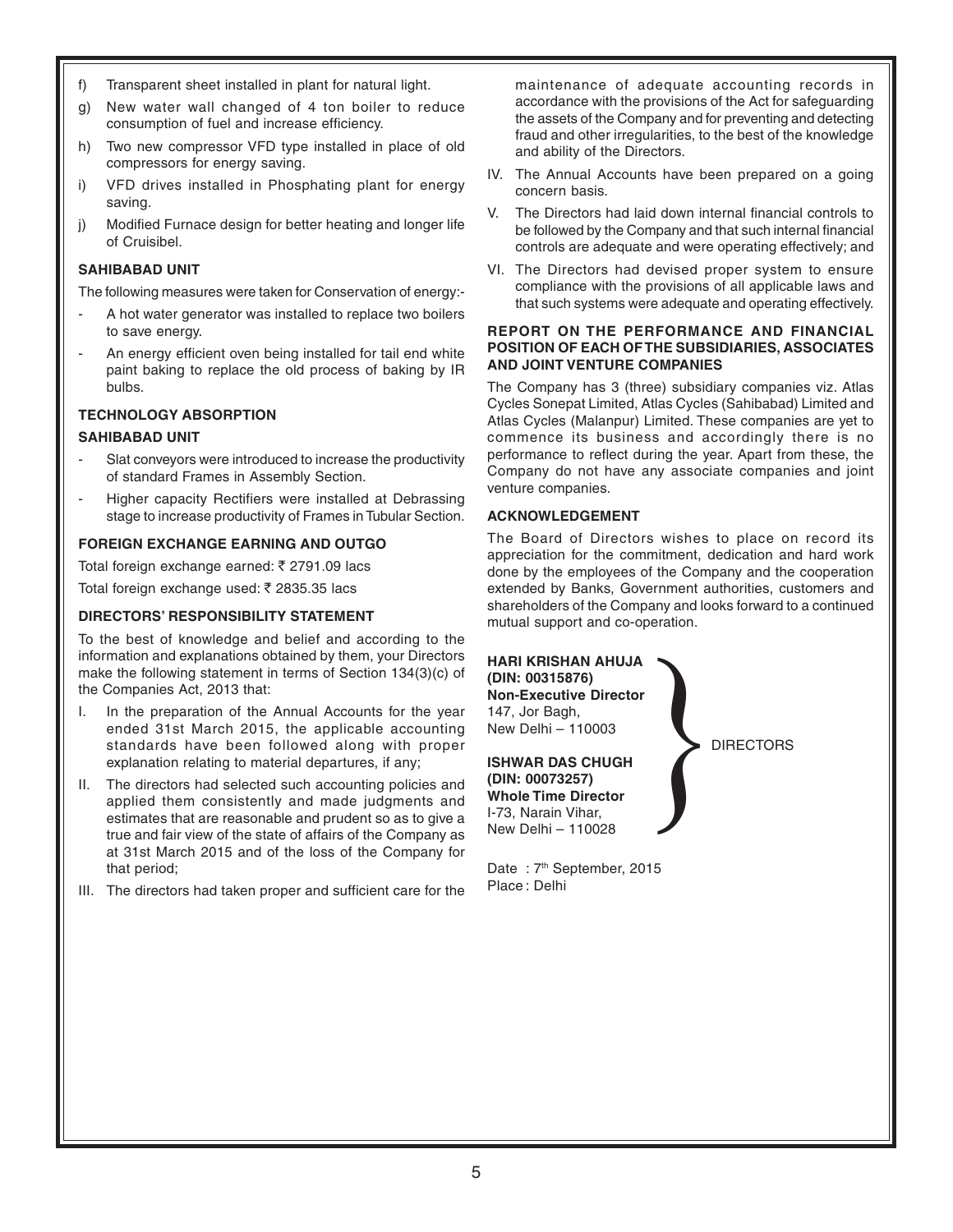f) Transparent sheet installed in plant for natural light.

g) New water wall changed of 4 ton boiler to reduce consumption of fuel and increase efficiency.

h) Two new compressor VFD type installed in place of old compressors for energy saving.

i) VFD drives installed in Phosphating plant for energy saving.

j) Modified Furnace design for better heating and longer life of Cruisibel.

**SAHIBABAD UNIT**

The following measures were taken for Conservation of energy:-

- A hot water generator was installed to replace two boilers to save energy.
- An energy efficient oven being installed for tail end white paint baking to replace the old process of baking by IR bulbs.

**TECHNOLOGY ABSORPTION**

**SAHIBABAD UNIT**

- Slat conveyors were introduced to increase the productivity of standard Frames in Assembly Section.
- Higher capacity Rectifiers were installed at Debrassing stage to increase productivity of Frames in Tubular Section.

**FOREIGN EXCHANGE EARNING AND OUTGO**

Total foreign exchange earned: ₹ 2791.09 lacs

Total foreign exchange used: ₹ 2835.35 lacs

**DIRECTORS' RESPONSIBILITY STATEMENT**

To the best of knowledge and belief and according to the information and explanations obtained by them, your Directors make the following statement in terms of Section 134(3)(c) of the Companies Act, 2013 that:

I. In the preparation of the Annual Accounts for the year ended 31st March 2015, the applicable accounting standards have been followed along with proper explanation relating to material departures, if any;

II. The directors had selected such accounting policies and applied them consistently and made judgments and estimates that are reasonable and prudent so as to give a true and fair view of the state of affairs of the Company as at 31st March 2015 and of the loss of the Company for that period;

III. The directors had taken proper and sufficient care for the maintenance of adequate accounting records in accordance with the provisions of the Act for safeguarding the assets of the Company and for preventing and detecting fraud and other irregularities, to the best of the knowledge and ability of the Directors.

IV. The Annual Accounts have been prepared on a going concern basis.

V. The Directors had laid down internal financial controls to be followed by the Company and that such internal financial controls are adequate and were operating effectively; and

VI. The Directors had devised proper system to ensure compliance with the provisions of all applicable laws and that such systems were adequate and operating effectively.

**REPORT ON THE PERFORMANCE AND FINANCIAL POSITION OF EACH OF THE SUBSIDIARIES, ASSOCIATES AND JOINT VENTURE COMPANIES**

The Company has 3 (three) subsidiary companies viz. Atlas Cycles Sonepat Limited, Atlas Cycles (Sahibabad) Limited and Atlas Cycles (Malanpur) Limited. These companies are yet to commence its business and accordingly there is no performance to reflect during the year. Apart from these, the Company do not have any associate companies and joint venture companies.

**ACKNOWLEDGEMENT**

The Board of Directors wishes to place on record its appreciation for the commitment, dedication and hard work done by the employees of the Company and the cooperation extended by Banks, Government authorities, customers and shareholders of the Company and looks forward to a continued mutual support and co-operation.

**HARI KRISHAN AHUJA**
**(DIN: 00315876)**
**Non-Executive Director**
147, Jor Bagh,
New Delhi – 110003

**ISHWAR DAS CHUGH**
**(DIN: 00073257)**
**Whole Time Director**
I-73, Narain Vihar,
New Delhi – 110028

DIRECTORS

Date : 7th September, 2015
Place : Delhi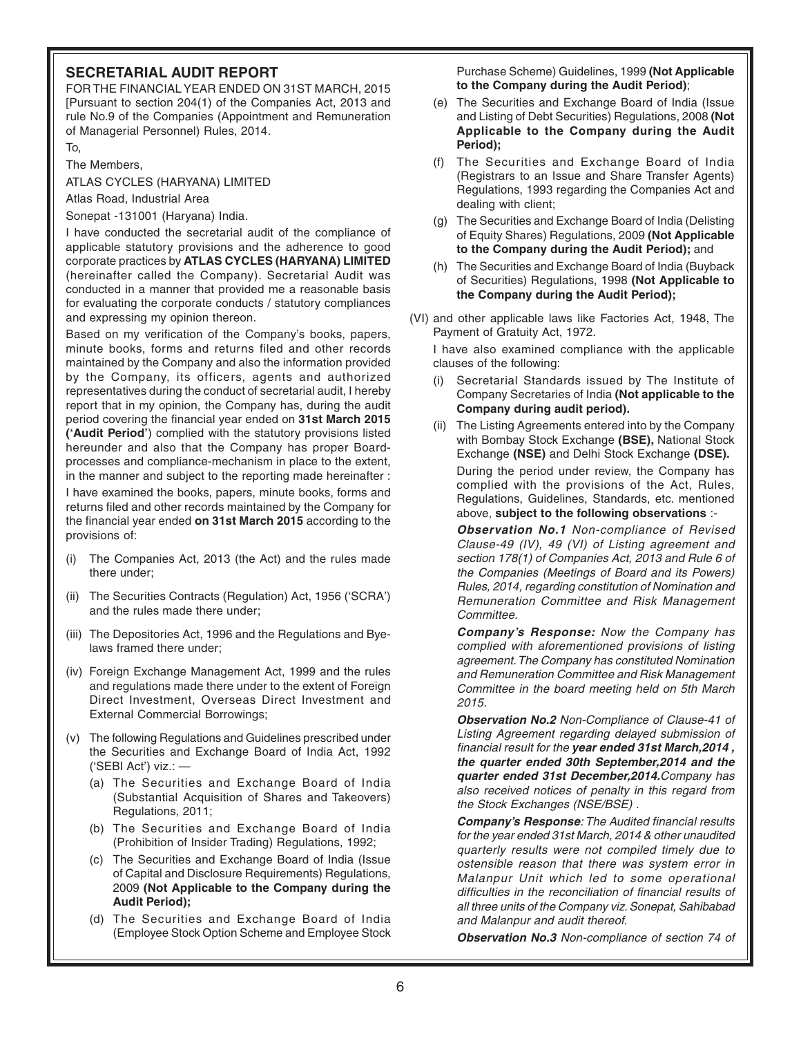## SECRETARIAL AUDIT REPORT

FOR THE FINANCIAL YEAR ENDED ON 31ST MARCH, 2015
[Pursuant to section 204(1) of the Companies Act, 2013 and rule No.9 of the Companies (Appointment and Remuneration of Managerial Personnel) Rules, 2014.

To,

The Members,

ATLAS CYCLES (HARYANA) LIMITED

Atlas Road, Industrial Area

Sonepat -131001 (Haryana) India.

I have conducted the secretarial audit of the compliance of applicable statutory provisions and the adherence to good corporate practices by **ATLAS CYCLES (HARYANA) LIMITED** (hereinafter called the Company). Secretarial Audit was conducted in a manner that provided me a reasonable basis for evaluating the corporate conducts / statutory compliances and expressing my opinion thereon.

Based on my verification of the Company's books, papers, minute books, forms and returns filed and other records maintained by the Company and also the information provided by the Company, its officers, agents and authorized representatives during the conduct of secretarial audit, I hereby report that in my opinion, the Company has, during the audit period covering the financial year ended on **31st March 2015 ('Audit Period'**) complied with the statutory provisions listed hereunder and also that the Company has proper Board-processes and compliance-mechanism in place to the extent, in the manner and subject to the reporting made hereinafter :

I have examined the books, papers, minute books, forms and returns filed and other records maintained by the Company for the financial year ended **on 31st March 2015** according to the provisions of:

(i) The Companies Act, 2013 (the Act) and the rules made there under;

(ii) The Securities Contracts (Regulation) Act, 1956 ('SCRA') and the rules made there under;

(iii) The Depositories Act, 1996 and the Regulations and Bye-laws framed there under;

(iv) Foreign Exchange Management Act, 1999 and the rules and regulations made there under to the extent of Foreign Direct Investment, Overseas Direct Investment and External Commercial Borrowings;

(v) The following Regulations and Guidelines prescribed under the Securities and Exchange Board of India Act, 1992 ('SEBI Act') viz.: —

(a) The Securities and Exchange Board of India (Substantial Acquisition of Shares and Takeovers) Regulations, 2011;

(b) The Securities and Exchange Board of India (Prohibition of Insider Trading) Regulations, 1992;

(c) The Securities and Exchange Board of India (Issue of Capital and Disclosure Requirements) Regulations, 2009 **(Not Applicable to the Company during the Audit Period);**

(d) The Securities and Exchange Board of India (Employee Stock Option Scheme and Employee Stock Purchase Scheme) Guidelines, 1999 **(Not Applicable to the Company during the Audit Period)**;

(e) The Securities and Exchange Board of India (Issue and Listing of Debt Securities) Regulations, 2008 **(Not Applicable to the Company during the Audit Period);**

(f) The Securities and Exchange Board of India (Registrars to an Issue and Share Transfer Agents) Regulations, 1993 regarding the Companies Act and dealing with client;

(g) The Securities and Exchange Board of India (Delisting of Equity Shares) Regulations, 2009 **(Not Applicable to the Company during the Audit Period);** and

(h) The Securities and Exchange Board of India (Buyback of Securities) Regulations, 1998 **(Not Applicable to the Company during the Audit Period);**

(VI) and other applicable laws like Factories Act, 1948, The Payment of Gratuity Act, 1972.

I have also examined compliance with the applicable clauses of the following:

(i) Secretarial Standards issued by The Institute of Company Secretaries of India **(Not applicable to the Company during audit period).**

(ii) The Listing Agreements entered into by the Company with Bombay Stock Exchange **(BSE),** National Stock Exchange **(NSE)** and Delhi Stock Exchange **(DSE).**

During the period under review, the Company has complied with the provisions of the Act, Rules, Regulations, Guidelines, Standards, etc. mentioned above, **subject to the following observations** :-

***Observation No.1*** *Non-compliance of Revised Clause-49 (IV), 49 (VI) of Listing agreement and section 178(1) of Companies Act, 2013 and Rule 6 of the Companies (Meetings of Board and its Powers) Rules, 2014, regarding constitution of Nomination and Remuneration Committee and Risk Management Committee.*

***Company's Response:*** *Now the Company has complied with aforementioned provisions of listing agreement. The Company has constituted Nomination and Remuneration Committee and Risk Management Committee in the board meeting held on 5th March 2015.*

***Observation No.2*** *Non-Compliance of Clause-41 of Listing Agreement regarding delayed submission of financial result for the* ***year ended 31st March,2014 , the quarter ended 30th September,2014 and the quarter ended 31st December,2014.*** *Company has also received notices of penalty in this regard from the Stock Exchanges (NSE/BSE) .*

***Company's Response****: The Audited financial results for the year ended 31st March, 2014 & other unaudited quarterly results were not compiled timely due to ostensible reason that there was system error in Malanpur Unit which led to some operational difficulties in the reconciliation of financial results of all three units of the Company viz. Sonepat, Sahibabad and Malanpur and audit thereof.*

***Observation No.3*** *Non-compliance of section 74 of*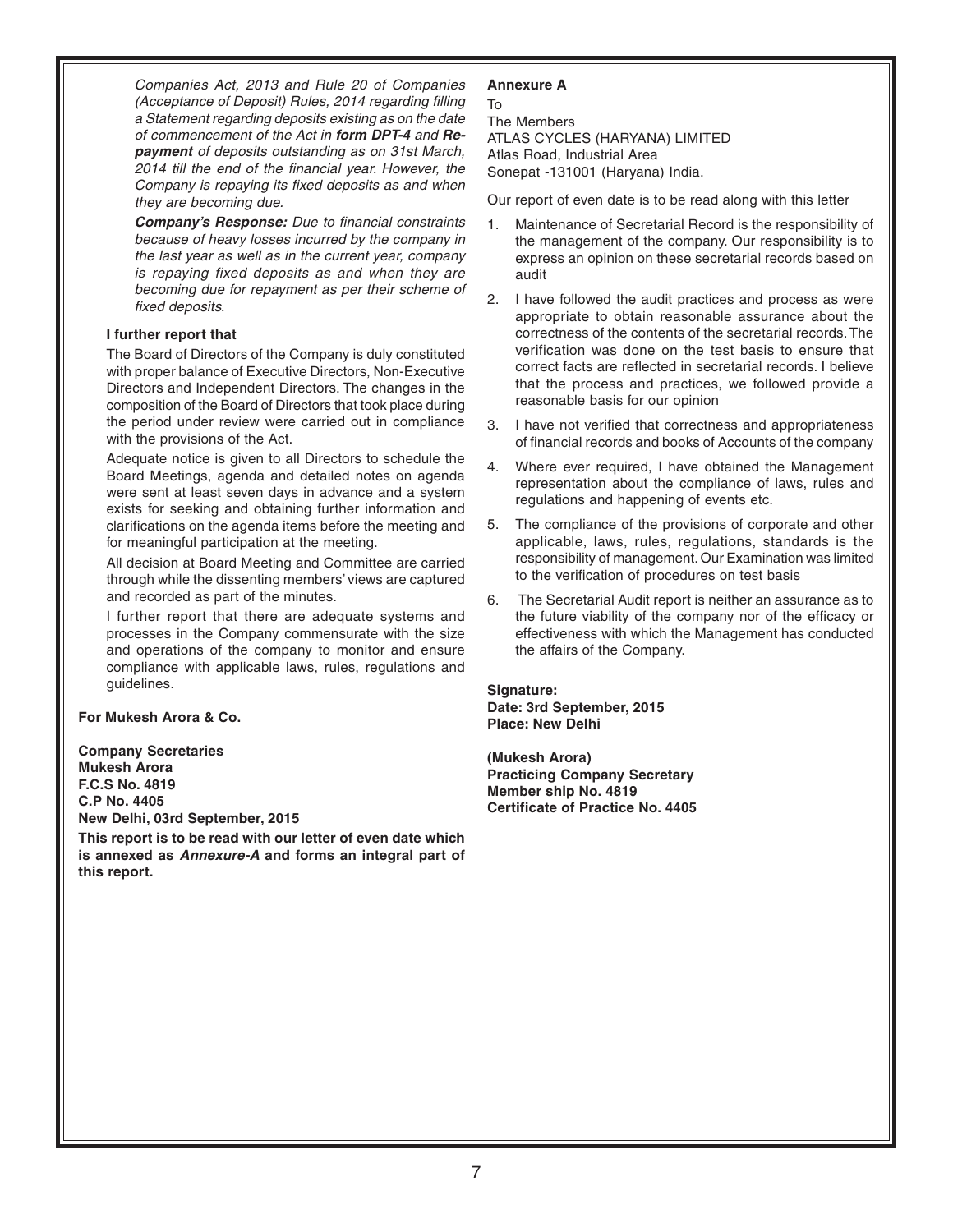*Companies Act, 2013 and Rule 20 of Companies (Acceptance of Deposit) Rules, 2014 regarding filling a Statement regarding deposits existing as on the date of commencement of the Act in **form DPT-4** and **Repayment** of deposits outstanding as on 31st March, 2014 till the end of the financial year. However, the Company is repaying its fixed deposits as and when they are becoming due.*

***Company's Response:*** *Due to financial constraints because of heavy losses incurred by the company in the last year as well as in the current year, company is repaying fixed deposits as and when they are becoming due for repayment as per their scheme of fixed deposits.*

**I further report that**

The Board of Directors of the Company is duly constituted with proper balance of Executive Directors, Non-Executive Directors and Independent Directors. The changes in the composition of the Board of Directors that took place during the period under review were carried out in compliance with the provisions of the Act.

Adequate notice is given to all Directors to schedule the Board Meetings, agenda and detailed notes on agenda were sent at least seven days in advance and a system exists for seeking and obtaining further information and clarifications on the agenda items before the meeting and for meaningful participation at the meeting.

All decision at Board Meeting and Committee are carried through while the dissenting members' views are captured and recorded as part of the minutes.

I further report that there are adequate systems and processes in the Company commensurate with the size and operations of the company to monitor and ensure compliance with applicable laws, rules, regulations and guidelines.

**For Mukesh Arora & Co.**

**Company Secretaries**
**Mukesh Arora**
**F.C.S No. 4819**
**C.P No. 4405**
**New Delhi, 03rd September, 2015**

**This report is to be read with our letter of even date which is annexed as *Annexure-A* and forms an integral part of this report.**

**Annexure A**

To
The Members
ATLAS CYCLES (HARYANA) LIMITED
Atlas Road, Industrial Area
Sonepat -131001 (Haryana) India.

Our report of even date is to be read along with this letter

1. Maintenance of Secretarial Record is the responsibility of the management of the company. Our responsibility is to express an opinion on these secretarial records based on audit
2. I have followed the audit practices and process as were appropriate to obtain reasonable assurance about the correctness of the contents of the secretarial records. The verification was done on the test basis to ensure that correct facts are reflected in secretarial records. I believe that the process and practices, we followed provide a reasonable basis for our opinion
3. I have not verified that correctness and appropriateness of financial records and books of Accounts of the company
4. Where ever required, I have obtained the Management representation about the compliance of laws, rules and regulations and happening of events etc.
5. The compliance of the provisions of corporate and other applicable, laws, rules, regulations, standards is the responsibility of management. Our Examination was limited to the verification of procedures on test basis
6. The Secretarial Audit report is neither an assurance as to the future viability of the company nor of the efficacy or effectiveness with which the Management has conducted the affairs of the Company.

**Signature:**
**Date: 3rd September, 2015**
**Place: New Delhi**

**(Mukesh Arora)**
**Practicing Company Secretary**
**Member ship No. 4819**
**Certificate of Practice No. 4405**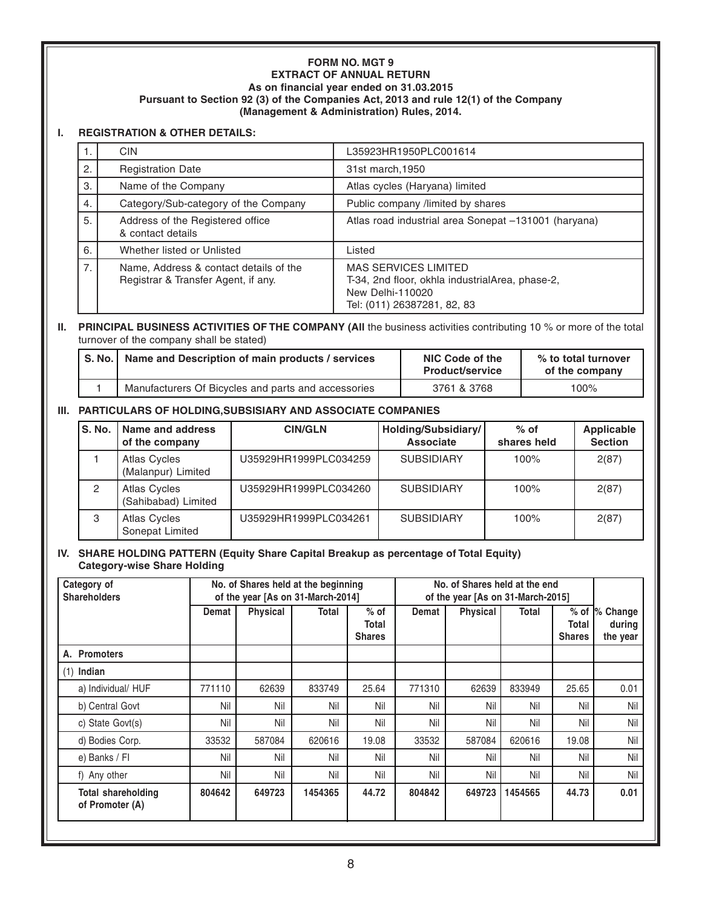**FORM NO. MGT 9**
**EXTRACT OF ANNUAL RETURN**
**As on financial year ended on 31.03.2015**
**Pursuant to Section 92 (3) of the Companies Act, 2013 and rule 12(1) of the Company (Management & Administration) Rules, 2014.**

## I. REGISTRATION & OTHER DETAILS:

| | | |
|---|---|---|
| 1. | CIN | L35923HR1950PLC001614 |
| 2. | Registration Date | 31st march,1950 |
| 3. | Name of the Company | Atlas cycles (Haryana) limited |
| 4. | Category/Sub-category of the Company | Public company /limited by shares |
| 5. | Address of the Registered office & contact details | Atlas road industrial area Sonepat –131001 (haryana) |
| 6. | Whether listed or Unlisted | Listed |
| 7. | Name, Address & contact details of the Registrar & Transfer Agent, if any. | MAS SERVICES LIMITED<br>T-34, 2nd floor, okhla industrialArea, phase-2,<br>New Delhi-110020<br>Tel: (011) 26387281, 82, 83 |

## II. PRINCIPAL BUSINESS ACTIVITIES OF THE COMPANY (All the business activities contributing 10 % or more of the total turnover of the company shall be stated)

| S. No. | Name and Description of main products / services | NIC Code of the Product/service | % to total turnover of the company |
|---|---|---|---|
| 1 | Manufacturers Of Bicycles and parts and accessories | 3761 & 3768 | 100% |

## III. PARTICULARS OF HOLDING,SUBSISIARY AND ASSOCIATE COMPANIES

| S. No. | Name and address of the company | CIN/GLN | Holding/Subsidiary/ Associate | % of shares held | Applicable Section |
|---|---|---|---|---|---|
| 1 | Atlas Cycles (Malanpur) Limited | U35929HR1999PLC034259 | SUBSIDIARY | 100% | 2(87) |
| 2 | Atlas Cycles (Sahibabad) Limited | U35929HR1999PLC034260 | SUBSIDIARY | 100% | 2(87) |
| 3 | Atlas Cycles Sonepat Limited | U35929HR1999PLC034261 | SUBSIDIARY | 100% | 2(87) |

## IV. SHARE HOLDING PATTERN (Equity Share Capital Breakup as percentage of Total Equity)
**Category-wise Share Holding**

| Category of Shareholders | No. of Shares held at the beginning of the year [As on 31-March-2014] | | | | No. of Shares held at the end of the year [As on 31-March-2015] | | | | % Change during the year |
|---|---|---|---|---|---|---|---|---|---|
| | Demat | Physical | Total | % of Total Shares | Demat | Physical | Total | % of Total Shares | |
| **A. Promoters** | | | | | | | | | |
| **(1) Indian** | | | | | | | | | |
| a) Individual/ HUF | 771110 | 62639 | 833749 | 25.64 | 771310 | 62639 | 833949 | 25.65 | 0.01 |
| b) Central Govt | Nil | Nil | Nil | Nil | Nil | Nil | Nil | Nil | Nil |
| c) State Govt(s) | Nil | Nil | Nil | Nil | Nil | Nil | Nil | Nil | Nil |
| d) Bodies Corp. | 33532 | 587084 | 620616 | 19.08 | 33532 | 587084 | 620616 | 19.08 | Nil |
| e) Banks / FI | Nil | Nil | Nil | Nil | Nil | Nil | Nil | Nil | Nil |
| f) Any other | Nil | Nil | Nil | Nil | Nil | Nil | Nil | Nil | Nil |
| **Total shareholding of Promoter (A)** | **804642** | **649723** | **1454365** | **44.72** | **804842** | **649723** | **1454565** | **44.73** | **0.01** |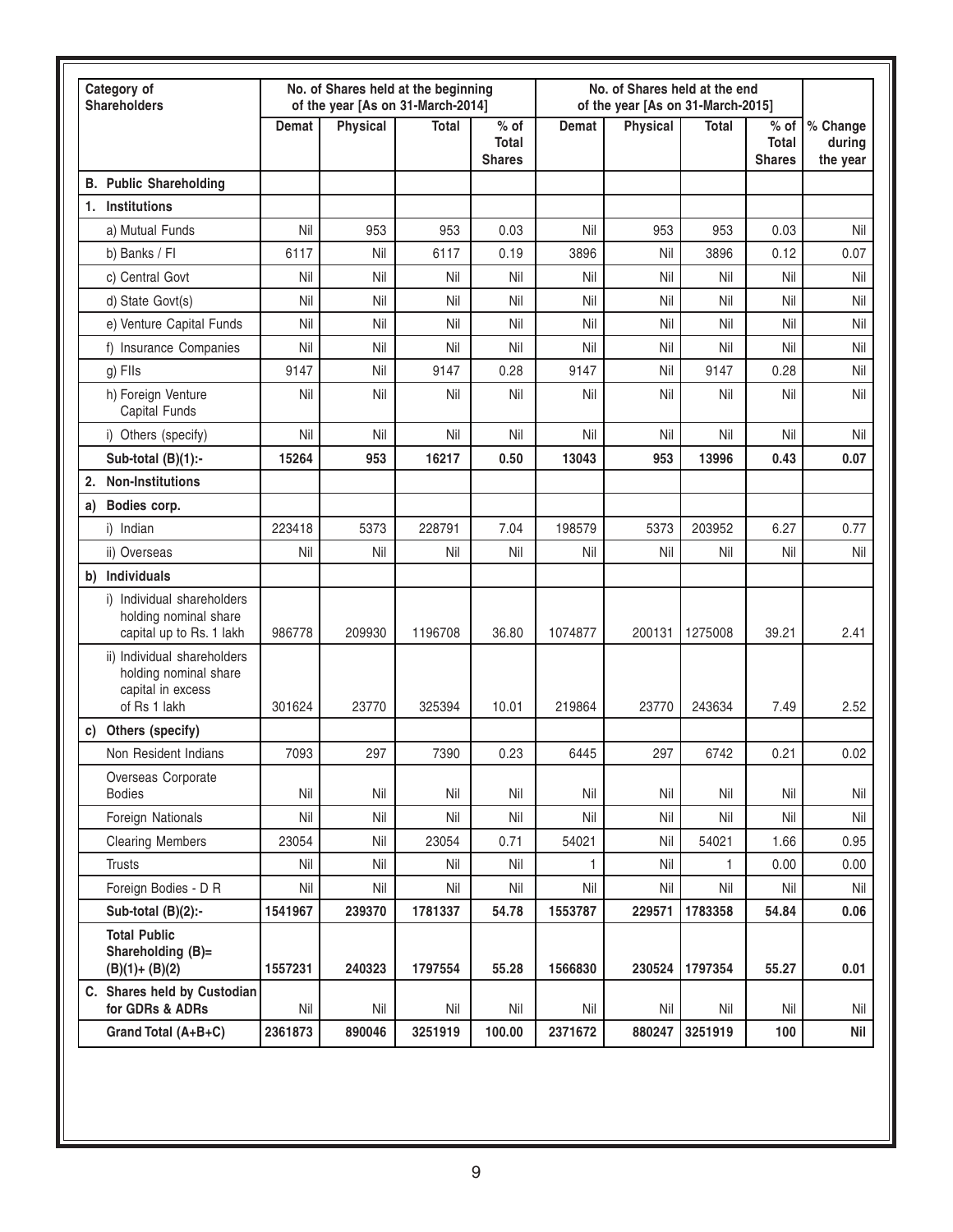| Category of Shareholders | No. of Shares held at the beginning of the year [As on 31-March-2014] | | | | No. of Shares held at the end of the year [As on 31-March-2015] | | | | % Change during the year |
|---|---|---|---|---|---|---|---|---|---|
| | Demat | Physical | Total | % of Total Shares | Demat | Physical | Total | % of Total Shares | |
| **B. Public Shareholding** | | | | | | | | | |
| **1. Institutions** | | | | | | | | | |
| a) Mutual Funds | Nil | 953 | 953 | 0.03 | Nil | 953 | 953 | 0.03 | Nil |
| b) Banks / FI | 6117 | Nil | 6117 | 0.19 | 3896 | Nil | 3896 | 0.12 | 0.07 |
| c) Central Govt | Nil | Nil | Nil | Nil | Nil | Nil | Nil | Nil | Nil |
| d) State Govt(s) | Nil | Nil | Nil | Nil | Nil | Nil | Nil | Nil | Nil |
| e) Venture Capital Funds | Nil | Nil | Nil | Nil | Nil | Nil | Nil | Nil | Nil |
| f) Insurance Companies | Nil | Nil | Nil | Nil | Nil | Nil | Nil | Nil | Nil |
| g) FIIs | 9147 | Nil | 9147 | 0.28 | 9147 | Nil | 9147 | 0.28 | Nil |
| h) Foreign Venture Capital Funds | Nil | Nil | Nil | Nil | Nil | Nil | Nil | Nil | Nil |
| i) Others (specify) | Nil | Nil | Nil | Nil | Nil | Nil | Nil | Nil | Nil |
| **Sub-total (B)(1):-** | **15264** | **953** | **16217** | **0.50** | **13043** | **953** | **13996** | **0.43** | **0.07** |
| **2. Non-Institutions** | | | | | | | | | |
| **a) Bodies corp.** | | | | | | | | | |
| i) Indian | 223418 | 5373 | 228791 | 7.04 | 198579 | 5373 | 203952 | 6.27 | 0.77 |
| ii) Overseas | Nil | Nil | Nil | Nil | Nil | Nil | Nil | Nil | Nil |
| **b) Individuals** | | | | | | | | | |
| i) Individual shareholders holding nominal share capital up to Rs. 1 lakh | 986778 | 209930 | 1196708 | 36.80 | 1074877 | 200131 | 1275008 | 39.21 | 2.41 |
| ii) Individual shareholders holding nominal share capital in excess of Rs 1 lakh | 301624 | 23770 | 325394 | 10.01 | 219864 | 23770 | 243634 | 7.49 | 2.52 |
| **c) Others (specify)** | | | | | | | | | |
| Non Resident Indians | 7093 | 297 | 7390 | 0.23 | 6445 | 297 | 6742 | 0.21 | 0.02 |
| Overseas Corporate Bodies | Nil | Nil | Nil | Nil | Nil | Nil | Nil | Nil | Nil |
| Foreign Nationals | Nil | Nil | Nil | Nil | Nil | Nil | Nil | Nil | Nil |
| Clearing Members | 23054 | Nil | 23054 | 0.71 | 54021 | Nil | 54021 | 1.66 | 0.95 |
| Trusts | Nil | Nil | Nil | Nil | 1 | Nil | 1 | 0.00 | 0.00 |
| Foreign Bodies - D R | Nil | Nil | Nil | Nil | Nil | Nil | Nil | Nil | Nil |
| **Sub-total (B)(2):-** | **1541967** | **239370** | **1781337** | **54.78** | **1553787** | **229571** | **1783358** | **54.84** | **0.06** |
| **Total Public Shareholding (B)= (B)(1)+ (B)(2)** | **1557231** | **240323** | **1797554** | **55.28** | **1566830** | **230524** | **1797354** | **55.27** | **0.01** |
| **C. Shares held by Custodian for GDRs & ADRs** | Nil | Nil | Nil | Nil | Nil | Nil | Nil | Nil | Nil |
| **Grand Total (A+B+C)** | **2361873** | **890046** | **3251919** | **100.00** | **2371672** | **880247** | **3251919** | **100** | **Nil** |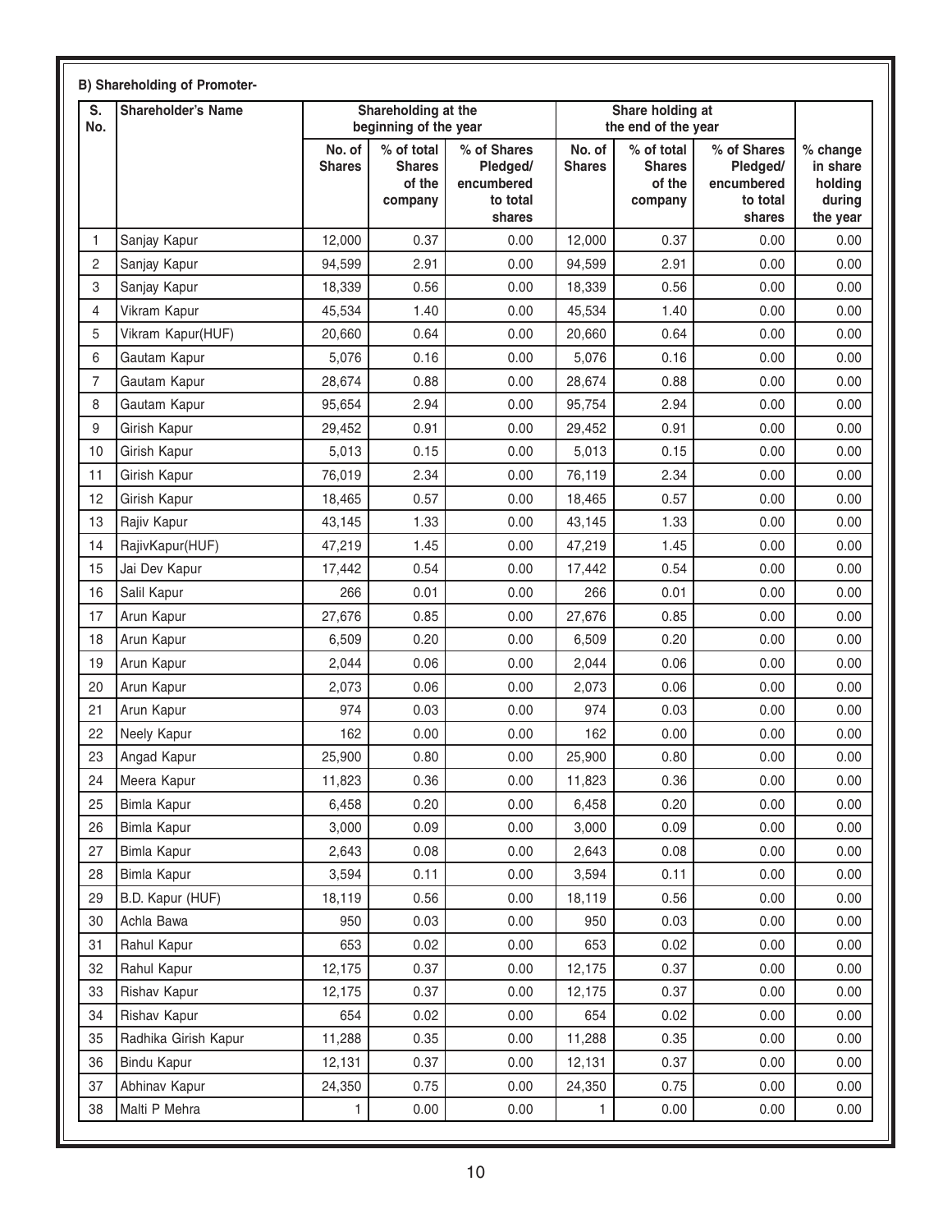**B) Shareholding of Promoter-**

| S. No. | Shareholder's Name | Shareholding at the beginning of the year | | | Share holding at the end of the year | | | |
|---|---|---|---|---|---|---|---|---|
| | | No. of Shares | % of total Shares of the company | % of Shares Pledged/ encumbered to total shares | No. of Shares | % of total Shares of the company | % of Shares Pledged/ encumbered to total shares | % change in share holding during the year |
| 1 | Sanjay Kapur | 12,000 | 0.37 | 0.00 | 12,000 | 0.37 | 0.00 | 0.00 |
| 2 | Sanjay Kapur | 94,599 | 2.91 | 0.00 | 94,599 | 2.91 | 0.00 | 0.00 |
| 3 | Sanjay Kapur | 18,339 | 0.56 | 0.00 | 18,339 | 0.56 | 0.00 | 0.00 |
| 4 | Vikram Kapur | 45,534 | 1.40 | 0.00 | 45,534 | 1.40 | 0.00 | 0.00 |
| 5 | Vikram Kapur(HUF) | 20,660 | 0.64 | 0.00 | 20,660 | 0.64 | 0.00 | 0.00 |
| 6 | Gautam Kapur | 5,076 | 0.16 | 0.00 | 5,076 | 0.16 | 0.00 | 0.00 |
| 7 | Gautam Kapur | 28,674 | 0.88 | 0.00 | 28,674 | 0.88 | 0.00 | 0.00 |
| 8 | Gautam Kapur | 95,654 | 2.94 | 0.00 | 95,754 | 2.94 | 0.00 | 0.00 |
| 9 | Girish Kapur | 29,452 | 0.91 | 0.00 | 29,452 | 0.91 | 0.00 | 0.00 |
| 10 | Girish Kapur | 5,013 | 0.15 | 0.00 | 5,013 | 0.15 | 0.00 | 0.00 |
| 11 | Girish Kapur | 76,019 | 2.34 | 0.00 | 76,119 | 2.34 | 0.00 | 0.00 |
| 12 | Girish Kapur | 18,465 | 0.57 | 0.00 | 18,465 | 0.57 | 0.00 | 0.00 |
| 13 | Rajiv Kapur | 43,145 | 1.33 | 0.00 | 43,145 | 1.33 | 0.00 | 0.00 |
| 14 | RajivKapur(HUF) | 47,219 | 1.45 | 0.00 | 47,219 | 1.45 | 0.00 | 0.00 |
| 15 | Jai Dev Kapur | 17,442 | 0.54 | 0.00 | 17,442 | 0.54 | 0.00 | 0.00 |
| 16 | Salil Kapur | 266 | 0.01 | 0.00 | 266 | 0.01 | 0.00 | 0.00 |
| 17 | Arun Kapur | 27,676 | 0.85 | 0.00 | 27,676 | 0.85 | 0.00 | 0.00 |
| 18 | Arun Kapur | 6,509 | 0.20 | 0.00 | 6,509 | 0.20 | 0.00 | 0.00 |
| 19 | Arun Kapur | 2,044 | 0.06 | 0.00 | 2,044 | 0.06 | 0.00 | 0.00 |
| 20 | Arun Kapur | 2,073 | 0.06 | 0.00 | 2,073 | 0.06 | 0.00 | 0.00 |
| 21 | Arun Kapur | 974 | 0.03 | 0.00 | 974 | 0.03 | 0.00 | 0.00 |
| 22 | Neely Kapur | 162 | 0.00 | 0.00 | 162 | 0.00 | 0.00 | 0.00 |
| 23 | Angad Kapur | 25,900 | 0.80 | 0.00 | 25,900 | 0.80 | 0.00 | 0.00 |
| 24 | Meera Kapur | 11,823 | 0.36 | 0.00 | 11,823 | 0.36 | 0.00 | 0.00 |
| 25 | Bimla Kapur | 6,458 | 0.20 | 0.00 | 6,458 | 0.20 | 0.00 | 0.00 |
| 26 | Bimla Kapur | 3,000 | 0.09 | 0.00 | 3,000 | 0.09 | 0.00 | 0.00 |
| 27 | Bimla Kapur | 2,643 | 0.08 | 0.00 | 2,643 | 0.08 | 0.00 | 0.00 |
| 28 | Bimla Kapur | 3,594 | 0.11 | 0.00 | 3,594 | 0.11 | 0.00 | 0.00 |
| 29 | B.D. Kapur (HUF) | 18,119 | 0.56 | 0.00 | 18,119 | 0.56 | 0.00 | 0.00 |
| 30 | Achla Bawa | 950 | 0.03 | 0.00 | 950 | 0.03 | 0.00 | 0.00 |
| 31 | Rahul Kapur | 653 | 0.02 | 0.00 | 653 | 0.02 | 0.00 | 0.00 |
| 32 | Rahul Kapur | 12,175 | 0.37 | 0.00 | 12,175 | 0.37 | 0.00 | 0.00 |
| 33 | Rishav Kapur | 12,175 | 0.37 | 0.00 | 12,175 | 0.37 | 0.00 | 0.00 |
| 34 | Rishav Kapur | 654 | 0.02 | 0.00 | 654 | 0.02 | 0.00 | 0.00 |
| 35 | Radhika Girish Kapur | 11,288 | 0.35 | 0.00 | 11,288 | 0.35 | 0.00 | 0.00 |
| 36 | Bindu Kapur | 12,131 | 0.37 | 0.00 | 12,131 | 0.37 | 0.00 | 0.00 |
| 37 | Abhinav Kapur | 24,350 | 0.75 | 0.00 | 24,350 | 0.75 | 0.00 | 0.00 |
| 38 | Malti P Mehra | 1 | 0.00 | 0.00 | 1 | 0.00 | 0.00 | 0.00 |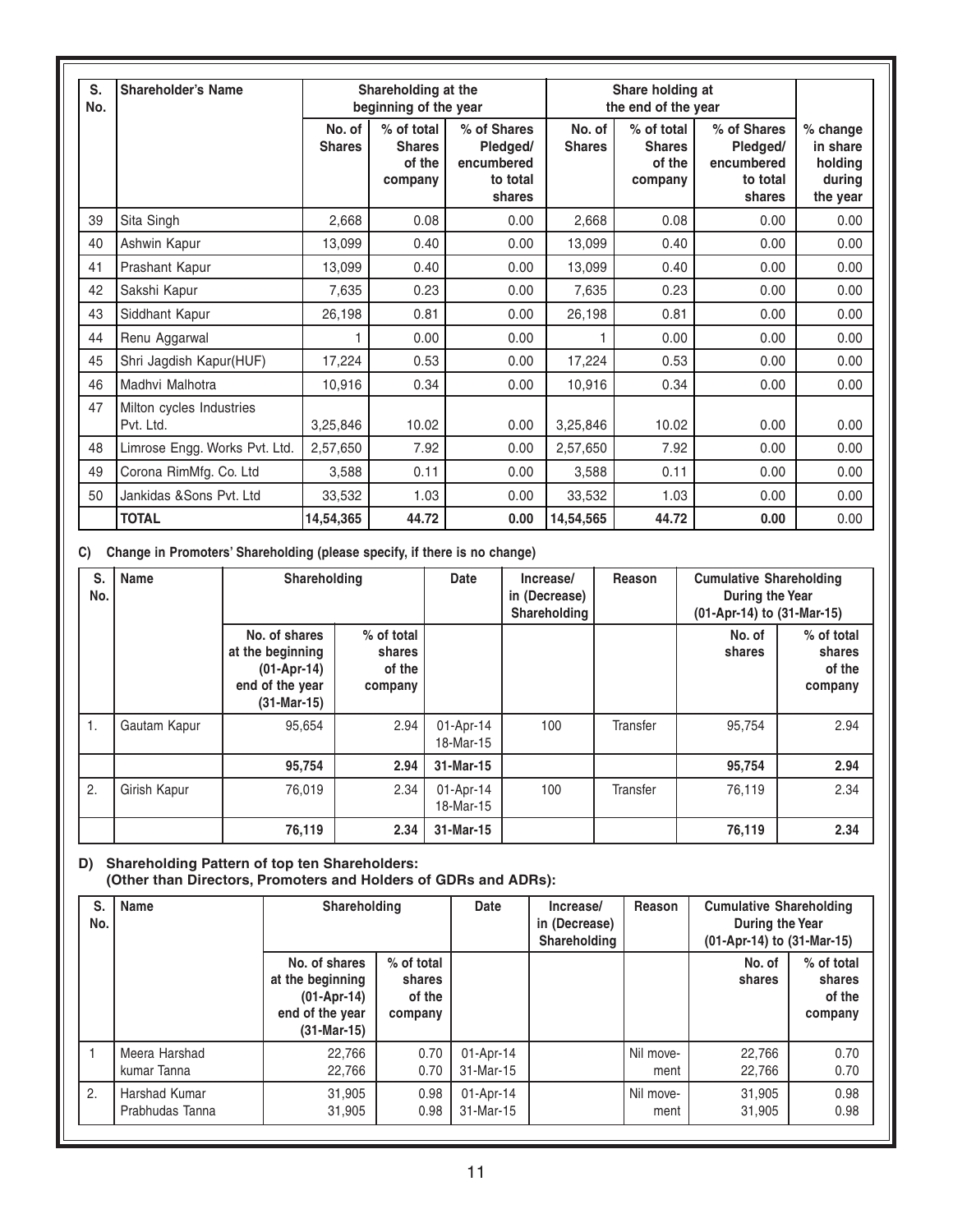| S. No. | Shareholder's Name | Shareholding at the beginning of the year | | | Share holding at the end of the year | | | |
|---|---|---|---|---|---|---|---|---|
| | | No. of Shares | % of total Shares of the company | % of Shares Pledged/ encumbered to total shares | No. of Shares | % of total Shares of the company | % of Shares Pledged/ encumbered to total shares | % change in share holding during the year |
| 39 | Sita Singh | 2,668 | 0.08 | 0.00 | 2,668 | 0.08 | 0.00 | 0.00 |
| 40 | Ashwin Kapur | 13,099 | 0.40 | 0.00 | 13,099 | 0.40 | 0.00 | 0.00 |
| 41 | Prashant Kapur | 13,099 | 0.40 | 0.00 | 13,099 | 0.40 | 0.00 | 0.00 |
| 42 | Sakshi Kapur | 7,635 | 0.23 | 0.00 | 7,635 | 0.23 | 0.00 | 0.00 |
| 43 | Siddhant Kapur | 26,198 | 0.81 | 0.00 | 26,198 | 0.81 | 0.00 | 0.00 |
| 44 | Renu Aggarwal | 1 | 0.00 | 0.00 | 1 | 0.00 | 0.00 | 0.00 |
| 45 | Shri Jagdish Kapur(HUF) | 17,224 | 0.53 | 0.00 | 17,224 | 0.53 | 0.00 | 0.00 |
| 46 | Madhvi Malhotra | 10,916 | 0.34 | 0.00 | 10,916 | 0.34 | 0.00 | 0.00 |
| 47 | Milton cycles Industries Pvt. Ltd. | 3,25,846 | 10.02 | 0.00 | 3,25,846 | 10.02 | 0.00 | 0.00 |
| 48 | Limrose Engg. Works Pvt. Ltd. | 2,57,650 | 7.92 | 0.00 | 2,57,650 | 7.92 | 0.00 | 0.00 |
| 49 | Corona RimMfg. Co. Ltd | 3,588 | 0.11 | 0.00 | 3,588 | 0.11 | 0.00 | 0.00 |
| 50 | Jankidas &Sons Pvt. Ltd | 33,532 | 1.03 | 0.00 | 33,532 | 1.03 | 0.00 | 0.00 |
| | **TOTAL** | **14,54,365** | **44.72** | **0.00** | **14,54,565** | **44.72** | **0.00** | 0.00 |

**C) Change in Promoters' Shareholding (please specify, if there is no change)**

| S. No. | Name | Shareholding | | Date | Increase/ in (Decrease) Shareholding | Reason | Cumulative Shareholding During the Year (01-Apr-14) to (31-Mar-15) | |
|---|---|---|---|---|---|---|---|---|
| | | No. of shares at the beginning (01-Apr-14) end of the year (31-Mar-15) | % of total shares of the company | | | | No. of shares | % of total shares of the company |
| 1. | Gautam Kapur | 95,654 | 2.94 | 01-Apr-14 18-Mar-15 | 100 | Transfer | 95,754 | 2.94 |
| | | **95,754** | **2.94** | **31-Mar-15** | | | **95,754** | **2.94** |
| 2. | Girish Kapur | 76,019 | 2.34 | 01-Apr-14 18-Mar-15 | 100 | Transfer | 76,119 | 2.34 |
| | | **76,119** | **2.34** | **31-Mar-15** | | | **76,119** | **2.34** |

**D) Shareholding Pattern of top ten Shareholders:**
**(Other than Directors, Promoters and Holders of GDRs and ADRs):**

| S. No. | Name | Shareholding | | Date | Increase/ in (Decrease) Shareholding | Reason | Cumulative Shareholding During the Year (01-Apr-14) to (31-Mar-15) | |
|---|---|---|---|---|---|---|---|---|
| | | No. of shares at the beginning (01-Apr-14) end of the year (31-Mar-15) | % of total shares of the company | | | | No. of shares | % of total shares of the company |
| 1 | Meera Harshad kumar Tanna | 22,766 22,766 | 0.70 0.70 | 01-Apr-14 31-Mar-15 | | Nil movement | 22,766 22,766 | 0.70 0.70 |
| 2. | Harshad Kumar Prabhudas Tanna | 31,905 31,905 | 0.98 0.98 | 01-Apr-14 31-Mar-15 | | Nil movement | 31,905 31,905 | 0.98 0.98 |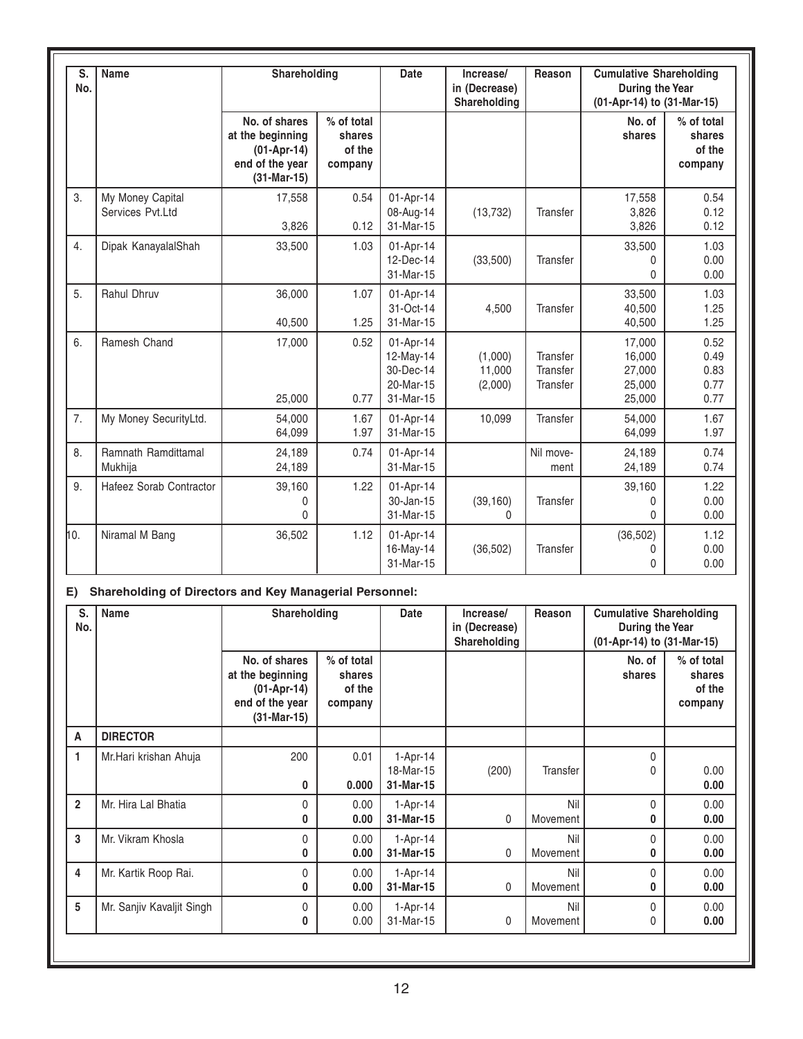| S. No. | Name | Shareholding | | Date | Increase/ in (Decrease) Shareholding | Reason | Cumulative Shareholding During the Year (01-Apr-14) to (31-Mar-15) | |
|---|---|---|---|---|---|---|---|---|
| | | No. of shares at the beginning (01-Apr-14) end of the year (31-Mar-15) | % of total shares of the company | | | | No. of shares | % of total shares of the company |
| 3. | My Money Capital Services Pvt.Ltd | 17,558<br><br>3,826 | 0.54<br><br>0.12 | 01-Apr-14<br>08-Aug-14<br>31-Mar-15 | (13,732) | Transfer | 17,558<br>3,826<br>3,826 | 0.54<br>0.12<br>0.12 |
| 4. | Dipak KanayalalShah | 33,500 | 1.03 | 01-Apr-14<br>12-Dec-14<br>31-Mar-15 | (33,500) | Transfer | 33,500<br>0<br>0 | 1.03<br>0.00<br>0.00 |
| 5. | Rahul Dhruv | 36,000<br><br>40,500 | 1.07<br><br>1.25 | 01-Apr-14<br>31-Oct-14<br>31-Mar-15 | 4,500 | Transfer | 33,500<br>40,500<br>40,500 | 1.03<br>1.25<br>1.25 |
| 6. | Ramesh Chand | 17,000<br><br><br><br>25,000 | 0.52<br><br><br><br>0.77 | 01-Apr-14<br>12-May-14<br>30-Dec-14<br>20-Mar-15<br>31-Mar-15 | (1,000)<br>11,000<br>(2,000) | Transfer<br>Transfer<br>Transfer | 17,000<br>16,000<br>27,000<br>25,000<br>25,000 | 0.52<br>0.49<br>0.83<br>0.77<br>0.77 |
| 7. | My Money SecurityLtd. | 54,000<br>64,099 | 1.67<br>1.97 | 01-Apr-14<br>31-Mar-15 | 10,099 | Transfer | 54,000<br>64,099 | 1.67<br>1.97 |
| 8. | Ramnath Ramdittamal Mukhija | 24,189<br>24,189 | 0.74 | 01-Apr-14<br>31-Mar-15 | | Nil movement | 24,189<br>24,189 | 0.74<br>0.74 |
| 9. | Hafeez Sorab Contractor | 39,160<br>0<br>0 | 1.22 | 01-Apr-14<br>30-Jan-15<br>31-Mar-15 | (39,160)<br>0 | Transfer | 39,160<br>0<br>0 | 1.22<br>0.00<br>0.00 |
| 10. | Niramal M Bang | 36,502 | 1.12 | 01-Apr-14<br>16-May-14<br>31-Mar-15 | (36,502) | Transfer | (36,502)<br>0<br>0 | 1.12<br>0.00<br>0.00 |

**E) Shareholding of Directors and Key Managerial Personnel:**

| S. No. | Name | Shareholding | | Date | Increase/ in (Decrease) Shareholding | Reason | Cumulative Shareholding During the Year (01-Apr-14) to (31-Mar-15) | |
|---|---|---|---|---|---|---|---|---|
| | | No. of shares at the beginning (01-Apr-14) end of the year (31-Mar-15) | % of total shares of the company | | | | No. of shares | % of total shares of the company |
| **A** | **DIRECTOR** | | | | | | | |
| **1** | Mr.Hari krishan Ahuja | 200<br><br>**0** | 0.01<br><br>**0.000** | 1-Apr-14<br>18-Mar-15<br>**31-Mar-15** | (200) | Transfer | 0<br>0 | <br>0.00<br>**0.00** |
| **2** | Mr. Hira Lal Bhatia | 0<br>**0** | 0.00<br>**0.00** | 1-Apr-14<br>**31-Mar-15** | 0 | Nil Movement | 0<br>**0** | 0.00<br>**0.00** |
| **3** | Mr. Vikram Khosla | 0<br>**0** | 0.00<br>**0.00** | 1-Apr-14<br>**31-Mar-15** | 0 | Nil Movement | 0<br>**0** | 0.00<br>**0.00** |
| **4** | Mr. Kartik Roop Rai. | 0<br>**0** | 0.00<br>**0.00** | 1-Apr-14<br>**31-Mar-15** | 0 | Nil Movement | 0<br>**0** | 0.00<br>**0.00** |
| **5** | Mr. Sanjiv Kavaljit Singh | 0<br>**0** | 0.00<br>0.00 | 1-Apr-14<br>31-Mar-15 | 0 | Nil Movement | 0<br>0 | 0.00<br>**0.00** |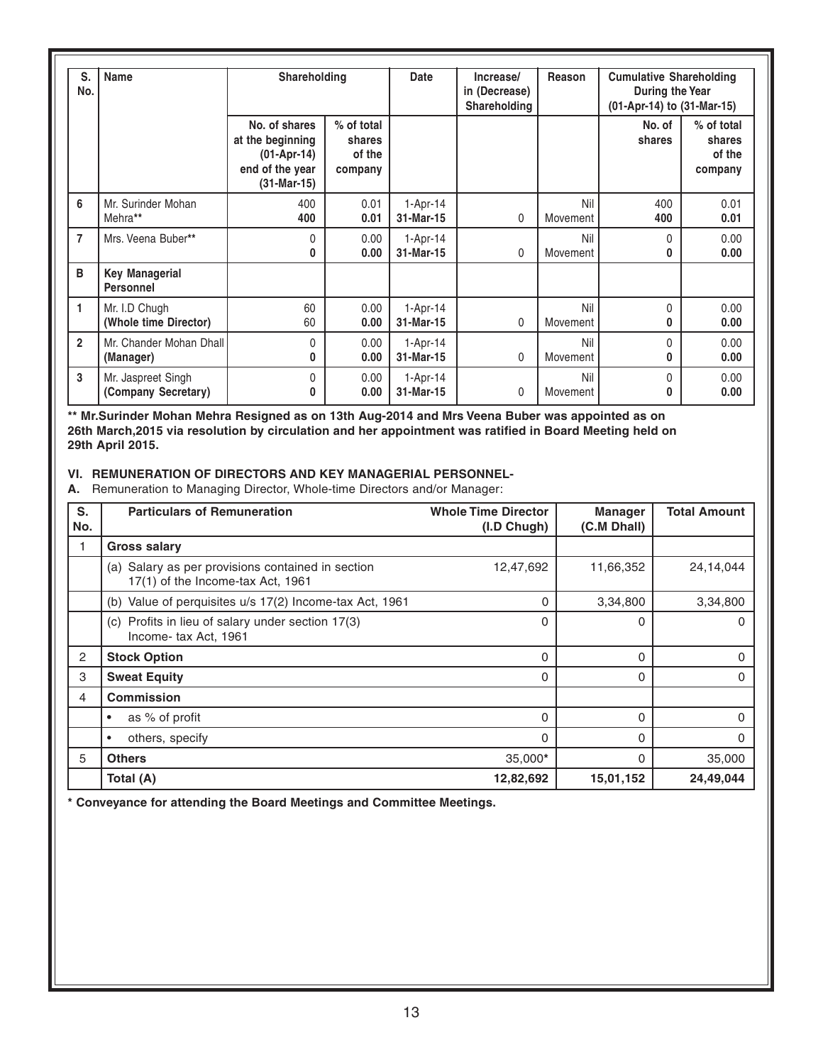| S. No. | Name | Shareholding | | Date | Increase/ in (Decrease) Shareholding | Reason | Cumulative Shareholding During the Year (01-Apr-14) to (31-Mar-15) | |
|---|---|---|---|---|---|---|---|---|
| | | No. of shares at the beginning (01-Apr-14) end of the year (31-Mar-15) | % of total shares of the company | | | | No. of shares | % of total shares of the company |
| 6 | Mr. Surinder Mohan Mehra** | 400<br>**400** | 0.01<br>**0.01** | 1-Apr-14<br>31-Mar-15 | 0 | Nil Movement | 400<br>**400** | 0.01<br>**0.01** |
| 7 | Mrs. Veena Buber** | 0<br>**0** | 0.00<br>**0.00** | 1-Apr-14<br>31-Mar-15 | 0 | Nil Movement | 0<br>**0** | 0.00<br>**0.00** |
| B | **Key Managerial Personnel** | | | | | | | |
| 1 | Mr. I.D Chugh<br>**(Whole time Director)** | 60<br>60 | 0.00<br>**0.00** | 1-Apr-14<br>31-Mar-15 | 0 | Nil Movement | 0<br>**0** | 0.00<br>**0.00** |
| 2 | Mr. Chander Mohan Dhall<br>**(Manager)** | 0<br>**0** | 0.00<br>**0.00** | 1-Apr-14<br>31-Mar-15 | 0 | Nil Movement | 0<br>**0** | 0.00<br>**0.00** |
| 3 | Mr. Jaspreet Singh<br>**(Company Secretary)** | 0<br>**0** | 0.00<br>**0.00** | 1-Apr-14<br>31-Mar-15 | 0 | Nil Movement | 0<br>**0** | 0.00<br>**0.00** |

**** Mr.Surinder Mohan Mehra Resigned as on 13th Aug-2014 and Mrs Veena Buber was appointed as on 26th March,2015 via resolution by circulation and her appointment was ratified in Board Meeting held on 29th April 2015.**

### VI. REMUNERATION OF DIRECTORS AND KEY MANAGERIAL PERSONNEL-

**A.** Remuneration to Managing Director, Whole-time Directors and/or Manager:

| S. No. | Particulars of Remuneration | Whole Time Director (I.D Chugh) | Manager (C.M Dhall) | Total Amount |
|---|---|---|---|---|
| 1 | **Gross salary** | | | |
| | (a) Salary as per provisions contained in section 17(1) of the Income-tax Act, 1961 | 12,47,692 | 11,66,352 | 24,14,044 |
| | (b) Value of perquisites u/s 17(2) Income-tax Act, 1961 | 0 | 3,34,800 | 3,34,800 |
| | (c) Profits in lieu of salary under section 17(3) Income- tax Act, 1961 | 0 | 0 | 0 |
| 2 | **Stock Option** | 0 | 0 | 0 |
| 3 | **Sweat Equity** | 0 | 0 | 0 |
| 4 | **Commission** | | | |
| | • as % of profit | 0 | 0 | 0 |
| | • others, specify | 0 | 0 | 0 |
| 5 | **Others** | 35,000* | 0 | 35,000 |
| | **Total (A)** | **12,82,692** | **15,01,152** | **24,49,044** |

**\* Conveyance for attending the Board Meetings and Committee Meetings.**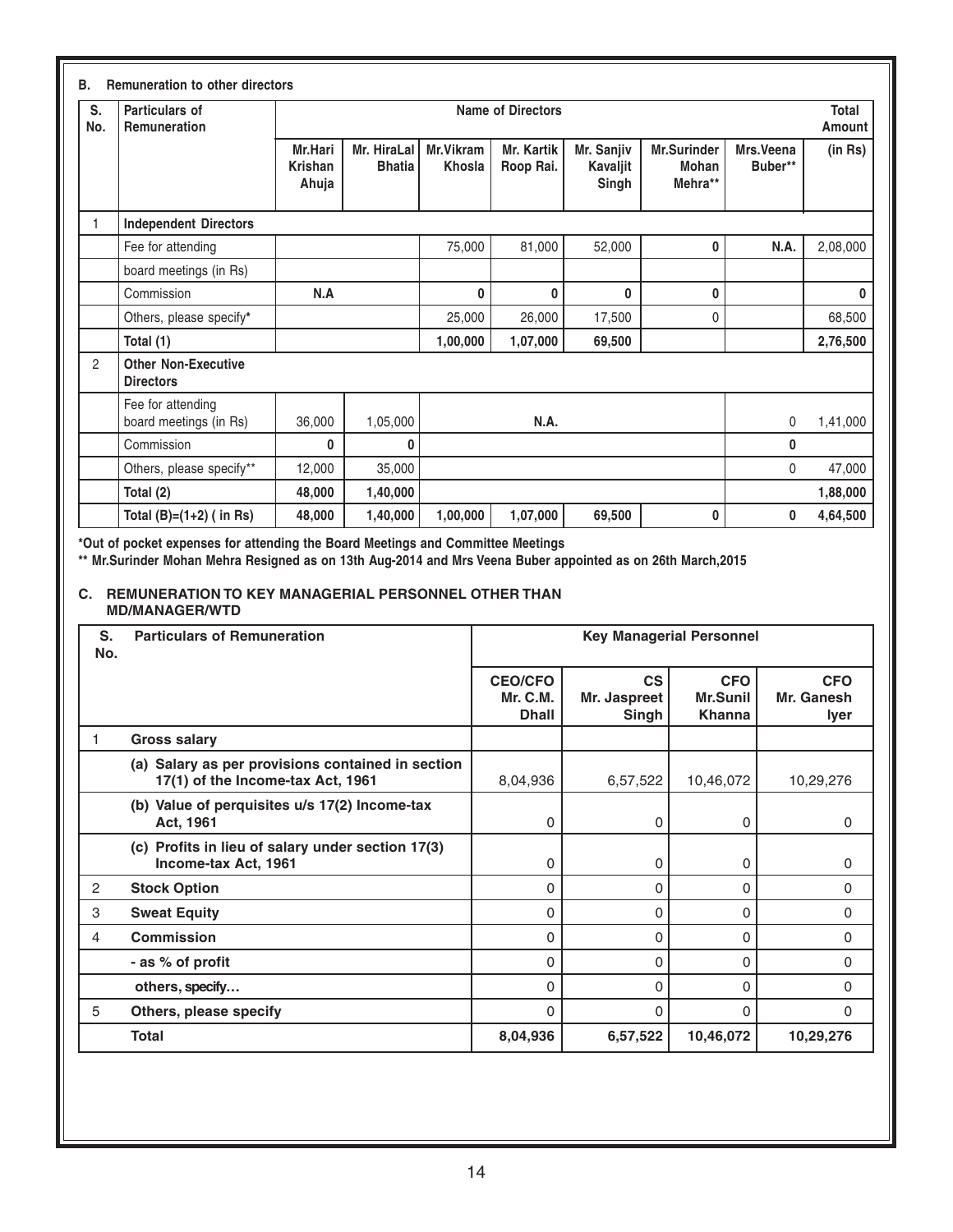**B. Remuneration to other directors**

| S. No. | Particulars of Remuneration | Name of Directors | | | | | | | Total Amount |
|---|---|---|---|---|---|---|---|---|---|
| | | Mr.Hari Krishan Ahuja | Mr. HiraLal Bhatia | Mr.Vikram Khosla | Mr. Kartik Roop Rai. | Mr. Sanjiv Kavaljit Singh | Mr.Surinder Mohan Mehra** | Mrs.Veena Buber** | (in Rs) |
| 1 | **Independent Directors** | | | | | | | | |
| | Fee for attending board meetings (in Rs) | | | 75,000 | 81,000 | 52,000 | 0 | N.A. | 2,08,000 |
| | Commission | N.A | | 0 | 0 | 0 | 0 | | 0 |
| | Others, please specify* | | | 25,000 | 26,000 | 17,500 | 0 | | 68,500 |
| | **Total (1)** | | | **1,00,000** | **1,07,000** | **69,500** | | | **2,76,500** |
| 2 | **Other Non-Executive Directors** | | | | | | | | |
| | Fee for attending board meetings (in Rs) | 36,000 | 1,05,000 | N.A. | | | | 0 | 1,41,000 |
| | Commission | 0 | 0 | | | | | 0 | |
| | Others, please specify** | 12,000 | 35,000 | | | | | 0 | 47,000 |
| | **Total (2)** | **48,000** | **1,40,000** | | | | | | **1,88,000** |
| | **Total (B)=(1+2) ( in Rs)** | **48,000** | **1,40,000** | **1,00,000** | **1,07,000** | **69,500** | **0** | **0** | **4,64,500** |

**\*Out of pocket expenses for attending the Board Meetings and Committee Meetings**

**\*\* Mr.Surinder Mohan Mehra Resigned as on 13th Aug-2014 and Mrs Veena Buber appointed as on 26th March,2015**

## C. REMUNERATION TO KEY MANAGERIAL PERSONNEL OTHER THAN MD/MANAGER/WTD

| S. No. | Particulars of Remuneration | Key Managerial Personnel | | | |
|---|---|---|---|---|---|
| | | CEO/CFO Mr. C.M. Dhall | CS Mr. Jaspreet Singh | CFO Mr.Sunil Khanna | CFO Mr. Ganesh Iyer |
| 1 | **Gross salary** | | | | |
| | **(a) Salary as per provisions contained in section 17(1) of the Income-tax Act, 1961** | 8,04,936 | 6,57,522 | 10,46,072 | 10,29,276 |
| | **(b) Value of perquisites u/s 17(2) Income-tax Act, 1961** | 0 | 0 | 0 | 0 |
| | **(c) Profits in lieu of salary under section 17(3) Income-tax Act, 1961** | 0 | 0 | 0 | 0 |
| 2 | **Stock Option** | 0 | 0 | 0 | 0 |
| 3 | **Sweat Equity** | 0 | 0 | 0 | 0 |
| 4 | **Commission** | 0 | 0 | 0 | 0 |
| | **- as % of profit** | 0 | 0 | 0 | 0 |
| | **others, specify…** | 0 | 0 | 0 | 0 |
| 5 | **Others, please specify** | 0 | 0 | 0 | 0 |
| | **Total** | **8,04,936** | **6,57,522** | **10,46,072** | **10,29,276** |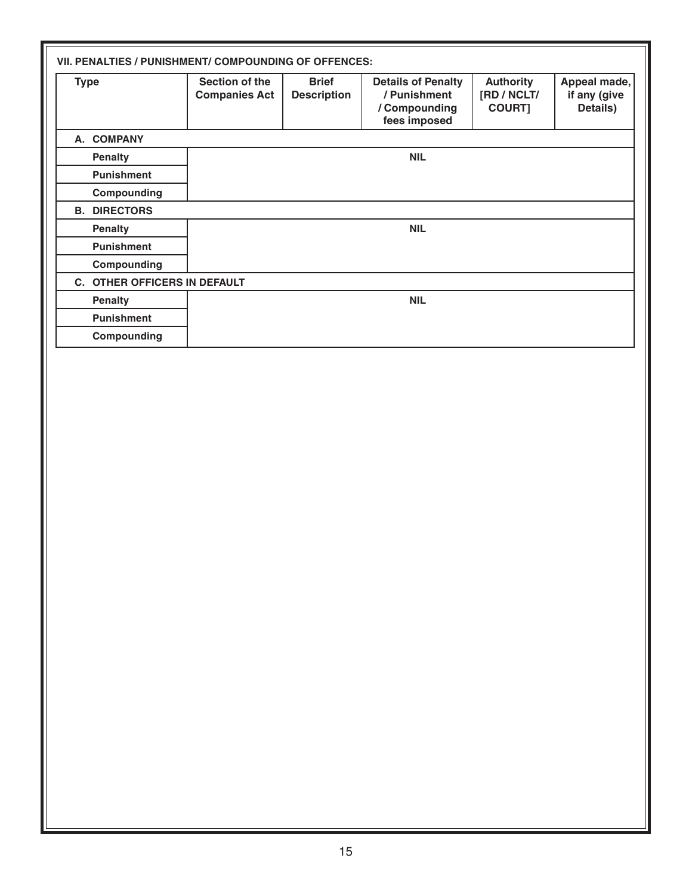### VII. PENALTIES / PUNISHMENT/ COMPOUNDING OF OFFENCES:

| Type | Section of the Companies Act | Brief Description | Details of Penalty / Punishment / Compounding fees imposed | Authority [RD / NCLT/ COURT] | Appeal made, if any (give Details) |
|---|---|---|---|---|---|
| **A. COMPANY** | | | | | |
| Penalty | | | NIL | | |
| Punishment | | | | | |
| Compounding | | | | | |
| **B. DIRECTORS** | | | | | |
| Penalty | | | NIL | | |
| Punishment | | | | | |
| Compounding | | | | | |
| **C. OTHER OFFICERS IN DEFAULT** | | | | | |
| Penalty | | | NIL | | |
| Punishment | | | | | |
| Compounding | | | | | |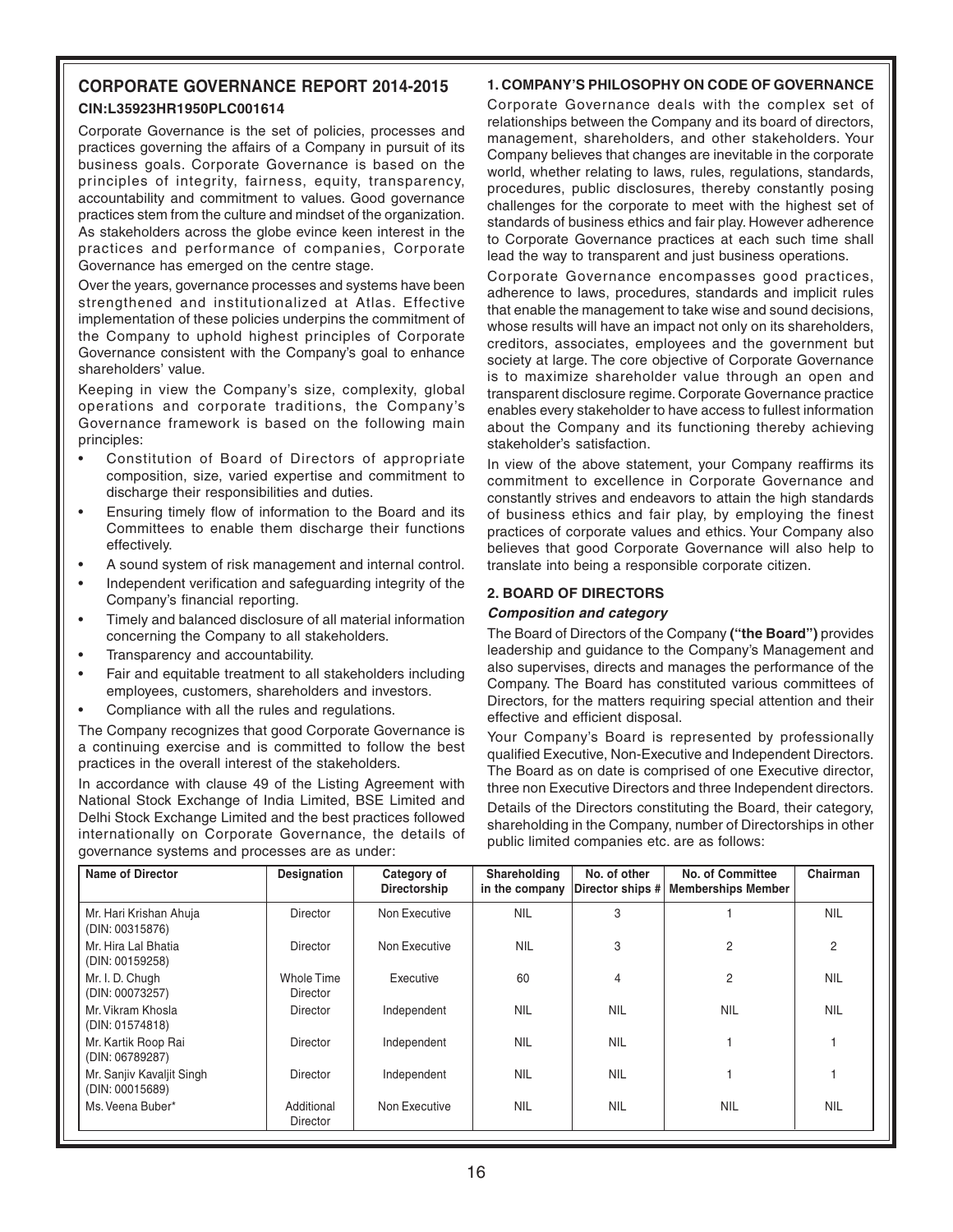## CORPORATE GOVERNANCE REPORT 2014-2015

**CIN:L35923HR1950PLC001614**

Corporate Governance is the set of policies, processes and practices governing the affairs of a Company in pursuit of its business goals. Corporate Governance is based on the principles of integrity, fairness, equity, transparency, accountability and commitment to values. Good governance practices stem from the culture and mindset of the organization. As stakeholders across the globe evince keen interest in the practices and performance of companies, Corporate Governance has emerged on the centre stage.

Over the years, governance processes and systems have been strengthened and institutionalized at Atlas. Effective implementation of these policies underpins the commitment of the Company to uphold highest principles of Corporate Governance consistent with the Company's goal to enhance shareholders' value.

Keeping in view the Company's size, complexity, global operations and corporate traditions, the Company's Governance framework is based on the following main principles:

- Constitution of Board of Directors of appropriate composition, size, varied expertise and commitment to discharge their responsibilities and duties.
- Ensuring timely flow of information to the Board and its Committees to enable them discharge their functions effectively.
- A sound system of risk management and internal control.
- Independent verification and safeguarding integrity of the Company's financial reporting.
- Timely and balanced disclosure of all material information concerning the Company to all stakeholders.
- Transparency and accountability.
- Fair and equitable treatment to all stakeholders including employees, customers, shareholders and investors.
- Compliance with all the rules and regulations.

The Company recognizes that good Corporate Governance is a continuing exercise and is committed to follow the best practices in the overall interest of the stakeholders.

In accordance with clause 49 of the Listing Agreement with National Stock Exchange of India Limited, BSE Limited and Delhi Stock Exchange Limited and the best practices followed internationally on Corporate Governance, the details of governance systems and processes are as under:

### 1. COMPANY'S PHILOSOPHY ON CODE OF GOVERNANCE

Corporate Governance deals with the complex set of relationships between the Company and its board of directors, management, shareholders, and other stakeholders. Your Company believes that changes are inevitable in the corporate world, whether relating to laws, rules, regulations, standards, procedures, public disclosures, thereby constantly posing challenges for the corporate to meet with the highest set of standards of business ethics and fair play. However adherence to Corporate Governance practices at each such time shall lead the way to transparent and just business operations.

Corporate Governance encompasses good practices, adherence to laws, procedures, standards and implicit rules that enable the management to take wise and sound decisions, whose results will have an impact not only on its shareholders, creditors, associates, employees and the government but society at large. The core objective of Corporate Governance is to maximize shareholder value through an open and transparent disclosure regime. Corporate Governance practice enables every stakeholder to have access to fullest information about the Company and its functioning thereby achieving stakeholder's satisfaction.

In view of the above statement, your Company reaffirms its commitment to excellence in Corporate Governance and constantly strives and endeavors to attain the high standards of business ethics and fair play, by employing the finest practices of corporate values and ethics. Your Company also believes that good Corporate Governance will also help to translate into being a responsible corporate citizen.

### 2. BOARD OF DIRECTORS

***Composition and category***

The Board of Directors of the Company **("the Board")** provides leadership and guidance to the Company's Management and also supervises, directs and manages the performance of the Company. The Board has constituted various committees of Directors, for the matters requiring special attention and their effective and efficient disposal.

Your Company's Board is represented by professionally qualified Executive, Non-Executive and Independent Directors. The Board as on date is comprised of one Executive director, three non Executive Directors and three Independent directors.

Details of the Directors constituting the Board, their category, shareholding in the Company, number of Directorships in other public limited companies etc. are as follows:

| Name of Director | Designation | Category of Directorship | Shareholding in the company | No. of other Director ships # | No. of Committee Memberships Member | Chairman |
|---|---|---|---|---|---|---|
| Mr. Hari Krishan Ahuja (DIN: 00315876) | Director | Non Executive | NIL | 3 | 1 | NIL |
| Mr. Hira Lal Bhatia (DIN: 00159258) | Director | Non Executive | NIL | 3 | 2 | 2 |
| Mr. I. D. Chugh (DIN: 00073257) | Whole Time Director | Executive | 60 | 4 | 2 | NIL |
| Mr. Vikram Khosla (DIN: 01574818) | Director | Independent | NIL | NIL | NIL | NIL |
| Mr. Kartik Roop Rai (DIN: 06789287) | Director | Independent | NIL | NIL | 1 | 1 |
| Mr. Sanjiv Kavaljit Singh (DIN: 00015689) | Director | Independent | NIL | NIL | 1 | 1 |
| Ms. Veena Buber* | Additional Director | Non Executive | NIL | NIL | NIL | NIL |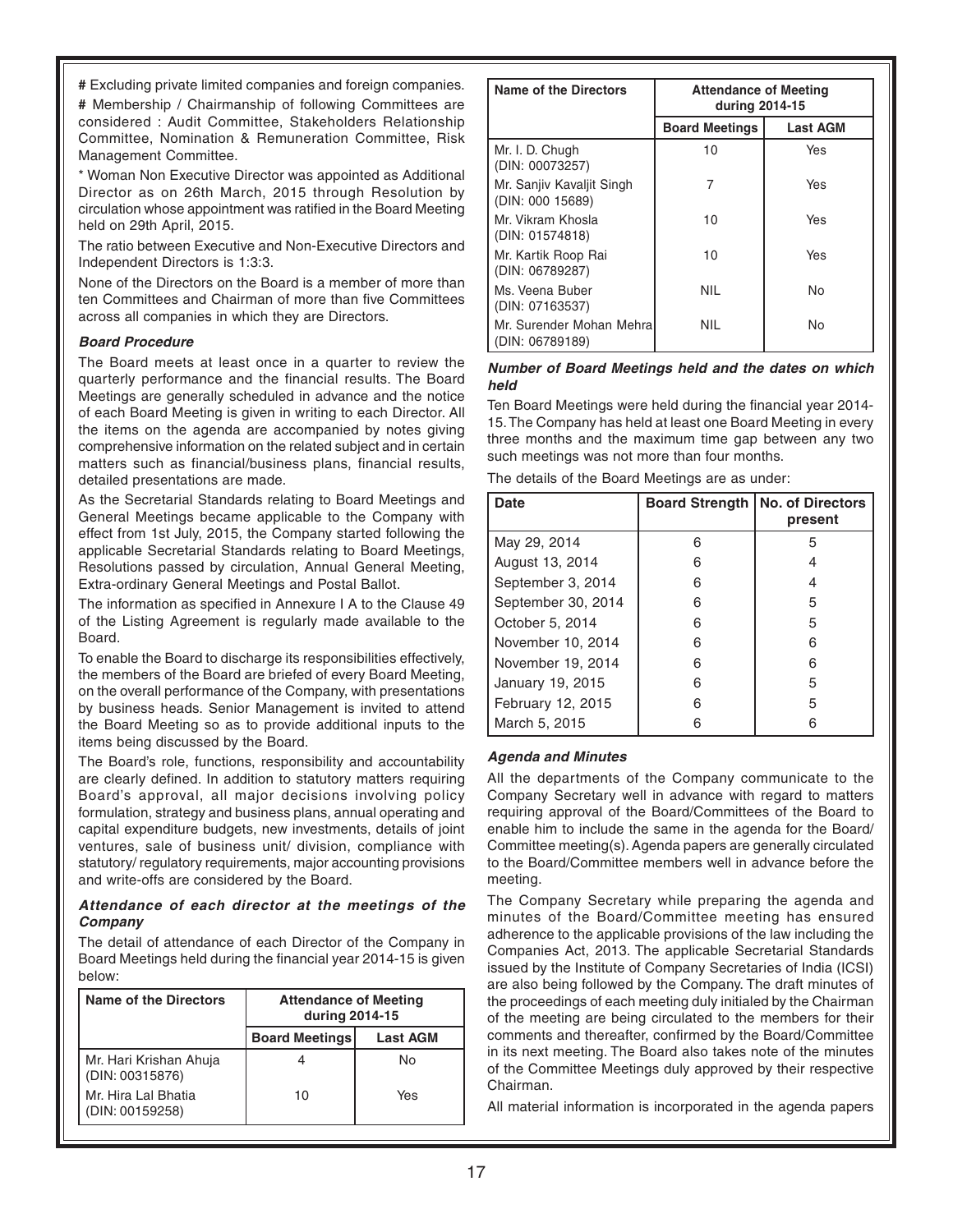# Excluding private limited companies and foreign companies.

# Membership / Chairmanship of following Committees are considered : Audit Committee, Stakeholders Relationship Committee, Nomination & Remuneration Committee, Risk Management Committee.

* Woman Non Executive Director was appointed as Additional Director as on 26th March, 2015 through Resolution by circulation whose appointment was ratified in the Board Meeting held on 29th April, 2015.

The ratio between Executive and Non-Executive Directors and Independent Directors is 1:3:3.

None of the Directors on the Board is a member of more than ten Committees and Chairman of more than five Committees across all companies in which they are Directors.

***Board Procedure***

The Board meets at least once in a quarter to review the quarterly performance and the financial results. The Board Meetings are generally scheduled in advance and the notice of each Board Meeting is given in writing to each Director. All the items on the agenda are accompanied by notes giving comprehensive information on the related subject and in certain matters such as financial/business plans, financial results, detailed presentations are made.

As the Secretarial Standards relating to Board Meetings and General Meetings became applicable to the Company with effect from 1st July, 2015, the Company started following the applicable Secretarial Standards relating to Board Meetings, Resolutions passed by circulation, Annual General Meeting, Extra-ordinary General Meetings and Postal Ballot.

The information as specified in Annexure I A to the Clause 49 of the Listing Agreement is regularly made available to the Board.

To enable the Board to discharge its responsibilities effectively, the members of the Board are briefed of every Board Meeting, on the overall performance of the Company, with presentations by business heads. Senior Management is invited to attend the Board Meeting so as to provide additional inputs to the items being discussed by the Board.

The Board's role, functions, responsibility and accountability are clearly defined. In addition to statutory matters requiring Board's approval, all major decisions involving policy formulation, strategy and business plans, annual operating and capital expenditure budgets, new investments, details of joint ventures, sale of business unit/ division, compliance with statutory/ regulatory requirements, major accounting provisions and write-offs are considered by the Board.

***Attendance of each director at the meetings of the Company***

The detail of attendance of each Director of the Company in Board Meetings held during the financial year 2014-15 is given below:

| Name of the Directors | Attendance of Meeting during 2014-15 | |
|---|---|---|
| | Board Meetings | Last AGM |
| Mr. Hari Krishan Ahuja (DIN: 00315876) | 4 | No |
| Mr. Hira Lal Bhatia (DIN: 00159258) | 10 | Yes |
| Mr. I. D. Chugh (DIN: 00073257) | 10 | Yes |
| Mr. Sanjiv Kavaljit Singh (DIN: 000 15689) | 7 | Yes |
| Mr. Vikram Khosla (DIN: 01574818) | 10 | Yes |
| Mr. Kartik Roop Rai (DIN: 06789287) | 10 | Yes |
| Ms. Veena Buber (DIN: 07163537) | NIL | No |
| Mr. Surender Mohan Mehra (DIN: 06789189) | NIL | No |

***Number of Board Meetings held and the dates on which held***

Ten Board Meetings were held during the financial year 2014-15. The Company has held at least one Board Meeting in every three months and the maximum time gap between any two such meetings was not more than four months.

The details of the Board Meetings are as under:

| Date | Board Strength | No. of Directors present |
|---|---|---|
| May 29, 2014 | 6 | 5 |
| August 13, 2014 | 6 | 4 |
| September 3, 2014 | 6 | 4 |
| September 30, 2014 | 6 | 5 |
| October 5, 2014 | 6 | 5 |
| November 10, 2014 | 6 | 6 |
| November 19, 2014 | 6 | 6 |
| January 19, 2015 | 6 | 5 |
| February 12, 2015 | 6 | 5 |
| March 5, 2015 | 6 | 6 |

***Agenda and Minutes***

All the departments of the Company communicate to the Company Secretary well in advance with regard to matters requiring approval of the Board/Committees of the Board to enable him to include the same in the agenda for the Board/ Committee meeting(s). Agenda papers are generally circulated to the Board/Committee members well in advance before the meeting.

The Company Secretary while preparing the agenda and minutes of the Board/Committee meeting has ensured adherence to the applicable provisions of the law including the Companies Act, 2013. The applicable Secretarial Standards issued by the Institute of Company Secretaries of India (ICSI) are also being followed by the Company. The draft minutes of the proceedings of each meeting duly initialed by the Chairman of the meeting are being circulated to the members for their comments and thereafter, confirmed by the Board/Committee in its next meeting. The Board also takes note of the minutes of the Committee Meetings duly approved by their respective Chairman.

All material information is incorporated in the agenda papers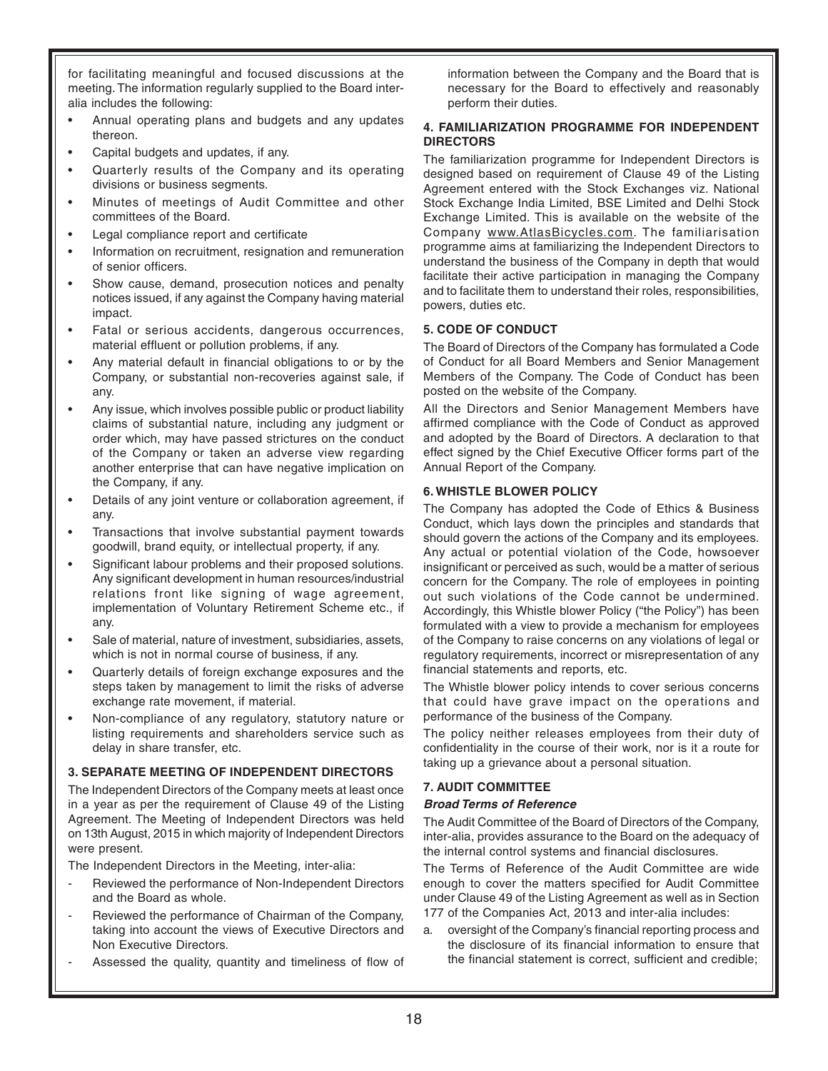for facilitating meaningful and focused discussions at the meeting. The information regularly supplied to the Board inter-alia includes the following:

- Annual operating plans and budgets and any updates thereon.
- Capital budgets and updates, if any.
- Quarterly results of the Company and its operating divisions or business segments.
- Minutes of meetings of Audit Committee and other committees of the Board.
- Legal compliance report and certificate
- Information on recruitment, resignation and remuneration of senior officers.
- Show cause, demand, prosecution notices and penalty notices issued, if any against the Company having material impact.
- Fatal or serious accidents, dangerous occurrences, material effluent or pollution problems, if any.
- Any material default in financial obligations to or by the Company, or substantial non-recoveries against sale, if any.
- Any issue, which involves possible public or product liability claims of substantial nature, including any judgment or order which, may have passed strictures on the conduct of the Company or taken an adverse view regarding another enterprise that can have negative implication on the Company, if any.
- Details of any joint venture or collaboration agreement, if any.
- Transactions that involve substantial payment towards goodwill, brand equity, or intellectual property, if any.
- Significant labour problems and their proposed solutions. Any significant development in human resources/industrial relations front like signing of wage agreement, implementation of Voluntary Retirement Scheme etc., if any.
- Sale of material, nature of investment, subsidiaries, assets, which is not in normal course of business, if any.
- Quarterly details of foreign exchange exposures and the steps taken by management to limit the risks of adverse exchange rate movement, if material.
- Non-compliance of any regulatory, statutory nature or listing requirements and shareholders service such as delay in share transfer, etc.

### 3. SEPARATE MEETING OF INDEPENDENT DIRECTORS

The Independent Directors of the Company meets at least once in a year as per the requirement of Clause 49 of the Listing Agreement. The Meeting of Independent Directors was held on 13th August, 2015 in which majority of Independent Directors were present.

The Independent Directors in the Meeting, inter-alia:

- Reviewed the performance of Non-Independent Directors and the Board as whole.
- Reviewed the performance of Chairman of the Company, taking into account the views of Executive Directors and Non Executive Directors.
- Assessed the quality, quantity and timeliness of flow of information between the Company and the Board that is necessary for the Board to effectively and reasonably perform their duties.

### 4. FAMILIARIZATION PROGRAMME FOR INDEPENDENT DIRECTORS

The familiarization programme for Independent Directors is designed based on requirement of Clause 49 of the Listing Agreement entered with the Stock Exchanges viz. National Stock Exchange India Limited, BSE Limited and Delhi Stock Exchange Limited. This is available on the website of the Company www.AtlasBicycles.com. The familiarisation programme aims at familiarizing the Independent Directors to understand the business of the Company in depth that would facilitate their active participation in managing the Company and to facilitate them to understand their roles, responsibilities, powers, duties etc.

### 5. CODE OF CONDUCT

The Board of Directors of the Company has formulated a Code of Conduct for all Board Members and Senior Management Members of the Company. The Code of Conduct has been posted on the website of the Company.

All the Directors and Senior Management Members have affirmed compliance with the Code of Conduct as approved and adopted by the Board of Directors. A declaration to that effect signed by the Chief Executive Officer forms part of the Annual Report of the Company.

### 6. WHISTLE BLOWER POLICY

The Company has adopted the Code of Ethics & Business Conduct, which lays down the principles and standards that should govern the actions of the Company and its employees. Any actual or potential violation of the Code, howsoever insignificant or perceived as such, would be a matter of serious concern for the Company. The role of employees in pointing out such violations of the Code cannot be undermined. Accordingly, this Whistle blower Policy ("the Policy") has been formulated with a view to provide a mechanism for employees of the Company to raise concerns on any violations of legal or regulatory requirements, incorrect or misrepresentation of any financial statements and reports, etc.

The Whistle blower policy intends to cover serious concerns that could have grave impact on the operations and performance of the business of the Company.

The policy neither releases employees from their duty of confidentiality in the course of their work, nor is it a route for taking up a grievance about a personal situation.

### 7. AUDIT COMMITTEE

***Broad Terms of Reference***

The Audit Committee of the Board of Directors of the Company, inter-alia, provides assurance to the Board on the adequacy of the internal control systems and financial disclosures.

The Terms of Reference of the Audit Committee are wide enough to cover the matters specified for Audit Committee under Clause 49 of the Listing Agreement as well as in Section 177 of the Companies Act, 2013 and inter-alia includes:

a. oversight of the Company's financial reporting process and the disclosure of its financial information to ensure that the financial statement is correct, sufficient and credible;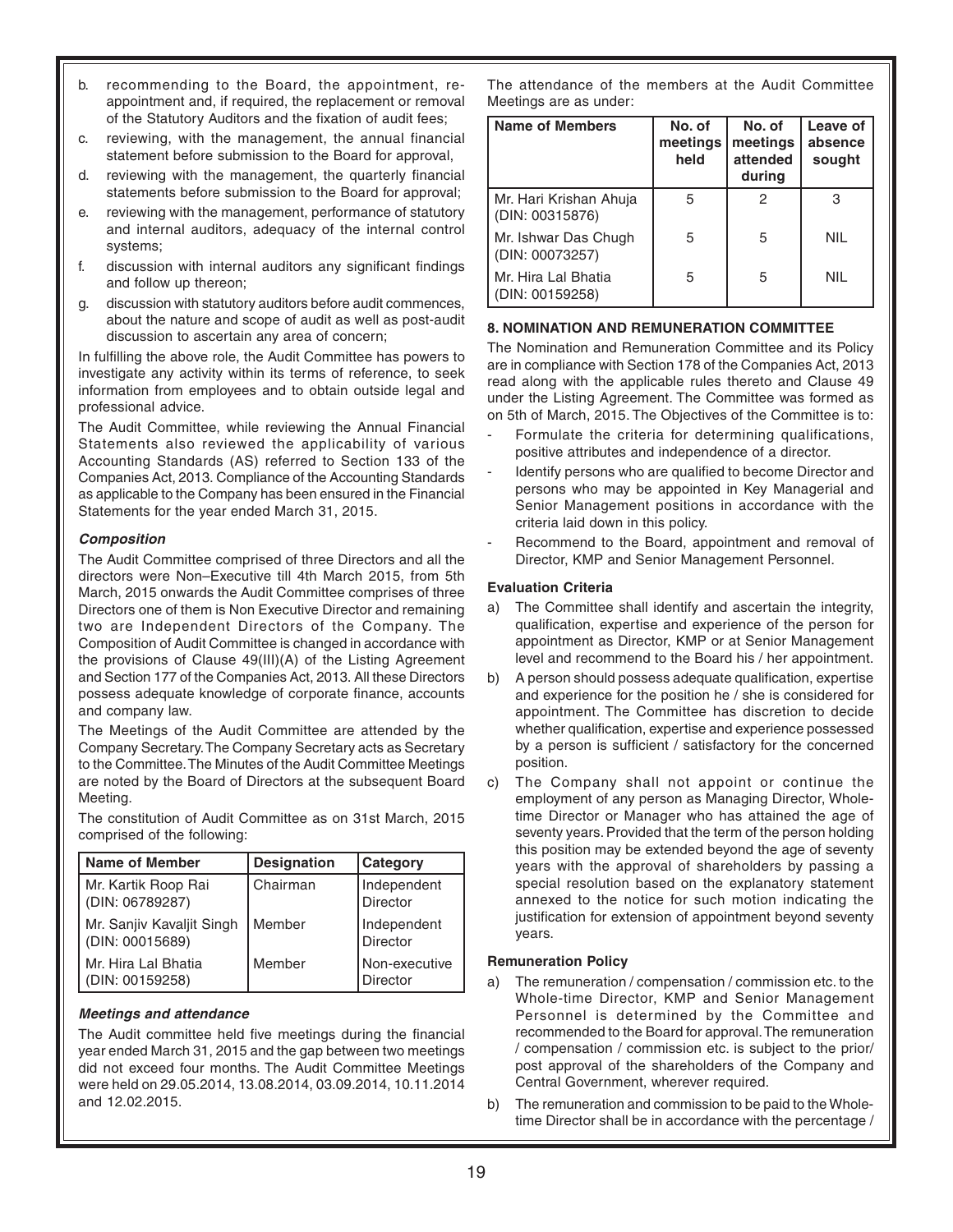b. recommending to the Board, the appointment, re-appointment and, if required, the replacement or removal of the Statutory Auditors and the fixation of audit fees;
c. reviewing, with the management, the annual financial statement before submission to the Board for approval,
d. reviewing with the management, the quarterly financial statements before submission to the Board for approval;
e. reviewing with the management, performance of statutory and internal auditors, adequacy of the internal control systems;
f. discussion with internal auditors any significant findings and follow up thereon;
g. discussion with statutory auditors before audit commences, about the nature and scope of audit as well as post-audit discussion to ascertain any area of concern;

In fulfilling the above role, the Audit Committee has powers to investigate any activity within its terms of reference, to seek information from employees and to obtain outside legal and professional advice.

The Audit Committee, while reviewing the Annual Financial Statements also reviewed the applicability of various Accounting Standards (AS) referred to Section 133 of the Companies Act, 2013. Compliance of the Accounting Standards as applicable to the Company has been ensured in the Financial Statements for the year ended March 31, 2015.

***Composition***

The Audit Committee comprised of three Directors and all the directors were Non–Executive till 4th March 2015, from 5th March, 2015 onwards the Audit Committee comprises of three Directors one of them is Non Executive Director and remaining two are Independent Directors of the Company. The Composition of Audit Committee is changed in accordance with the provisions of Clause 49(III)(A) of the Listing Agreement and Section 177 of the Companies Act, 2013. All these Directors possess adequate knowledge of corporate finance, accounts and company law.

The Meetings of the Audit Committee are attended by the Company Secretary. The Company Secretary acts as Secretary to the Committee. The Minutes of the Audit Committee Meetings are noted by the Board of Directors at the subsequent Board Meeting.

The constitution of Audit Committee as on 31st March, 2015 comprised of the following:

| Name of Member | Designation | Category |
|---|---|---|
| Mr. Kartik Roop Rai (DIN: 06789287) | Chairman | Independent Director |
| Mr. Sanjiv Kavaljit Singh (DIN: 00015689) | Member | Independent Director |
| Mr. Hira Lal Bhatia (DIN: 00159258) | Member | Non-executive Director |

***Meetings and attendance***

The Audit committee held five meetings during the financial year ended March 31, 2015 and the gap between two meetings did not exceed four months. The Audit Committee Meetings were held on 29.05.2014, 13.08.2014, 03.09.2014, 10.11.2014 and 12.02.2015.

The attendance of the members at the Audit Committee Meetings are as under:

| Name of Members | No. of meetings held | No. of meetings attended during | Leave of absence sought |
|---|---|---|---|
| Mr. Hari Krishan Ahuja (DIN: 00315876) | 5 | 2 | 3 |
| Mr. Ishwar Das Chugh (DIN: 00073257) | 5 | 5 | NIL |
| Mr. Hira Lal Bhatia (DIN: 00159258) | 5 | 5 | NIL |

### 8. NOMINATION AND REMUNERATION COMMITTEE

The Nomination and Remuneration Committee and its Policy are in compliance with Section 178 of the Companies Act, 2013 read along with the applicable rules thereto and Clause 49 under the Listing Agreement. The Committee was formed as on 5th of March, 2015. The Objectives of the Committee is to:

- Formulate the criteria for determining qualifications, positive attributes and independence of a director.
- Identify persons who are qualified to become Director and persons who may be appointed in Key Managerial and Senior Management positions in accordance with the criteria laid down in this policy.
- Recommend to the Board, appointment and removal of Director, KMP and Senior Management Personnel.

**Evaluation Criteria**

a) The Committee shall identify and ascertain the integrity, qualification, expertise and experience of the person for appointment as Director, KMP or at Senior Management level and recommend to the Board his / her appointment.
b) A person should possess adequate qualification, expertise and experience for the position he / she is considered for appointment. The Committee has discretion to decide whether qualification, expertise and experience possessed by a person is sufficient / satisfactory for the concerned position.
c) The Company shall not appoint or continue the employment of any person as Managing Director, Whole-time Director or Manager who has attained the age of seventy years. Provided that the term of the person holding this position may be extended beyond the age of seventy years with the approval of shareholders by passing a special resolution based on the explanatory statement annexed to the notice for such motion indicating the justification for extension of appointment beyond seventy years.

**Remuneration Policy**

a) The remuneration / compensation / commission etc. to the Whole-time Director, KMP and Senior Management Personnel is determined by the Committee and recommended to the Board for approval. The remuneration / compensation / commission etc. is subject to the prior/ post approval of the shareholders of the Company and Central Government, wherever required.
b) The remuneration and commission to be paid to the Whole-time Director shall be in accordance with the percentage /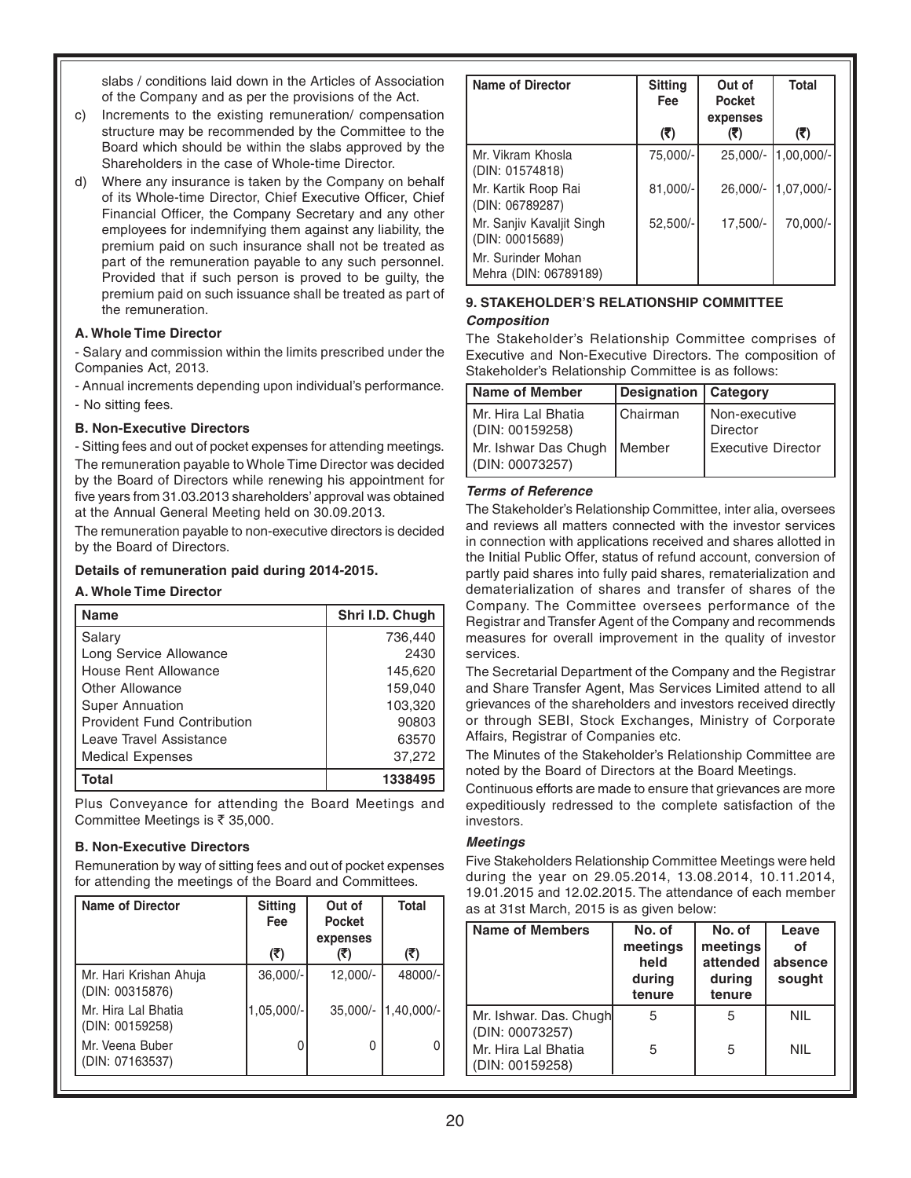slabs / conditions laid down in the Articles of Association of the Company and as per the provisions of the Act.

c) Increments to the existing remuneration/ compensation structure may be recommended by the Committee to the Board which should be within the slabs approved by the Shareholders in the case of Whole-time Director.

d) Where any insurance is taken by the Company on behalf of its Whole-time Director, Chief Executive Officer, Chief Financial Officer, the Company Secretary and any other employees for indemnifying them against any liability, the premium paid on such insurance shall not be treated as part of the remuneration payable to any such personnel. Provided that if such person is proved to be guilty, the premium paid on such issuance shall be treated as part of the remuneration.

**A. Whole Time Director**

- Salary and commission within the limits prescribed under the Companies Act, 2013.
- Annual increments depending upon individual's performance.
- No sitting fees.

**B. Non-Executive Directors**

- Sitting fees and out of pocket expenses for attending meetings.

The remuneration payable to Whole Time Director was decided by the Board of Directors while renewing his appointment for five years from 31.03.2013 shareholders' approval was obtained at the Annual General Meeting held on 30.09.2013.

The remuneration payable to non-executive directors is decided by the Board of Directors.

**Details of remuneration paid during 2014-2015.**

**A. Whole Time Director**

| Name | Shri I.D. Chugh |
|---|---|
| Salary | 736,440 |
| Long Service Allowance | 2430 |
| House Rent Allowance | 145,620 |
| Other Allowance | 159,040 |
| Super Annuation | 103,320 |
| Provident Fund Contribution | 90803 |
| Leave Travel Assistance | 63570 |
| Medical Expenses | 37,272 |
| **Total** | **1338495** |

Plus Conveyance for attending the Board Meetings and Committee Meetings is ₹ 35,000.

**B. Non-Executive Directors**

Remuneration by way of sitting fees and out of pocket expenses for attending the meetings of the Board and Committees.

| Name of Director | Sitting Fee (₹) | Out of Pocket expenses (₹) | Total (₹) |
|---|---|---|---|
| Mr. Hari Krishan Ahuja (DIN: 00315876) | 36,000/- | 12,000/- | 48000/- |
| Mr. Hira Lal Bhatia (DIN: 00159258) | 1,05,000/- | 35,000/- | 1,40,000/- |
| Mr. Veena Buber (DIN: 07163537) | 0 | 0 | 0 |
| Mr. Vikram Khosla (DIN: 01574818) | 75,000/- | 25,000/- | 1,00,000/- |
| Mr. Kartik Roop Rai (DIN: 06789287) | 81,000/- | 26,000/- | 1,07,000/- |
| Mr. Sanjiv Kavaljit Singh (DIN: 00015689) | 52,500/- | 17,500/- | 70,000/- |
| Mr. Surinder Mohan Mehra (DIN: 06789189) | | | |

**9. STAKEHOLDER'S RELATIONSHIP COMMITTEE**

***Composition***

The Stakeholder's Relationship Committee comprises of Executive and Non-Executive Directors. The composition of Stakeholder's Relationship Committee is as follows:

| Name of Member | Designation | Category |
|---|---|---|
| Mr. Hira Lal Bhatia (DIN: 00159258) | Chairman | Non-executive Director |
| Mr. Ishwar Das Chugh (DIN: 00073257) | Member | Executive Director |

***Terms of Reference***

The Stakeholder's Relationship Committee, inter alia, oversees and reviews all matters connected with the investor services in connection with applications received and shares allotted in the Initial Public Offer, status of refund account, conversion of partly paid shares into fully paid shares, rematerialization and dematerialization of shares and transfer of shares of the Company. The Committee oversees performance of the Registrar and Transfer Agent of the Company and recommends measures for overall improvement in the quality of investor services.

The Secretarial Department of the Company and the Registrar and Share Transfer Agent, Mas Services Limited attend to all grievances of the shareholders and investors received directly or through SEBI, Stock Exchanges, Ministry of Corporate Affairs, Registrar of Companies etc.

The Minutes of the Stakeholder's Relationship Committee are noted by the Board of Directors at the Board Meetings.

Continuous efforts are made to ensure that grievances are more expeditiously redressed to the complete satisfaction of the investors.

***Meetings***

Five Stakeholders Relationship Committee Meetings were held during the year on 29.05.2014, 13.08.2014, 10.11.2014, 19.01.2015 and 12.02.2015. The attendance of each member as at 31st March, 2015 is as given below:

| Name of Members | No. of meetings held during tenure | No. of meetings attended during tenure | Leave of absence sought |
|---|---|---|---|
| Mr. Ishwar. Das. Chugh (DIN: 00073257) | 5 | 5 | NIL |
| Mr. Hira Lal Bhatia (DIN: 00159258) | 5 | 5 | NIL |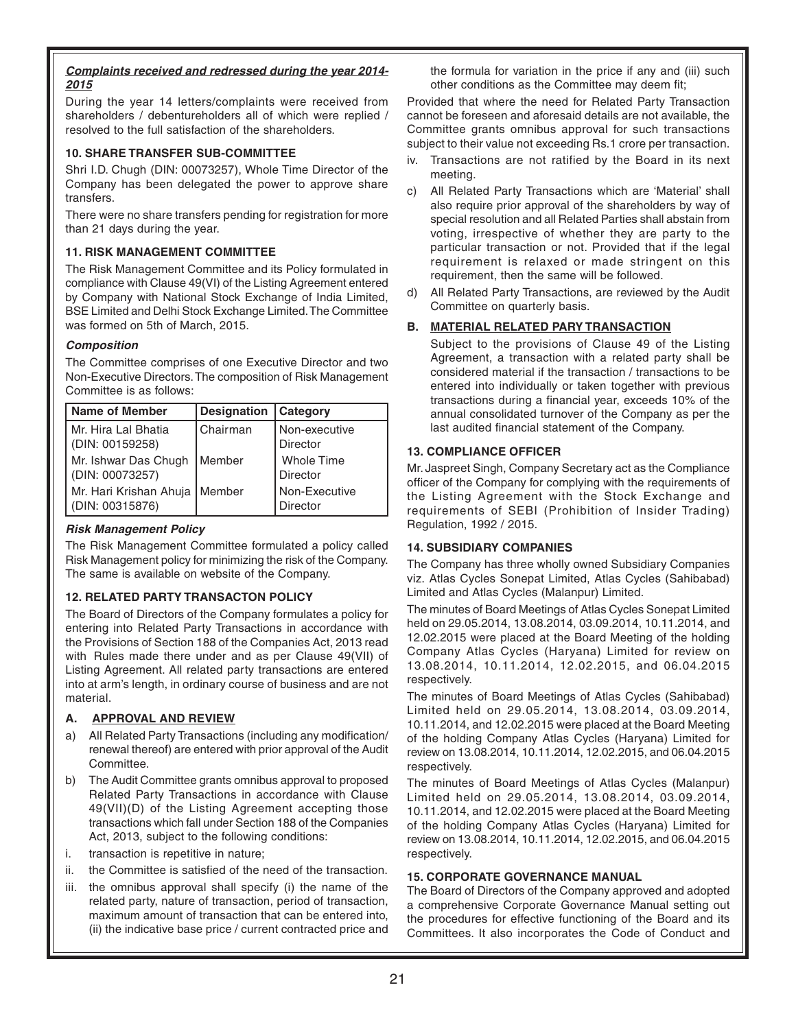***Complaints received and redressed during the year 2014-2015***

During the year 14 letters/complaints were received from shareholders / debentureholders all of which were replied / resolved to the full satisfaction of the shareholders.

**10. SHARE TRANSFER SUB-COMMITTEE**

Shri I.D. Chugh (DIN: 00073257), Whole Time Director of the Company has been delegated the power to approve share transfers.

There were no share transfers pending for registration for more than 21 days during the year.

**11. RISK MANAGEMENT COMMITTEE**

The Risk Management Committee and its Policy formulated in compliance with Clause 49(VI) of the Listing Agreement entered by Company with National Stock Exchange of India Limited, BSE Limited and Delhi Stock Exchange Limited. The Committee was formed on 5th of March, 2015.

***Composition***

The Committee comprises of one Executive Director and two Non-Executive Directors. The composition of Risk Management Committee is as follows:

| Name of Member | Designation | Category |
|---|---|---|
| Mr. Hira Lal Bhatia (DIN: 00159258) | Chairman | Non-executive Director |
| Mr. Ishwar Das Chugh (DIN: 00073257) | Member | Whole Time Director |
| Mr. Hari Krishan Ahuja (DIN: 00315876) | Member | Non-Executive Director |

***Risk Management Policy***

The Risk Management Committee formulated a policy called Risk Management policy for minimizing the risk of the Company. The same is available on website of the Company.

**12. RELATED PARTY TRANSACTON POLICY**

The Board of Directors of the Company formulates a policy for entering into Related Party Transactions in accordance with the Provisions of Section 188 of the Companies Act, 2013 read with Rules made there under and as per Clause 49(VII) of Listing Agreement. All related party transactions are entered into at arm's length, in ordinary course of business and are not material.

**A. APPROVAL AND REVIEW**

a) All Related Party Transactions (including any modification/ renewal thereof) are entered with prior approval of the Audit Committee.

b) The Audit Committee grants omnibus approval to proposed Related Party Transactions in accordance with Clause 49(VII)(D) of the Listing Agreement accepting those transactions which fall under Section 188 of the Companies Act, 2013, subject to the following conditions:

i. transaction is repetitive in nature;

ii. the Committee is satisfied of the need of the transaction.

iii. the omnibus approval shall specify (i) the name of the related party, nature of transaction, period of transaction, maximum amount of transaction that can be entered into, (ii) the indicative base price / current contracted price and the formula for variation in the price if any and (iii) such other conditions as the Committee may deem fit;

Provided that where the need for Related Party Transaction cannot be foreseen and aforesaid details are not available, the Committee grants omnibus approval for such transactions subject to their value not exceeding Rs.1 crore per transaction.

iv. Transactions are not ratified by the Board in its next meeting.

c) All Related Party Transactions which are 'Material' shall also require prior approval of the shareholders by way of special resolution and all Related Parties shall abstain from voting, irrespective of whether they are party to the particular transaction or not. Provided that if the legal requirement is relaxed or made stringent on this requirement, then the same will be followed.

d) All Related Party Transactions, are reviewed by the Audit Committee on quarterly basis.

**B. MATERIAL RELATED PARY TRANSACTION**

Subject to the provisions of Clause 49 of the Listing Agreement, a transaction with a related party shall be considered material if the transaction / transactions to be entered into individually or taken together with previous transactions during a financial year, exceeds 10% of the annual consolidated turnover of the Company as per the last audited financial statement of the Company.

**13. COMPLIANCE OFFICER**

Mr. Jaspreet Singh, Company Secretary act as the Compliance officer of the Company for complying with the requirements of the Listing Agreement with the Stock Exchange and requirements of SEBI (Prohibition of Insider Trading) Regulation, 1992 / 2015.

**14. SUBSIDIARY COMPANIES**

The Company has three wholly owned Subsidiary Companies viz. Atlas Cycles Sonepat Limited, Atlas Cycles (Sahibabad) Limited and Atlas Cycles (Malanpur) Limited.

The minutes of Board Meetings of Atlas Cycles Sonepat Limited held on 29.05.2014, 13.08.2014, 03.09.2014, 10.11.2014, and 12.02.2015 were placed at the Board Meeting of the holding Company Atlas Cycles (Haryana) Limited for review on 13.08.2014, 10.11.2014, 12.02.2015, and 06.04.2015 respectively.

The minutes of Board Meetings of Atlas Cycles (Sahibabad) Limited held on 29.05.2014, 13.08.2014, 03.09.2014, 10.11.2014, and 12.02.2015 were placed at the Board Meeting of the holding Company Atlas Cycles (Haryana) Limited for review on 13.08.2014, 10.11.2014, 12.02.2015, and 06.04.2015 respectively.

The minutes of Board Meetings of Atlas Cycles (Malanpur) Limited held on 29.05.2014, 13.08.2014, 03.09.2014, 10.11.2014, and 12.02.2015 were placed at the Board Meeting of the holding Company Atlas Cycles (Haryana) Limited for review on 13.08.2014, 10.11.2014, 12.02.2015, and 06.04.2015 respectively.

**15. CORPORATE GOVERNANCE MANUAL**

The Board of Directors of the Company approved and adopted a comprehensive Corporate Governance Manual setting out the procedures for effective functioning of the Board and its Committees. It also incorporates the Code of Conduct and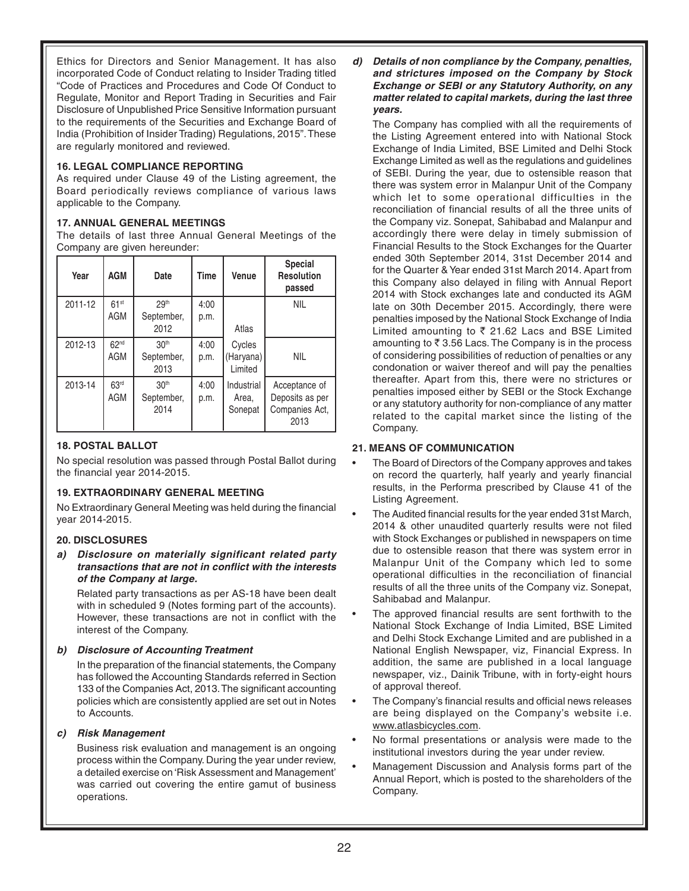Ethics for Directors and Senior Management. It has also incorporated Code of Conduct relating to Insider Trading titled "Code of Practices and Procedures and Code Of Conduct to Regulate, Monitor and Report Trading in Securities and Fair Disclosure of Unpublished Price Sensitive Information pursuant to the requirements of the Securities and Exchange Board of India (Prohibition of Insider Trading) Regulations, 2015". These are regularly monitored and reviewed.

### 16. LEGAL COMPLIANCE REPORTING

As required under Clause 49 of the Listing agreement, the Board periodically reviews compliance of various laws applicable to the Company.

### 17. ANNUAL GENERAL MEETINGS

The details of last three Annual General Meetings of the Company are given hereunder:

| Year | AGM | Date | Time | Venue | Special Resolution passed |
|---|---|---|---|---|---|
| 2011-12 | 61st AGM | 29th September, 2012 | 4:00 p.m. | Atlas Cycles (Haryana) Limited Industrial Area, Sonepat | NIL |
| 2012-13 | 62nd AGM | 30th September, 2013 | 4:00 p.m. | | NIL |
| 2013-14 | 63rd AGM | 30th September, 2014 | 4:00 p.m. | | Acceptance of Deposits as per Companies Act, 2013 |

### 18. POSTAL BALLOT

No special resolution was passed through Postal Ballot during the financial year 2014-2015.

### 19. EXTRAORDINARY GENERAL MEETING

No Extraordinary General Meeting was held during the financial year 2014-2015.

### 20. DISCLOSURES

***a) Disclosure on materially significant related party transactions that are not in conflict with the interests of the Company at large.***

Related party transactions as per AS-18 have been dealt with in scheduled 9 (Notes forming part of the accounts). However, these transactions are not in conflict with the interest of the Company.

***b) Disclosure of Accounting Treatment***

In the preparation of the financial statements, the Company has followed the Accounting Standards referred in Section 133 of the Companies Act, 2013. The significant accounting policies which are consistently applied are set out in Notes to Accounts.

***c) Risk Management***

Business risk evaluation and management is an ongoing process within the Company. During the year under review, a detailed exercise on 'Risk Assessment and Management' was carried out covering the entire gamut of business operations.

***d) Details of non compliance by the Company, penalties, and strictures imposed on the Company by Stock Exchange or SEBI or any Statutory Authority, on any matter related to capital markets, during the last three years.***

The Company has complied with all the requirements of the Listing Agreement entered into with National Stock Exchange of India Limited, BSE Limited and Delhi Stock Exchange Limited as well as the regulations and guidelines of SEBI. During the year, due to ostensible reason that there was system error in Malanpur Unit of the Company which let to some operational difficulties in the reconciliation of financial results of all the three units of the Company viz. Sonepat, Sahibabad and Malanpur and accordingly there were delay in timely submission of Financial Results to the Stock Exchanges for the Quarter ended 30th September 2014, 31st December 2014 and for the Quarter & Year ended 31st March 2014. Apart from this Company also delayed in filing with Annual Report 2014 with Stock exchanges late and conducted its AGM late on 30th December 2015. Accordingly, there were penalties imposed by the National Stock Exchange of India Limited amounting to ₹ 21.62 Lacs and BSE Limited amounting to ₹ 3.56 Lacs. The Company is in the process of considering possibilities of reduction of penalties or any condonation or waiver thereof and will pay the penalties thereafter. Apart from this, there were no strictures or penalties imposed either by SEBI or the Stock Exchange or any statutory authority for non-compliance of any matter related to the capital market since the listing of the Company.

### 21. MEANS OF COMMUNICATION

- The Board of Directors of the Company approves and takes on record the quarterly, half yearly and yearly financial results, in the Performa prescribed by Clause 41 of the Listing Agreement.
- The Audited financial results for the year ended 31st March, 2014 & other unaudited quarterly results were not filed with Stock Exchanges or published in newspapers on time due to ostensible reason that there was system error in Malanpur Unit of the Company which led to some operational difficulties in the reconciliation of financial results of all the three units of the Company viz. Sonepat, Sahibabad and Malanpur.
- The approved financial results are sent forthwith to the National Stock Exchange of India Limited, BSE Limited and Delhi Stock Exchange Limited and are published in a National English Newspaper, viz, Financial Express. In addition, the same are published in a local language newspaper, viz., Dainik Tribune, with in forty-eight hours of approval thereof.
- The Company's financial results and official news releases are being displayed on the Company's website i.e. www.atlasbicycles.com.
- No formal presentations or analysis were made to the institutional investors during the year under review.
- Management Discussion and Analysis forms part of the Annual Report, which is posted to the shareholders of the Company.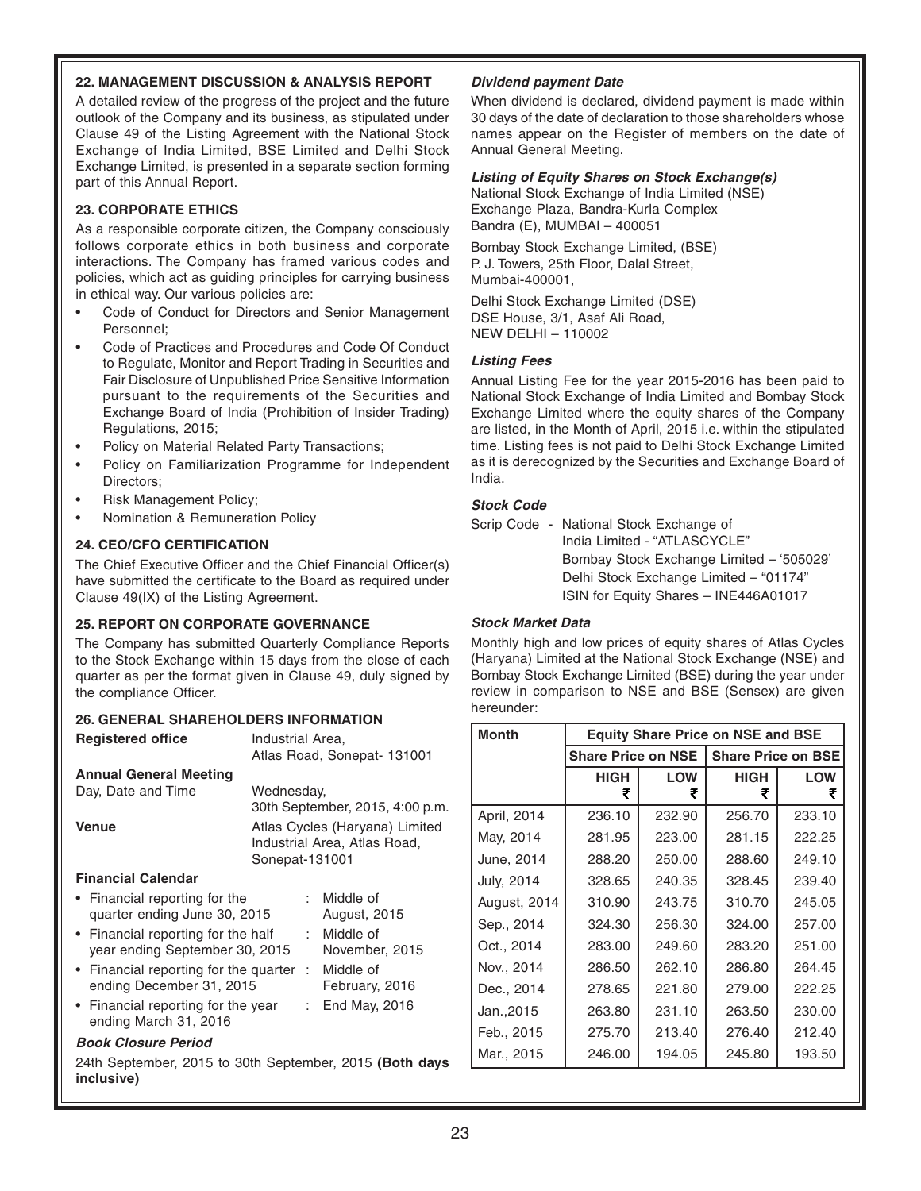### 22. MANAGEMENT DISCUSSION & ANALYSIS REPORT

A detailed review of the progress of the project and the future outlook of the Company and its business, as stipulated under Clause 49 of the Listing Agreement with the National Stock Exchange of India Limited, BSE Limited and Delhi Stock Exchange Limited, is presented in a separate section forming part of this Annual Report.

### 23. CORPORATE ETHICS

As a responsible corporate citizen, the Company consciously follows corporate ethics in both business and corporate interactions. The Company has framed various codes and policies, which act as guiding principles for carrying business in ethical way. Our various policies are:

- Code of Conduct for Directors and Senior Management Personnel;
- Code of Practices and Procedures and Code Of Conduct to Regulate, Monitor and Report Trading in Securities and Fair Disclosure of Unpublished Price Sensitive Information pursuant to the requirements of the Securities and Exchange Board of India (Prohibition of Insider Trading) Regulations, 2015;
- Policy on Material Related Party Transactions;
- Policy on Familiarization Programme for Independent Directors;
- Risk Management Policy;
- Nomination & Remuneration Policy

### 24. CEO/CFO CERTIFICATION

The Chief Executive Officer and the Chief Financial Officer(s) have submitted the certificate to the Board as required under Clause 49(IX) of the Listing Agreement.

### 25. REPORT ON CORPORATE GOVERNANCE

The Company has submitted Quarterly Compliance Reports to the Stock Exchange within 15 days from the close of each quarter as per the format given in Clause 49, duly signed by the compliance Officer.

### 26. GENERAL SHAREHOLDERS INFORMATION

**Registered office** Industrial Area, Atlas Road, Sonepat- 131001

**Annual General Meeting**

Day, Date and Time: Wednesday, 30th September, 2015, 4:00 p.m.

**Venue**: Atlas Cycles (Haryana) Limited Industrial Area, Atlas Road, Sonepat-131001

**Financial Calendar**

- Financial reporting for the quarter ending June 30, 2015 : Middle of August, 2015
- Financial reporting for the half year ending September 30, 2015 : Middle of November, 2015
- Financial reporting for the quarter ending December 31, 2015 : Middle of February, 2016
- Financial reporting for the year ending March 31, 2016 : End May, 2016

***Book Closure Period***

24th September, 2015 to 30th September, 2015 **(Both days inclusive)**

***Dividend payment Date***

When dividend is declared, dividend payment is made within 30 days of the date of declaration to those shareholders whose names appear on the Register of members on the date of Annual General Meeting.

***Listing of Equity Shares on Stock Exchange(s)***

National Stock Exchange of India Limited (NSE)
Exchange Plaza, Bandra-Kurla Complex
Bandra (E), MUMBAI – 400051

Bombay Stock Exchange Limited, (BSE)
P. J. Towers, 25th Floor, Dalal Street,
Mumbai-400001,

Delhi Stock Exchange Limited (DSE)
DSE House, 3/1, Asaf Ali Road,
NEW DELHI – 110002

***Listing Fees***

Annual Listing Fee for the year 2015-2016 has been paid to National Stock Exchange of India Limited and Bombay Stock Exchange Limited where the equity shares of the Company are listed, in the Month of April, 2015 i.e. within the stipulated time. Listing fees is not paid to Delhi Stock Exchange Limited as it is derecognized by the Securities and Exchange Board of India.

***Stock Code***

Scrip Code - National Stock Exchange of India Limited - "ATLASCYCLE"
Bombay Stock Exchange Limited – '505029'
Delhi Stock Exchange Limited – "01174"
ISIN for Equity Shares – INE446A01017

***Stock Market Data***

Monthly high and low prices of equity shares of Atlas Cycles (Haryana) Limited at the National Stock Exchange (NSE) and Bombay Stock Exchange Limited (BSE) during the year under review in comparison to NSE and BSE (Sensex) are given hereunder:

| Month | Equity Share Price on NSE and BSE | | | |
|---|---|---|---|---|
| | Share Price on NSE | | Share Price on BSE | |
| | HIGH ₹ | LOW ₹ | HIGH ₹ | LOW ₹ |
| April, 2014 | 236.10 | 232.90 | 256.70 | 233.10 |
| May, 2014 | 281.95 | 223.00 | 281.15 | 222.25 |
| June, 2014 | 288.20 | 250.00 | 288.60 | 249.10 |
| July, 2014 | 328.65 | 240.35 | 328.45 | 239.40 |
| August, 2014 | 310.90 | 243.75 | 310.70 | 245.05 |
| Sep., 2014 | 324.30 | 256.30 | 324.00 | 257.00 |
| Oct., 2014 | 283.00 | 249.60 | 283.20 | 251.00 |
| Nov., 2014 | 286.50 | 262.10 | 286.80 | 264.45 |
| Dec., 2014 | 278.65 | 221.80 | 279.00 | 222.25 |
| Jan.,2015 | 263.80 | 231.10 | 263.50 | 230.00 |
| Feb., 2015 | 275.70 | 213.40 | 276.40 | 212.40 |
| Mar., 2015 | 246.00 | 194.05 | 245.80 | 193.50 |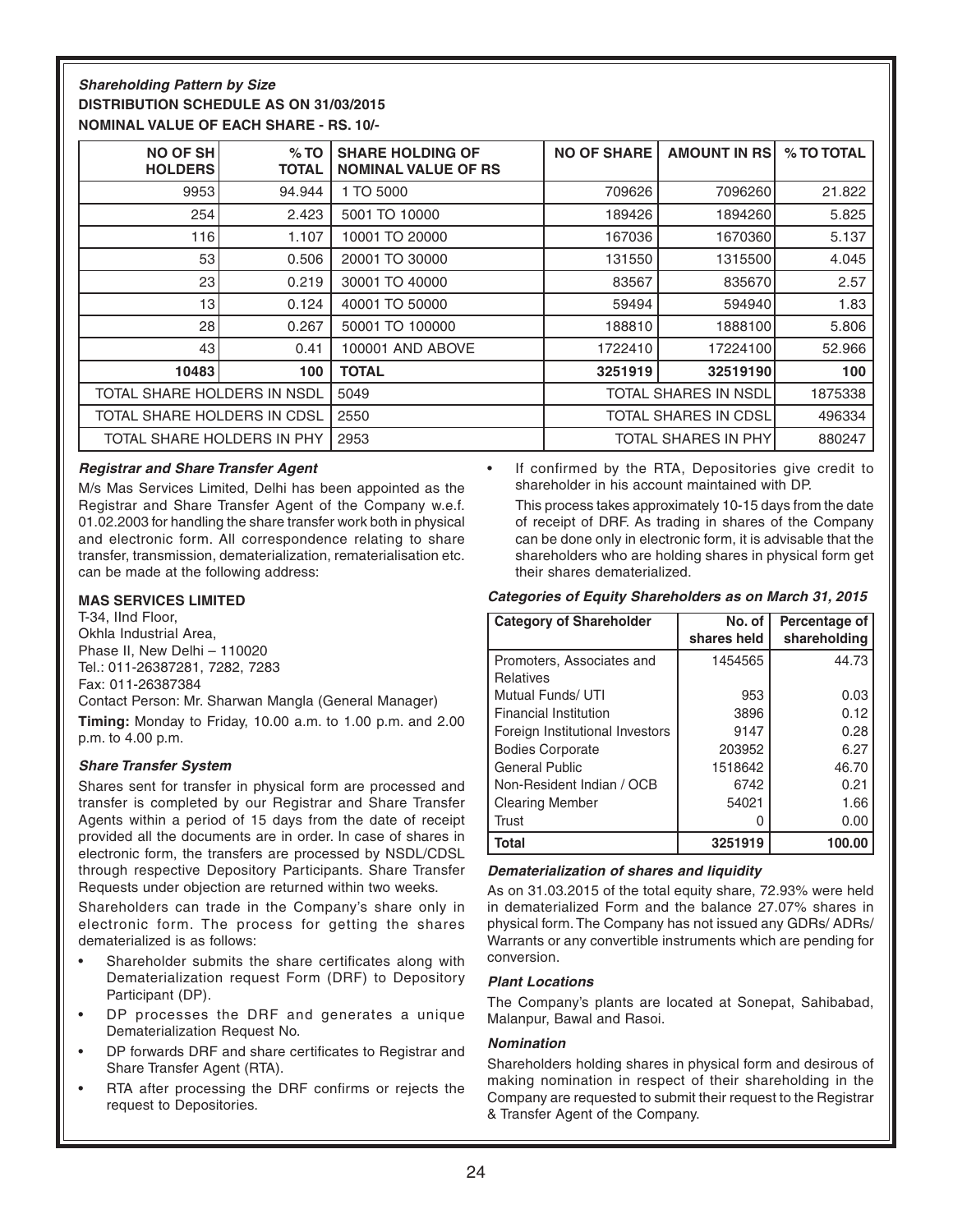***Shareholding Pattern by Size***

**DISTRIBUTION SCHEDULE AS ON 31/03/2015**

**NOMINAL VALUE OF EACH SHARE - RS. 10/-**

| NO OF SH HOLDERS | % TO TOTAL | SHARE HOLDING OF NOMINAL VALUE OF RS | NO OF SHARE | AMOUNT IN RS | % TO TOTAL |
|---|---|---|---|---|---|
| 9953 | 94.944 | 1 TO 5000 | 709626 | 7096260 | 21.822 |
| 254 | 2.423 | 5001 TO 10000 | 189426 | 1894260 | 5.825 |
| 116 | 1.107 | 10001 TO 20000 | 167036 | 1670360 | 5.137 |
| 53 | 0.506 | 20001 TO 30000 | 131550 | 1315500 | 4.045 |
| 23 | 0.219 | 30001 TO 40000 | 83567 | 835670 | 2.57 |
| 13 | 0.124 | 40001 TO 50000 | 59494 | 594940 | 1.83 |
| 28 | 0.267 | 50001 TO 100000 | 188810 | 1888100 | 5.806 |
| 43 | 0.41 | 100001 AND ABOVE | 1722410 | 17224100 | 52.966 |
| **10483** | **100** | **TOTAL** | **3251919** | **32519190** | **100** |
| TOTAL SHARE HOLDERS IN NSDL | | 5049 | TOTAL SHARES IN NSDL | | 1875338 |
| TOTAL SHARE HOLDERS IN CDSL | | 2550 | TOTAL SHARES IN CDSL | | 496334 |
| TOTAL SHARE HOLDERS IN PHY | | 2953 | TOTAL SHARES IN PHY | | 880247 |

***Registrar and Share Transfer Agent***

M/s Mas Services Limited, Delhi has been appointed as the Registrar and Share Transfer Agent of the Company w.e.f. 01.02.2003 for handling the share transfer work both in physical and electronic form. All correspondence relating to share transfer, transmission, dematerialization, rematerialisation etc. can be made at the following address:

**MAS SERVICES LIMITED**
T-34, IInd Floor,
Okhla Industrial Area,
Phase II, New Delhi – 110020
Tel.: 011-26387281, 7282, 7283
Fax: 011-26387384
Contact Person: Mr. Sharwan Mangla (General Manager)

**Timing:** Monday to Friday, 10.00 a.m. to 1.00 p.m. and 2.00 p.m. to 4.00 p.m.

***Share Transfer System***

Shares sent for transfer in physical form are processed and transfer is completed by our Registrar and Share Transfer Agents within a period of 15 days from the date of receipt provided all the documents are in order. In case of shares in electronic form, the transfers are processed by NSDL/CDSL through respective Depository Participants. Share Transfer Requests under objection are returned within two weeks.

Shareholders can trade in the Company's share only in electronic form. The process for getting the shares dematerialized is as follows:

- Shareholder submits the share certificates along with Dematerialization request Form (DRF) to Depository Participant (DP).
- DP processes the DRF and generates a unique Dematerialization Request No.
- DP forwards DRF and share certificates to Registrar and Share Transfer Agent (RTA).
- RTA after processing the DRF confirms or rejects the request to Depositories.
- If confirmed by the RTA, Depositories give credit to shareholder in his account maintained with DP.

  This process takes approximately 10-15 days from the date of receipt of DRF. As trading in shares of the Company can be done only in electronic form, it is advisable that the shareholders who are holding shares in physical form get their shares dematerialized.

***Categories of Equity Shareholders as on March 31, 2015***

| Category of Shareholder | No. of shares held | Percentage of shareholding |
|---|---|---|
| Promoters, Associates and Relatives | 1454565 | 44.73 |
| Mutual Funds/ UTI | 953 | 0.03 |
| Financial Institution | 3896 | 0.12 |
| Foreign Institutional Investors | 9147 | 0.28 |
| Bodies Corporate | 203952 | 6.27 |
| General Public | 1518642 | 46.70 |
| Non-Resident Indian / OCB | 6742 | 0.21 |
| Clearing Member | 54021 | 1.66 |
| Trust | 0 | 0.00 |
| **Total** | **3251919** | **100.00** |

***Dematerialization of shares and liquidity***

As on 31.03.2015 of the total equity share, 72.93% were held in dematerialized Form and the balance 27.07% shares in physical form. The Company has not issued any GDRs/ ADRs/ Warrants or any convertible instruments which are pending for conversion.

***Plant Locations***

The Company's plants are located at Sonepat, Sahibabad, Malanpur, Bawal and Rasoi.

***Nomination***

Shareholders holding shares in physical form and desirous of making nomination in respect of their shareholding in the Company are requested to submit their request to the Registrar & Transfer Agent of the Company.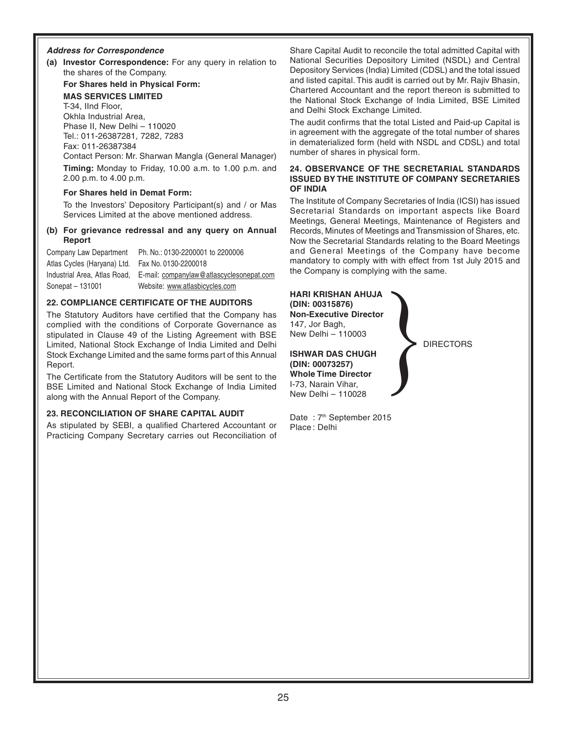***Address for Correspondence***

**(a) Investor Correspondence:** For any query in relation to the shares of the Company.

**For Shares held in Physical Form:**

**MAS SERVICES LIMITED**
T-34, IInd Floor,
Okhla Industrial Area,
Phase II, New Delhi – 110020
Tel.: 011-26387281, 7282, 7283
Fax: 011-26387384
Contact Person: Mr. Sharwan Mangla (General Manager)

**Timing:** Monday to Friday, 10.00 a.m. to 1.00 p.m. and 2.00 p.m. to 4.00 p.m.

**For Shares held in Demat Form:**

To the Investors' Depository Participant(s) and / or Mas Services Limited at the above mentioned address.

**(b) For grievance redressal and any query on Annual Report**

| | |
|---|---|
| Company Law Department | Ph. No.: 0130-2200001 to 2200006 |
| Atlas Cycles (Haryana) Ltd. | Fax No. 0130-2200018 |
| Industrial Area, Atlas Road, | E-mail: companylaw@atlascyclesonepat.com |
| Sonepat – 131001 | Website: www.atlasbicycles.com |

## 22. COMPLIANCE CERTIFICATE OF THE AUDITORS

The Statutory Auditors have certified that the Company has complied with the conditions of Corporate Governance as stipulated in Clause 49 of the Listing Agreement with BSE Limited, National Stock Exchange of India Limited and Delhi Stock Exchange Limited and the same forms part of this Annual Report.

The Certificate from the Statutory Auditors will be sent to the BSE Limited and National Stock Exchange of India Limited along with the Annual Report of the Company.

## 23. RECONCILIATION OF SHARE CAPITAL AUDIT

As stipulated by SEBI, a qualified Chartered Accountant or Practicing Company Secretary carries out Reconciliation of Share Capital Audit to reconcile the total admitted Capital with National Securities Depository Limited (NSDL) and Central Depository Services (India) Limited (CDSL) and the total issued and listed capital. This audit is carried out by Mr. Rajiv Bhasin, Chartered Accountant and the report thereon is submitted to the National Stock Exchange of India Limited, BSE Limited and Delhi Stock Exchange Limited.

The audit confirms that the total Listed and Paid-up Capital is in agreement with the aggregate of the total number of shares in dematerialized form (held with NSDL and CDSL) and total number of shares in physical form.

## 24. OBSERVANCE OF THE SECRETARIAL STANDARDS ISSUED BY THE INSTITUTE OF COMPANY SECRETARIES OF INDIA

The Institute of Company Secretaries of India (ICSI) has issued Secretarial Standards on important aspects like Board Meetings, General Meetings, Maintenance of Registers and Records, Minutes of Meetings and Transmission of Shares, etc. Now the Secretarial Standards relating to the Board Meetings and General Meetings of the Company have become mandatory to comply with with effect from 1st July 2015 and the Company is complying with the same.

**HARI KRISHAN AHUJA**
**(DIN: 00315876)**
**Non-Executive Director**
147, Jor Bagh,
New Delhi – 110003

**ISHWAR DAS CHUGH**
**(DIN: 00073257)**
**Whole Time Director**
I-73, Narain Vihar,
New Delhi – 110028

} DIRECTORS

Date : 7th September 2015
Place : Delhi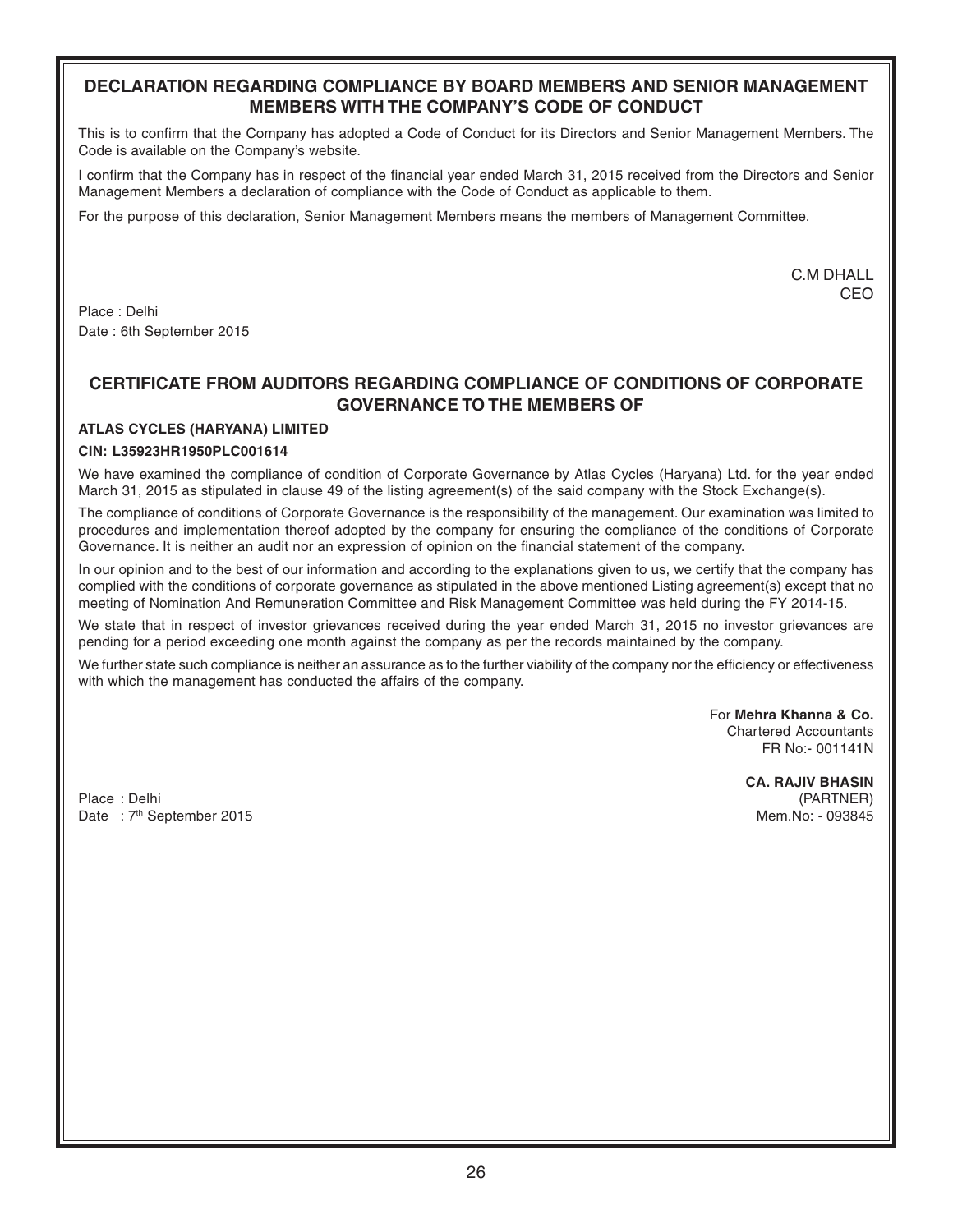## DECLARATION REGARDING COMPLIANCE BY BOARD MEMBERS AND SENIOR MANAGEMENT MEMBERS WITH THE COMPANY'S CODE OF CONDUCT

This is to confirm that the Company has adopted a Code of Conduct for its Directors and Senior Management Members. The Code is available on the Company's website.

I confirm that the Company has in respect of the financial year ended March 31, 2015 received from the Directors and Senior Management Members a declaration of compliance with the Code of Conduct as applicable to them.

For the purpose of this declaration, Senior Management Members means the members of Management Committee.

C.M DHALL
CEO

Place : Delhi
Date : 6th September 2015

## CERTIFICATE FROM AUDITORS REGARDING COMPLIANCE OF CONDITIONS OF CORPORATE GOVERNANCE TO THE MEMBERS OF

**ATLAS CYCLES (HARYANA) LIMITED**

**CIN: L35923HR1950PLC001614**

We have examined the compliance of condition of Corporate Governance by Atlas Cycles (Haryana) Ltd. for the year ended March 31, 2015 as stipulated in clause 49 of the listing agreement(s) of the said company with the Stock Exchange(s).

The compliance of conditions of Corporate Governance is the responsibility of the management. Our examination was limited to procedures and implementation thereof adopted by the company for ensuring the compliance of the conditions of Corporate Governance. It is neither an audit nor an expression of opinion on the financial statement of the company.

In our opinion and to the best of our information and according to the explanations given to us, we certify that the company has complied with the conditions of corporate governance as stipulated in the above mentioned Listing agreement(s) except that no meeting of Nomination And Remuneration Committee and Risk Management Committee was held during the FY 2014-15.

We state that in respect of investor grievances received during the year ended March 31, 2015 no investor grievances are pending for a period exceeding one month against the company as per the records maintained by the company.

We further state such compliance is neither an assurance as to the further viability of the company nor the efficiency or effectiveness with which the management has conducted the affairs of the company.

For **Mehra Khanna & Co.**
Chartered Accountants
FR No:- 001141N

**CA. RAJIV BHASIN**
(PARTNER)
Mem.No: - 093845

Place : Delhi
Date : 7th September 2015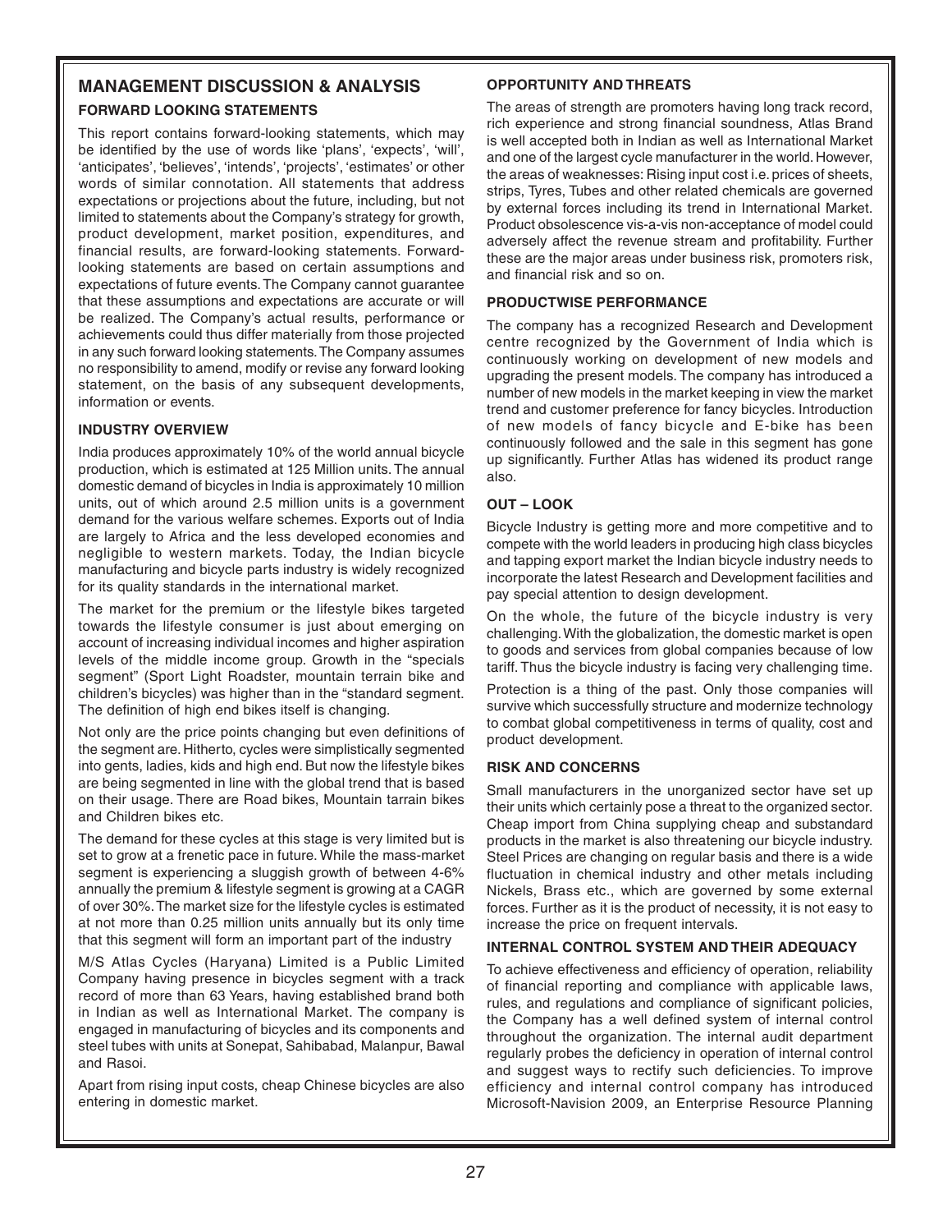# MANAGEMENT DISCUSSION & ANALYSIS

### FORWARD LOOKING STATEMENTS

This report contains forward-looking statements, which may be identified by the use of words like 'plans', 'expects', 'will', 'anticipates', 'believes', 'intends', 'projects', 'estimates' or other words of similar connotation. All statements that address expectations or projections about the future, including, but not limited to statements about the Company's strategy for growth, product development, market position, expenditures, and financial results, are forward-looking statements. Forward-looking statements are based on certain assumptions and expectations of future events. The Company cannot guarantee that these assumptions and expectations are accurate or will be realized. The Company's actual results, performance or achievements could thus differ materially from those projected in any such forward looking statements. The Company assumes no responsibility to amend, modify or revise any forward looking statement, on the basis of any subsequent developments, information or events.

### INDUSTRY OVERVIEW

India produces approximately 10% of the world annual bicycle production, which is estimated at 125 Million units. The annual domestic demand of bicycles in India is approximately 10 million units, out of which around 2.5 million units is a government demand for the various welfare schemes. Exports out of India are largely to Africa and the less developed economies and negligible to western markets. Today, the Indian bicycle manufacturing and bicycle parts industry is widely recognized for its quality standards in the international market.

The market for the premium or the lifestyle bikes targeted towards the lifestyle consumer is just about emerging on account of increasing individual incomes and higher aspiration levels of the middle income group. Growth in the "specials segment" (Sport Light Roadster, mountain terrain bike and children's bicycles) was higher than in the "standard segment. The definition of high end bikes itself is changing.

Not only are the price points changing but even definitions of the segment are. Hitherto, cycles were simplistically segmented into gents, ladies, kids and high end. But now the lifestyle bikes are being segmented in line with the global trend that is based on their usage. There are Road bikes, Mountain tarrain bikes and Children bikes etc.

The demand for these cycles at this stage is very limited but is set to grow at a frenetic pace in future. While the mass-market segment is experiencing a sluggish growth of between 4-6% annually the premium & lifestyle segment is growing at a CAGR of over 30%. The market size for the lifestyle cycles is estimated at not more than 0.25 million units annually but its only time that this segment will form an important part of the industry

M/S Atlas Cycles (Haryana) Limited is a Public Limited Company having presence in bicycles segment with a track record of more than 63 Years, having established brand both in Indian as well as International Market. The company is engaged in manufacturing of bicycles and its components and steel tubes with units at Sonepat, Sahibabad, Malanpur, Bawal and Rasoi.

Apart from rising input costs, cheap Chinese bicycles are also entering in domestic market.

### OPPORTUNITY AND THREATS

The areas of strength are promoters having long track record, rich experience and strong financial soundness, Atlas Brand is well accepted both in Indian as well as International Market and one of the largest cycle manufacturer in the world. However, the areas of weaknesses: Rising input cost i.e. prices of sheets, strips, Tyres, Tubes and other related chemicals are governed by external forces including its trend in International Market. Product obsolescence vis-a-vis non-acceptance of model could adversely affect the revenue stream and profitability. Further these are the major areas under business risk, promoters risk, and financial risk and so on.

### PRODUCTWISE PERFORMANCE

The company has a recognized Research and Development centre recognized by the Government of India which is continuously working on development of new models and upgrading the present models. The company has introduced a number of new models in the market keeping in view the market trend and customer preference for fancy bicycles. Introduction of new models of fancy bicycle and E-bike has been continuously followed and the sale in this segment has gone up significantly. Further Atlas has widened its product range also.

### OUT – LOOK

Bicycle Industry is getting more and more competitive and to compete with the world leaders in producing high class bicycles and tapping export market the Indian bicycle industry needs to incorporate the latest Research and Development facilities and pay special attention to design development.

On the whole, the future of the bicycle industry is very challenging. With the globalization, the domestic market is open to goods and services from global companies because of low tariff. Thus the bicycle industry is facing very challenging time.

Protection is a thing of the past. Only those companies will survive which successfully structure and modernize technology to combat global competitiveness in terms of quality, cost and product development.

### RISK AND CONCERNS

Small manufacturers in the unorganized sector have set up their units which certainly pose a threat to the organized sector. Cheap import from China supplying cheap and substandard products in the market is also threatening our bicycle industry. Steel Prices are changing on regular basis and there is a wide fluctuation in chemical industry and other metals including Nickels, Brass etc., which are governed by some external forces. Further as it is the product of necessity, it is not easy to increase the price on frequent intervals.

### INTERNAL CONTROL SYSTEM AND THEIR ADEQUACY

To achieve effectiveness and efficiency of operation, reliability of financial reporting and compliance with applicable laws, rules, and regulations and compliance of significant policies, the Company has a well defined system of internal control throughout the organization. The internal audit department regularly probes the deficiency in operation of internal control and suggest ways to rectify such deficiencies. To improve efficiency and internal control company has introduced Microsoft-Navision 2009, an Enterprise Resource Planning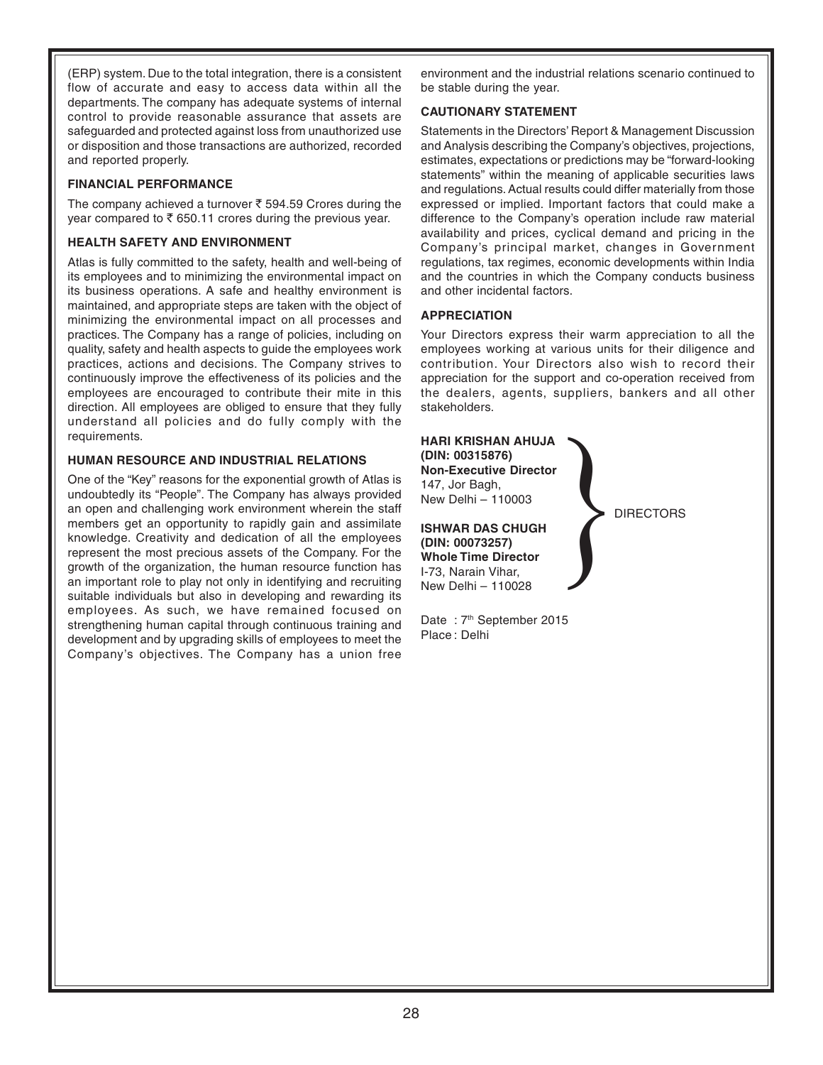(ERP) system. Due to the total integration, there is a consistent flow of accurate and easy to access data within all the departments. The company has adequate systems of internal control to provide reasonable assurance that assets are safeguarded and protected against loss from unauthorized use or disposition and those transactions are authorized, recorded and reported properly.

### FINANCIAL PERFORMANCE

The company achieved a turnover ₹ 594.59 Crores during the year compared to ₹ 650.11 crores during the previous year.

### HEALTH SAFETY AND ENVIRONMENT

Atlas is fully committed to the safety, health and well-being of its employees and to minimizing the environmental impact on its business operations. A safe and healthy environment is maintained, and appropriate steps are taken with the object of minimizing the environmental impact on all processes and practices. The Company has a range of policies, including on quality, safety and health aspects to guide the employees work practices, actions and decisions. The Company strives to continuously improve the effectiveness of its policies and the employees are encouraged to contribute their mite in this direction. All employees are obliged to ensure that they fully understand all policies and do fully comply with the requirements.

### HUMAN RESOURCE AND INDUSTRIAL RELATIONS

One of the "Key" reasons for the exponential growth of Atlas is undoubtedly its "People". The Company has always provided an open and challenging work environment wherein the staff members get an opportunity to rapidly gain and assimilate knowledge. Creativity and dedication of all the employees represent the most precious assets of the Company. For the growth of the organization, the human resource function has an important role to play not only in identifying and recruiting suitable individuals but also in developing and rewarding its employees. As such, we have remained focused on strengthening human capital through continuous training and development and by upgrading skills of employees to meet the Company's objectives. The Company has a union free environment and the industrial relations scenario continued to be stable during the year.

### CAUTIONARY STATEMENT

Statements in the Directors' Report & Management Discussion and Analysis describing the Company's objectives, projections, estimates, expectations or predictions may be "forward-looking statements" within the meaning of applicable securities laws and regulations. Actual results could differ materially from those expressed or implied. Important factors that could make a difference to the Company's operation include raw material availability and prices, cyclical demand and pricing in the Company's principal market, changes in Government regulations, tax regimes, economic developments within India and the countries in which the Company conducts business and other incidental factors.

### APPRECIATION

Your Directors express their warm appreciation to all the employees working at various units for their diligence and contribution. Your Directors also wish to record their appreciation for the support and co-operation received from the dealers, agents, suppliers, bankers and all other stakeholders.

**HARI KRISHAN AHUJA**
**(DIN: 00315876)**
**Non-Executive Director**
147, Jor Bagh,
New Delhi – 110003

**ISHWAR DAS CHUGH**
**(DIN: 00073257)**
**Whole Time Director**
I-73, Narain Vihar,
New Delhi – 110028

} DIRECTORS

Date : 7th September 2015
Place : Delhi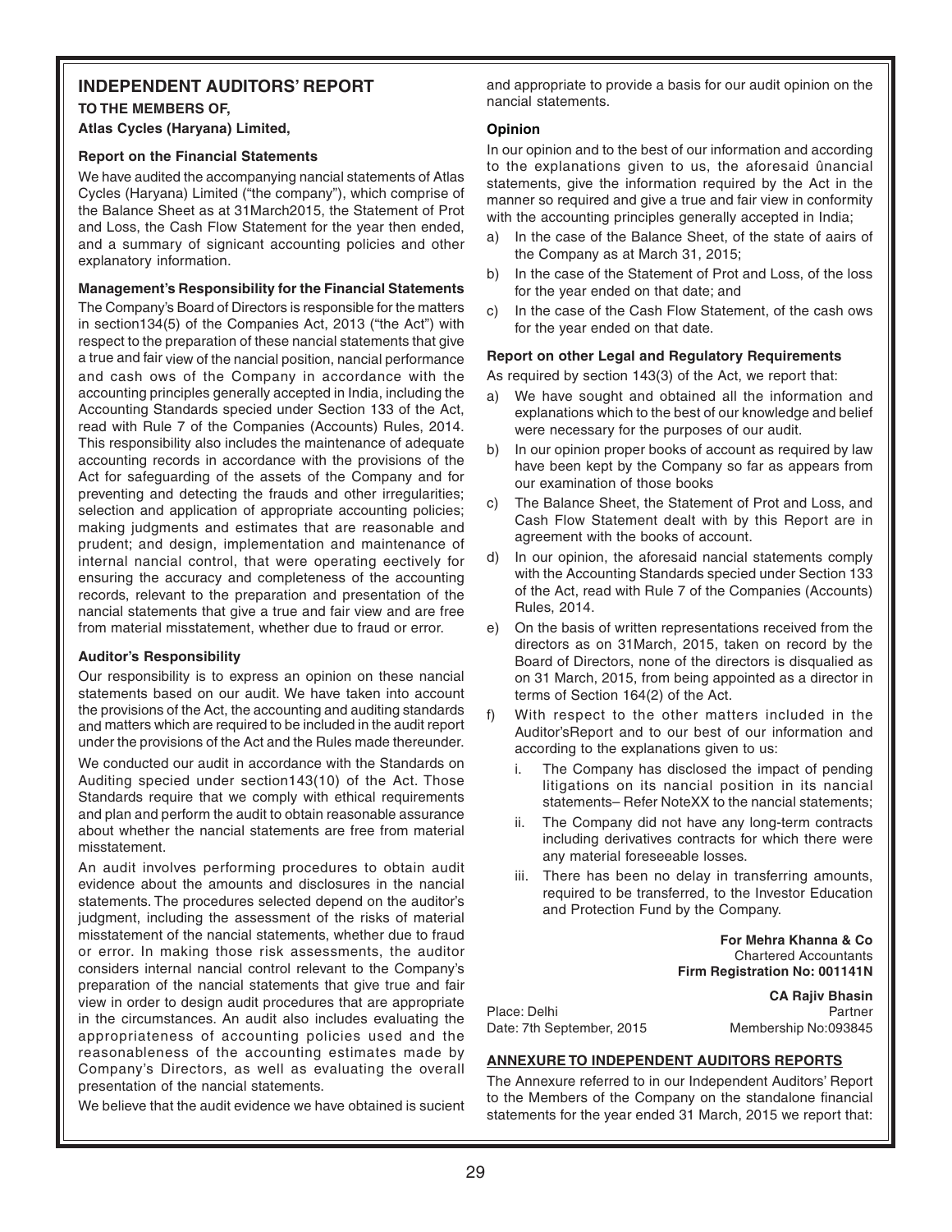## INDEPENDENT AUDITORS' REPORT

**TO THE MEMBERS OF,**

**Atlas Cycles (Haryana) Limited,**

### Report on the Financial Statements

We have audited the accompanying nancial statements of Atlas Cycles (Haryana) Limited ("the company"), which comprise of the Balance Sheet as at 31March2015, the Statement of Prot and Loss, the Cash Flow Statement for the year then ended, and a summary of signicant accounting policies and other explanatory information.

### Management's Responsibility for the Financial Statements

The Company's Board of Directors is responsible for the matters in section134(5) of the Companies Act, 2013 ("the Act") with respect to the preparation of these nancial statements that give a true and fair view of the nancial position, nancial performance and cash ows of the Company in accordance with the accounting principles generally accepted in India, including the Accounting Standards specied under Section 133 of the Act, read with Rule 7 of the Companies (Accounts) Rules, 2014. This responsibility also includes the maintenance of adequate accounting records in accordance with the provisions of the Act for safeguarding of the assets of the Company and for preventing and detecting the frauds and other irregularities; selection and application of appropriate accounting policies; making judgments and estimates that are reasonable and prudent; and design, implementation and maintenance of internal nancial control, that were operating eectively for ensuring the accuracy and completeness of the accounting records, relevant to the preparation and presentation of the nancial statements that give a true and fair view and are free from material misstatement, whether due to fraud or error.

### Auditor's Responsibility

Our responsibility is to express an opinion on these nancial statements based on our audit. We have taken into account the provisions of the Act, the accounting and auditing standards and matters which are required to be included in the audit report under the provisions of the Act and the Rules made thereunder.

We conducted our audit in accordance with the Standards on Auditing specied under section143(10) of the Act. Those Standards require that we comply with ethical requirements and plan and perform the audit to obtain reasonable assurance about whether the nancial statements are free from material misstatement.

An audit involves performing procedures to obtain audit evidence about the amounts and disclosures in the nancial statements. The procedures selected depend on the auditor's judgment, including the assessment of the risks of material misstatement of the nancial statements, whether due to fraud or error. In making those risk assessments, the auditor considers internal nancial control relevant to the Company's preparation of the nancial statements that give true and fair view in order to design audit procedures that are appropriate in the circumstances. An audit also includes evaluating the appropriateness of accounting policies used and the reasonableness of the accounting estimates made by Company's Directors, as well as evaluating the overall presentation of the nancial statements.

We believe that the audit evidence we have obtained is sucient and appropriate to provide a basis for our audit opinion on the nancial statements.

### Opinion

In our opinion and to the best of our information and according to the explanations given to us, the aforesaid ûnancial statements, give the information required by the Act in the manner so required and give a true and fair view in conformity with the accounting principles generally accepted in India;

a) In the case of the Balance Sheet, of the state of aairs of the Company as at March 31, 2015;

b) In the case of the Statement of Prot and Loss, of the loss for the year ended on that date; and

c) In the case of the Cash Flow Statement, of the cash ows for the year ended on that date.

### Report on other Legal and Regulatory Requirements

As required by section 143(3) of the Act, we report that:

a) We have sought and obtained all the information and explanations which to the best of our knowledge and belief were necessary for the purposes of our audit.

b) In our opinion proper books of account as required by law have been kept by the Company so far as appears from our examination of those books

c) The Balance Sheet, the Statement of Prot and Loss, and Cash Flow Statement dealt with by this Report are in agreement with the books of account.

d) In our opinion, the aforesaid nancial statements comply with the Accounting Standards specied under Section 133 of the Act, read with Rule 7 of the Companies (Accounts) Rules, 2014.

e) On the basis of written representations received from the directors as on 31March, 2015, taken on record by the Board of Directors, none of the directors is disqualied as on 31 March, 2015, from being appointed as a director in terms of Section 164(2) of the Act.

f) With respect to the other matters included in the Auditor'sReport and to our best of our information and according to the explanations given to us:

   i. The Company has disclosed the impact of pending litigations on its nancial position in its nancial statements– Refer NoteXX to the nancial statements;

   ii. The Company did not have any long-term contracts including derivatives contracts for which there were any material foreseeable losses.

   iii. There has been no delay in transferring amounts, required to be transferred, to the Investor Education and Protection Fund by the Company.

**For Mehra Khanna & Co**
Chartered Accountants
**Firm Registration No: 001141N**

**CA Rajiv Bhasin**
Partner
Membership No:093845

Place: Delhi
Date: 7th September, 2015

### ANNEXURE TO INDEPENDENT AUDITORS REPORTS

The Annexure referred to in our Independent Auditors' Report to the Members of the Company on the standalone financial statements for the year ended 31 March, 2015 we report that: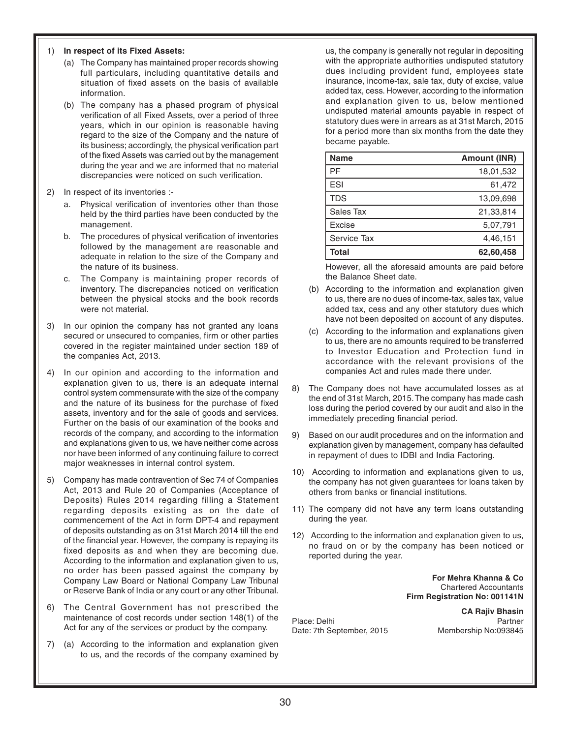1) **In respect of its Fixed Assets:**

   (a) The Company has maintained proper records showing full particulars, including quantitative details and situation of fixed assets on the basis of available information.

   (b) The company has a phased program of physical verification of all Fixed Assets, over a period of three years, which in our opinion is reasonable having regard to the size of the Company and the nature of its business; accordingly, the physical verification part of the fixed Assets was carried out by the management during the year and we are informed that no material discrepancies were noticed on such verification.

2) In respect of its inventories :-

   a. Physical verification of inventories other than those held by the third parties have been conducted by the management.

   b. The procedures of physical verification of inventories followed by the management are reasonable and adequate in relation to the size of the Company and the nature of its business.

   c. The Company is maintaining proper records of inventory. The discrepancies noticed on verification between the physical stocks and the book records were not material.

3) In our opinion the company has not granted any loans secured or unsecured to companies, firm or other parties covered in the register maintained under section 189 of the companies Act, 2013.

4) In our opinion and according to the information and explanation given to us, there is an adequate internal control system commensurate with the size of the company and the nature of its business for the purchase of fixed assets, inventory and for the sale of goods and services. Further on the basis of our examination of the books and records of the company, and according to the information and explanations given to us, we have neither come across nor have been informed of any continuing failure to correct major weaknesses in internal control system.

5) Company has made contravention of Sec 74 of Companies Act, 2013 and Rule 20 of Companies (Acceptance of Deposits) Rules 2014 regarding filling a Statement regarding deposits existing as on the date of commencement of the Act in form DPT-4 and repayment of deposits outstanding as on 31st March 2014 till the end of the financial year. However, the company is repaying its fixed deposits as and when they are becoming due. According to the information and explanation given to us, no order has been passed against the company by Company Law Board or National Company Law Tribunal or Reserve Bank of India or any court or any other Tribunal.

6) The Central Government has not prescribed the maintenance of cost records under section 148(1) of the Act for any of the services or product by the company.

7) (a) According to the information and explanation given to us, and the records of the company examined by us, the company is generally not regular in depositing with the appropriate authorities undisputed statutory dues including provident fund, employees state insurance, income-tax, sale tax, duty of excise, value added tax, cess. However, according to the information and explanation given to us, below mentioned undisputed material amounts payable in respect of statutory dues were in arrears as at 31st March, 2015 for a period more than six months from the date they became payable.

| Name | Amount (INR) |
|---|---|
| PF | 18,01,532 |
| ESI | 61,472 |
| TDS | 13,09,698 |
| Sales Tax | 21,33,814 |
| Excise | 5,07,791 |
| Service Tax | 4,46,151 |
| **Total** | **62,60,458** |

   However, all the aforesaid amounts are paid before the Balance Sheet date.

   (b) According to the information and explanation given to us, there are no dues of income-tax, sales tax, value added tax, cess and any other statutory dues which have not been deposited on account of any disputes.

   (c) According to the information and explanations given to us, there are no amounts required to be transferred to Investor Education and Protection fund in accordance with the relevant provisions of the companies Act and rules made there under.

8) The Company does not have accumulated losses as at the end of 31st March, 2015. The company has made cash loss during the period covered by our audit and also in the immediately preceding financial period.

9) Based on our audit procedures and on the information and explanation given by management, company has defaulted in repayment of dues to IDBI and India Factoring.

10) According to information and explanations given to us, the company has not given guarantees for loans taken by others from banks or financial institutions.

11) The company did not have any term loans outstanding during the year.

12) According to the information and explanation given to us, no fraud on or by the company has been noticed or reported during the year.

**For Mehra Khanna & Co**
Chartered Accountants
**Firm Registration No: 001141N**

**CA Rajiv Bhasin**
Partner
Membership No:093845

Place: Delhi
Date: 7th September, 2015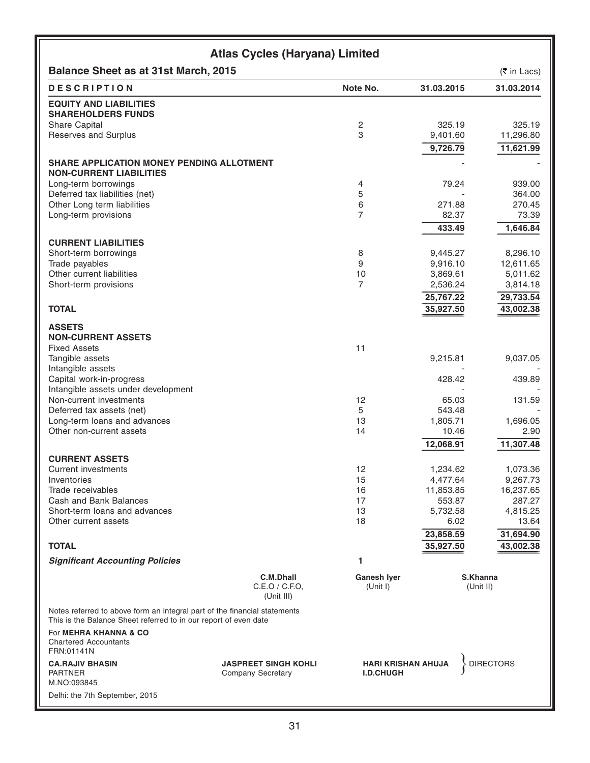# Atlas Cycles (Haryana) Limited

## Balance Sheet as at 31st March, 2015

(₹ in Lacs)

| DESCRIPTION | Note No. | 31.03.2015 | 31.03.2014 |
|---|---|---|---|
| **EQUITY AND LIABILITIES** | | | |
| **SHAREHOLDERS FUNDS** | | | |
| Share Capital | 2 | 325.19 | 325.19 |
| Reserves and Surplus | 3 | 9,401.60 | 11,296.80 |
| | | **9,726.79** | **11,621.99** |
| **SHARE APPLICATION MONEY PENDING ALLOTMENT** | | - | - |
| **NON-CURRENT LIABILITIES** | | | |
| Long-term borrowings | 4 | 79.24 | 939.00 |
| Deferred tax liabilities (net) | 5 | - | 364.00 |
| Other Long term liabilities | 6 | 271.88 | 270.45 |
| Long-term provisions | 7 | 82.37 | 73.39 |
| | | **433.49** | **1,646.84** |
| **CURRENT LIABILITIES** | | | |
| Short-term borrowings | 8 | 9,445.27 | 8,296.10 |
| Trade payables | 9 | 9,916.10 | 12,611.65 |
| Other current liabilities | 10 | 3,869.61 | 5,011.62 |
| Short-term provisions | 7 | 2,536.24 | 3,814.18 |
| | | **25,767.22** | **29,733.54** |
| **TOTAL** | | **35,927.50** | **43,002.38** |
| **ASSETS** | | | |
| **NON-CURRENT ASSETS** | | | |
| Fixed Assets | 11 | | |
| Tangible assets | | 9,215.81 | 9,037.05 |
| Intangible assets | | - | - |
| Capital work-in-progress | | 428.42 | 439.89 |
| Intangible assets under development | | - | - |
| Non-current investments | 12 | 65.03 | 131.59 |
| Deferred tax assets (net) | 5 | 543.48 | - |
| Long-term loans and advances | 13 | 1,805.71 | 1,696.05 |
| Other non-current assets | 14 | 10.46 | 2.90 |
| | | **12,068.91** | **11,307.48** |
| **CURRENT ASSETS** | | | |
| Current investments | 12 | 1,234.62 | 1,073.36 |
| Inventories | 15 | 4,477.64 | 9,267.73 |
| Trade receivables | 16 | 11,853.85 | 16,237.65 |
| Cash and Bank Balances | 17 | 553.87 | 287.27 |
| Short-term loans and advances | 13 | 5,732.58 | 4,815.25 |
| Other current assets | 18 | 6.02 | 13.64 |
| | | **23,858.59** | **31,694.90** |
| **TOTAL** | | **35,927.50** | **43,002.38** |
| ***Significant Accounting Policies*** | **1** | | |

**C.M.Dhall**
C.E.O / C.F.O,
(Unit III)

**Ganesh Iyer**
(Unit I)

**S.Khanna**
(Unit II)

Notes referred to above form an integral part of the financial statements
This is the Balance Sheet referred to in our report of even date

For **MEHRA KHANNA & CO**
Chartered Accountants
FRN:01141N

**CA.RAJIV BHASIN**
PARTNER
M.NO:093845

**JASPREET SINGH KOHLI**
Company Secretary

**HARI KRISHAN AHUJA**
**I.D.CHUGH**
DIRECTORS

Delhi: the 7th September, 2015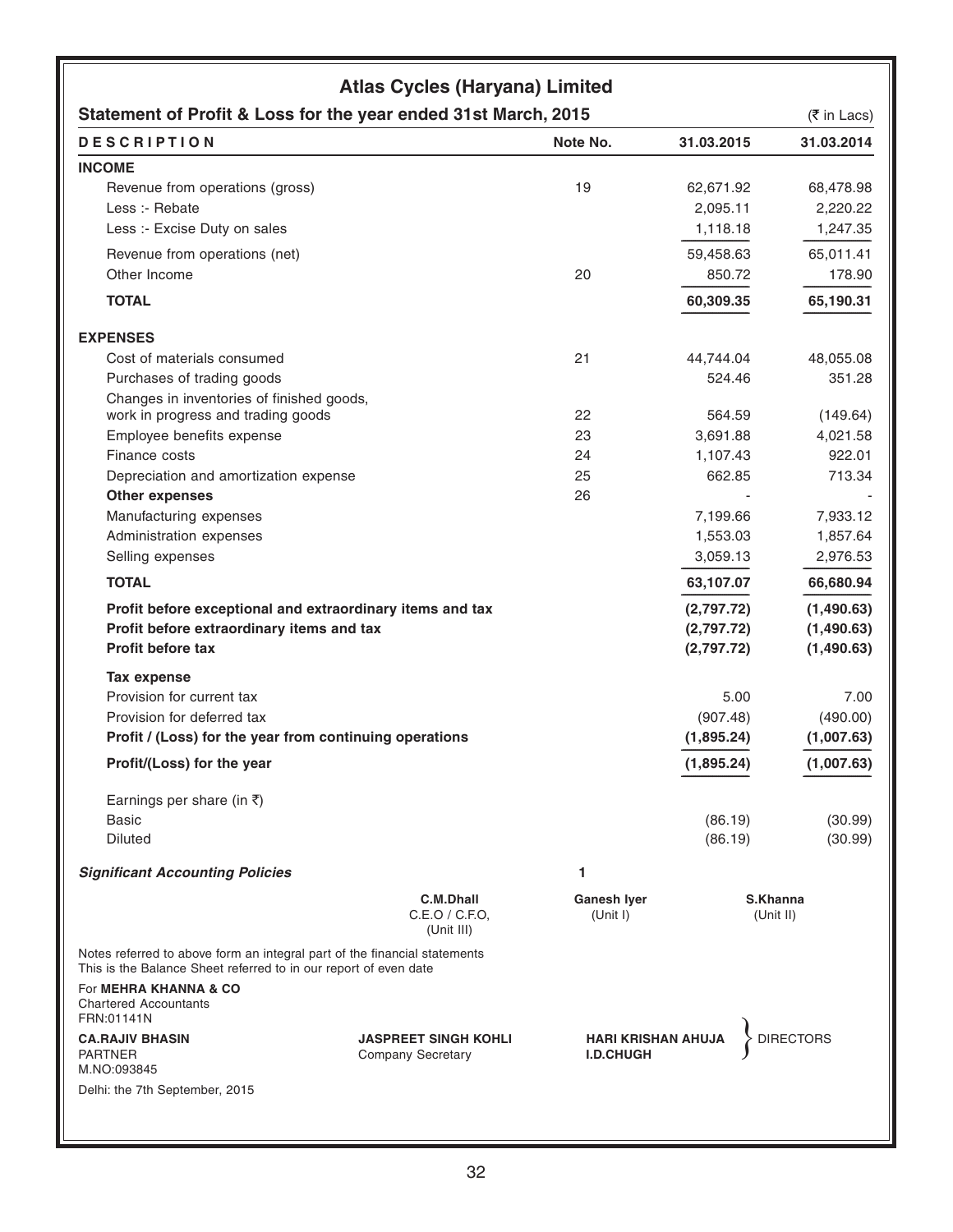# Atlas Cycles (Haryana) Limited

## Statement of Profit & Loss for the year ended 31st March, 2015

(₹ in Lacs)

| DESCRIPTION | Note No. | 31.03.2015 | 31.03.2014 |
|---|---|---|---|
| **INCOME** | | | |
| Revenue from operations (gross) | 19 | 62,671.92 | 68,478.98 |
| Less :- Rebate | | 2,095.11 | 2,220.22 |
| Less :- Excise Duty on sales | | 1,118.18 | 1,247.35 |
| Revenue from operations (net) | | 59,458.63 | 65,011.41 |
| Other Income | 20 | 850.72 | 178.90 |
| **TOTAL** | | **60,309.35** | **65,190.31** |
| **EXPENSES** | | | |
| Cost of materials consumed | 21 | 44,744.04 | 48,055.08 |
| Purchases of trading goods | | 524.46 | 351.28 |
| Changes in inventories of finished goods, work in progress and trading goods | 22 | 564.59 | (149.64) |
| Employee benefits expense | 23 | 3,691.88 | 4,021.58 |
| Finance costs | 24 | 1,107.43 | 922.01 |
| Depreciation and amortization expense | 25 | 662.85 | 713.34 |
| **Other expenses** | 26 | - | - |
| Manufacturing expenses | | 7,199.66 | 7,933.12 |
| Administration expenses | | 1,553.03 | 1,857.64 |
| Selling expenses | | 3,059.13 | 2,976.53 |
| **TOTAL** | | **63,107.07** | **66,680.94** |
| **Profit before exceptional and extraordinary items and tax** | | **(2,797.72)** | **(1,490.63)** |
| **Profit before extraordinary items and tax** | | **(2,797.72)** | **(1,490.63)** |
| **Profit before tax** | | **(2,797.72)** | **(1,490.63)** |
| **Tax expense** | | | |
| Provision for current tax | | 5.00 | 7.00 |
| Provision for deferred tax | | (907.48) | (490.00) |
| **Profit / (Loss) for the year from continuing operations** | | **(1,895.24)** | **(1,007.63)** |
| **Profit/(Loss) for the year** | | **(1,895.24)** | **(1,007.63)** |
| Earnings per share (in ₹) | | | |
| Basic | | (86.19) | (30.99) |
| Diluted | | (86.19) | (30.99) |
| ***Significant Accounting Policies*** | 1 | | |

**C.M.Dhall**
C.E.O / C.F.O,
(Unit III)

**Ganesh Iyer**
(Unit I)

**S.Khanna**
(Unit II)

Notes referred to above form an integral part of the financial statements
This is the Balance Sheet referred to in our report of even date

For **MEHRA KHANNA & CO**
Chartered Accountants
FRN:01141N

**CA.RAJIV BHASIN**
PARTNER
M.NO:093845

**JASPREET SINGH KOHLI**
Company Secretary

**HARI KRISHAN AHUJA**
**I.D.CHUGH**
} DIRECTORS

Delhi: the 7th September, 2015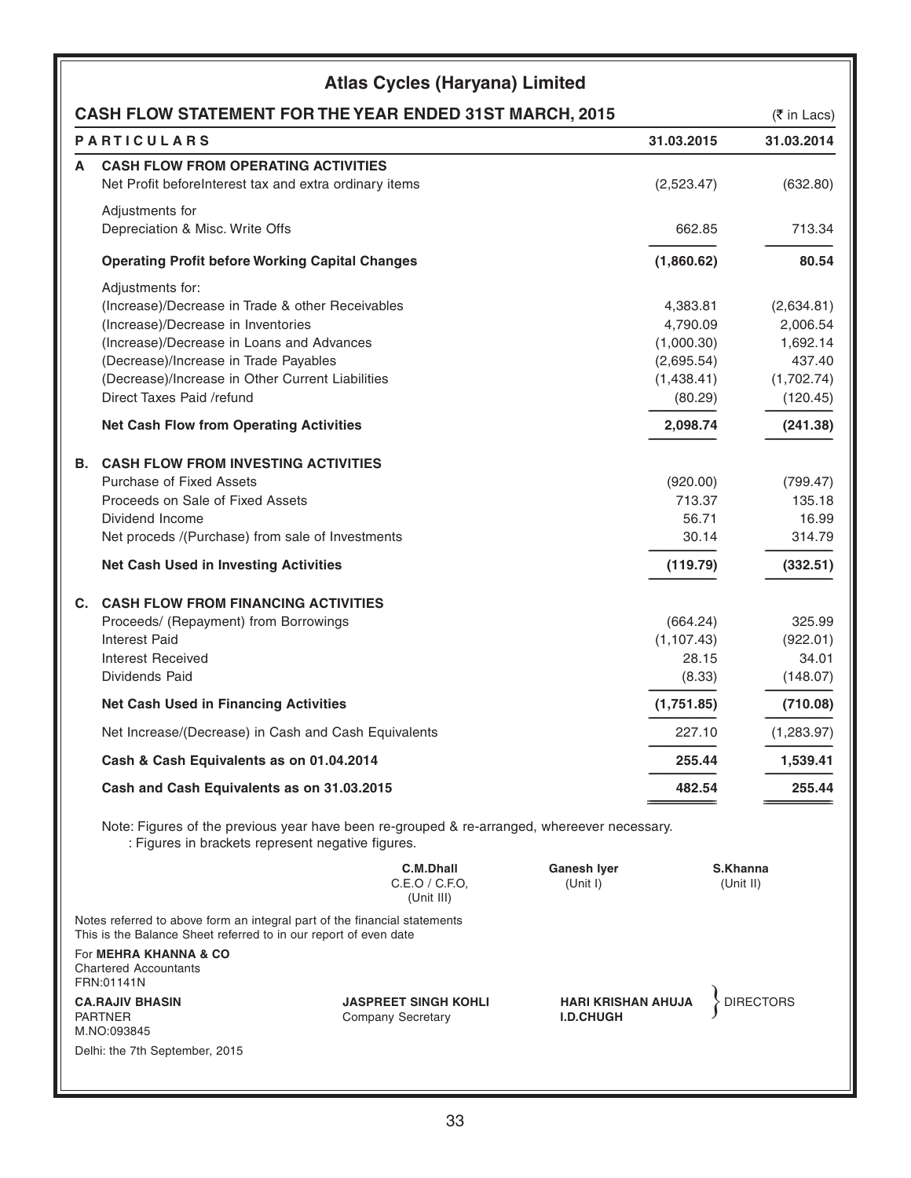# Atlas Cycles (Haryana) Limited

## CASH FLOW STATEMENT FOR THE YEAR ENDED 31ST MARCH, 2015

(₹ in Lacs)

| | PARTICULARS | 31.03.2015 | 31.03.2014 |
|---|---|---|---|
| **A** | **CASH FLOW FROM OPERATING ACTIVITIES** | | |
| | Net Profit beforeInterest tax and extra ordinary items | (2,523.47) | (632.80) |
| | Adjustments for | | |
| | Depreciation & Misc. Write Offs | 662.85 | 713.34 |
| | **Operating Profit before Working Capital Changes** | **(1,860.62)** | **80.54** |
| | Adjustments for: | | |
| | (Increase)/Decrease in Trade & other Receivables | 4,383.81 | (2,634.81) |
| | (Increase)/Decrease in Inventories | 4,790.09 | 2,006.54 |
| | (Increase)/Decrease in Loans and Advances | (1,000.30) | 1,692.14 |
| | (Decrease)/Increase in Trade Payables | (2,695.54) | 437.40 |
| | (Decrease)/Increase in Other Current Liabilities | (1,438.41) | (1,702.74) |
| | Direct Taxes Paid /refund | (80.29) | (120.45) |
| | **Net Cash Flow from Operating Activities** | **2,098.74** | **(241.38)** |
| **B.** | **CASH FLOW FROM INVESTING ACTIVITIES** | | |
| | Purchase of Fixed Assets | (920.00) | (799.47) |
| | Proceeds on Sale of Fixed Assets | 713.37 | 135.18 |
| | Dividend Income | 56.71 | 16.99 |
| | Net proceds /(Purchase) from sale of Investments | 30.14 | 314.79 |
| | **Net Cash Used in Investing Activities** | **(119.79)** | **(332.51)** |
| **C.** | **CASH FLOW FROM FINANCING ACTIVITIES** | | |
| | Proceeds/ (Repayment) from Borrowings | (664.24) | 325.99 |
| | Interest Paid | (1,107.43) | (922.01) |
| | Interest Received | 28.15 | 34.01 |
| | Dividends Paid | (8.33) | (148.07) |
| | **Net Cash Used in Financing Activities** | **(1,751.85)** | **(710.08)** |
| | Net Increase/(Decrease) in Cash and Cash Equivalents | 227.10 | (1,283.97) |
| | **Cash & Cash Equivalents as on 01.04.2014** | **255.44** | **1,539.41** |
| | **Cash and Cash Equivalents as on 31.03.2015** | **482.54** | **255.44** |

Note: Figures of the previous year have been re-grouped & re-arranged, whereever necessary.
: Figures in brackets represent negative figures.

**C.M.Dhall**
C.E.O / C.F.O,
(Unit III)

**Ganesh Iyer**
(Unit I)

**S.Khanna**
(Unit II)

Notes referred to above form an integral part of the financial statements
This is the Balance Sheet referred to in our report of even date

For **MEHRA KHANNA & CO**
Chartered Accountants
FRN:01141N

**CA.RAJIV BHASIN**
PARTNER
M.NO:093845

**JASPREET SINGH KOHLI**
Company Secretary

**HARI KRISHAN AHUJA**
**I.D.CHUGH**
} DIRECTORS

Delhi: the 7th September, 2015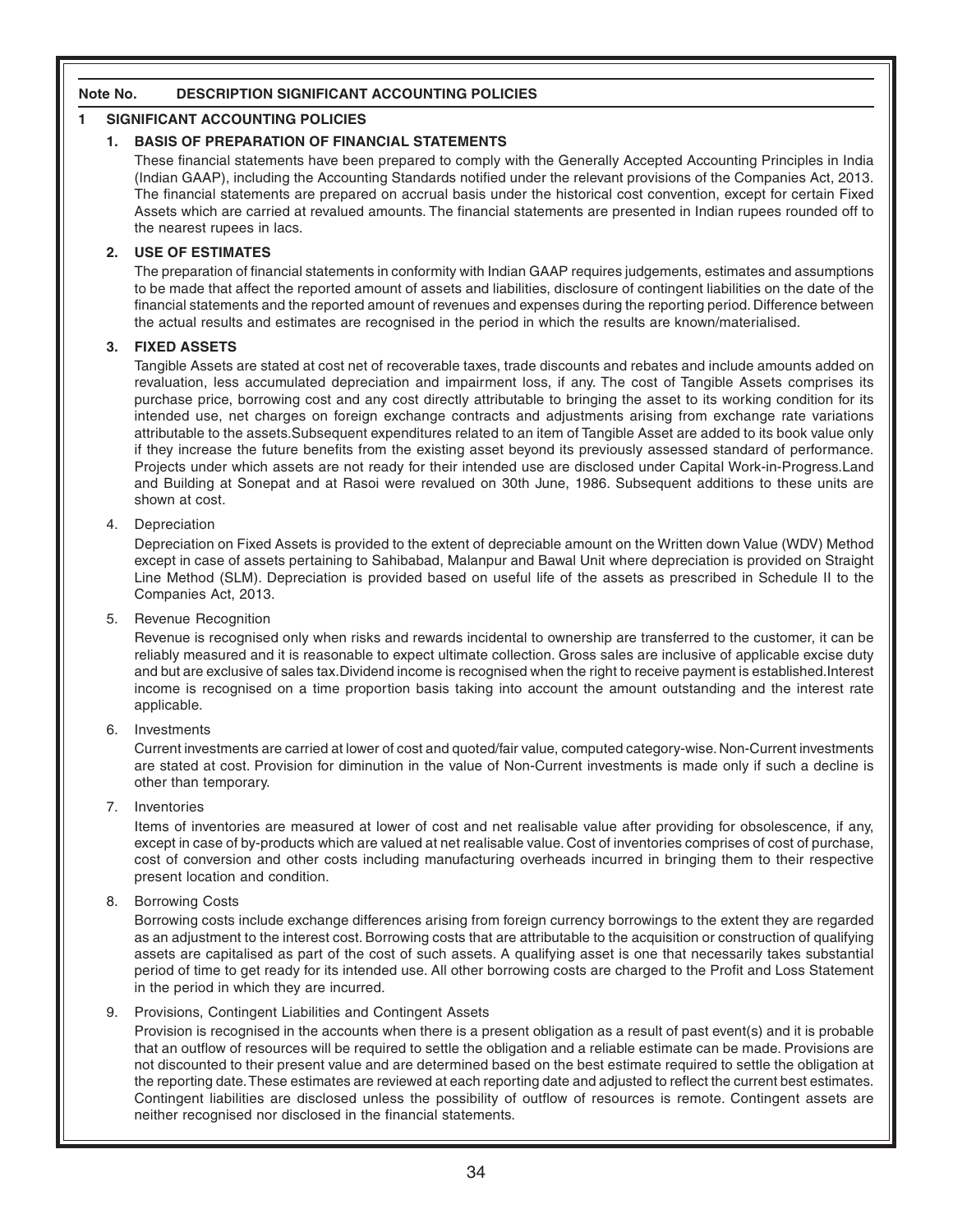**Note No. DESCRIPTION SIGNIFICANT ACCOUNTING POLICIES**

## 1 SIGNIFICANT ACCOUNTING POLICIES

### 1. BASIS OF PREPARATION OF FINANCIAL STATEMENTS

These financial statements have been prepared to comply with the Generally Accepted Accounting Principles in India (Indian GAAP), including the Accounting Standards notified under the relevant provisions of the Companies Act, 2013. The financial statements are prepared on accrual basis under the historical cost convention, except for certain Fixed Assets which are carried at revalued amounts. The financial statements are presented in Indian rupees rounded off to the nearest rupees in lacs.

### 2. USE OF ESTIMATES

The preparation of financial statements in conformity with Indian GAAP requires judgements, estimates and assumptions to be made that affect the reported amount of assets and liabilities, disclosure of contingent liabilities on the date of the financial statements and the reported amount of revenues and expenses during the reporting period. Difference between the actual results and estimates are recognised in the period in which the results are known/materialised.

### 3. FIXED ASSETS

Tangible Assets are stated at cost net of recoverable taxes, trade discounts and rebates and include amounts added on revaluation, less accumulated depreciation and impairment loss, if any. The cost of Tangible Assets comprises its purchase price, borrowing cost and any cost directly attributable to bringing the asset to its working condition for its intended use, net charges on foreign exchange contracts and adjustments arising from exchange rate variations attributable to the assets.Subsequent expenditures related to an item of Tangible Asset are added to its book value only if they increase the future benefits from the existing asset beyond its previously assessed standard of performance. Projects under which assets are not ready for their intended use are disclosed under Capital Work-in-Progress.Land and Building at Sonepat and at Rasoi were revalued on 30th June, 1986. Subsequent additions to these units are shown at cost.

### 4. Depreciation

Depreciation on Fixed Assets is provided to the extent of depreciable amount on the Written down Value (WDV) Method except in case of assets pertaining to Sahibabad, Malanpur and Bawal Unit where depreciation is provided on Straight Line Method (SLM). Depreciation is provided based on useful life of the assets as prescribed in Schedule II to the Companies Act, 2013.

### 5. Revenue Recognition

Revenue is recognised only when risks and rewards incidental to ownership are transferred to the customer, it can be reliably measured and it is reasonable to expect ultimate collection. Gross sales are inclusive of applicable excise duty and but are exclusive of sales tax.Dividend income is recognised when the right to receive payment is established.Interest income is recognised on a time proportion basis taking into account the amount outstanding and the interest rate applicable.

### 6. Investments

Current investments are carried at lower of cost and quoted/fair value, computed category-wise. Non-Current investments are stated at cost. Provision for diminution in the value of Non-Current investments is made only if such a decline is other than temporary.

### 7. Inventories

Items of inventories are measured at lower of cost and net realisable value after providing for obsolescence, if any, except in case of by-products which are valued at net realisable value. Cost of inventories comprises of cost of purchase, cost of conversion and other costs including manufacturing overheads incurred in bringing them to their respective present location and condition.

### 8. Borrowing Costs

Borrowing costs include exchange differences arising from foreign currency borrowings to the extent they are regarded as an adjustment to the interest cost. Borrowing costs that are attributable to the acquisition or construction of qualifying assets are capitalised as part of the cost of such assets. A qualifying asset is one that necessarily takes substantial period of time to get ready for its intended use. All other borrowing costs are charged to the Profit and Loss Statement in the period in which they are incurred.

### 9. Provisions, Contingent Liabilities and Contingent Assets

Provision is recognised in the accounts when there is a present obligation as a result of past event(s) and it is probable that an outflow of resources will be required to settle the obligation and a reliable estimate can be made. Provisions are not discounted to their present value and are determined based on the best estimate required to settle the obligation at the reporting date.These estimates are reviewed at each reporting date and adjusted to reflect the current best estimates. Contingent liabilities are disclosed unless the possibility of outflow of resources is remote. Contingent assets are neither recognised nor disclosed in the financial statements.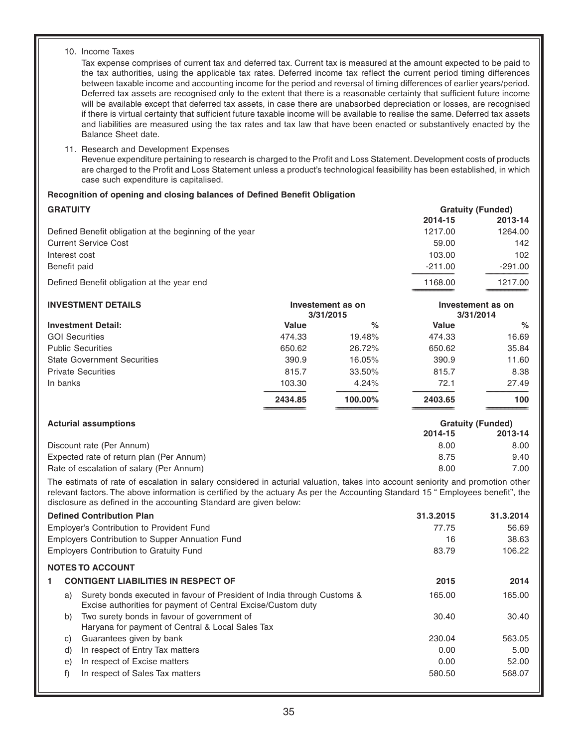10. Income Taxes

    Tax expense comprises of current tax and deferred tax. Current tax is measured at the amount expected to be paid to the tax authorities, using the applicable tax rates. Deferred income tax reflect the current period timing differences between taxable income and accounting income for the period and reversal of timing differences of earlier years/period. Deferred tax assets are recognised only to the extent that there is a reasonable certainty that sufficient future income will be available except that deferred tax assets, in case there are unabsorbed depreciation or losses, are recognised if there is virtual certainty that sufficient future taxable income will be available to realise the same. Deferred tax assets and liabilities are measured using the tax rates and tax law that have been enacted or substantively enacted by the Balance Sheet date.

11. Research and Development Expenses

    Revenue expenditure pertaining to research is charged to the Profit and Loss Statement. Development costs of products are charged to the Profit and Loss Statement unless a product's technological feasibility has been established, in which case such expenditure is capitalised.

**Recognition of opening and closing balances of Defined Benefit Obligation**

| **GRATUITY** | **Gratuity (Funded)** | |
|---|---|---|
| | **2014-15** | **2013-14** |
| Defined Benefit obligation at the beginning of the year | 1217.00 | 1264.00 |
| Current Service Cost | 59.00 | 142 |
| Interest cost | 103.00 | 102 |
| Benefit paid | -211.00 | -291.00 |
| Defined Benefit obligation at the year end | 1168.00 | 1217.00 |

| **INVESTMENT DETAILS** | **Investement as on 3/31/2015** | | **Investement as on 3/31/2014** | |
|---|---|---|---|---|
| **Investment Detail:** | **Value** | **%** | **Value** | **%** |
| GOI Securities | 474.33 | 19.48% | 474.33 | 16.69 |
| Public Securities | 650.62 | 26.72% | 650.62 | 35.84 |
| State Government Securities | 390.9 | 16.05% | 390.9 | 11.60 |
| Private Securities | 815.7 | 33.50% | 815.7 | 8.38 |
| In banks | 103.30 | 4.24% | 72.1 | 27.49 |
| | **2434.85** | **100.00%** | **2403.65** | **100** |

| **Acturial assumptions** | **Gratuity (Funded)** | |
|---|---|---|
| | **2014-15** | **2013-14** |
| Discount rate (Per Annum) | 8.00 | 8.00 |
| Expected rate of return plan (Per Annum) | 8.75 | 9.40 |
| Rate of escalation of salary (Per Annum) | 8.00 | 7.00 |

The estimats of rate of escalation in salary considered in acturial valuation, takes into account seniority and promotion other relevant factors. The above information is certified by the actuary As per the Accounting Standard 15 " Employees benefit", the disclosure as defined in the accounting Standard are given below:

| **Defined Contribution Plan** | **31.3.2015** | **31.3.2014** |
|---|---|---|
| Employer's Contribution to Provident Fund | 77.75 | 56.69 |
| Employers Contribution to Supper Annuation Fund | 16 | 38.63 |
| Employers Contribution to Gratuity Fund | 83.79 | 106.22 |

**NOTES TO ACCOUNT**

| **1** | **CONTIGENT LIABILITIES IN RESPECT OF** | **2015** | **2014** |
|---|---|---|---|
| a) | Surety bonds executed in favour of President of India through Customs & Excise authorities for payment of Central Excise/Custom duty | 165.00 | 165.00 |
| b) | Two surety bonds in favour of government of Haryana for payment of Central & Local Sales Tax | 30.40 | 30.40 |
| c) | Guarantees given by bank | 230.04 | 563.05 |
| d) | In respect of Entry Tax matters | 0.00 | 5.00 |
| e) | In respect of Excise matters | 0.00 | 52.00 |
| f) | In respect of Sales Tax matters | 580.50 | 568.07 |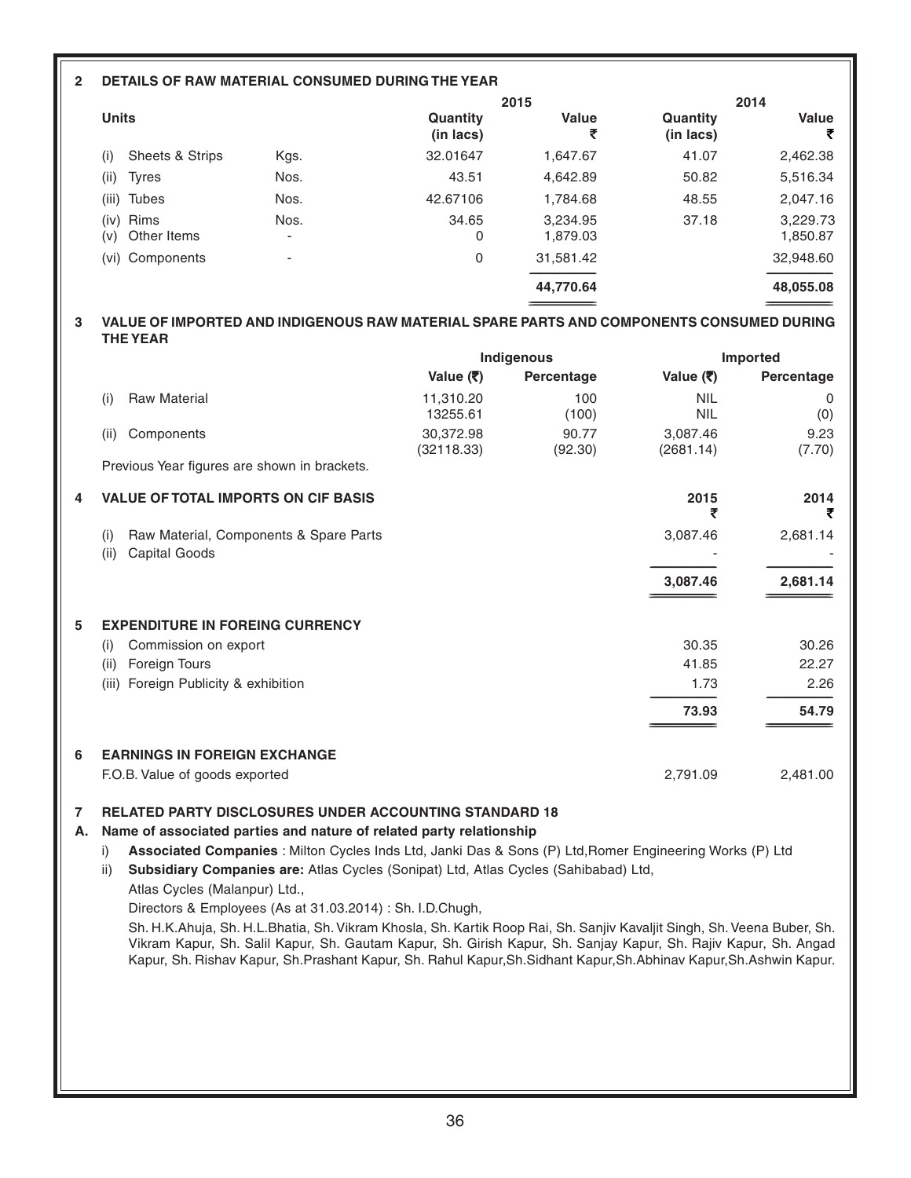## 2 DETAILS OF RAW MATERIAL CONSUMED DURING THE YEAR

| Units | | 2015 Quantity (in lacs) | 2015 Value ₹ | 2014 Quantity (in lacs) | 2014 Value ₹ |
|---|---|---|---|---|---|
| (i) Sheets & Strips | Kgs. | 32.01647 | 1,647.67 | 41.07 | 2,462.38 |
| (ii) Tyres | Nos. | 43.51 | 4,642.89 | 50.82 | 5,516.34 |
| (iii) Tubes | Nos. | 42.67106 | 1,784.68 | 48.55 | 2,047.16 |
| (iv) Rims | Nos. | 34.65 | 3,234.95 | 37.18 | 3,229.73 |
| (v) Other Items | - | 0 | 1,879.03 | | 1,850.87 |
| (vi) Components | - | 0 | 31,581.42 | | 32,948.60 |
| | | | **44,770.64** | | **48,055.08** |

## 3 VALUE OF IMPORTED AND INDIGENOUS RAW MATERIAL SPARE PARTS AND COMPONENTS CONSUMED DURING THE YEAR

| | Indigenous | | Imported | |
|---|---|---|---|---|
| | Value (₹) | Percentage | Value (₹) | Percentage |
| (i) Raw Material | 11,310.20<br>13255.61 | 100<br>(100) | NIL<br>NIL | 0<br>(0) |
| (ii) Components | 30,372.98<br>(32118.33) | 90.77<br>(92.30) | 3,087.46<br>(2681.14) | 9.23<br>(7.70) |

Previous Year figures are shown in brackets.

## 4 VALUE OF TOTAL IMPORTS ON CIF BASIS

| | 2015 ₹ | 2014 ₹ |
|---|---|---|
| (i) Raw Material, Components & Spare Parts | 3,087.46 | 2,681.14 |
| (ii) Capital Goods | - | - |
| | **3,087.46** | **2,681.14** |

## 5 EXPENDITURE IN FOREING CURRENCY

| | 2015 | 2014 |
|---|---|---|
| (i) Commission on export | 30.35 | 30.26 |
| (ii) Foreign Tours | 41.85 | 22.27 |
| (iii) Foreign Publicity & exhibition | 1.73 | 2.26 |
| | **73.93** | **54.79** |

## 6 EARNINGS IN FOREIGN EXCHANGE

| | 2015 | 2014 |
|---|---|---|
| F.O.B. Value of goods exported | 2,791.09 | 2,481.00 |

## 7 RELATED PARTY DISCLOSURES UNDER ACCOUNTING STANDARD 18

**A. Name of associated parties and nature of related party relationship**

i) **Associated Companies** : Milton Cycles Inds Ltd, Janki Das & Sons (P) Ltd,Romer Engineering Works (P) Ltd

ii) **Subsidiary Companies are:** Atlas Cycles (Sonipat) Ltd, Atlas Cycles (Sahibabad) Ltd, Atlas Cycles (Malanpur) Ltd.,

Directors & Employees (As at 31.03.2014) : Sh. I.D.Chugh,

Sh. H.K.Ahuja, Sh. H.L.Bhatia, Sh. Vikram Khosla, Sh. Kartik Roop Rai, Sh. Sanjiv Kavaljit Singh, Sh. Veena Buber, Sh. Vikram Kapur, Sh. Salil Kapur, Sh. Gautam Kapur, Sh. Girish Kapur, Sh. Sanjay Kapur, Sh. Rajiv Kapur, Sh. Angad Kapur, Sh. Rishav Kapur, Sh.Prashant Kapur, Sh. Rahul Kapur,Sh.Sidhant Kapur,Sh.Abhinav Kapur,Sh.Ashwin Kapur.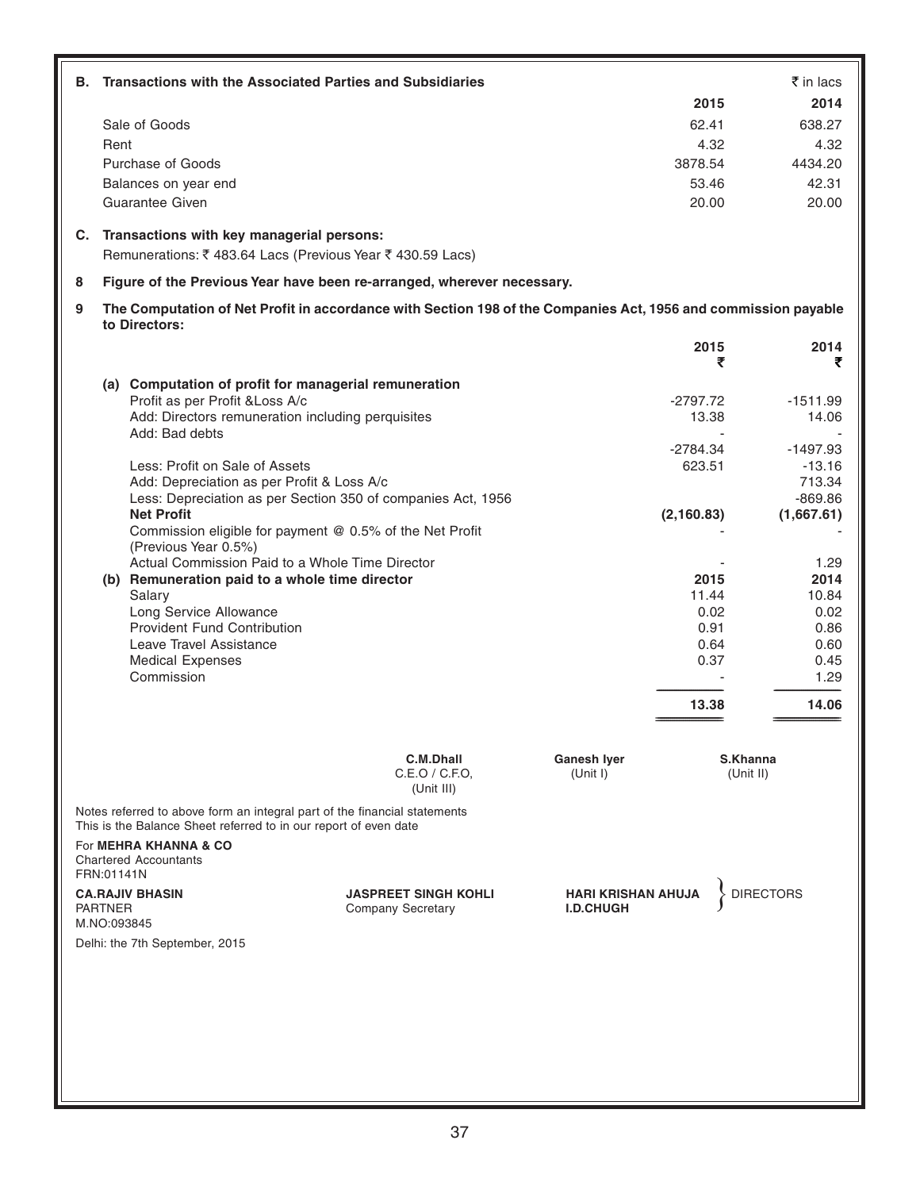**B. Transactions with the Associated Parties and Subsidiaries**

₹ in lacs

| | 2015 | 2014 |
|---|---|---|
| Sale of Goods | 62.41 | 638.27 |
| Rent | 4.32 | 4.32 |
| Purchase of Goods | 3878.54 | 4434.20 |
| Balances on year end | 53.46 | 42.31 |
| Guarantee Given | 20.00 | 20.00 |

**C. Transactions with key managerial persons:**

Remunerations: ₹ 483.64 Lacs (Previous Year ₹ 430.59 Lacs)

**8 Figure of the Previous Year have been re-arranged, wherever necessary.**

**9 The Computation of Net Profit in accordance with Section 198 of the Companies Act, 1956 and commission payable to Directors:**

| | 2015 ₹ | 2014 ₹ |
|---|---|---|
| **(a) Computation of profit for managerial remuneration** | | |
| Profit as per Profit &Loss A/c | -2797.72 | -1511.99 |
| Add: Directors remuneration including perquisites | 13.38 | 14.06 |
| Add: Bad debts | - | - |
| | -2784.34 | -1497.93 |
| Less: Profit on Sale of Assets | 623.51 | -13.16 |
| Add: Depreciation as per Profit & Loss A/c | | 713.34 |
| Less: Depreciation as per Section 350 of companies Act, 1956 | | -869.86 |
| **Net Profit** | **(2,160.83)** | **(1,667.61)** |
| Commission eligible for payment @ 0.5% of the Net Profit (Previous Year 0.5%) | - | - |
| Actual Commission Paid to a Whole Time Director | - | 1.29 |
| **(b) Remuneration paid to a whole time director** | **2015** | **2014** |
| Salary | 11.44 | 10.84 |
| Long Service Allowance | 0.02 | 0.02 |
| Provident Fund Contribution | 0.91 | 0.86 |
| Leave Travel Assistance | 0.64 | 0.60 |
| Medical Expenses | 0.37 | 0.45 |
| Commission | - | 1.29 |
| | **13.38** | **14.06** |

**C.M.Dhall**
C.E.O / C.F.O,
(Unit III)

**Ganesh Iyer**
(Unit I)

**S.Khanna**
(Unit II)

Notes referred to above form an integral part of the financial statements
This is the Balance Sheet referred to in our report of even date

For **MEHRA KHANNA & CO**
Chartered Accountants
FRN:01141N

**CA.RAJIV BHASIN**
PARTNER
M.NO:093845

**JASPREET SINGH KOHLI**
Company Secretary

**HARI KRISHAN AHUJA**
**I.D.CHUGH**
} DIRECTORS

Delhi: the 7th September, 2015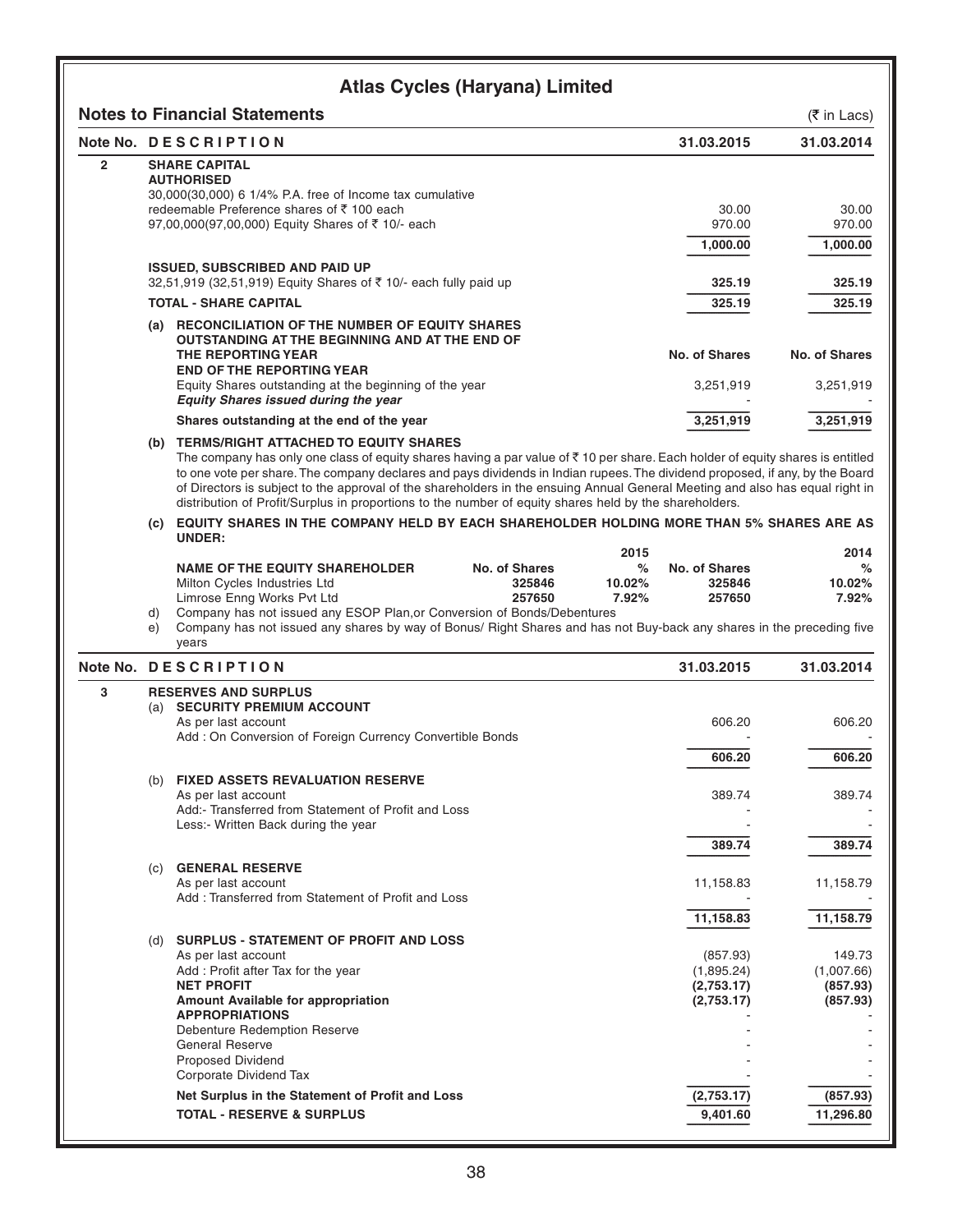# Atlas Cycles (Haryana) Limited

## Notes to Financial Statements

(₹ in Lacs)

| Note No. | DESCRIPTION | 31.03.2015 | 31.03.2014 |
|---|---|---|---|
| 2 | **SHARE CAPITAL** | | |
| | **AUTHORISED** | | |
| | 30,000(30,000) 6 1/4% P.A. free of Income tax cumulative redeemable Preference shares of ₹ 100 each | 30.00 | 30.00 |
| | 97,00,000(97,00,000) Equity Shares of ₹ 10/- each | 970.00 | 970.00 |
| | | **1,000.00** | **1,000.00** |
| | **ISSUED, SUBSCRIBED AND PAID UP** | | |
| | 32,51,919 (32,51,919) Equity Shares of ₹ 10/- each fully paid up | **325.19** | **325.19** |
| | **TOTAL - SHARE CAPITAL** | **325.19** | **325.19** |

**(a) RECONCILIATION OF THE NUMBER OF EQUITY SHARES OUTSTANDING AT THE BEGINNING AND AT THE END OF THE REPORTING YEAR**

| | No. of Shares | No. of Shares |
|---|---|---|
| **END OF THE REPORTING YEAR** | | |
| Equity Shares outstanding at the beginning of the year | 3,251,919 | 3,251,919 |
| ***Equity Shares issued during the year*** | - | - |
| **Shares outstanding at the end of the year** | **3,251,919** | **3,251,919** |

**(b) TERMS/RIGHT ATTACHED TO EQUITY SHARES**

The company has only one class of equity shares having a par value of ₹ 10 per share. Each holder of equity shares is entitled to one vote per share. The company declares and pays dividends in Indian rupees. The dividend proposed, if any, by the Board of Directors is subject to the approval of the shareholders in the ensuing Annual General Meeting and also has equal right in distribution of Profit/Surplus in proportions to the number of equity shares held by the shareholders.

**(c) EQUITY SHARES IN THE COMPANY HELD BY EACH SHAREHOLDER HOLDING MORE THAN 5% SHARES ARE AS UNDER:**

| NAME OF THE EQUITY SHAREHOLDER | No. of Shares (2015) | % (2015) | No. of Shares (2014) | % (2014) |
|---|---|---|---|---|
| Milton Cycles Industries Ltd | 325846 | 10.02% | 325846 | 10.02% |
| Limrose Enng Works Pvt Ltd | 257650 | 7.92% | 257650 | 7.92% |

d) Company has not issued any ESOP Plan,or Conversion of Bonds/Debentures

e) Company has not issued any shares by way of Bonus/ Right Shares and has not Buy-back any shares in the preceding five years

| Note No. | DESCRIPTION | 31.03.2015 | 31.03.2014 |
|---|---|---|---|
| 3 | **RESERVES AND SURPLUS** | | |
| | (a) **SECURITY PREMIUM ACCOUNT** | | |
| | As per last account | 606.20 | 606.20 |
| | Add : On Conversion of Foreign Currency Convertible Bonds | - | - |
| | | **606.20** | **606.20** |
| | (b) **FIXED ASSETS REVALUATION RESERVE** | | |
| | As per last account | 389.74 | 389.74 |
| | Add:- Transferred from Statement of Profit and Loss | - | - |
| | Less:- Written Back during the year | - | - |
| | | **389.74** | **389.74** |
| | (c) **GENERAL RESERVE** | | |
| | As per last account | 11,158.83 | 11,158.79 |
| | Add : Transferred from Statement of Profit and Loss | - | - |
| | | **11,158.83** | **11,158.79** |
| | (d) **SURPLUS - STATEMENT OF PROFIT AND LOSS** | | |
| | As per last account | (857.93) | 149.73 |
| | Add : Profit after Tax for the year | (1,895.24) | (1,007.66) |
| | **NET PROFIT** | **(2,753.17)** | **(857.93)** |
| | **Amount Available for appropriation** | **(2,753.17)** | **(857.93)** |
| | **APPROPRIATIONS** | - | - |
| | Debenture Redemption Reserve | - | - |
| | General Reserve | - | - |
| | Proposed Dividend | - | - |
| | Corporate Dividend Tax | - | - |
| | **Net Surplus in the Statement of Profit and Loss** | **(2,753.17)** | **(857.93)** |
| | **TOTAL - RESERVE & SURPLUS** | **9,401.60** | **11,296.80** |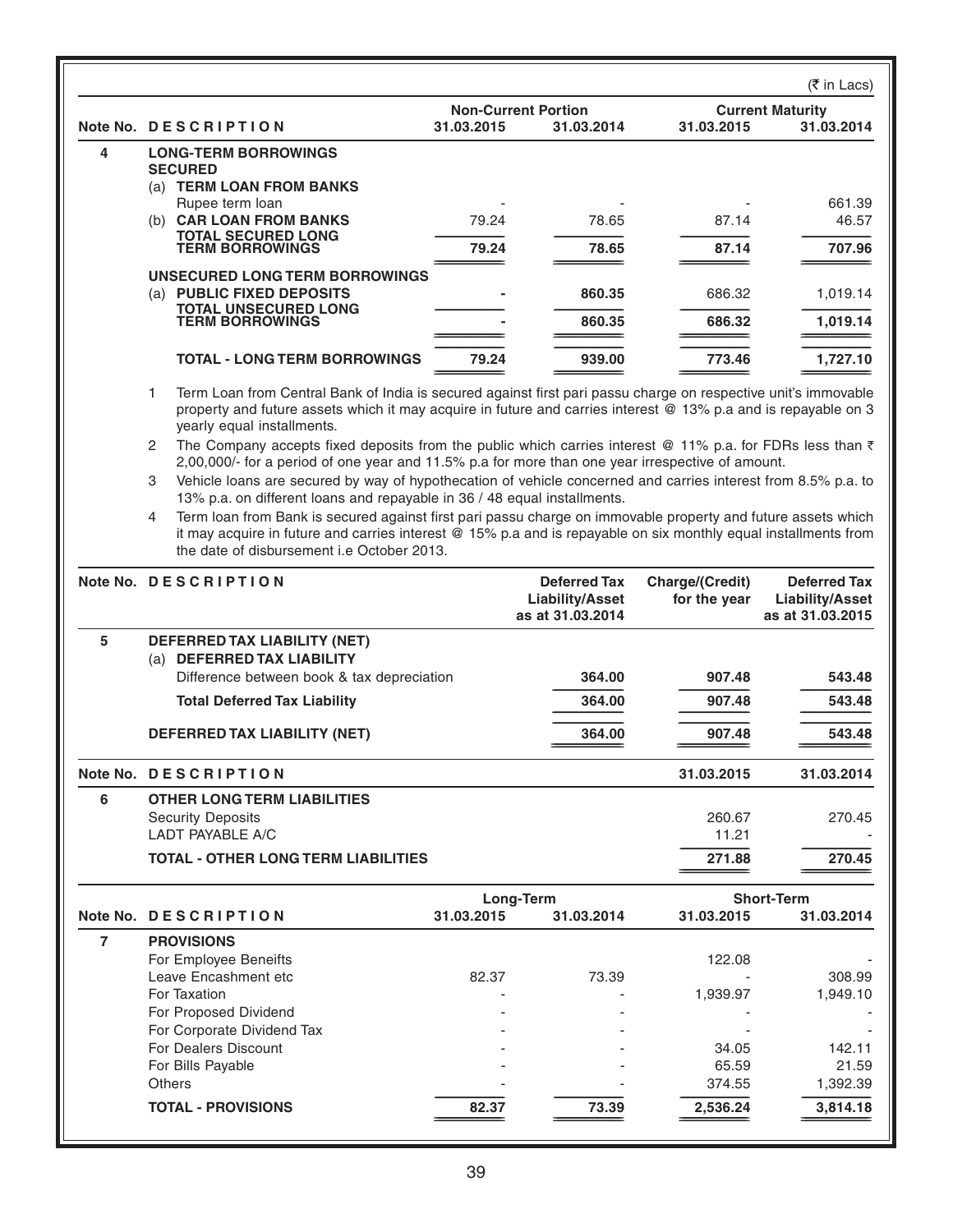(₹ in Lacs)

| Note No. | DESCRIPTION | Non-Current Portion 31.03.2015 | Non-Current Portion 31.03.2014 | Current Maturity 31.03.2015 | Current Maturity 31.03.2014 |
|---|---|---|---|---|---|
| 4 | **LONG-TERM BORROWINGS** | | | | |
| | **SECURED** | | | | |
| | (a) **TERM LOAN FROM BANKS** | | | | |
| | Rupee term loan | - | - | - | 661.39 |
| | (b) **CAR LOAN FROM BANKS** | 79.24 | 78.65 | 87.14 | 46.57 |
| | **TOTAL SECURED LONG TERM BORROWINGS** | **79.24** | **78.65** | **87.14** | **707.96** |
| | **UNSECURED LONG TERM BORROWINGS** | | | | |
| | (a) **PUBLIC FIXED DEPOSITS** | - | 860.35 | 686.32 | 1,019.14 |
| | **TOTAL UNSECURED LONG TERM BORROWINGS** | - | **860.35** | **686.32** | **1,019.14** |
| | **TOTAL - LONG TERM BORROWINGS** | **79.24** | **939.00** | **773.46** | **1,727.10** |

1. Term Loan from Central Bank of India is secured against first pari passu charge on respective unit's immovable property and future assets which it may acquire in future and carries interest @ 13% p.a and is repayable on 3 yearly equal installments.
2. The Company accepts fixed deposits from the public which carries interest @ 11% p.a. for FDRs less than ₹ 2,00,000/- for a period of one year and 11.5% p.a for more than one year irrespective of amount.
3. Vehicle loans are secured by way of hypothecation of vehicle concerned and carries interest from 8.5% p.a. to 13% p.a. on different loans and repayable in 36 / 48 equal installments.
4. Term loan from Bank is secured against first pari passu charge on immovable property and future assets which it may acquire in future and carries interest @ 15% p.a and is repayable on six monthly equal installments from the date of disbursement i.e October 2013.

| Note No. | DESCRIPTION | Deferred Tax Liability/Asset as at 31.03.2014 | Charge/(Credit) for the year | Deferred Tax Liability/Asset as at 31.03.2015 |
|---|---|---|---|---|
| 5 | **DEFERRED TAX LIABILITY (NET)** | | | |
| | (a) **DEFERRED TAX LIABILITY** | | | |
| | Difference between book & tax depreciation | **364.00** | **907.48** | **543.48** |
| | **Total Deferred Tax Liability** | **364.00** | **907.48** | **543.48** |
| | **DEFERRED TAX LIABILITY (NET)** | **364.00** | **907.48** | **543.48** |

| Note No. | DESCRIPTION | 31.03.2015 | 31.03.2014 |
|---|---|---|---|
| 6 | **OTHER LONG TERM LIABILITIES** | | |
| | Security Deposits | 260.67 | 270.45 |
| | LADT PAYABLE A/C | 11.21 | - |
| | **TOTAL - OTHER LONG TERM LIABILITIES** | **271.88** | **270.45** |

| Note No. | DESCRIPTION | Long-Term 31.03.2015 | Long-Term 31.03.2014 | Short-Term 31.03.2015 | Short-Term 31.03.2014 |
|---|---|---|---|---|---|
| 7 | **PROVISIONS** | | | | |
| | For Employee Beneifts | | | 122.08 | - |
| | Leave Encashment etc | 82.37 | 73.39 | - | 308.99 |
| | For Taxation | - | - | 1,939.97 | 1,949.10 |
| | For Proposed Dividend | - | - | - | - |
| | For Corporate Dividend Tax | - | - | - | - |
| | For Dealers Discount | - | - | 34.05 | 142.11 |
| | For Bills Payable | - | - | 65.59 | 21.59 |
| | Others | - | - | 374.55 | 1,392.39 |
| | **TOTAL - PROVISIONS** | **82.37** | **73.39** | **2,536.24** | **3,814.18** |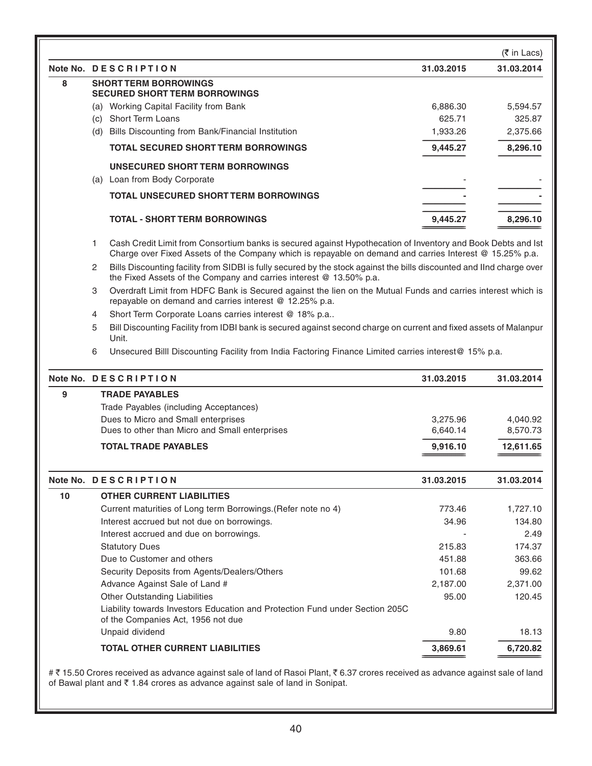(₹ in Lacs)

| Note No. | DESCRIPTION | 31.03.2015 | 31.03.2014 |
|---|---|---|---|
| 8 | **SHORT TERM BORROWINGS** | | |
| | **SECURED SHORT TERM BORROWINGS** | | |
| | (a) Working Capital Facility from Bank | 6,886.30 | 5,594.57 |
| | (c) Short Term Loans | 625.71 | 325.87 |
| | (d) Bills Discounting from Bank/Financial Institution | 1,933.26 | 2,375.66 |
| | **TOTAL SECURED SHORT TERM BORROWINGS** | **9,445.27** | **8,296.10** |
| | **UNSECURED SHORT TERM BORROWINGS** | | |
| | (a) Loan from Body Corporate | - | - |
| | **TOTAL UNSECURED SHORT TERM BORROWINGS** | **-** | **-** |
| | **TOTAL - SHORT TERM BORROWINGS** | **9,445.27** | **8,296.10** |

1. Cash Credit Limit from Consortium banks is secured against Hypothecation of Inventory and Book Debts and Ist Charge over Fixed Assets of the Company which is repayable on demand and carries Interest @ 15.25% p.a.
2. Bills Discounting facility from SIDBI is fully secured by the stock against the bills discounted and IInd charge over the Fixed Assets of the Company and carries interest @ 13.50% p.a.
3. Overdraft Limit from HDFC Bank is Secured against the lien on the Mutual Funds and carries interest which is repayable on demand and carries interest @ 12.25% p.a.
4. Short Term Corporate Loans carries interest @ 18% p.a..
5. Bill Discounting Facility from IDBI bank is secured against second charge on current and fixed assets of Malanpur Unit.
6. Unsecured Billl Discounting Facility from India Factoring Finance Limited carries interest@ 15% p.a.

| Note No. | DESCRIPTION | 31.03.2015 | 31.03.2014 |
|---|---|---|---|
| 9 | **TRADE PAYABLES** | | |
| | Trade Payables (including Acceptances) | | |
| | Dues to Micro and Small enterprises | 3,275.96 | 4,040.92 |
| | Dues to other than Micro and Small enterprises | 6,640.14 | 8,570.73 |
| | **TOTAL TRADE PAYABLES** | **9,916.10** | **12,611.65** |

| Note No. | DESCRIPTION | 31.03.2015 | 31.03.2014 |
|---|---|---|---|
| 10 | **OTHER CURRENT LIABILITIES** | | |
| | Current maturities of Long term Borrowings.(Refer note no 4) | 773.46 | 1,727.10 |
| | Interest accrued but not due on borrowings. | 34.96 | 134.80 |
| | Interest accrued and due on borrowings. | - | 2.49 |
| | Statutory Dues | 215.83 | 174.37 |
| | Due to Customer and others | 451.88 | 363.66 |
| | Security Deposits from Agents/Dealers/Others | 101.68 | 99.62 |
| | Advance Against Sale of Land # | 2,187.00 | 2,371.00 |
| | Other Outstanding Liabilities | 95.00 | 120.45 |
| | Liability towards Investors Education and Protection Fund under Section 205C of the Companies Act, 1956 not due | | |
| | Unpaid dividend | 9.80 | 18.13 |
| | **TOTAL OTHER CURRENT LIABILITIES** | **3,869.61** | **6,720.82** |

# ₹ 15.50 Crores received as advance against sale of land of Rasoi Plant, ₹ 6.37 crores received as advance against sale of land of Bawal plant and ₹ 1.84 crores as advance against sale of land in Sonipat.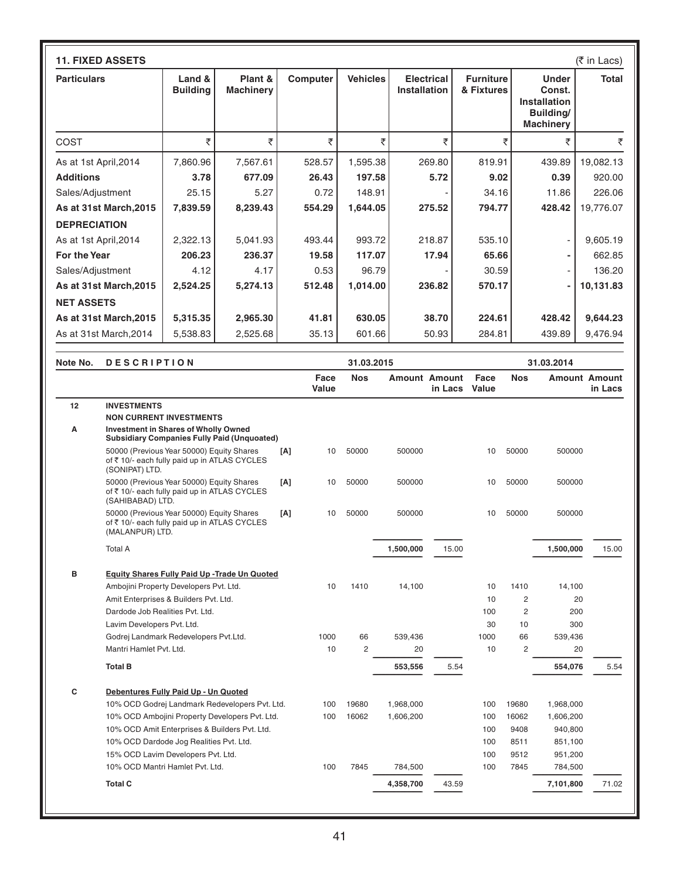## 11. FIXED ASSETS

(₹ in Lacs)

| Particulars | Land & Building | Plant & Machinery | Computer | Vehicles | Electrical Installation | Furniture & Fixtures | Under Const. Installation Building/ Machinery | Total |
|---|---|---|---|---|---|---|---|---|
| COST | ₹ | ₹ | ₹ | ₹ | ₹ | ₹ | ₹ | ₹ |
| As at 1st April,2014 | 7,860.96 | 7,567.61 | 528.57 | 1,595.38 | 269.80 | 819.91 | 439.89 | 19,082.13 |
| **Additions** | **3.78** | **677.09** | **26.43** | **197.58** | **5.72** | **9.02** | **0.39** | 920.00 |
| Sales/Adjustment | 25.15 | 5.27 | 0.72 | 148.91 | - | 34.16 | 11.86 | 226.06 |
| **As at 31st March,2015** | **7,839.59** | **8,239.43** | **554.29** | **1,644.05** | **275.52** | **794.77** | **428.42** | 19,776.07 |
| **DEPRECIATION** | | | | | | | | |
| As at 1st April,2014 | 2,322.13 | 5,041.93 | 493.44 | 993.72 | 218.87 | 535.10 | - | 9,605.19 |
| **For the Year** | **206.23** | **236.37** | **19.58** | **117.07** | **17.94** | **65.66** | **-** | 662.85 |
| Sales/Adjustment | 4.12 | 4.17 | 0.53 | 96.79 | - | 30.59 | - | 136.20 |
| **As at 31st March,2015** | **2,524.25** | **5,274.13** | **512.48** | **1,014.00** | **236.82** | **570.17** | **-** | **10,131.83** |
| **NET ASSETS** | | | | | | | | |
| **As at 31st March,2015** | **5,315.35** | **2,965.30** | **41.81** | **630.05** | **38.70** | **224.61** | **428.42** | **9,644.23** |
| As at 31st March,2014 | 5,538.83 | 2,525.68 | 35.13 | 601.66 | 50.93 | 284.81 | 439.89 | 9,476.94 |

| Note No. | DESCRIPTION | | 31.03.2015 | | | | 31.03.2014 | | | |
|---|---|---|---|---|---|---|---|---|---|---|
| | | | Face Value | Nos | Amount | Amount in Lacs | Face Value | Nos | Amount | Amount in Lacs |
| **12** | **INVESTMENTS** | | | | | | | | | |
| | **NON CURRENT INVESTMENTS** | | | | | | | | | |
| **A** | **Investment in Shares of Wholly Owned Subsidiary Companies Fully Paid (Unquoated)** | | | | | | | | | |
| | 50000 (Previous Year 50000) Equity Shares of ₹ 10/- each fully paid up in ATLAS CYCLES (SONIPAT) LTD. | [A] | 10 | 50000 | 500000 | | 10 | 50000 | 500000 | |
| | 50000 (Previous Year 50000) Equity Shares of ₹ 10/- each fully paid up in ATLAS CYCLES (SAHIBABAD) LTD. | [A] | 10 | 50000 | 500000 | | 10 | 50000 | 500000 | |
| | 50000 (Previous Year 50000) Equity Shares of ₹ 10/- each fully paid up in ATLAS CYCLES (MALANPUR) LTD. | [A] | 10 | 50000 | 500000 | | 10 | 50000 | 500000 | |
| | Total A | | | | **1,500,000** | 15.00 | | | **1,500,000** | 15.00 |
| **B** | **Equity Shares Fully Paid Up -Trade Un Quoted** | | | | | | | | | |
| | Ambojini Property Developers Pvt. Ltd. | | 10 | 1410 | 14,100 | | 10 | 1410 | 14,100 | |
| | Amit Enterprises & Builders Pvt. Ltd. | | | | | | 10 | 2 | 20 | |
| | Dardode Job Realities Pvt. Ltd. | | | | | | 100 | 2 | 200 | |
| | Lavim Developers Pvt. Ltd. | | | | | | 30 | 10 | 300 | |
| | Godrej Landmark Redevelopers Pvt.Ltd. | | 1000 | 66 | 539,436 | | 1000 | 66 | 539,436 | |
| | Mantri Hamlet Pvt. Ltd. | | 10 | 2 | 20 | | 10 | 2 | 20 | |
| | **Total B** | | | | **553,556** | 5.54 | | | **554,076** | 5.54 |
| **C** | **Debentures Fully Paid Up - Un Quoted** | | | | | | | | | |
| | 10% OCD Godrej Landmark Redevelopers Pvt. Ltd. | | 100 | 19680 | 1,968,000 | | 100 | 19680 | 1,968,000 | |
| | 10% OCD Ambojini Property Developers Pvt. Ltd. | | 100 | 16062 | 1,606,200 | | 100 | 16062 | 1,606,200 | |
| | 10% OCD Amit Enterprises & Builders Pvt. Ltd. | | | | | | 100 | 9408 | 940,800 | |
| | 10% OCD Dardode Jog Realities Pvt. Ltd. | | | | | | 100 | 8511 | 851,100 | |
| | 15% OCD Lavim Developers Pvt. Ltd. | | | | | | 100 | 9512 | 951,200 | |
| | 10% OCD Mantri Hamlet Pvt. Ltd. | | 100 | 7845 | 784,500 | | 100 | 7845 | 784,500 | |
| | **Total C** | | | | **4,358,700** | 43.59 | | | **7,101,800** | 71.02 |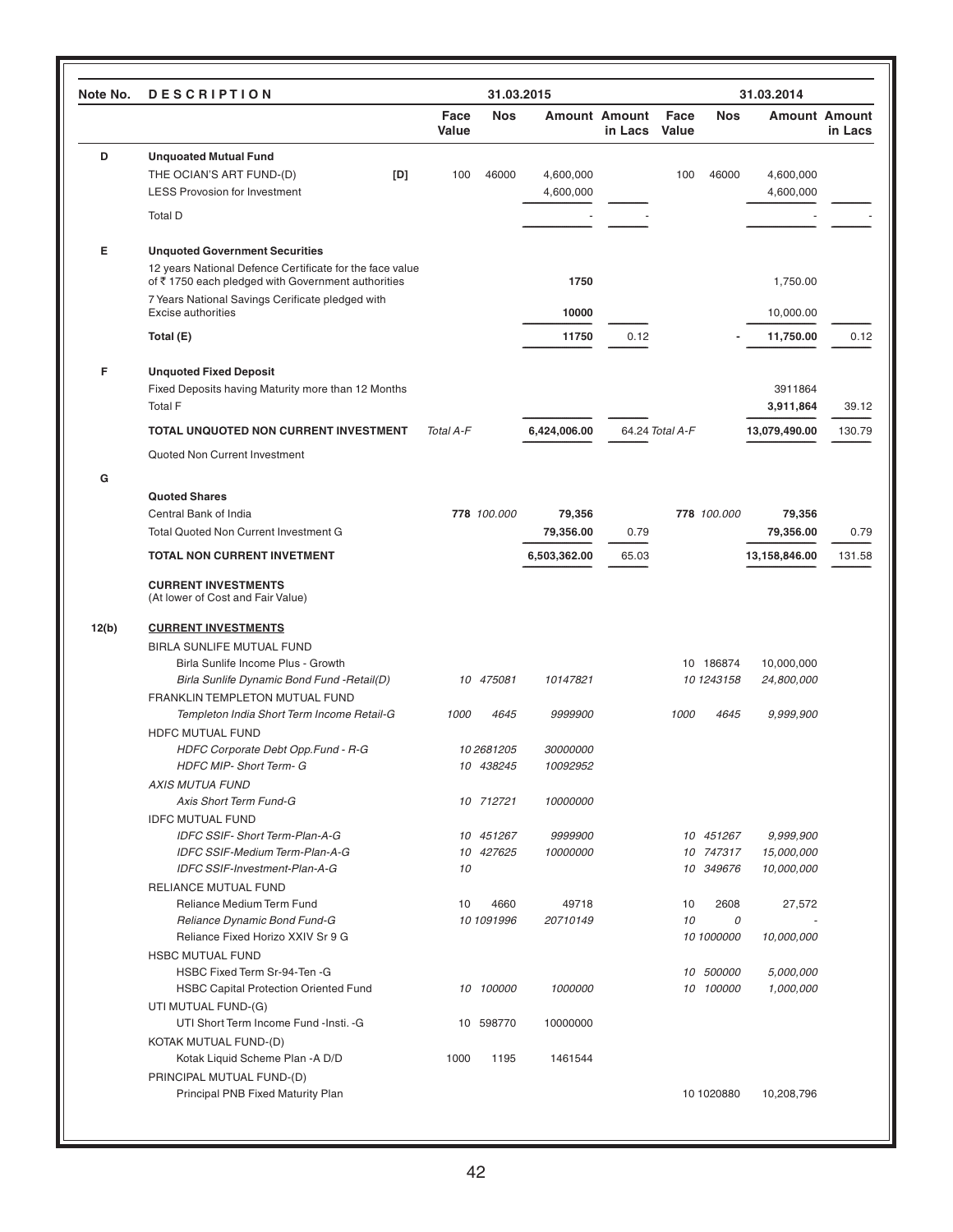| Note No. | DESCRIPTION | 31.03.2015 | | | | 31.03.2014 | | | |
|---|---|---|---|---|---|---|---|---|---|
| | | Face Value | Nos | Amount | Amount in Lacs | Face Value | Nos | Amount | Amount in Lacs |
| D | **Unquoated Mutual Fund** | | | | | | | | |
| | THE OCIAN'S ART FUND-(D) [D] | 100 | 46000 | 4,600,000 | | 100 | 46000 | 4,600,000 | |
| | LESS Provosion for Investment | | | 4,600,000 | | | | 4,600,000 | |
| | Total D | | | - | - | | | - | - |
| E | **Unquoted Government Securities** | | | | | | | | |
| | 12 years National Defence Certificate for the face value of ₹ 1750 each pledged with Government authorities | | | **1750** | | | | 1,750.00 | |
| | 7 Years National Savings Cerificate pledged with Excise authorities | | | **10000** | | | | 10,000.00 | |
| | **Total (E)** | | | **11750** | 0.12 | | - | **11,750.00** | 0.12 |
| F | **Unquoted Fixed Deposit** | | | | | | | | |
| | Fixed Deposits having Maturity more than 12 Months | | | | | | | 3911864 | |
| | Total F | | | | | | | **3,911,864** | 39.12 |
| | **TOTAL UNQUOTED NON CURRENT INVESTMENT** | *Total A-F* | | **6,424,006.00** | 64.24 | *Total A-F* | | **13,079,490.00** | 130.79 |
| | Quoted Non Current Investment | | | | | | | | |
| G | | | | | | | | | |
| | **Quoted Shares** | | | | | | | | |
| | Central Bank of India | **778** | *100.000* | **79,356** | | **778** | *100.000* | **79,356** | |
| | Total Quoted Non Current Investment G | | | **79,356.00** | 0.79 | | | **79,356.00** | 0.79 |
| | **TOTAL NON CURRENT INVETMENT** | | | **6,503,362.00** | 65.03 | | | **13,158,846.00** | 131.58 |
| | **CURRENT INVESTMENTS** (At lower of Cost and Fair Value) | | | | | | | | |
| **12(b)** | **CURRENT INVESTMENTS** | | | | | | | | |
| | BIRLA SUNLIFE MUTUAL FUND | | | | | | | | |
| | Birla Sunlife Income Plus - Growth | | | | | 10 | 186874 | 10,000,000 | |
| | *Birla Sunlife Dynamic Bond Fund -Retail(D)* | *10* | *475081* | *10147821* | | *10* | *1243158* | *24,800,000* | |
| | FRANKLIN TEMPLETON MUTUAL FUND | | | | | | | | |
| | *Templeton India Short Term Income Retail-G* | *1000* | *4645* | *9999900* | | *1000* | *4645* | *9,999,900* | |
| | HDFC MUTUAL FUND | | | | | | | | |
| | *HDFC Corporate Debt Opp.Fund - R-G* | *10* | *2681205* | *30000000* | | | | | |
| | *HDFC MIP- Short Term- G* | *10* | *438245* | *10092952* | | | | | |
| | *AXIS MUTUA FUND* | | | | | | | | |
| | *Axis Short Term Fund-G* | *10* | *712721* | *10000000* | | | | | |
| | IDFC MUTUAL FUND | | | | | | | | |
| | *IDFC SSIF- Short Term-Plan-A-G* | *10* | *451267* | *9999900* | | *10* | *451267* | *9,999,900* | |
| | *IDFC SSIF-Medium Term-Plan-A-G* | *10* | *427625* | *10000000* | | *10* | *747317* | *15,000,000* | |
| | *IDFC SSIF-Investment-Plan-A-G* | *10* | | | | *10* | *349676* | *10,000,000* | |
| | RELIANCE MUTUAL FUND | | | | | | | | |
| | Reliance Medium Term Fund | 10 | 4660 | 49718 | | 10 | 2608 | 27,572 | |
| | *Reliance Dynamic Bond Fund-G* | *10* | *1091996* | *20710149* | | *10* | *0* | - | |
| | Reliance Fixed Horizo XXIV Sr 9 G | | | | | *10* | *1000000* | *10,000,000* | |
| | HSBC MUTUAL FUND | | | | | | | | |
| | HSBC Fixed Term Sr-94-Ten -G | | | | | *10* | *500000* | *5,000,000* | |
| | HSBC Capital Protection Oriented Fund | *10* | *100000* | *1000000* | | *10* | *100000* | *1,000,000* | |
| | UTI MUTUAL FUND-(G) | | | | | | | | |
| | UTI Short Term Income Fund -Insti. -G | 10 | 598770 | 10000000 | | | | | |
| | KOTAK MUTUAL FUND-(D) | | | | | | | | |
| | Kotak Liquid Scheme Plan -A D/D | 1000 | 1195 | 1461544 | | | | | |
| | PRINCIPAL MUTUAL FUND-(D) | | | | | | | | |
| | Principal PNB Fixed Maturity Plan | | | | | 10 | 1020880 | 10,208,796 | |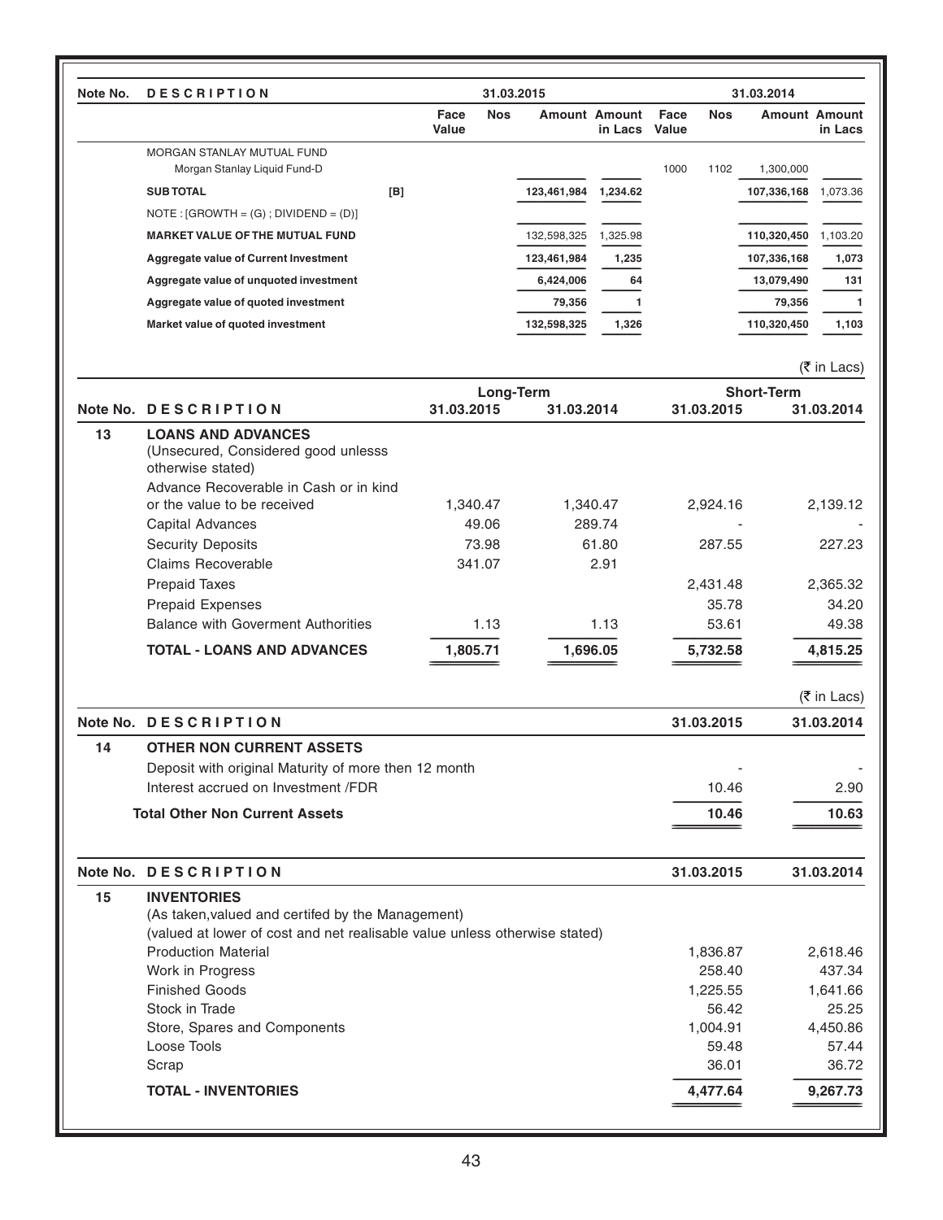| Note No. | DESCRIPTION | | 31.03.2015 | | | | 31.03.2014 | | | |
|---|---|---|---|---|---|---|---|---|---|---|
| | | | Face Value | Nos | Amount | Amount in Lacs | Face Value | Nos | Amount | Amount in Lacs |
| | MORGAN STANLAY MUTUAL FUND | | | | | | | | | |
| | Morgan Stanlay Liquid Fund-D | | | | | | 1000 | 1102 | 1,300,000 | |
| | **SUB TOTAL** | [B] | | | **123,461,984** | **1,234.62** | | | **107,336,168** | 1,073.36 |
| | NOTE : [GROWTH = (G) ; DIVIDEND = (D)] | | | | | | | | | |
| | **MARKET VALUE OF THE MUTUAL FUND** | | | | 132,598,325 | 1,325.98 | | | **110,320,450** | 1,103.20 |
| | **Aggregate value of Current Investment** | | | | **123,461,984** | **1,235** | | | **107,336,168** | **1,073** |
| | **Aggregate value of unquoted investment** | | | | **6,424,006** | **64** | | | **13,079,490** | **131** |
| | **Aggregate value of quoted investment** | | | | **79,356** | **1** | | | **79,356** | **1** |
| | **Market value of quoted investment** | | | | **132,598,325** | **1,326** | | | **110,320,450** | **1,103** |

(₹ in Lacs)

| Note No. | DESCRIPTION | Long-Term | | Short-Term | |
|---|---|---|---|---|---|
| | | 31.03.2015 | 31.03.2014 | 31.03.2015 | 31.03.2014 |
| 13 | **LOANS AND ADVANCES** (Unsecured, Considered good unlesss otherwise stated) | | | | |
| | Advance Recoverable in Cash or in kind or the value to be received | 1,340.47 | 1,340.47 | 2,924.16 | 2,139.12 |
| | Capital Advances | 49.06 | 289.74 | - | - |
| | Security Deposits | 73.98 | 61.80 | 287.55 | 227.23 |
| | Claims Recoverable | 341.07 | 2.91 | | |
| | Prepaid Taxes | | | 2,431.48 | 2,365.32 |
| | Prepaid Expenses | | | 35.78 | 34.20 |
| | Balance with Goverment Authorities | 1.13 | 1.13 | 53.61 | 49.38 |
| | **TOTAL - LOANS AND ADVANCES** | **1,805.71** | **1,696.05** | **5,732.58** | **4,815.25** |

(₹ in Lacs)

| Note No. | DESCRIPTION | 31.03.2015 | 31.03.2014 |
|---|---|---|---|
| 14 | **OTHER NON CURRENT ASSETS** | | |
| | Deposit with original Maturity of more then 12 month | - | - |
| | Interest accrued on Investment /FDR | 10.46 | 2.90 |
| | **Total Other Non Current Assets** | **10.46** | **10.63** |

| Note No. | DESCRIPTION | 31.03.2015 | 31.03.2014 |
|---|---|---|---|
| 15 | **INVENTORIES** (As taken,valued and certifed by the Management) (valued at lower of cost and net realisable value unless otherwise stated) | | |
| | Production Material | 1,836.87 | 2,618.46 |
| | Work in Progress | 258.40 | 437.34 |
| | Finished Goods | 1,225.55 | 1,641.66 |
| | Stock in Trade | 56.42 | 25.25 |
| | Store, Spares and Components | 1,004.91 | 4,450.86 |
| | Loose Tools | 59.48 | 57.44 |
| | Scrap | 36.01 | 36.72 |
| | **TOTAL - INVENTORIES** | **4,477.64** | **9,267.73** |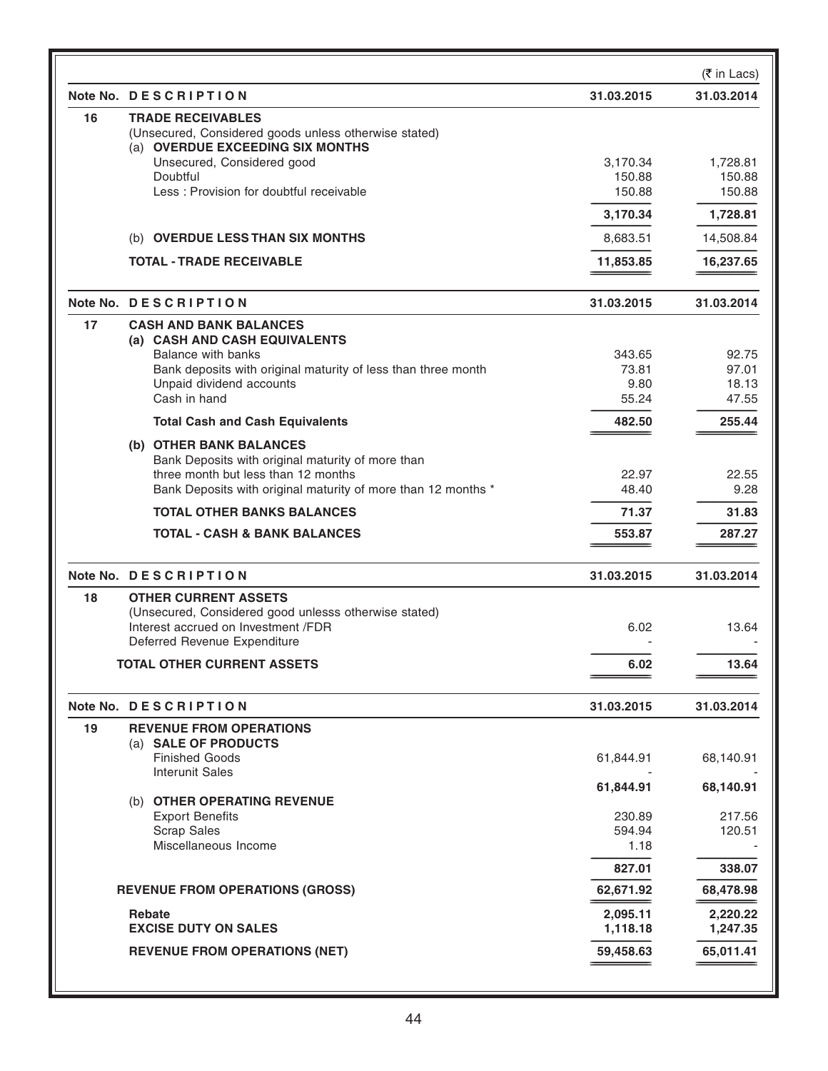(₹ in Lacs)

| Note No. | DESCRIPTION | 31.03.2015 | 31.03.2014 |
|---|---|---|---|
| 16 | **TRADE RECEIVABLES** | | |
| | (Unsecured, Considered goods unless otherwise stated) | | |
| | (a) **OVERDUE EXCEEDING SIX MONTHS** | | |
| | Unsecured, Considered good | 3,170.34 | 1,728.81 |
| | Doubtful | 150.88 | 150.88 |
| | Less : Provision for doubtful receivable | 150.88 | 150.88 |
| | | **3,170.34** | **1,728.81** |
| | (b) **OVERDUE LESS THAN SIX MONTHS** | 8,683.51 | 14,508.84 |
| | **TOTAL - TRADE RECEIVABLE** | **11,853.85** | **16,237.65** |

| Note No. | DESCRIPTION | 31.03.2015 | 31.03.2014 |
|---|---|---|---|
| 17 | **CASH AND BANK BALANCES** | | |
| | (a) **CASH AND CASH EQUIVALENTS** | | |
| | Balance with banks | 343.65 | 92.75 |
| | Bank deposits with original maturity of less than three month | 73.81 | 97.01 |
| | Unpaid dividend accounts | 9.80 | 18.13 |
| | Cash in hand | 55.24 | 47.55 |
| | **Total Cash and Cash Equivalents** | **482.50** | **255.44** |
| | (b) **OTHER BANK BALANCES** | | |
| | Bank Deposits with original maturity of more than three month but less than 12 months | 22.97 | 22.55 |
| | Bank Deposits with original maturity of more than 12 months * | 48.40 | 9.28 |
| | **TOTAL OTHER BANKS BALANCES** | **71.37** | **31.83** |
| | **TOTAL - CASH & BANK BALANCES** | **553.87** | **287.27** |

| Note No. | DESCRIPTION | 31.03.2015 | 31.03.2014 |
|---|---|---|---|
| 18 | **OTHER CURRENT ASSETS** | | |
| | (Unsecured, Considered good unlesss otherwise stated) | | |
| | Interest accrued on Investment /FDR | 6.02 | 13.64 |
| | Deferred Revenue Expenditure | - | - |
| | **TOTAL OTHER CURRENT ASSETS** | **6.02** | **13.64** |

| Note No. | DESCRIPTION | 31.03.2015 | 31.03.2014 |
|---|---|---|---|
| 19 | **REVENUE FROM OPERATIONS** | | |
| | (a) **SALE OF PRODUCTS** | | |
| | Finished Goods | 61,844.91 | 68,140.91 |
| | Interunit Sales | - | - |
| | | 61,844.91 | 68,140.91 |
| | (b) **OTHER OPERATING REVENUE** | | |
| | Export Benefits | 230.89 | 217.56 |
| | Scrap Sales | 594.94 | 120.51 |
| | Miscellaneous Income | 1.18 | - |
| | | 827.01 | 338.07 |
| | **REVENUE FROM OPERATIONS (GROSS)** | 62,671.92 | 68,478.98 |
| | **Rebate** | **2,095.11** | **2,220.22** |
| | **EXCISE DUTY ON SALES** | **1,118.18** | **1,247.35** |
| | **REVENUE FROM OPERATIONS (NET)** | **59,458.63** | **65,011.41** |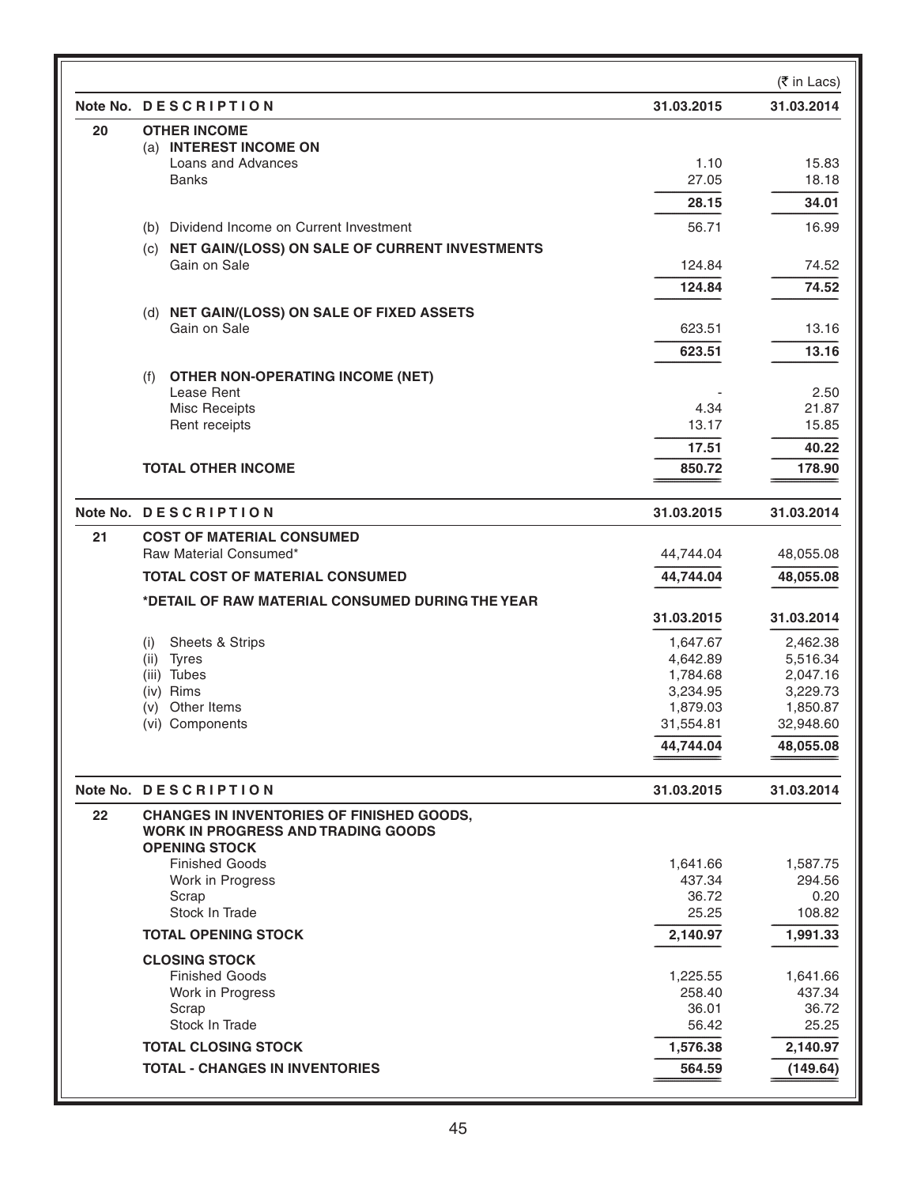(₹ in Lacs)

| Note No. | DESCRIPTION | 31.03.2015 | 31.03.2014 |
|---|---|---|---|
| 20 | **OTHER INCOME** | | |
| | (a) **INTEREST INCOME ON** | | |
| | Loans and Advances | 1.10 | 15.83 |
| | Banks | 27.05 | 18.18 |
| | | **28.15** | **34.01** |
| | (b) Dividend Income on Current Investment | 56.71 | 16.99 |
| | (c) **NET GAIN/(LOSS) ON SALE OF CURRENT INVESTMENTS** | | |
| | Gain on Sale | 124.84 | 74.52 |
| | | **124.84** | **74.52** |
| | (d) **NET GAIN/(LOSS) ON SALE OF FIXED ASSETS** | | |
| | Gain on Sale | 623.51 | 13.16 |
| | | **623.51** | **13.16** |
| | (f) **OTHER NON-OPERATING INCOME (NET)** | | |
| | Lease Rent | - | 2.50 |
| | Misc Receipts | 4.34 | 21.87 |
| | Rent receipts | 13.17 | 15.85 |
| | | **17.51** | **40.22** |
| | **TOTAL OTHER INCOME** | **850.72** | **178.90** |

| Note No. | DESCRIPTION | 31.03.2015 | 31.03.2014 |
|---|---|---|---|
| 21 | **COST OF MATERIAL CONSUMED** | | |
| | Raw Material Consumed* | 44,744.04 | 48,055.08 |
| | **TOTAL COST OF MATERIAL CONSUMED** | **44,744.04** | **48,055.08** |
| | ***DETAIL OF RAW MATERIAL CONSUMED DURING THE YEAR** | | |
| | | **31.03.2015** | **31.03.2014** |
| | (i) Sheets & Strips | 1,647.67 | 2,462.38 |
| | (ii) Tyres | 4,642.89 | 5,516.34 |
| | (iii) Tubes | 1,784.68 | 2,047.16 |
| | (iv) Rims | 3,234.95 | 3,229.73 |
| | (v) Other Items | 1,879.03 | 1,850.87 |
| | (vi) Components | 31,554.81 | 32,948.60 |
| | | **44,744.04** | **48,055.08** |

| Note No. | DESCRIPTION | 31.03.2015 | 31.03.2014 |
|---|---|---|---|
| 22 | **CHANGES IN INVENTORIES OF FINISHED GOODS, WORK IN PROGRESS AND TRADING GOODS** | | |
| | **OPENING STOCK** | | |
| | Finished Goods | 1,641.66 | 1,587.75 |
| | Work in Progress | 437.34 | 294.56 |
| | Scrap | 36.72 | 0.20 |
| | Stock In Trade | 25.25 | 108.82 |
| | **TOTAL OPENING STOCK** | **2,140.97** | **1,991.33** |
| | **CLOSING STOCK** | | |
| | Finished Goods | 1,225.55 | 1,641.66 |
| | Work in Progress | 258.40 | 437.34 |
| | Scrap | 36.01 | 36.72 |
| | Stock In Trade | 56.42 | 25.25 |
| | **TOTAL CLOSING STOCK** | **1,576.38** | **2,140.97** |
| | **TOTAL - CHANGES IN INVENTORIES** | **564.59** | **(149.64)** |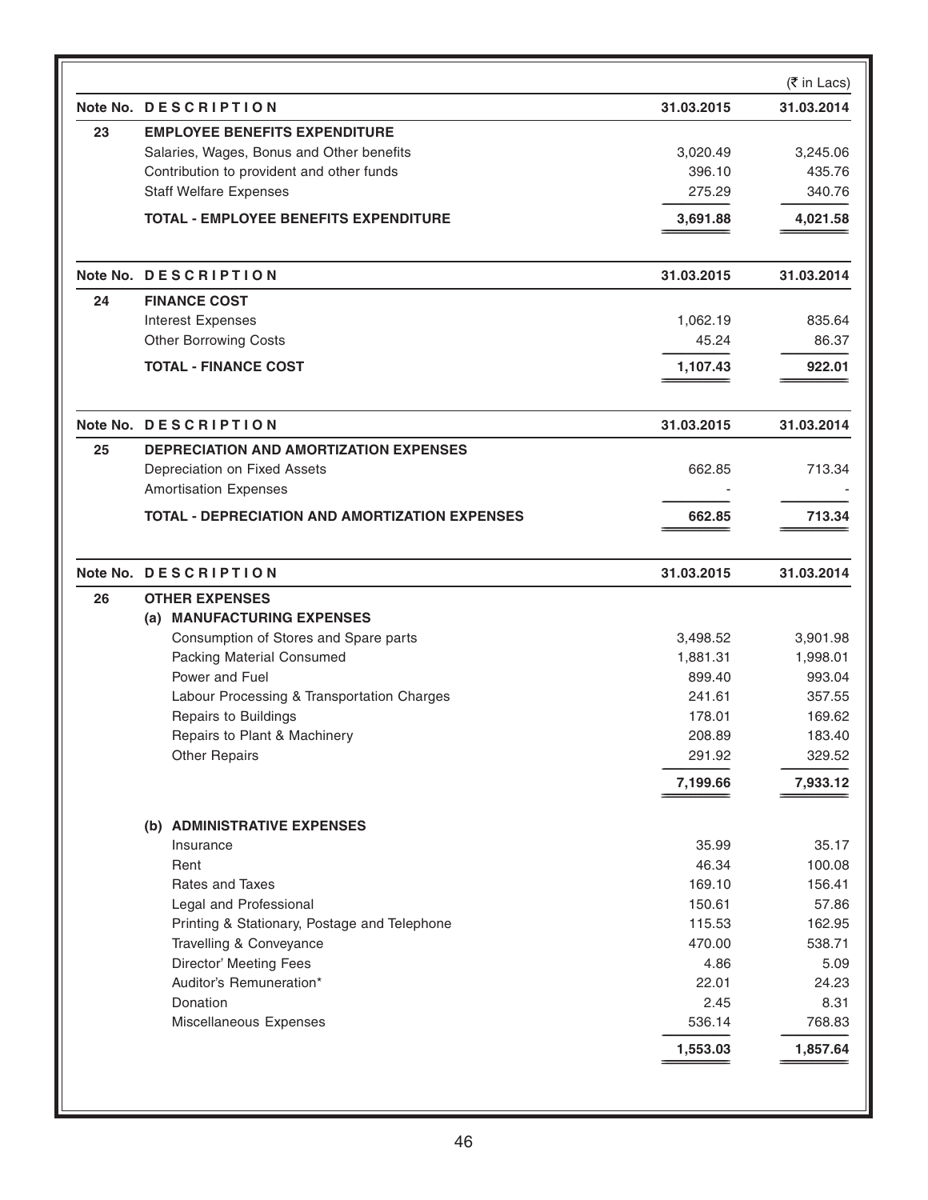(₹ in Lacs)

| Note No. | DESCRIPTION | 31.03.2015 | 31.03.2014 |
|---|---|---|---|
| 23 | **EMPLOYEE BENEFITS EXPENDITURE** | | |
| | Salaries, Wages, Bonus and Other benefits | 3,020.49 | 3,245.06 |
| | Contribution to provident and other funds | 396.10 | 435.76 |
| | Staff Welfare Expenses | 275.29 | 340.76 |
| | **TOTAL - EMPLOYEE BENEFITS EXPENDITURE** | **3,691.88** | **4,021.58** |

| Note No. | DESCRIPTION | 31.03.2015 | 31.03.2014 |
|---|---|---|---|
| 24 | **FINANCE COST** | | |
| | Interest Expenses | 1,062.19 | 835.64 |
| | Other Borrowing Costs | 45.24 | 86.37 |
| | **TOTAL - FINANCE COST** | **1,107.43** | **922.01** |

| Note No. | DESCRIPTION | 31.03.2015 | 31.03.2014 |
|---|---|---|---|
| 25 | **DEPRECIATION AND AMORTIZATION EXPENSES** | | |
| | Depreciation on Fixed Assets | 662.85 | 713.34 |
| | Amortisation Expenses | - | - |
| | **TOTAL - DEPRECIATION AND AMORTIZATION EXPENSES** | **662.85** | **713.34** |

| Note No. | DESCRIPTION | 31.03.2015 | 31.03.2014 |
|---|---|---|---|
| 26 | **OTHER EXPENSES** | | |
| | **(a) MANUFACTURING EXPENSES** | | |
| | Consumption of Stores and Spare parts | 3,498.52 | 3,901.98 |
| | Packing Material Consumed | 1,881.31 | 1,998.01 |
| | Power and Fuel | 899.40 | 993.04 |
| | Labour Processing & Transportation Charges | 241.61 | 357.55 |
| | Repairs to Buildings | 178.01 | 169.62 |
| | Repairs to Plant & Machinery | 208.89 | 183.40 |
| | Other Repairs | 291.92 | 329.52 |
| | | **7,199.66** | **7,933.12** |
| | **(b) ADMINISTRATIVE EXPENSES** | | |
| | Insurance | 35.99 | 35.17 |
| | Rent | 46.34 | 100.08 |
| | Rates and Taxes | 169.10 | 156.41 |
| | Legal and Professional | 150.61 | 57.86 |
| | Printing & Stationary, Postage and Telephone | 115.53 | 162.95 |
| | Travelling & Conveyance | 470.00 | 538.71 |
| | Director' Meeting Fees | 4.86 | 5.09 |
| | Auditor's Remuneration* | 22.01 | 24.23 |
| | Donation | 2.45 | 8.31 |
| | Miscellaneous Expenses | 536.14 | 768.83 |
| | | **1,553.03** | **1,857.64** |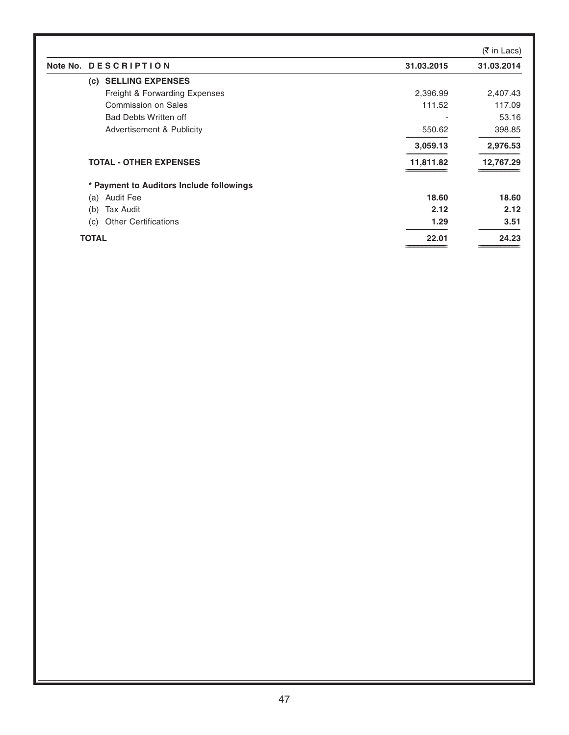(₹ in Lacs)

| Note No. | DESCRIPTION | 31.03.2015 | 31.03.2014 |
|---|---|---|---|
| | **(c) SELLING EXPENSES** | | |
| | Freight & Forwarding Expenses | 2,396.99 | 2,407.43 |
| | Commission on Sales | 111.52 | 117.09 |
| | Bad Debts Written off | - | 53.16 |
| | Advertisement & Publicity | 550.62 | 398.85 |
| | | **3,059.13** | **2,976.53** |
| | **TOTAL - OTHER EXPENSES** | **11,811.82** | **12,767.29** |
| | **\* Payment to Auditors Include followings** | | |
| | (a) Audit Fee | **18.60** | **18.60** |
| | (b) Tax Audit | **2.12** | **2.12** |
| | (c) Other Certifications | **1.29** | **3.51** |
| | **TOTAL** | **22.01** | **24.23** |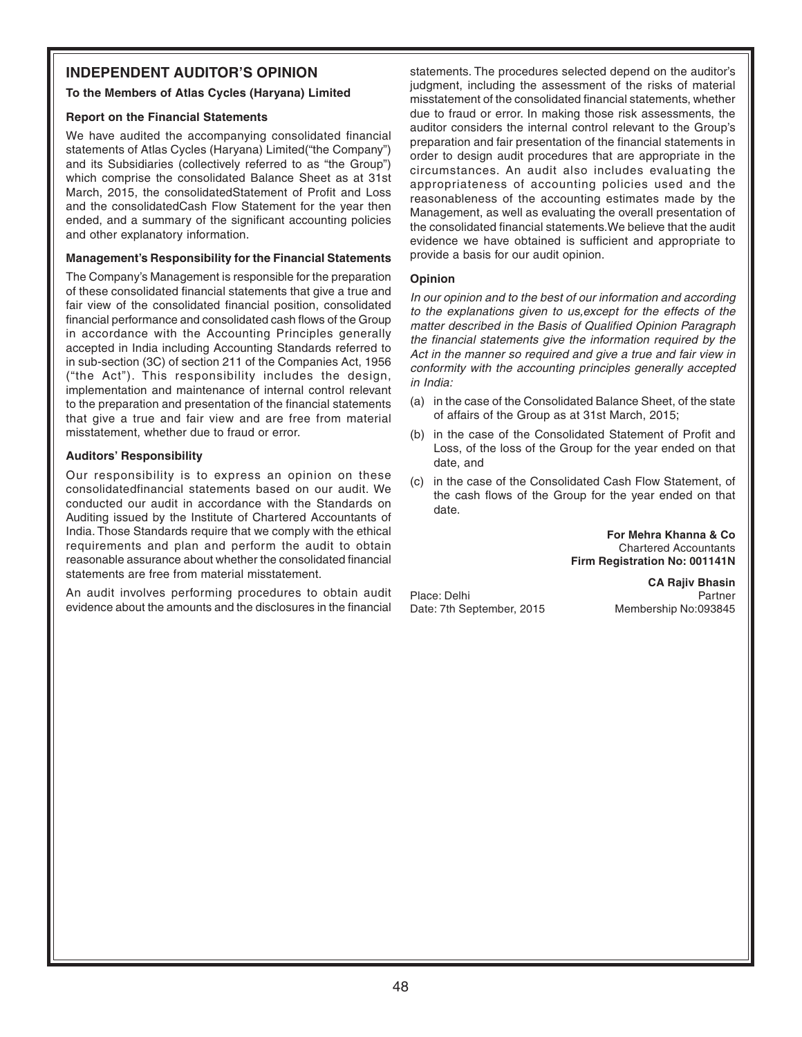## INDEPENDENT AUDITOR'S OPINION

**To the Members of Atlas Cycles (Haryana) Limited**

**Report on the Financial Statements**

We have audited the accompanying consolidated financial statements of Atlas Cycles (Haryana) Limited("the Company") and its Subsidiaries (collectively referred to as "the Group") which comprise the consolidated Balance Sheet as at 31st March, 2015, the consolidatedStatement of Profit and Loss and the consolidatedCash Flow Statement for the year then ended, and a summary of the significant accounting policies and other explanatory information.

**Management's Responsibility for the Financial Statements**

The Company's Management is responsible for the preparation of these consolidated financial statements that give a true and fair view of the consolidated financial position, consolidated financial performance and consolidated cash flows of the Group in accordance with the Accounting Principles generally accepted in India including Accounting Standards referred to in sub-section (3C) of section 211 of the Companies Act, 1956 ("the Act"). This responsibility includes the design, implementation and maintenance of internal control relevant to the preparation and presentation of the financial statements that give a true and fair view and are free from material misstatement, whether due to fraud or error.

**Auditors' Responsibility**

Our responsibility is to express an opinion on these consolidatedfinancial statements based on our audit. We conducted our audit in accordance with the Standards on Auditing issued by the Institute of Chartered Accountants of India. Those Standards require that we comply with the ethical requirements and plan and perform the audit to obtain reasonable assurance about whether the consolidated financial statements are free from material misstatement.

An audit involves performing procedures to obtain audit evidence about the amounts and the disclosures in the financial statements. The procedures selected depend on the auditor's judgment, including the assessment of the risks of material misstatement of the consolidated financial statements, whether due to fraud or error. In making those risk assessments, the auditor considers the internal control relevant to the Group's preparation and fair presentation of the financial statements in order to design audit procedures that are appropriate in the circumstances. An audit also includes evaluating the appropriateness of accounting policies used and the reasonableness of the accounting estimates made by the Management, as well as evaluating the overall presentation of the consolidated financial statements.We believe that the audit evidence we have obtained is sufficient and appropriate to provide a basis for our audit opinion.

**Opinion**

*In our opinion and to the best of our information and according to the explanations given to us,except for the effects of the matter described in the Basis of Qualified Opinion Paragraph the financial statements give the information required by the Act in the manner so required and give a true and fair view in conformity with the accounting principles generally accepted in India:*

(a) in the case of the Consolidated Balance Sheet, of the state of affairs of the Group as at 31st March, 2015;

(b) in the case of the Consolidated Statement of Profit and Loss, of the loss of the Group for the year ended on that date, and

(c) in the case of the Consolidated Cash Flow Statement, of the cash flows of the Group for the year ended on that date.

**For Mehra Khanna & Co**
Chartered Accountants
**Firm Registration No: 001141N**

**CA Rajiv Bhasin**
Partner
Membership No:093845

Place: Delhi
Date: 7th September, 2015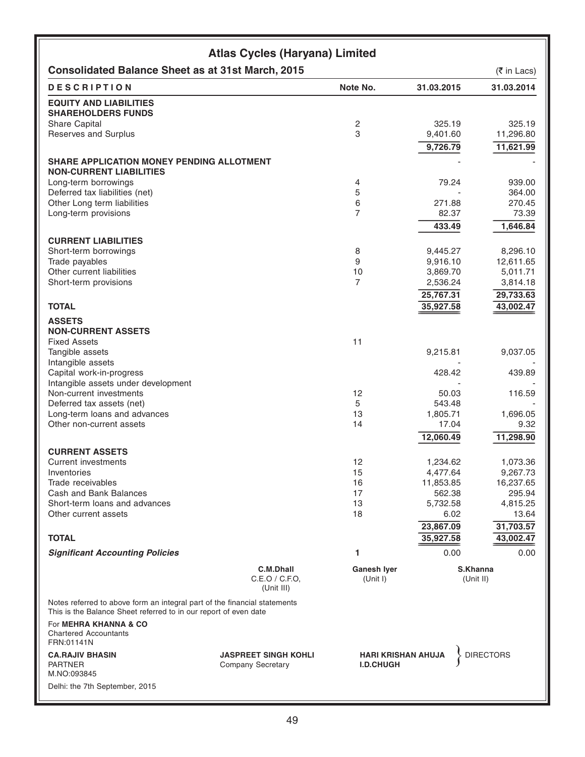# Atlas Cycles (Haryana) Limited

## Consolidated Balance Sheet as at 31st March, 2015

(₹ in Lacs)

| DESCRIPTION | Note No. | 31.03.2015 | 31.03.2014 |
|---|---|---|---|
| **EQUITY AND LIABILITIES** | | | |
| **SHAREHOLDERS FUNDS** | | | |
| Share Capital | 2 | 325.19 | 325.19 |
| Reserves and Surplus | 3 | 9,401.60 | 11,296.80 |
| | | **9,726.79** | **11,621.99** |
| **SHARE APPLICATION MONEY PENDING ALLOTMENT** | | - | - |
| **NON-CURRENT LIABILITIES** | | | |
| Long-term borrowings | 4 | 79.24 | 939.00 |
| Deferred tax liabilities (net) | 5 | - | 364.00 |
| Other Long term liabilities | 6 | 271.88 | 270.45 |
| Long-term provisions | 7 | 82.37 | 73.39 |
| | | **433.49** | **1,646.84** |
| **CURRENT LIABILITIES** | | | |
| Short-term borrowings | 8 | 9,445.27 | 8,296.10 |
| Trade payables | 9 | 9,916.10 | 12,611.65 |
| Other current liabilities | 10 | 3,869.70 | 5,011.71 |
| Short-term provisions | 7 | 2,536.24 | 3,814.18 |
| | | **25,767.31** | **29,733.63** |
| **TOTAL** | | **35,927.58** | **43,002.47** |
| **ASSETS** | | | |
| **NON-CURRENT ASSETS** | | | |
| Fixed Assets | 11 | | |
| Tangible assets | | 9,215.81 | 9,037.05 |
| Intangible assets | | - | - |
| Capital work-in-progress | | 428.42 | 439.89 |
| Intangible assets under development | | - | - |
| Non-current investments | 12 | 50.03 | 116.59 |
| Deferred tax assets (net) | 5 | 543.48 | - |
| Long-term loans and advances | 13 | 1,805.71 | 1,696.05 |
| Other non-current assets | 14 | 17.04 | 9.32 |
| | | **12,060.49** | **11,298.90** |
| **CURRENT ASSETS** | | | |
| Current investments | 12 | 1,234.62 | 1,073.36 |
| Inventories | 15 | 4,477.64 | 9,267.73 |
| Trade receivables | 16 | 11,853.85 | 16,237.65 |
| Cash and Bank Balances | 17 | 562.38 | 295.94 |
| Short-term loans and advances | 13 | 5,732.58 | 4,815.25 |
| Other current assets | 18 | 6.02 | 13.64 |
| | | **23,867.09** | **31,703.57** |
| **TOTAL** | | **35,927.58** | **43,002.47** |
| ***Significant Accounting Policies*** | **1** | 0.00 | 0.00 |

**C.M.Dhall**
C.E.O / C.F.O,
(Unit III)

**Ganesh Iyer**
(Unit I)

**S.Khanna**
(Unit II)

Notes referred to above form an integral part of the financial statements
This is the Balance Sheet referred to in our report of even date

For **MEHRA KHANNA & CO**
Chartered Accountants
FRN:01141N

**CA.RAJIV BHASIN**
PARTNER
M.NO:093845

**JASPREET SINGH KOHLI**
Company Secretary

**HARI KRISHAN AHUJA**
**I.D.CHUGH**
} DIRECTORS

Delhi: the 7th September, 2015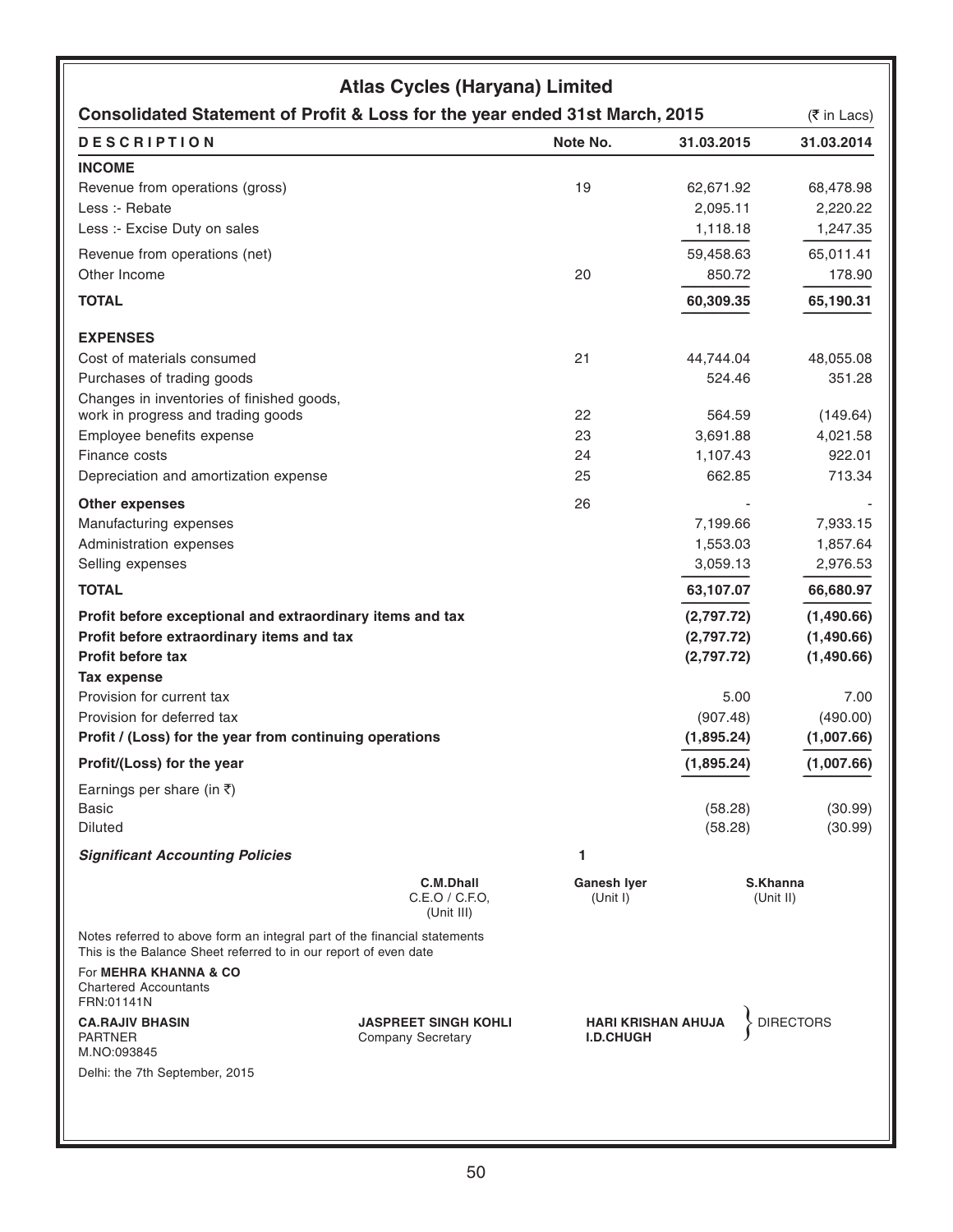# Atlas Cycles (Haryana) Limited

## Consolidated Statement of Profit & Loss for the year ended 31st March, 2015

(₹ in Lacs)

| DESCRIPTION | Note No. | 31.03.2015 | 31.03.2014 |
|---|---|---|---|
| **INCOME** | | | |
| Revenue from operations (gross) | 19 | 62,671.92 | 68,478.98 |
| Less :- Rebate | | 2,095.11 | 2,220.22 |
| Less :- Excise Duty on sales | | 1,118.18 | 1,247.35 |
| Revenue from operations (net) | | 59,458.63 | 65,011.41 |
| Other Income | 20 | 850.72 | 178.90 |
| **TOTAL** | | **60,309.35** | **65,190.31** |
| **EXPENSES** | | | |
| Cost of materials consumed | 21 | 44,744.04 | 48,055.08 |
| Purchases of trading goods | | 524.46 | 351.28 |
| Changes in inventories of finished goods, work in progress and trading goods | 22 | 564.59 | (149.64) |
| Employee benefits expense | 23 | 3,691.88 | 4,021.58 |
| Finance costs | 24 | 1,107.43 | 922.01 |
| Depreciation and amortization expense | 25 | 662.85 | 713.34 |
| **Other expenses** | 26 | - | - |
| Manufacturing expenses | | 7,199.66 | 7,933.15 |
| Administration expenses | | 1,553.03 | 1,857.64 |
| Selling expenses | | 3,059.13 | 2,976.53 |
| **TOTAL** | | **63,107.07** | **66,680.97** |
| **Profit before exceptional and extraordinary items and tax** | | **(2,797.72)** | **(1,490.66)** |
| **Profit before extraordinary items and tax** | | **(2,797.72)** | **(1,490.66)** |
| **Profit before tax** | | **(2,797.72)** | **(1,490.66)** |
| **Tax expense** | | | |
| Provision for current tax | | 5.00 | 7.00 |
| Provision for deferred tax | | (907.48) | (490.00) |
| **Profit / (Loss) for the year from continuing operations** | | **(1,895.24)** | **(1,007.66)** |
| **Profit/(Loss) for the year** | | **(1,895.24)** | **(1,007.66)** |
| Earnings per share (in ₹) | | | |
| Basic | | (58.28) | (30.99) |
| Diluted | | (58.28) | (30.99) |
| ***Significant Accounting Policies*** | 1 | | |

**C.M.Dhall**
C.E.O / C.F.O,
(Unit III)

**Ganesh Iyer**
(Unit I)

**S.Khanna**
(Unit II)

Notes referred to above form an integral part of the financial statements
This is the Balance Sheet referred to in our report of even date

For **MEHRA KHANNA & CO**
Chartered Accountants
FRN:01141N

**CA.RAJIV BHASIN**
PARTNER
M.NO:093845

**JASPREET SINGH KOHLI**
Company Secretary

**HARI KRISHAN AHUJA**
**I.D.CHUGH**
} DIRECTORS

Delhi: the 7th September, 2015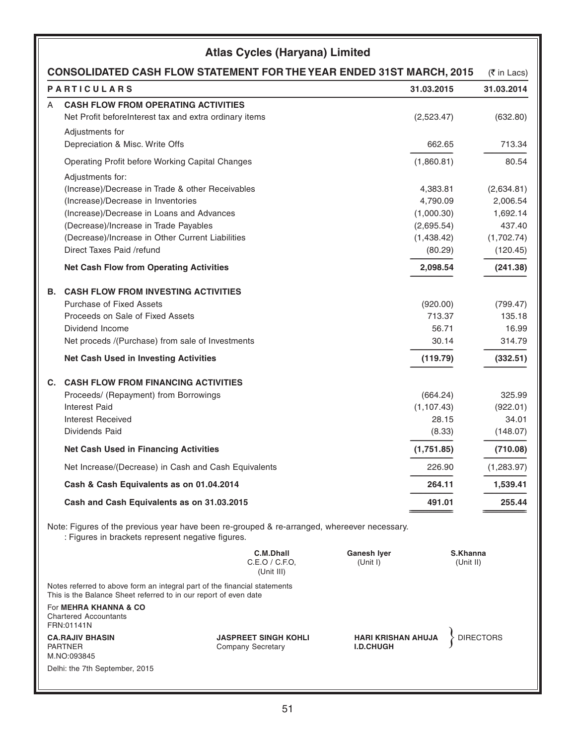# Atlas Cycles (Haryana) Limited

## CONSOLIDATED CASH FLOW STATEMENT FOR THE YEAR ENDED 31ST MARCH, 2015

(₹ in Lacs)

| | PARTICULARS | 31.03.2015 | 31.03.2014 |
|---|---|---|---|
| A | **CASH FLOW FROM OPERATING ACTIVITIES** | | |
| | Net Profit beforeInterest tax and extra ordinary items | (2,523.47) | (632.80) |
| | Adjustments for | | |
| | Depreciation & Misc. Write Offs | 662.65 | 713.34 |
| | Operating Profit before Working Capital Changes | (1,860.81) | 80.54 |
| | Adjustments for: | | |
| | (Increase)/Decrease in Trade & other Receivables | 4,383.81 | (2,634.81) |
| | (Increase)/Decrease in Inventories | 4,790.09 | 2,006.54 |
| | (Increase)/Decrease in Loans and Advances | (1,000.30) | 1,692.14 |
| | (Decrease)/Increase in Trade Payables | (2,695.54) | 437.40 |
| | (Decrease)/Increase in Other Current Liabilities | (1,438.42) | (1,702.74) |
| | Direct Taxes Paid /refund | (80.29) | (120.45) |
| | **Net Cash Flow from Operating Activities** | **2,098.54** | **(241.38)** |
| **B.** | **CASH FLOW FROM INVESTING ACTIVITIES** | | |
| | Purchase of Fixed Assets | (920.00) | (799.47) |
| | Proceeds on Sale of Fixed Assets | 713.37 | 135.18 |
| | Dividend Income | 56.71 | 16.99 |
| | Net proceds /(Purchase) from sale of Investments | 30.14 | 314.79 |
| | **Net Cash Used in Investing Activities** | **(119.79)** | **(332.51)** |
| **C.** | **CASH FLOW FROM FINANCING ACTIVITIES** | | |
| | Proceeds/ (Repayment) from Borrowings | (664.24) | 325.99 |
| | Interest Paid | (1,107.43) | (922.01) |
| | Interest Received | 28.15 | 34.01 |
| | Dividends Paid | (8.33) | (148.07) |
| | **Net Cash Used in Financing Activities** | **(1,751.85)** | **(710.08)** |
| | Net Increase/(Decrease) in Cash and Cash Equivalents | 226.90 | (1,283.97) |
| | **Cash & Cash Equivalents as on 01.04.2014** | **264.11** | **1,539.41** |
| | **Cash and Cash Equivalents as on 31.03.2015** | **491.01** | **255.44** |

Note: Figures of the previous year have been re-grouped & re-arranged, whereever necessary.
: Figures in brackets represent negative figures.

**C.M.Dhall**
C.E.O / C.F.O,
(Unit III)

**Ganesh Iyer**
(Unit I)

**S.Khanna**
(Unit II)

Notes referred to above form an integral part of the financial statements
This is the Balance Sheet referred to in our report of even date

For **MEHRA KHANNA & CO**
Chartered Accountants
FRN:01141N

**CA.RAJIV BHASIN**
PARTNER
M.NO:093845

**JASPREET SINGH KOHLI**
Company Secretary

**HARI KRISHAN AHUJA**
**I.D.CHUGH**
} DIRECTORS

Delhi: the 7th September, 2015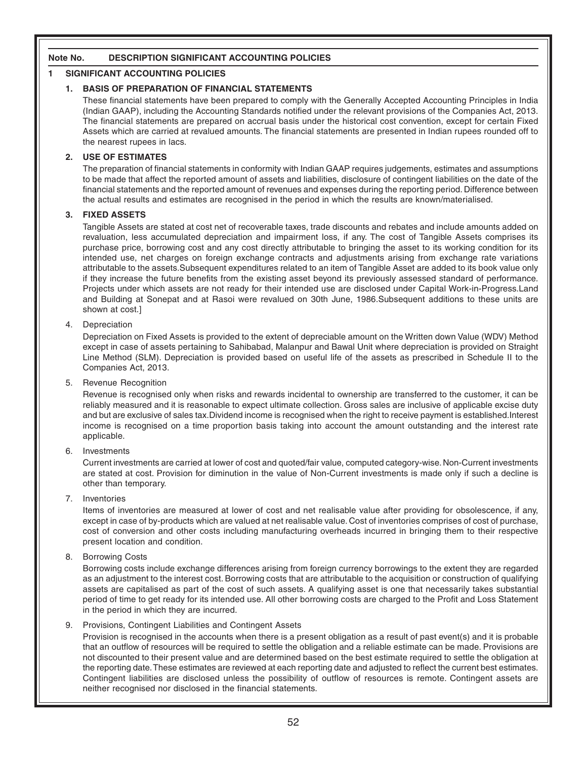## Note No. DESCRIPTION SIGNIFICANT ACCOUNTING POLICIES

### 1 SIGNIFICANT ACCOUNTING POLICIES

**1. BASIS OF PREPARATION OF FINANCIAL STATEMENTS**

These financial statements have been prepared to comply with the Generally Accepted Accounting Principles in India (Indian GAAP), including the Accounting Standards notified under the relevant provisions of the Companies Act, 2013. The financial statements are prepared on accrual basis under the historical cost convention, except for certain Fixed Assets which are carried at revalued amounts. The financial statements are presented in Indian rupees rounded off to the nearest rupees in lacs.

**2. USE OF ESTIMATES**

The preparation of financial statements in conformity with Indian GAAP requires judgements, estimates and assumptions to be made that affect the reported amount of assets and liabilities, disclosure of contingent liabilities on the date of the financial statements and the reported amount of revenues and expenses during the reporting period. Difference between the actual results and estimates are recognised in the period in which the results are known/materialised.

**3. FIXED ASSETS**

Tangible Assets are stated at cost net of recoverable taxes, trade discounts and rebates and include amounts added on revaluation, less accumulated depreciation and impairment loss, if any. The cost of Tangible Assets comprises its purchase price, borrowing cost and any cost directly attributable to bringing the asset to its working condition for its intended use, net charges on foreign exchange contracts and adjustments arising from exchange rate variations attributable to the assets.Subsequent expenditures related to an item of Tangible Asset are added to its book value only if they increase the future benefits from the existing asset beyond its previously assessed standard of performance. Projects under which assets are not ready for their intended use are disclosed under Capital Work-in-Progress.Land and Building at Sonepat and at Rasoi were revalued on 30th June, 1986.Subsequent additions to these units are shown at cost.]

4. Depreciation

Depreciation on Fixed Assets is provided to the extent of depreciable amount on the Written down Value (WDV) Method except in case of assets pertaining to Sahibabad, Malanpur and Bawal Unit where depreciation is provided on Straight Line Method (SLM). Depreciation is provided based on useful life of the assets as prescribed in Schedule II to the Companies Act, 2013.

5. Revenue Recognition

Revenue is recognised only when risks and rewards incidental to ownership are transferred to the customer, it can be reliably measured and it is reasonable to expect ultimate collection. Gross sales are inclusive of applicable excise duty and but are exclusive of sales tax.Dividend income is recognised when the right to receive payment is established.Interest income is recognised on a time proportion basis taking into account the amount outstanding and the interest rate applicable.

6. Investments

Current investments are carried at lower of cost and quoted/fair value, computed category-wise. Non-Current investments are stated at cost. Provision for diminution in the value of Non-Current investments is made only if such a decline is other than temporary.

7. Inventories

Items of inventories are measured at lower of cost and net realisable value after providing for obsolescence, if any, except in case of by-products which are valued at net realisable value. Cost of inventories comprises of cost of purchase, cost of conversion and other costs including manufacturing overheads incurred in bringing them to their respective present location and condition.

8. Borrowing Costs

Borrowing costs include exchange differences arising from foreign currency borrowings to the extent they are regarded as an adjustment to the interest cost. Borrowing costs that are attributable to the acquisition or construction of qualifying assets are capitalised as part of the cost of such assets. A qualifying asset is one that necessarily takes substantial period of time to get ready for its intended use. All other borrowing costs are charged to the Profit and Loss Statement in the period in which they are incurred.

9. Provisions, Contingent Liabilities and Contingent Assets

Provision is recognised in the accounts when there is a present obligation as a result of past event(s) and it is probable that an outflow of resources will be required to settle the obligation and a reliable estimate can be made. Provisions are not discounted to their present value and are determined based on the best estimate required to settle the obligation at the reporting date. These estimates are reviewed at each reporting date and adjusted to reflect the current best estimates. Contingent liabilities are disclosed unless the possibility of outflow of resources is remote. Contingent assets are neither recognised nor disclosed in the financial statements.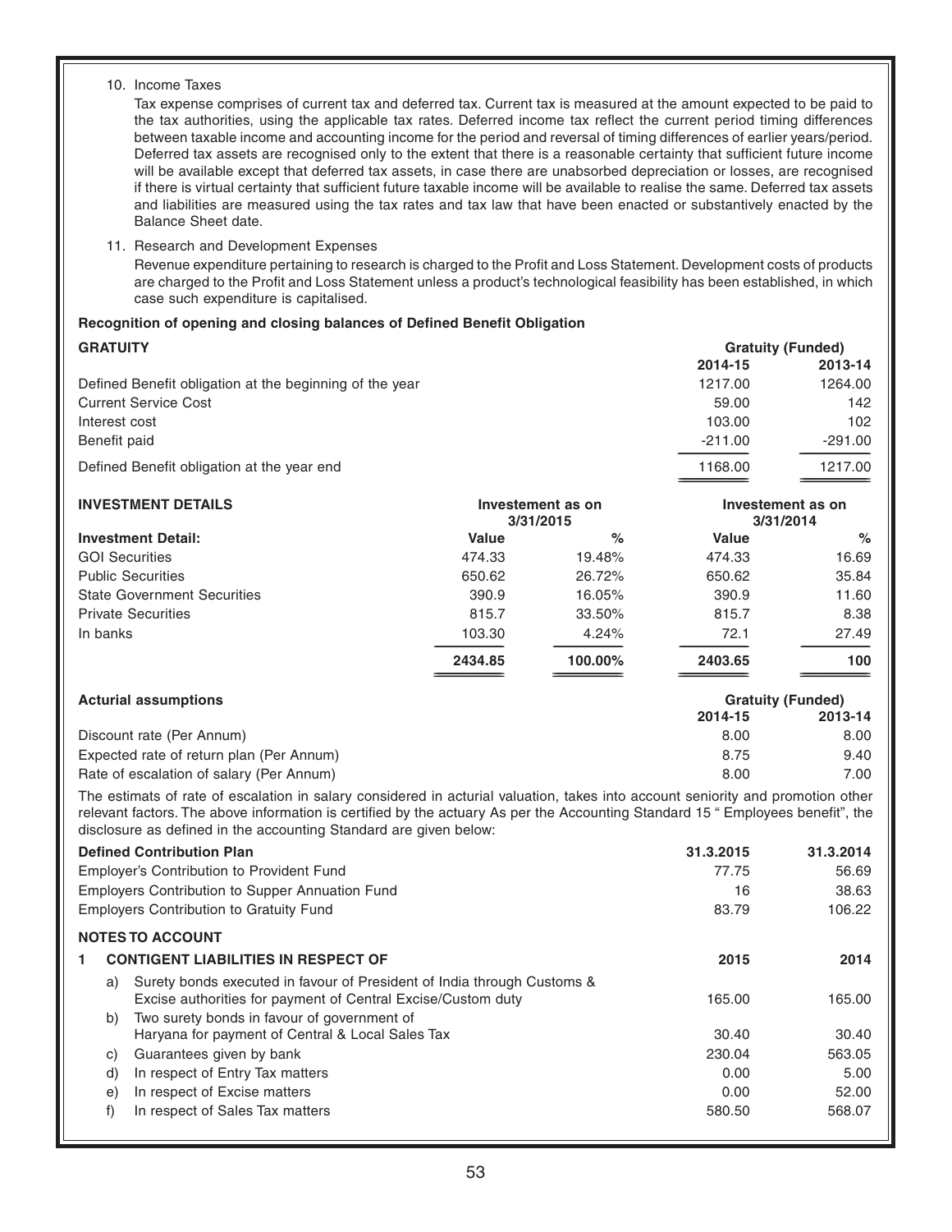10. Income Taxes

    Tax expense comprises of current tax and deferred tax. Current tax is measured at the amount expected to be paid to the tax authorities, using the applicable tax rates. Deferred income tax reflect the current period timing differences between taxable income and accounting income for the period and reversal of timing differences of earlier years/period. Deferred tax assets are recognised only to the extent that there is a reasonable certainty that sufficient future income will be available except that deferred tax assets, in case there are unabsorbed depreciation or losses, are recognised if there is virtual certainty that sufficient future taxable income will be available to realise the same. Deferred tax assets and liabilities are measured using the tax rates and tax law that have been enacted or substantively enacted by the Balance Sheet date.

11. Research and Development Expenses

    Revenue expenditure pertaining to research is charged to the Profit and Loss Statement. Development costs of products are charged to the Profit and Loss Statement unless a product's technological feasibility has been established, in which case such expenditure is capitalised.

**Recognition of opening and closing balances of Defined Benefit Obligation**

| **GRATUITY** | **Gratuity (Funded)** | |
|---|---|---|
| | **2014-15** | **2013-14** |
| Defined Benefit obligation at the beginning of the year | 1217.00 | 1264.00 |
| Current Service Cost | 59.00 | 142 |
| Interest cost | 103.00 | 102 |
| Benefit paid | -211.00 | -291.00 |
| Defined Benefit obligation at the year end | 1168.00 | 1217.00 |

| **INVESTMENT DETAILS** | **Investement as on 3/31/2015** | | **Investement as on 3/31/2014** | |
|---|---|---|---|---|
| **Investment Detail:** | **Value** | **%** | **Value** | **%** |
| GOI Securities | 474.33 | 19.48% | 474.33 | 16.69 |
| Public Securities | 650.62 | 26.72% | 650.62 | 35.84 |
| State Government Securities | 390.9 | 16.05% | 390.9 | 11.60 |
| Private Securities | 815.7 | 33.50% | 815.7 | 8.38 |
| In banks | 103.30 | 4.24% | 72.1 | 27.49 |
| | **2434.85** | **100.00%** | **2403.65** | **100** |

| **Acturial assumptions** | **Gratuity (Funded)** | |
|---|---|---|
| | **2014-15** | **2013-14** |
| Discount rate (Per Annum) | 8.00 | 8.00 |
| Expected rate of return plan (Per Annum) | 8.75 | 9.40 |
| Rate of escalation of salary (Per Annum) | 8.00 | 7.00 |

The estimats of rate of escalation in salary considered in acturial valuation, takes into account seniority and promotion other relevant factors. The above information is certified by the actuary As per the Accounting Standard 15 " Employees benefit", the disclosure as defined in the accounting Standard are given below:

| **Defined Contribution Plan** | **31.3.2015** | **31.3.2014** |
|---|---|---|
| Employer's Contribution to Provident Fund | 77.75 | 56.69 |
| Employers Contribution to Supper Annuation Fund | 16 | 38.63 |
| Employers Contribution to Gratuity Fund | 83.79 | 106.22 |

**NOTES TO ACCOUNT**

| | **1 CONTIGENT LIABILITIES IN RESPECT OF** | **2015** | **2014** |
|---|---|---|---|
| a) | Surety bonds executed in favour of President of India through Customs & Excise authorities for payment of Central Excise/Custom duty | 165.00 | 165.00 |
| b) | Two surety bonds in favour of government of Haryana for payment of Central & Local Sales Tax | 30.40 | 30.40 |
| c) | Guarantees given by bank | 230.04 | 563.05 |
| d) | In respect of Entry Tax matters | 0.00 | 5.00 |
| e) | In respect of Excise matters | 0.00 | 52.00 |
| f) | In respect of Sales Tax matters | 580.50 | 568.07 |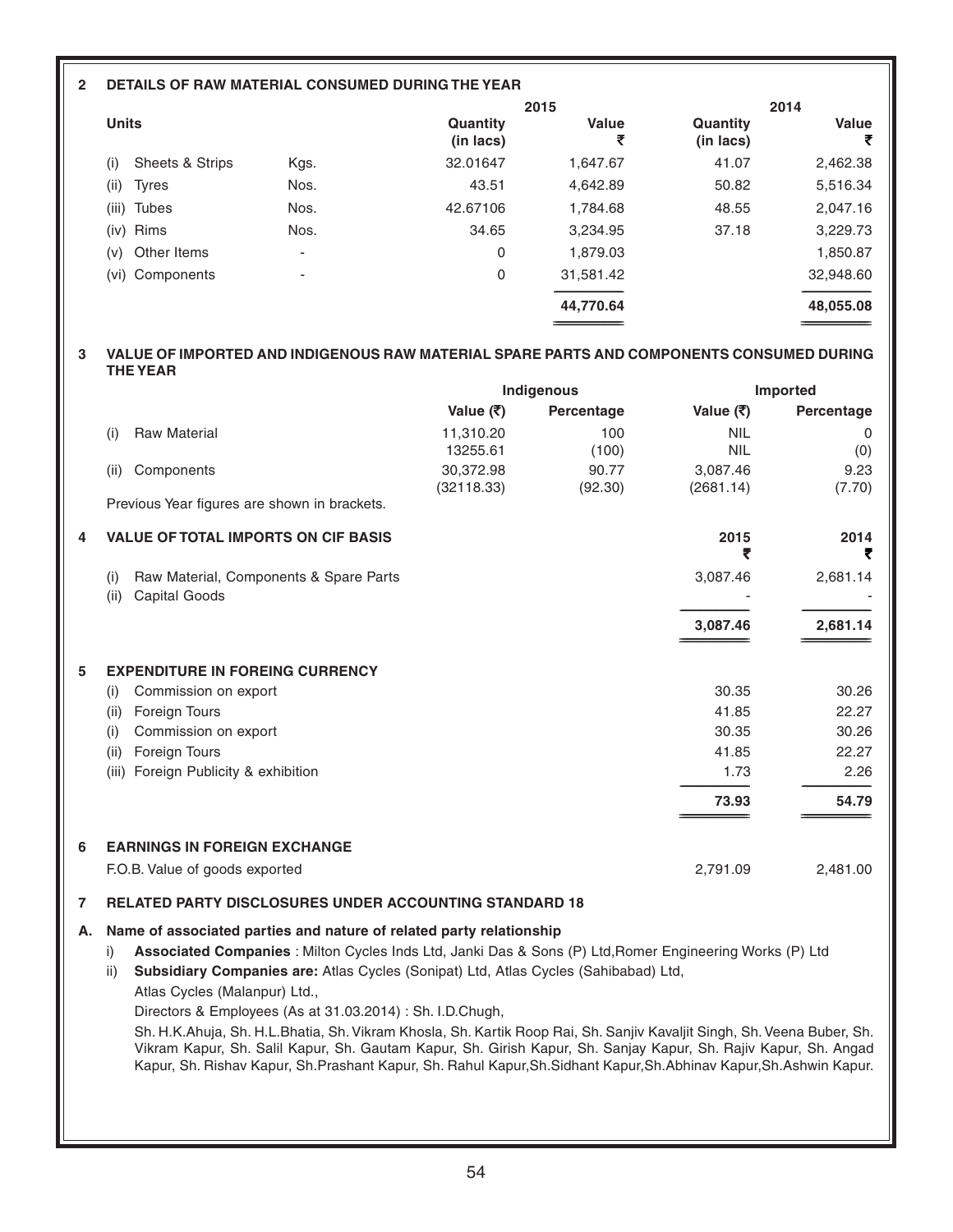**2 DETAILS OF RAW MATERIAL CONSUMED DURING THE YEAR**

| Units | | 2015 Quantity (in lacs) | 2015 Value ₹ | 2014 Quantity (in lacs) | 2014 Value ₹ |
|---|---|---|---|---|---|
| (i) Sheets & Strips | Kgs. | 32.01647 | 1,647.67 | 41.07 | 2,462.38 |
| (ii) Tyres | Nos. | 43.51 | 4,642.89 | 50.82 | 5,516.34 |
| (iii) Tubes | Nos. | 42.67106 | 1,784.68 | 48.55 | 2,047.16 |
| (iv) Rims | Nos. | 34.65 | 3,234.95 | 37.18 | 3,229.73 |
| (v) Other Items | - | 0 | 1,879.03 | | 1,850.87 |
| (vi) Components | - | 0 | 31,581.42 | | 32,948.60 |
| | | | **44,770.64** | | **48,055.08** |

**3 VALUE OF IMPORTED AND INDIGENOUS RAW MATERIAL SPARE PARTS AND COMPONENTS CONSUMED DURING THE YEAR**

| | Indigenous Value (₹) | Indigenous Percentage | Imported Value (₹) | Imported Percentage |
|---|---|---|---|---|
| (i) Raw Material | 11,310.20 | 100 | NIL | 0 |
| | 13255.61 | (100) | NIL | (0) |
| (ii) Components | 30,372.98 | 90.77 | 3,087.46 | 9.23 |
| | (32118.33) | (92.30) | (2681.14) | (7.70) |

Previous Year figures are shown in brackets.

**4 VALUE OF TOTAL IMPORTS ON CIF BASIS**

| | 2015 ₹ | 2014 ₹ |
|---|---|---|
| (i) Raw Material, Components & Spare Parts | 3,087.46 | 2,681.14 |
| (ii) Capital Goods | - | - |
| | **3,087.46** | **2,681.14** |

**5 EXPENDITURE IN FOREING CURRENCY**

| | 2015 | 2014 |
|---|---|---|
| (i) Commission on export | 30.35 | 30.26 |
| (ii) Foreign Tours | 41.85 | 22.27 |
| (i) Commission on export | 30.35 | 30.26 |
| (ii) Foreign Tours | 41.85 | 22.27 |
| (iii) Foreign Publicity & exhibition | 1.73 | 2.26 |
| | **73.93** | **54.79** |

**6 EARNINGS IN FOREIGN EXCHANGE**

| | 2015 | 2014 |
|---|---|---|
| F.O.B. Value of goods exported | 2,791.09 | 2,481.00 |

**7 RELATED PARTY DISCLOSURES UNDER ACCOUNTING STANDARD 18**

**A. Name of associated parties and nature of related party relationship**

i) **Associated Companies** : Milton Cycles Inds Ltd, Janki Das & Sons (P) Ltd,Romer Engineering Works (P) Ltd

ii) **Subsidiary Companies are:** Atlas Cycles (Sonipat) Ltd, Atlas Cycles (Sahibabad) Ltd,

Atlas Cycles (Malanpur) Ltd.,

Directors & Employees (As at 31.03.2014) : Sh. I.D.Chugh,

Sh. H.K.Ahuja, Sh. H.L.Bhatia, Sh. Vikram Khosla, Sh. Kartik Roop Rai, Sh. Sanjiv Kavaljit Singh, Sh. Veena Buber, Sh. Vikram Kapur, Sh. Salil Kapur, Sh. Gautam Kapur, Sh. Girish Kapur, Sh. Sanjay Kapur, Sh. Rajiv Kapur, Sh. Angad Kapur, Sh. Rishav Kapur, Sh.Prashant Kapur, Sh. Rahul Kapur,Sh.Sidhant Kapur,Sh.Abhinav Kapur,Sh.Ashwin Kapur.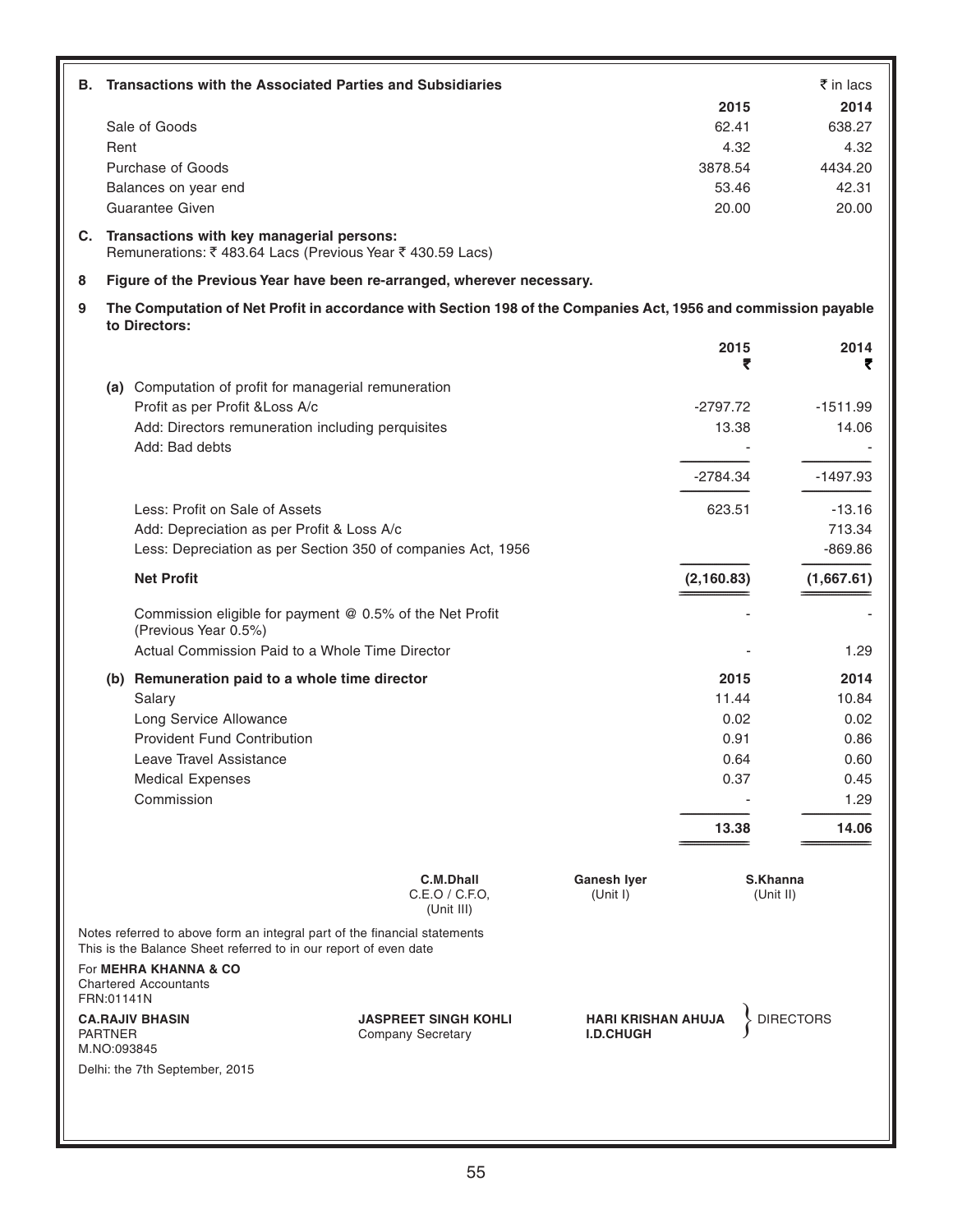**B. Transactions with the Associated Parties and Subsidiaries**

| | 2015 | 2014 |
|---|---|---|
| | | ₹ in lacs |
| Sale of Goods | 62.41 | 638.27 |
| Rent | 4.32 | 4.32 |
| Purchase of Goods | 3878.54 | 4434.20 |
| Balances on year end | 53.46 | 42.31 |
| Guarantee Given | 20.00 | 20.00 |

**C. Transactions with key managerial persons:**
Remunerations: ₹ 483.64 Lacs (Previous Year ₹ 430.59 Lacs)

**8 Figure of the Previous Year have been re-arranged, wherever necessary.**

**9 The Computation of Net Profit in accordance with Section 198 of the Companies Act, 1956 and commission payable to Directors:**

| | 2015 ₹ | 2014 ₹ |
|---|---|---|
| **(a)** Computation of profit for managerial remuneration | | |
| Profit as per Profit &Loss A/c | -2797.72 | -1511.99 |
| Add: Directors remuneration including perquisites | 13.38 | 14.06 |
| Add: Bad debts | - | - |
| | -2784.34 | -1497.93 |
| Less: Profit on Sale of Assets | 623.51 | -13.16 |
| Add: Depreciation as per Profit & Loss A/c | | 713.34 |
| Less: Depreciation as per Section 350 of companies Act, 1956 | | -869.86 |
| **Net Profit** | **(2,160.83)** | **(1,667.61)** |
| Commission eligible for payment @ 0.5% of the Net Profit (Previous Year 0.5%) | - | - |
| Actual Commission Paid to a Whole Time Director | - | 1.29 |

| **(b) Remuneration paid to a whole time director** | **2015** | **2014** |
|---|---|---|
| Salary | 11.44 | 10.84 |
| Long Service Allowance | 0.02 | 0.02 |
| Provident Fund Contribution | 0.91 | 0.86 |
| Leave Travel Assistance | 0.64 | 0.60 |
| Medical Expenses | 0.37 | 0.45 |
| Commission | - | 1.29 |
| | **13.38** | **14.06** |

**C.M.Dhall**
C.E.O / C.F.O,
(Unit III)

**Ganesh Iyer**
(Unit I)

**S.Khanna**
(Unit II)

Notes referred to above form an integral part of the financial statements
This is the Balance Sheet referred to in our report of even date

For **MEHRA KHANNA & CO**
Chartered Accountants
FRN:01141N

**CA.RAJIV BHASIN**
PARTNER
M.NO:093845

**JASPREET SINGH KOHLI**
Company Secretary

**HARI KRISHAN AHUJA**
**I.D.CHUGH**
} DIRECTORS

Delhi: the 7th September, 2015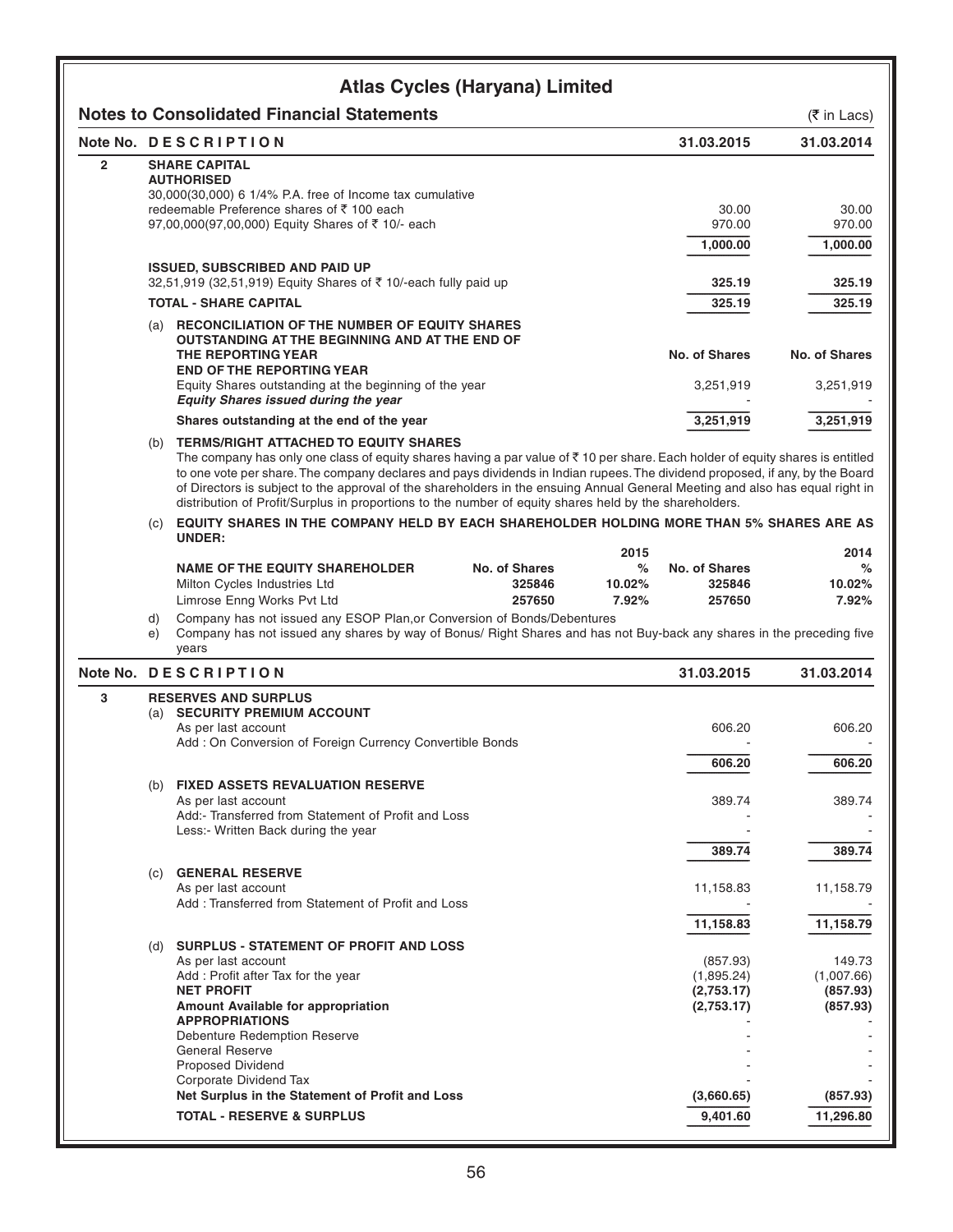# Atlas Cycles (Haryana) Limited

## Notes to Consolidated Financial Statements

(₹ in Lacs)

| Note No. | DESCRIPTION | 31.03.2015 | 31.03.2014 |
|---|---|---|---|
| 2 | **SHARE CAPITAL** | | |
| | **AUTHORISED** | | |
| | 30,000(30,000) 6 1/4% P.A. free of Income tax cumulative redeemable Preference shares of ₹ 100 each | 30.00 | 30.00 |
| | 97,00,000(97,00,000) Equity Shares of ₹ 10/- each | 970.00 | 970.00 |
| | | 1,000.00 | 1,000.00 |
| | **ISSUED, SUBSCRIBED AND PAID UP** | | |
| | 32,51,919 (32,51,919) Equity Shares of ₹ 10/-each fully paid up | **325.19** | **325.19** |
| | **TOTAL - SHARE CAPITAL** | **325.19** | **325.19** |

(a) **RECONCILIATION OF THE NUMBER OF EQUITY SHARES OUTSTANDING AT THE BEGINNING AND AT THE END OF THE REPORTING YEAR**

| | No. of Shares | No. of Shares |
|---|---|---|
| **END OF THE REPORTING YEAR** | | |
| Equity Shares outstanding at the beginning of the year | 3,251,919 | 3,251,919 |
| ***Equity Shares issued during the year*** | - | - |
| **Shares outstanding at the end of the year** | **3,251,919** | **3,251,919** |

(b) **TERMS/RIGHT ATTACHED TO EQUITY SHARES**

The company has only one class of equity shares having a par value of ₹ 10 per share. Each holder of equity shares is entitled to one vote per share. The company declares and pays dividends in Indian rupees. The dividend proposed, if any, by the Board of Directors is subject to the approval of the shareholders in the ensuing Annual General Meeting and also has equal right in distribution of Profit/Surplus in proportions to the number of equity shares held by the shareholders.

(c) **EQUITY SHARES IN THE COMPANY HELD BY EACH SHAREHOLDER HOLDING MORE THAN 5% SHARES ARE AS UNDER:**

| | | 2015 | | 2014 |
|---|---|---|---|---|
| **NAME OF THE EQUITY SHAREHOLDER** | **No. of Shares** | **%** | **No. of Shares** | **%** |
| Milton Cycles Industries Ltd | **325846** | **10.02%** | **325846** | **10.02%** |
| Limrose Enng Works Pvt Ltd | **257650** | **7.92%** | **257650** | **7.92%** |

d) Company has not issued any ESOP Plan,or Conversion of Bonds/Debentures

e) Company has not issued any shares by way of Bonus/ Right Shares and has not Buy-back any shares in the preceding five years

| Note No. | DESCRIPTION | 31.03.2015 | 31.03.2014 |
|---|---|---|---|
| 3 | **RESERVES AND SURPLUS** | | |
| | (a) **SECURITY PREMIUM ACCOUNT** | | |
| | As per last account | 606.20 | 606.20 |
| | Add : On Conversion of Foreign Currency Convertible Bonds | - | - |
| | | **606.20** | **606.20** |
| | (b) **FIXED ASSETS REVALUATION RESERVE** | | |
| | As per last account | 389.74 | 389.74 |
| | Add:- Transferred from Statement of Profit and Loss | - | - |
| | Less:- Written Back during the year | - | - |
| | | **389.74** | **389.74** |
| | (c) **GENERAL RESERVE** | | |
| | As per last account | 11,158.83 | 11,158.79 |
| | Add : Transferred from Statement of Profit and Loss | - | - |
| | | **11,158.83** | **11,158.79** |
| | (d) **SURPLUS - STATEMENT OF PROFIT AND LOSS** | | |
| | As per last account | (857.93) | 149.73 |
| | Add : Profit after Tax for the year | (1,895.24) | (1,007.66) |
| | **NET PROFIT** | **(2,753.17)** | **(857.93)** |
| | **Amount Available for appropriation** | **(2,753.17)** | **(857.93)** |
| | **APPROPRIATIONS** | - | - |
| | Debenture Redemption Reserve | - | - |
| | General Reserve | - | - |
| | Proposed Dividend | - | - |
| | Corporate Dividend Tax | - | - |
| | **Net Surplus in the Statement of Profit and Loss** | **(3,660.65)** | **(857.93)** |
| | **TOTAL - RESERVE & SURPLUS** | **9,401.60** | **11,296.80** |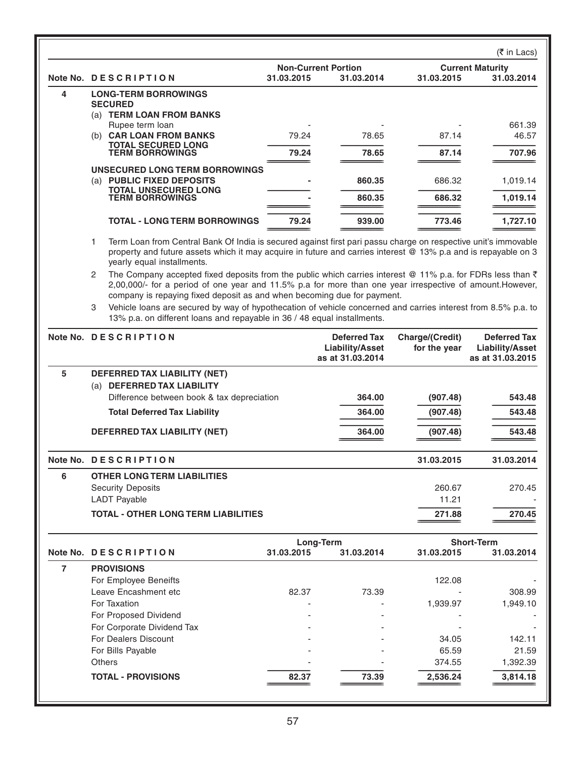(₹ in Lacs)

| Note No. | DESCRIPTION | Non-Current Portion 31.03.2015 | Non-Current Portion 31.03.2014 | Current Maturity 31.03.2015 | Current Maturity 31.03.2014 |
|---|---|---|---|---|---|
| 4 | **LONG-TERM BORROWINGS** | | | | |
| | **SECURED** | | | | |
| | (a) **TERM LOAN FROM BANKS** | | | | |
| | Rupee term loan | - | - | - | 661.39 |
| | (b) **CAR LOAN FROM BANKS** | 79.24 | 78.65 | 87.14 | 46.57 |
| | **TOTAL SECURED LONG TERM BORROWINGS** | **79.24** | **78.65** | **87.14** | **707.96** |
| | **UNSECURED LONG TERM BORROWINGS** | | | | |
| | (a) **PUBLIC FIXED DEPOSITS** | **-** | **860.35** | 686.32 | 1,019.14 |
| | **TOTAL UNSECURED LONG TERM BORROWINGS** | **-** | **860.35** | **686.32** | **1,019.14** |
| | **TOTAL - LONG TERM BORROWINGS** | **79.24** | **939.00** | **773.46** | **1,727.10** |

1. Term Loan from Central Bank Of India is secured against first pari passu charge on respective unit's immovable property and future assets which it may acquire in future and carries interest @ 13% p.a and is repayable on 3 yearly equal installments.
2. The Company accepted fixed deposits from the public which carries interest @ 11% p.a. for FDRs less than ₹ 2,00,000/- for a period of one year and 11.5% p.a for more than one year irrespective of amount.However, company is repaying fixed deposit as and when becoming due for payment.
3. Vehicle loans are secured by way of hypothecation of vehicle concerned and carries interest from 8.5% p.a. to 13% p.a. on different loans and repayable in 36 / 48 equal installments.

| Note No. | DESCRIPTION | Deferred Tax Liability/Asset as at 31.03.2014 | Charge/(Credit) for the year | Deferred Tax Liability/Asset as at 31.03.2015 |
|---|---|---|---|---|
| 5 | **DEFERRED TAX LIABILITY (NET)** | | | |
| | (a) **DEFERRED TAX LIABILITY** | | | |
| | Difference between book & tax depreciation | **364.00** | **(907.48)** | **543.48** |
| | **Total Deferred Tax Liability** | **364.00** | **(907.48)** | **543.48** |
| | **DEFERRED TAX LIABILITY (NET)** | **364.00** | **(907.48)** | **543.48** |

| Note No. | DESCRIPTION | 31.03.2015 | 31.03.2014 |
|---|---|---|---|
| 6 | **OTHER LONG TERM LIABILITIES** | | |
| | Security Deposits | 260.67 | 270.45 |
| | LADT Payable | 11.21 | - |
| | **TOTAL - OTHER LONG TERM LIABILITIES** | **271.88** | **270.45** |

| Note No. | DESCRIPTION | Long-Term 31.03.2015 | Long-Term 31.03.2014 | Short-Term 31.03.2015 | Short-Term 31.03.2014 |
|---|---|---|---|---|---|
| 7 | **PROVISIONS** | | | | |
| | For Employee Beneifts | | | 122.08 | - |
| | Leave Encashment etc | 82.37 | 73.39 | - | 308.99 |
| | For Taxation | - | - | 1,939.97 | 1,949.10 |
| | For Proposed Dividend | - | - | - | - |
| | For Corporate Dividend Tax | - | - | - | - |
| | For Dealers Discount | - | - | 34.05 | 142.11 |
| | For Bills Payable | - | - | 65.59 | 21.59 |
| | Others | - | - | 374.55 | 1,392.39 |
| | **TOTAL - PROVISIONS** | **82.37** | **73.39** | **2,536.24** | **3,814.18** |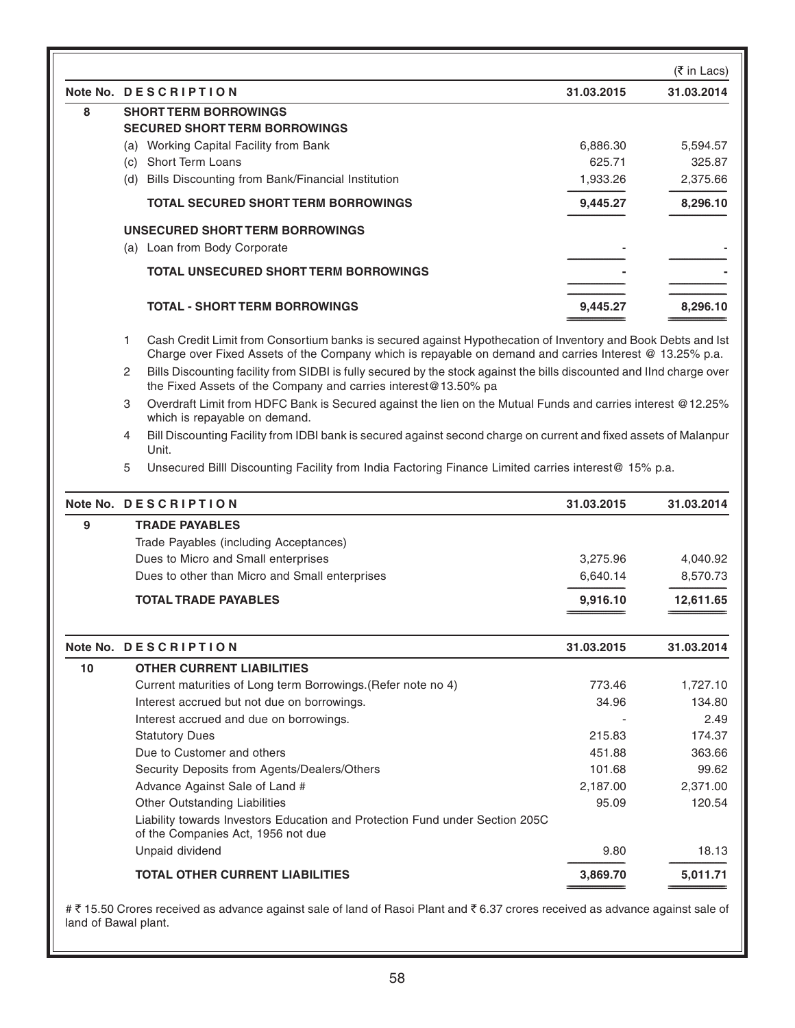(₹ in Lacs)

| Note No. | DESCRIPTION | 31.03.2015 | 31.03.2014 |
|---|---|---|---|
| 8 | **SHORT TERM BORROWINGS** | | |
| | **SECURED SHORT TERM BORROWINGS** | | |
| | (a) Working Capital Facility from Bank | 6,886.30 | 5,594.57 |
| | (c) Short Term Loans | 625.71 | 325.87 |
| | (d) Bills Discounting from Bank/Financial Institution | 1,933.26 | 2,375.66 |
| | **TOTAL SECURED SHORT TERM BORROWINGS** | **9,445.27** | **8,296.10** |
| | **UNSECURED SHORT TERM BORROWINGS** | | |
| | (a) Loan from Body Corporate | - | - |
| | **TOTAL UNSECURED SHORT TERM BORROWINGS** | **-** | **-** |
| | **TOTAL - SHORT TERM BORROWINGS** | **9,445.27** | **8,296.10** |

1. Cash Credit Limit from Consortium banks is secured against Hypothecation of Inventory and Book Debts and Ist Charge over Fixed Assets of the Company which is repayable on demand and carries Interest @ 13.25% p.a.
2. Bills Discounting facility from SIDBI is fully secured by the stock against the bills discounted and IInd charge over the Fixed Assets of the Company and carries interest@13.50% pa
3. Overdraft Limit from HDFC Bank is Secured against the lien on the Mutual Funds and carries interest @12.25% which is repayable on demand.
4. Bill Discounting Facility from IDBI bank is secured against second charge on current and fixed assets of Malanpur Unit.
5. Unsecured Billl Discounting Facility from India Factoring Finance Limited carries interest@ 15% p.a.

| Note No. | DESCRIPTION | 31.03.2015 | 31.03.2014 |
|---|---|---|---|
| 9 | **TRADE PAYABLES** | | |
| | Trade Payables (including Acceptances) | | |
| | Dues to Micro and Small enterprises | 3,275.96 | 4,040.92 |
| | Dues to other than Micro and Small enterprises | 6,640.14 | 8,570.73 |
| | **TOTAL TRADE PAYABLES** | **9,916.10** | **12,611.65** |

| Note No. | DESCRIPTION | 31.03.2015 | 31.03.2014 |
|---|---|---|---|
| 10 | **OTHER CURRENT LIABILITIES** | | |
| | Current maturities of Long term Borrowings.(Refer note no 4) | 773.46 | 1,727.10 |
| | Interest accrued but not due on borrowings. | 34.96 | 134.80 |
| | Interest accrued and due on borrowings. | - | 2.49 |
| | Statutory Dues | 215.83 | 174.37 |
| | Due to Customer and others | 451.88 | 363.66 |
| | Security Deposits from Agents/Dealers/Others | 101.68 | 99.62 |
| | Advance Against Sale of Land # | 2,187.00 | 2,371.00 |
| | Other Outstanding Liabilities | 95.09 | 120.54 |
| | Liability towards Investors Education and Protection Fund under Section 205C of the Companies Act, 1956 not due | | |
| | Unpaid dividend | 9.80 | 18.13 |
| | **TOTAL OTHER CURRENT LIABILITIES** | **3,869.70** | **5,011.71** |

# ₹ 15.50 Crores received as advance against sale of land of Rasoi Plant and ₹ 6.37 crores received as advance against sale of land of Bawal plant.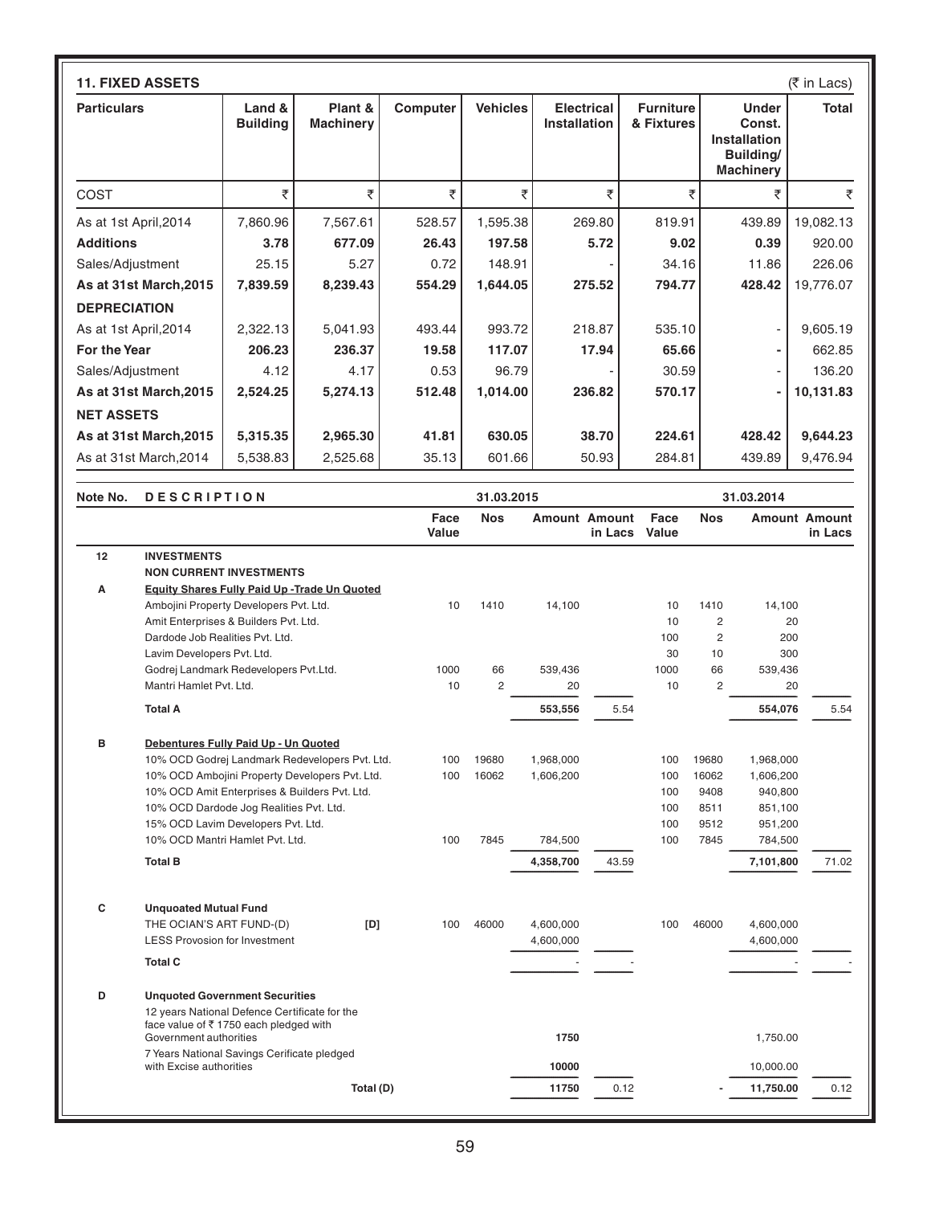## 11. FIXED ASSETS

(₹ in Lacs)

| Particulars | Land & Building | Plant & Machinery | Computer | Vehicles | Electrical Installation | Furniture & Fixtures | Under Const. Installation Building/ Machinery | Total |
|---|---|---|---|---|---|---|---|---|
| COST | ₹ | ₹ | ₹ | ₹ | ₹ | ₹ | ₹ | ₹ |
| As at 1st April,2014 | 7,860.96 | 7,567.61 | 528.57 | 1,595.38 | 269.80 | 819.91 | 439.89 | 19,082.13 |
| **Additions** | **3.78** | **677.09** | **26.43** | **197.58** | **5.72** | **9.02** | **0.39** | 920.00 |
| Sales/Adjustment | 25.15 | 5.27 | 0.72 | 148.91 | - | 34.16 | 11.86 | 226.06 |
| **As at 31st March,2015** | **7,839.59** | **8,239.43** | **554.29** | **1,644.05** | **275.52** | **794.77** | **428.42** | 19,776.07 |
| **DEPRECIATION** | | | | | | | | |
| As at 1st April,2014 | 2,322.13 | 5,041.93 | 493.44 | 993.72 | 218.87 | 535.10 | - | 9,605.19 |
| **For the Year** | **206.23** | **236.37** | **19.58** | **117.07** | **17.94** | **65.66** | - | 662.85 |
| Sales/Adjustment | 4.12 | 4.17 | 0.53 | 96.79 | - | 30.59 | - | 136.20 |
| **As at 31st March,2015** | **2,524.25** | **5,274.13** | **512.48** | **1,014.00** | **236.82** | **570.17** | - | **10,131.83** |
| **NET ASSETS** | | | | | | | | |
| **As at 31st March,2015** | **5,315.35** | **2,965.30** | **41.81** | **630.05** | **38.70** | **224.61** | **428.42** | **9,644.23** |
| As at 31st March,2014 | 5,538.83 | 2,525.68 | 35.13 | 601.66 | 50.93 | 284.81 | 439.89 | 9,476.94 |

| Note No. | DESCRIPTION | 31.03.2015 | | | | 31.03.2014 | | | |
|---|---|---|---|---|---|---|---|---|---|
| | | Face Value | Nos | Amount | Amount in Lacs | Face Value | Nos | Amount | Amount in Lacs |
| 12 | **INVESTMENTS** | | | | | | | | |
| | **NON CURRENT INVESTMENTS** | | | | | | | | |
| A | **Equity Shares Fully Paid Up -Trade Un Quoted** | | | | | | | | |
| | Ambojini Property Developers Pvt. Ltd. | 10 | 1410 | 14,100 | | 10 | 1410 | 14,100 | |
| | Amit Enterprises & Builders Pvt. Ltd. | | | | | 10 | 2 | 20 | |
| | Dardode Job Realities Pvt. Ltd. | | | | | 100 | 2 | 200 | |
| | Lavim Developers Pvt. Ltd. | | | | | 30 | 10 | 300 | |
| | Godrej Landmark Redevelopers Pvt.Ltd. | 1000 | 66 | 539,436 | | 1000 | 66 | 539,436 | |
| | Mantri Hamlet Pvt. Ltd. | 10 | 2 | 20 | | 10 | 2 | 20 | |
| | **Total A** | | | **553,556** | 5.54 | | | **554,076** | 5.54 |
| B | **Debentures Fully Paid Up - Un Quoted** | | | | | | | | |
| | 10% OCD Godrej Landmark Redevelopers Pvt. Ltd. | 100 | 19680 | 1,968,000 | | 100 | 19680 | 1,968,000 | |
| | 10% OCD Ambojini Property Developers Pvt. Ltd. | 100 | 16062 | 1,606,200 | | 100 | 16062 | 1,606,200 | |
| | 10% OCD Amit Enterprises & Builders Pvt. Ltd. | | | | | 100 | 9408 | 940,800 | |
| | 10% OCD Dardode Jog Realities Pvt. Ltd. | | | | | 100 | 8511 | 851,100 | |
| | 15% OCD Lavim Developers Pvt. Ltd. | | | | | 100 | 9512 | 951,200 | |
| | 10% OCD Mantri Hamlet Pvt. Ltd. | 100 | 7845 | 784,500 | | 100 | 7845 | 784,500 | |
| | **Total B** | | | **4,358,700** | 43.59 | | | **7,101,800** | 71.02 |
| C | **Unquoted Mutual Fund** | | | | | | | | |
| | THE OCIAN'S ART FUND-(D) [D] | 100 | 46000 | 4,600,000 | | 100 | 46000 | 4,600,000 | |
| | LESS Provosion for Investment | | | 4,600,000 | | | | 4,600,000 | |
| | **Total C** | | | - | - | | | - | - |
| D | **Unquoted Government Securities** | | | | | | | | |
| | 12 years National Defence Certificate for the face value of ₹ 1750 each pledged with Government authorities | | | 1750 | | | | 1,750.00 | |
| | 7 Years National Savings Cerificate pledged with Excise authorities | | | 10000 | | | | 10,000.00 | |
| | **Total (D)** | | | **11750** | 0.12 | | - | **11,750.00** | 0.12 |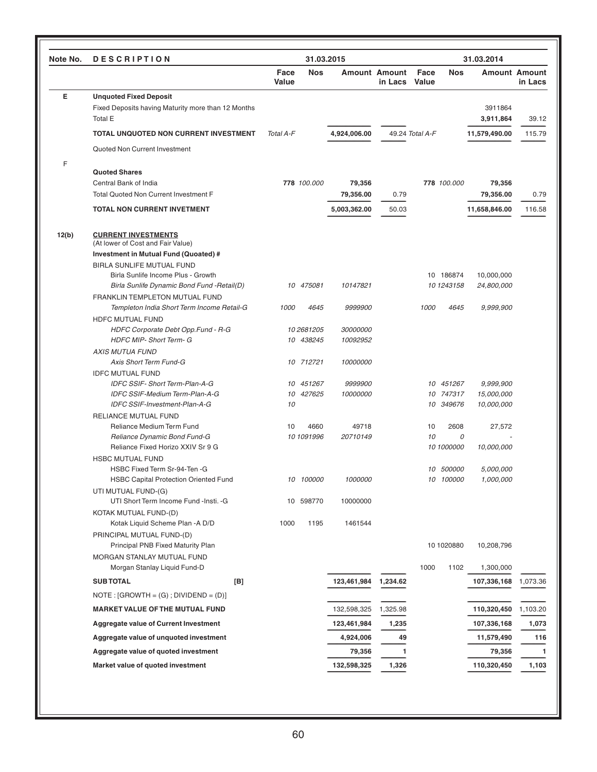| Note No. | DESCRIPTION | 31.03.2015 | | | | 31.03.2014 | | | |
|---|---|---|---|---|---|---|---|---|---|
| | | Face Value | Nos | Amount | Amount in Lacs | Face Value | Nos | Amount | Amount in Lacs |
| E | **Unquoted Fixed Deposit** | | | | | | | | |
| | Fixed Deposits having Maturity more than 12 Months | | | | | | | 3911864 | |
| | Total E | | | | | | | **3,911,864** | 39.12 |
| | **TOTAL UNQUOTED NON CURRENT INVESTMENT** | *Total A-F* | | **4,924,006.00** | 49.24 | *Total A-F* | | **11,579,490.00** | 115.79 |
| | Quoted Non Current Investment | | | | | | | | |
| F | | | | | | | | | |
| | **Quoted Shares** | | | | | | | | |
| | Central Bank of India | **778** | *100.000* | **79,356** | | **778** | *100.000* | **79,356** | |
| | Total Quoted Non Current Investment F | | | 79,356.00 | 0.79 | | | 79,356.00 | 0.79 |
| | **TOTAL NON CURRENT INVETMENT** | | | **5,003,362.00** | 50.03 | | | **11,658,846.00** | 116.58 |
| 12(b) | **CURRENT INVESTMENTS** (At lower of Cost and Fair Value) | | | | | | | | |
| | **Investment in Mutual Fund (Quoted) #** | | | | | | | | |
| | BIRLA SUNLIFE MUTUAL FUND | | | | | | | | |
| | Birla Sunlife Income Plus - Growth | | | | | 10 | 186874 | 10,000,000 | |
| | *Birla Sunlife Dynamic Bond Fund -Retail(D)* | 10 | *475081* | *10147821* | | *10* | *1243158* | *24,800,000* | |
| | FRANKLIN TEMPLETON MUTUAL FUND | | | | | | | | |
| | *Templeton India Short Term Income Retail-G* | *1000* | *4645* | *9999900* | | *1000* | *4645* | *9,999,900* | |
| | HDFC MUTUAL FUND | | | | | | | | |
| | *HDFC Corporate Debt Opp.Fund - R-G* | *10* | *2681205* | *30000000* | | | | | |
| | *HDFC MIP- Short Term- G* | *10* | *438245* | *10092952* | | | | | |
| | *AXIS MUTUA FUND* | | | | | | | | |
| | *Axis Short Term Fund-G* | *10* | *712721* | *10000000* | | | | | |
| | IDFC MUTUAL FUND | | | | | | | | |
| | *IDFC SSIF- Short Term-Plan-A-G* | *10* | *451267* | *9999900* | | *10* | *451267* | *9,999,900* | |
| | *IDFC SSIF-Medium Term-Plan-A-G* | *10* | *427625* | *10000000* | | *10* | *747317* | *15,000,000* | |
| | *IDFC SSIF-Investment-Plan-A-G* | *10* | | | | *10* | *349676* | *10,000,000* | |
| | RELIANCE MUTUAL FUND | | | | | | | | |
| | Reliance Medium Term Fund | 10 | 4660 | 49718 | | 10 | 2608 | 27,572 | |
| | *Reliance Dynamic Bond Fund-G* | *10* | *1091996* | *20710149* | | *10* | *0* | *-* | |
| | Reliance Fixed Horizo XXIV Sr 9 G | | | | | *10* | *1000000* | *10,000,000* | |
| | HSBC MUTUAL FUND | | | | | | | | |
| | HSBC Fixed Term Sr-94-Ten -G | | | | | *10* | *500000* | *5,000,000* | |
| | HSBC Capital Protection Oriented Fund | *10* | *100000* | *1000000* | | *10* | *100000* | *1,000,000* | |
| | UTI MUTUAL FUND-(G) | | | | | | | | |
| | UTI Short Term Income Fund -Insti. -G | 10 | 598770 | 10000000 | | | | | |
| | KOTAK MUTUAL FUND-(D) | | | | | | | | |
| | Kotak Liquid Scheme Plan -A D/D | 1000 | 1195 | 1461544 | | | | | |
| | PRINCIPAL MUTUAL FUND-(D) | | | | | | | | |
| | Principal PNB Fixed Maturity Plan | | | | | 10 | 1020880 | 10,208,796 | |
| | MORGAN STANLAY MUTUAL FUND | | | | | | | | |
| | Morgan Stanlay Liquid Fund-D | | | | | 1000 | 1102 | 1,300,000 | |
| | **SUB TOTAL [B]** | | | **123,461,984** | **1,234.62** | | | **107,336,168** | 1,073.36 |
| | NOTE : [GROWTH = (G) ; DIVIDEND = (D)] | | | | | | | | |
| | **MARKET VALUE OF THE MUTUAL FUND** | | | 132,598,325 | 1,325.98 | | | **110,320,450** | 1,103.20 |
| | **Aggregate value of Current Investment** | | | **123,461,984** | **1,235** | | | **107,336,168** | **1,073** |
| | **Aggregate value of unquoted investment** | | | **4,924,006** | **49** | | | **11,579,490** | **116** |
| | **Aggregate value of quoted investment** | | | **79,356** | **1** | | | **79,356** | **1** |
| | **Market value of quoted investment** | | | **132,598,325** | **1,326** | | | **110,320,450** | **1,103** |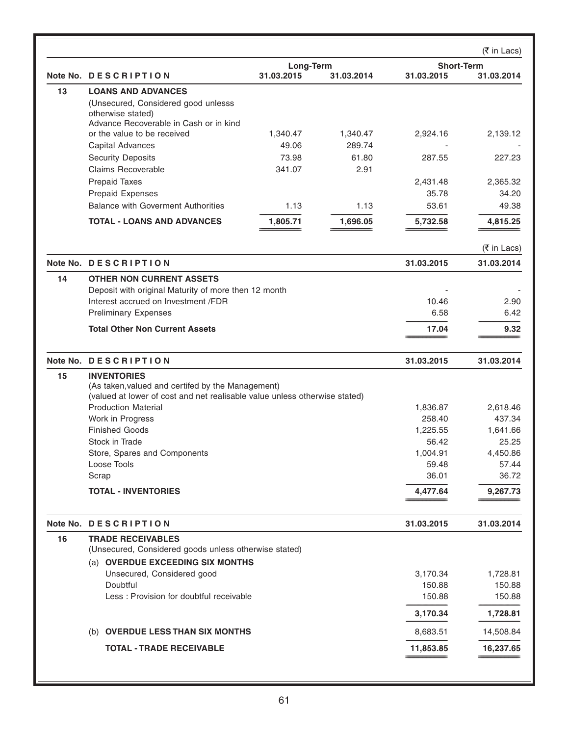(₹ in Lacs)

| Note No. | DESCRIPTION | Long-Term | | Short-Term | |
|---|---|---|---|---|---|
| | | 31.03.2015 | 31.03.2014 | 31.03.2015 | 31.03.2014 |
| 13 | **LOANS AND ADVANCES** | | | | |
| | (Unsecured, Considered good unlesss otherwise stated) | | | | |
| | Advance Recoverable in Cash or in kind or the value to be received | 1,340.47 | 1,340.47 | 2,924.16 | 2,139.12 |
| | Capital Advances | 49.06 | 289.74 | - | - |
| | Security Deposits | 73.98 | 61.80 | 287.55 | 227.23 |
| | Claims Recoverable | 341.07 | 2.91 | | |
| | Prepaid Taxes | | | 2,431.48 | 2,365.32 |
| | Prepaid Expenses | | | 35.78 | 34.20 |
| | Balance with Goverment Authorities | 1.13 | 1.13 | 53.61 | 49.38 |
| | **TOTAL - LOANS AND ADVANCES** | **1,805.71** | **1,696.05** | **5,732.58** | **4,815.25** |

(₹ in Lacs)

| Note No. | DESCRIPTION | 31.03.2015 | 31.03.2014 |
|---|---|---|---|
| 14 | **OTHER NON CURRENT ASSETS** | | |
| | Deposit with original Maturity of more then 12 month | - | - |
| | Interest accrued on Investment /FDR | 10.46 | 2.90 |
| | Preliminary Expenses | 6.58 | 6.42 |
| | **Total Other Non Current Assets** | **17.04** | **9.32** |

| Note No. | DESCRIPTION | 31.03.2015 | 31.03.2014 |
|---|---|---|---|
| 15 | **INVENTORIES** | | |
| | (As taken,valued and certifed by the Management) (valued at lower of cost and net realisable value unless otherwise stated) | | |
| | Production Material | 1,836.87 | 2,618.46 |
| | Work in Progress | 258.40 | 437.34 |
| | Finished Goods | 1,225.55 | 1,641.66 |
| | Stock in Trade | 56.42 | 25.25 |
| | Store, Spares and Components | 1,004.91 | 4,450.86 |
| | Loose Tools | 59.48 | 57.44 |
| | Scrap | 36.01 | 36.72 |
| | **TOTAL - INVENTORIES** | **4,477.64** | **9,267.73** |

| Note No. | DESCRIPTION | 31.03.2015 | 31.03.2014 |
|---|---|---|---|
| 16 | **TRADE RECEIVABLES** | | |
| | (Unsecured, Considered goods unless otherwise stated) | | |
| | (a) **OVERDUE EXCEEDING SIX MONTHS** | | |
| | Unsecured, Considered good | 3,170.34 | 1,728.81 |
| | Doubtful | 150.88 | 150.88 |
| | Less : Provision for doubtful receivable | 150.88 | 150.88 |
| | | **3,170.34** | **1,728.81** |
| | (b) **OVERDUE LESS THAN SIX MONTHS** | 8,683.51 | 14,508.84 |
| | **TOTAL - TRADE RECEIVABLE** | **11,853.85** | **16,237.65** |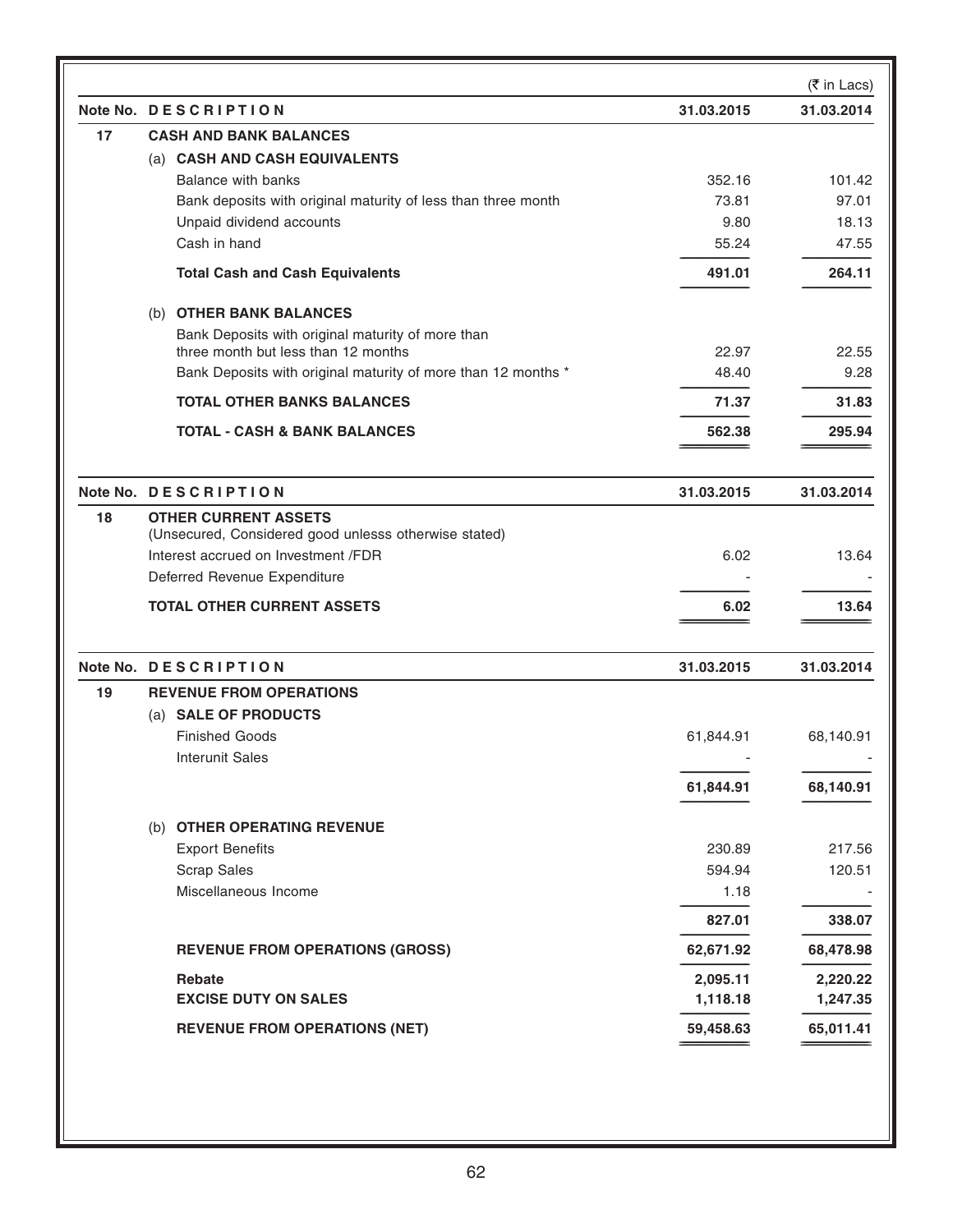(₹ in Lacs)

| Note No. | DESCRIPTION | 31.03.2015 | 31.03.2014 |
|---|---|---|---|
| **17** | **CASH AND BANK BALANCES** | | |
| | (a) **CASH AND CASH EQUIVALENTS** | | |
| | Balance with banks | 352.16 | 101.42 |
| | Bank deposits with original maturity of less than three month | 73.81 | 97.01 |
| | Unpaid dividend accounts | 9.80 | 18.13 |
| | Cash in hand | 55.24 | 47.55 |
| | **Total Cash and Cash Equivalents** | **491.01** | **264.11** |
| | (b) **OTHER BANK BALANCES** | | |
| | Bank Deposits with original maturity of more than three month but less than 12 months | 22.97 | 22.55 |
| | Bank Deposits with original maturity of more than 12 months * | 48.40 | 9.28 |
| | **TOTAL OTHER BANKS BALANCES** | **71.37** | **31.83** |
| | **TOTAL - CASH & BANK BALANCES** | **562.38** | **295.94** |

| Note No. | DESCRIPTION | 31.03.2015 | 31.03.2014 |
|---|---|---|---|
| **18** | **OTHER CURRENT ASSETS** (Unsecured, Considered good unlesss otherwise stated) | | |
| | Interest accrued on Investment /FDR | 6.02 | 13.64 |
| | Deferred Revenue Expenditure | - | - |
| | **TOTAL OTHER CURRENT ASSETS** | **6.02** | **13.64** |

| Note No. | DESCRIPTION | 31.03.2015 | 31.03.2014 |
|---|---|---|---|
| **19** | **REVENUE FROM OPERATIONS** | | |
| | (a) **SALE OF PRODUCTS** | | |
| | Finished Goods | 61,844.91 | 68,140.91 |
| | Interunit Sales | - | - |
| | | **61,844.91** | **68,140.91** |
| | (b) **OTHER OPERATING REVENUE** | | |
| | Export Benefits | 230.89 | 217.56 |
| | Scrap Sales | 594.94 | 120.51 |
| | Miscellaneous Income | 1.18 | - |
| | | **827.01** | **338.07** |
| | **REVENUE FROM OPERATIONS (GROSS)** | **62,671.92** | **68,478.98** |
| | **Rebate** | **2,095.11** | **2,220.22** |
| | **EXCISE DUTY ON SALES** | **1,118.18** | **1,247.35** |
| | **REVENUE FROM OPERATIONS (NET)** | **59,458.63** | **65,011.41** |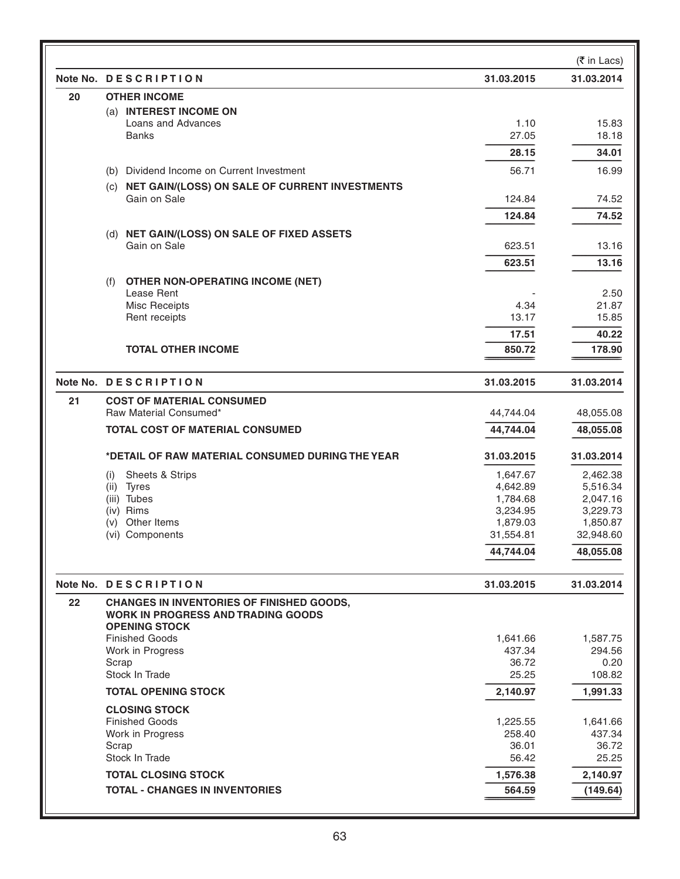(₹ in Lacs)

| Note No. | DESCRIPTION | 31.03.2015 | 31.03.2014 |
|---|---|---|---|
| 20 | **OTHER INCOME** | | |
| | (a) **INTEREST INCOME ON** | | |
| | Loans and Advances | 1.10 | 15.83 |
| | Banks | 27.05 | 18.18 |
| | | **28.15** | **34.01** |
| | (b) Dividend Income on Current Investment | 56.71 | 16.99 |
| | (c) **NET GAIN/(LOSS) ON SALE OF CURRENT INVESTMENTS** | | |
| | Gain on Sale | 124.84 | 74.52 |
| | | **124.84** | **74.52** |
| | (d) **NET GAIN/(LOSS) ON SALE OF FIXED ASSETS** | | |
| | Gain on Sale | 623.51 | 13.16 |
| | | **623.51** | **13.16** |
| | (f) **OTHER NON-OPERATING INCOME (NET)** | | |
| | Lease Rent | - | 2.50 |
| | Misc Receipts | 4.34 | 21.87 |
| | Rent receipts | 13.17 | 15.85 |
| | | **17.51** | **40.22** |
| | **TOTAL OTHER INCOME** | **850.72** | **178.90** |

| Note No. | DESCRIPTION | 31.03.2015 | 31.03.2014 |
|---|---|---|---|
| 21 | **COST OF MATERIAL CONSUMED** | | |
| | Raw Material Consumed* | 44,744.04 | 48,055.08 |
| | **TOTAL COST OF MATERIAL CONSUMED** | **44,744.04** | **48,055.08** |
| | **\*DETAIL OF RAW MATERIAL CONSUMED DURING THE YEAR** | **31.03.2015** | **31.03.2014** |
| | (i) Sheets & Strips | 1,647.67 | 2,462.38 |
| | (ii) Tyres | 4,642.89 | 5,516.34 |
| | (iii) Tubes | 1,784.68 | 2,047.16 |
| | (iv) Rims | 3,234.95 | 3,229.73 |
| | (v) Other Items | 1,879.03 | 1,850.87 |
| | (vi) Components | 31,554.81 | 32,948.60 |
| | | **44,744.04** | **48,055.08** |

| Note No. | DESCRIPTION | 31.03.2015 | 31.03.2014 |
|---|---|---|---|
| 22 | **CHANGES IN INVENTORIES OF FINISHED GOODS, WORK IN PROGRESS AND TRADING GOODS** | | |
| | **OPENING STOCK** | | |
| | Finished Goods | 1,641.66 | 1,587.75 |
| | Work in Progress | 437.34 | 294.56 |
| | Scrap | 36.72 | 0.20 |
| | Stock In Trade | 25.25 | 108.82 |
| | **TOTAL OPENING STOCK** | **2,140.97** | **1,991.33** |
| | **CLOSING STOCK** | | |
| | Finished Goods | 1,225.55 | 1,641.66 |
| | Work in Progress | 258.40 | 437.34 |
| | Scrap | 36.01 | 36.72 |
| | Stock In Trade | 56.42 | 25.25 |
| | **TOTAL CLOSING STOCK** | **1,576.38** | **2,140.97** |
| | **TOTAL - CHANGES IN INVENTORIES** | **564.59** | **(149.64)** |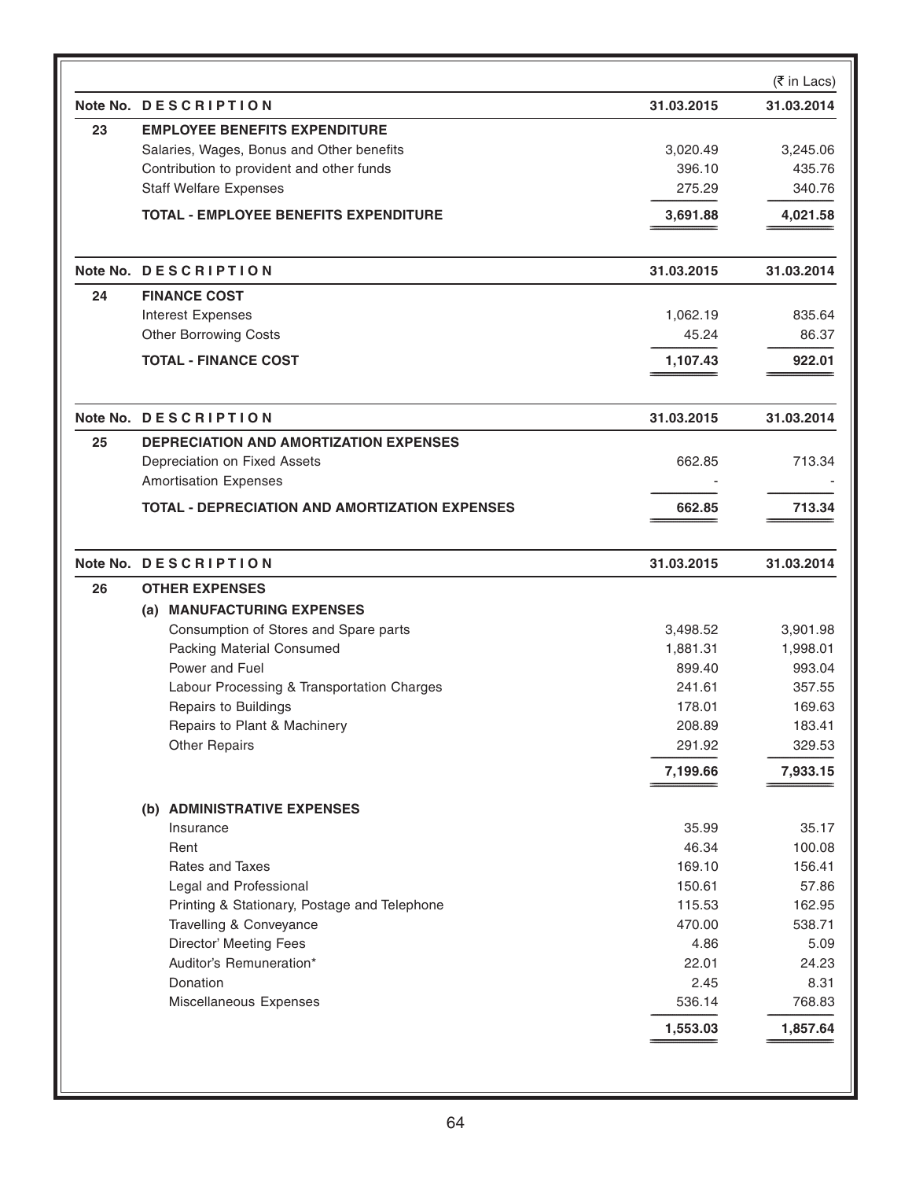(₹ in Lacs)

| Note No. | DESCRIPTION | 31.03.2015 | 31.03.2014 |
|---|---|---|---|
| 23 | **EMPLOYEE BENEFITS EXPENDITURE** | | |
| | Salaries, Wages, Bonus and Other benefits | 3,020.49 | 3,245.06 |
| | Contribution to provident and other funds | 396.10 | 435.76 |
| | Staff Welfare Expenses | 275.29 | 340.76 |
| | **TOTAL - EMPLOYEE BENEFITS EXPENDITURE** | **3,691.88** | **4,021.58** |

| Note No. | DESCRIPTION | 31.03.2015 | 31.03.2014 |
|---|---|---|---|
| 24 | **FINANCE COST** | | |
| | Interest Expenses | 1,062.19 | 835.64 |
| | Other Borrowing Costs | 45.24 | 86.37 |
| | **TOTAL - FINANCE COST** | **1,107.43** | **922.01** |

| Note No. | DESCRIPTION | 31.03.2015 | 31.03.2014 |
|---|---|---|---|
| 25 | **DEPRECIATION AND AMORTIZATION EXPENSES** | | |
| | Depreciation on Fixed Assets | 662.85 | 713.34 |
| | Amortisation Expenses | - | - |
| | **TOTAL - DEPRECIATION AND AMORTIZATION EXPENSES** | **662.85** | **713.34** |

| Note No. | DESCRIPTION | 31.03.2015 | 31.03.2014 |
|---|---|---|---|
| 26 | **OTHER EXPENSES** | | |
| | **(a) MANUFACTURING EXPENSES** | | |
| | Consumption of Stores and Spare parts | 3,498.52 | 3,901.98 |
| | Packing Material Consumed | 1,881.31 | 1,998.01 |
| | Power and Fuel | 899.40 | 993.04 |
| | Labour Processing & Transportation Charges | 241.61 | 357.55 |
| | Repairs to Buildings | 178.01 | 169.63 |
| | Repairs to Plant & Machinery | 208.89 | 183.41 |
| | Other Repairs | 291.92 | 329.53 |
| | | **7,199.66** | **7,933.15** |
| | **(b) ADMINISTRATIVE EXPENSES** | | |
| | Insurance | 35.99 | 35.17 |
| | Rent | 46.34 | 100.08 |
| | Rates and Taxes | 169.10 | 156.41 |
| | Legal and Professional | 150.61 | 57.86 |
| | Printing & Stationary, Postage and Telephone | 115.53 | 162.95 |
| | Travelling & Conveyance | 470.00 | 538.71 |
| | Director' Meeting Fees | 4.86 | 5.09 |
| | Auditor's Remuneration* | 22.01 | 24.23 |
| | Donation | 2.45 | 8.31 |
| | Miscellaneous Expenses | 536.14 | 768.83 |
| | | **1,553.03** | **1,857.64** |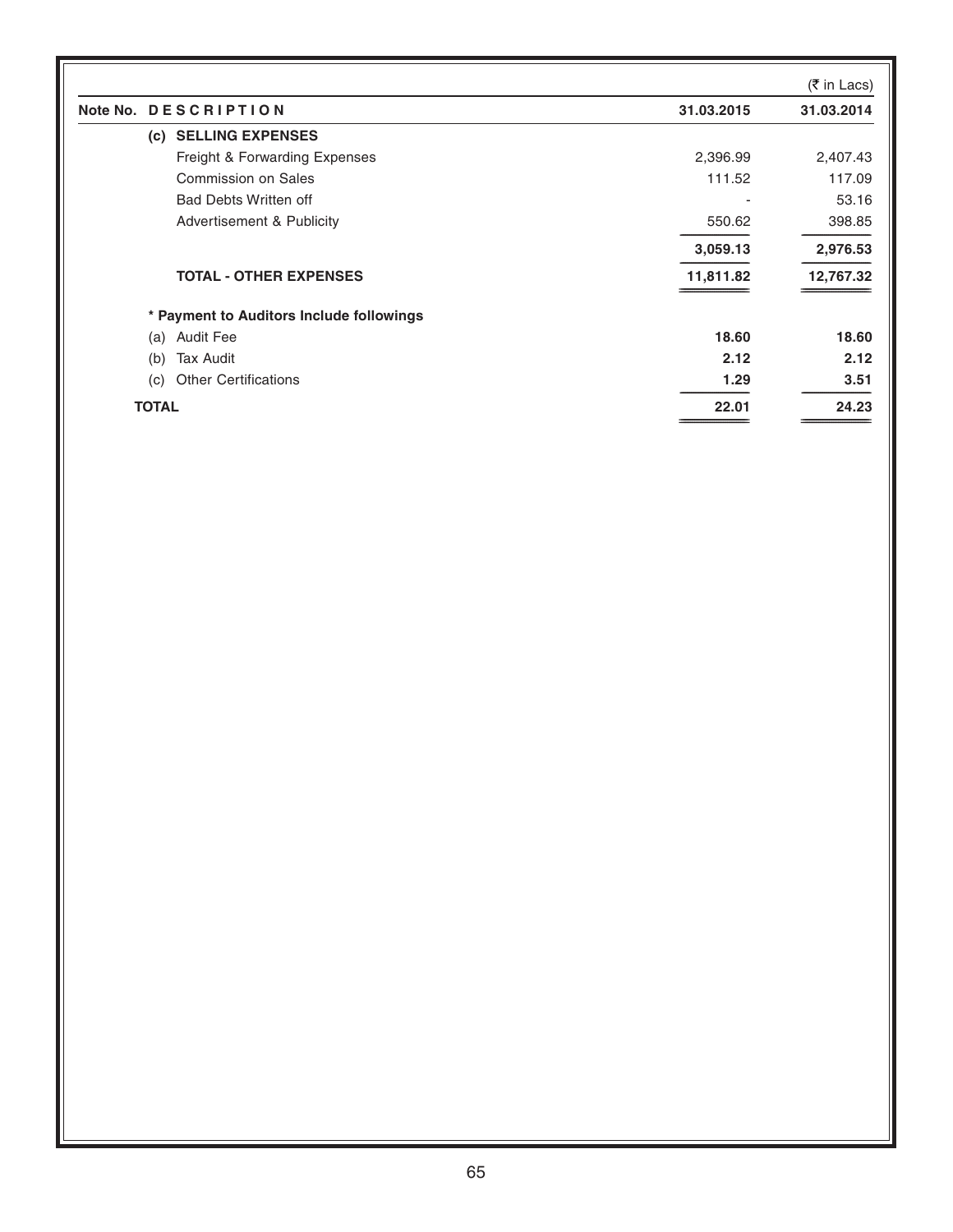(₹ in Lacs)

| Note No. | DESCRIPTION | 31.03.2015 | 31.03.2014 |
|---|---|---|---|
| | **(c) SELLING EXPENSES** | | |
| | Freight & Forwarding Expenses | 2,396.99 | 2,407.43 |
| | Commission on Sales | 111.52 | 117.09 |
| | Bad Debts Written off | - | 53.16 |
| | Advertisement & Publicity | 550.62 | 398.85 |
| | | **3,059.13** | **2,976.53** |
| | **TOTAL - OTHER EXPENSES** | **11,811.82** | **12,767.32** |
| | **\* Payment to Auditors Include followings** | | |
| | (a) Audit Fee | **18.60** | **18.60** |
| | (b) Tax Audit | **2.12** | **2.12** |
| | (c) Other Certifications | **1.29** | **3.51** |
| | **TOTAL** | **22.01** | **24.23** |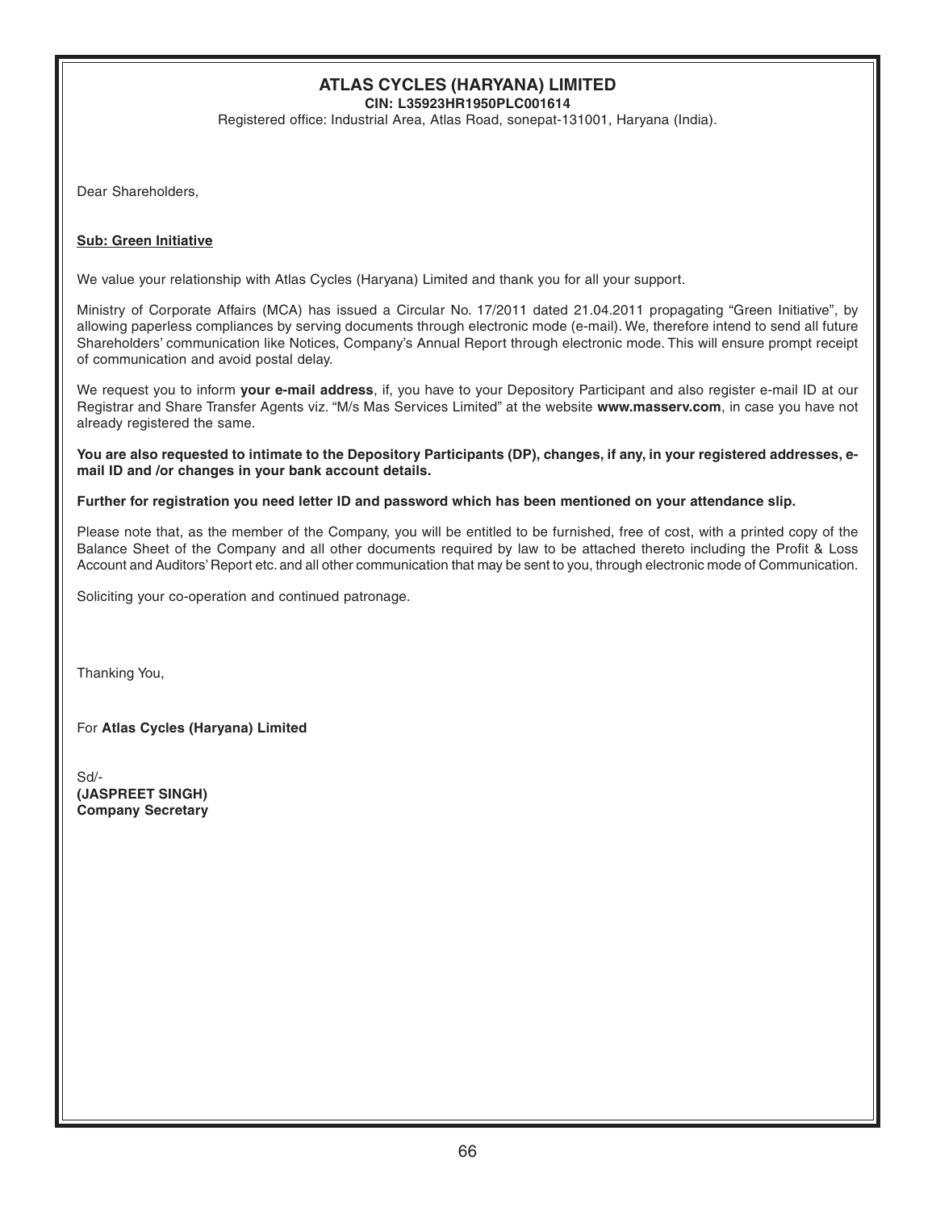# ATLAS CYCLES (HARYANA) LIMITED

**CIN: L35923HR1950PLC001614**

Registered office: Industrial Area, Atlas Road, sonepat-131001, Haryana (India).

Dear Shareholders,

**Sub: Green Initiative**

We value your relationship with Atlas Cycles (Haryana) Limited and thank you for all your support.

Ministry of Corporate Affairs (MCA) has issued a Circular No. 17/2011 dated 21.04.2011 propagating "Green Initiative", by allowing paperless compliances by serving documents through electronic mode (e-mail). We, therefore intend to send all future Shareholders' communication like Notices, Company's Annual Report through electronic mode. This will ensure prompt receipt of communication and avoid postal delay.

We request you to inform **your e-mail address**, if, you have to your Depository Participant and also register e-mail ID at our Registrar and Share Transfer Agents viz. "M/s Mas Services Limited" at the website **www.masserv.com**, in case you have not already registered the same.

**You are also requested to intimate to the Depository Participants (DP), changes, if any, in your registered addresses, e-mail ID and /or changes in your bank account details.**

**Further for registration you need letter ID and password which has been mentioned on your attendance slip.**

Please note that, as the member of the Company, you will be entitled to be furnished, free of cost, with a printed copy of the Balance Sheet of the Company and all other documents required by law to be attached thereto including the Profit & Loss Account and Auditors' Report etc. and all other communication that may be sent to you, through electronic mode of Communication.

Soliciting your co-operation and continued patronage.

Thanking You,

For **Atlas Cycles (Haryana) Limited**

Sd/-
**(JASPREET SINGH)**
**Company Secretary**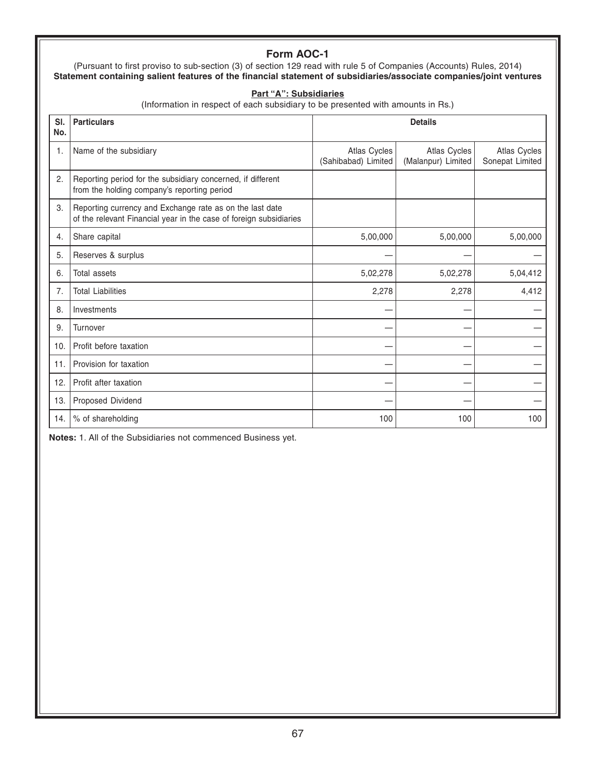# Form AOC-1

(Pursuant to first proviso to sub-section (3) of section 129 read with rule 5 of Companies (Accounts) Rules, 2014)

**Statement containing salient features of the financial statement of subsidiaries/associate companies/joint ventures**

**Part "A": Subsidiaries**

(Information in respect of each subsidiary to be presented with amounts in Rs.)

| Sl. No. | Particulars | Details | | |
|---|---|---|---|---|
| 1. | Name of the subsidiary | Atlas Cycles (Sahibabad) Limited | Atlas Cycles (Malanpur) Limited | Atlas Cycles Sonepat Limited |
| 2. | Reporting period for the subsidiary concerned, if different from the holding company's reporting period | | | |
| 3. | Reporting currency and Exchange rate as on the last date of the relevant Financial year in the case of foreign subsidiaries | | | |
| 4. | Share capital | 5,00,000 | 5,00,000 | 5,00,000 |
| 5. | Reserves & surplus | — | — | — |
| 6. | Total assets | 5,02,278 | 5,02,278 | 5,04,412 |
| 7. | Total Liabilities | 2,278 | 2,278 | 4,412 |
| 8. | Investments | — | — | — |
| 9. | Turnover | — | — | — |
| 10. | Profit before taxation | — | — | — |
| 11. | Provision for taxation | — | — | — |
| 12. | Profit after taxation | — | — | — |
| 13. | Proposed Dividend | — | — | — |
| 14. | % of shareholding | 100 | 100 | 100 |

**Notes:** 1. All of the Subsidiaries not commenced Business yet.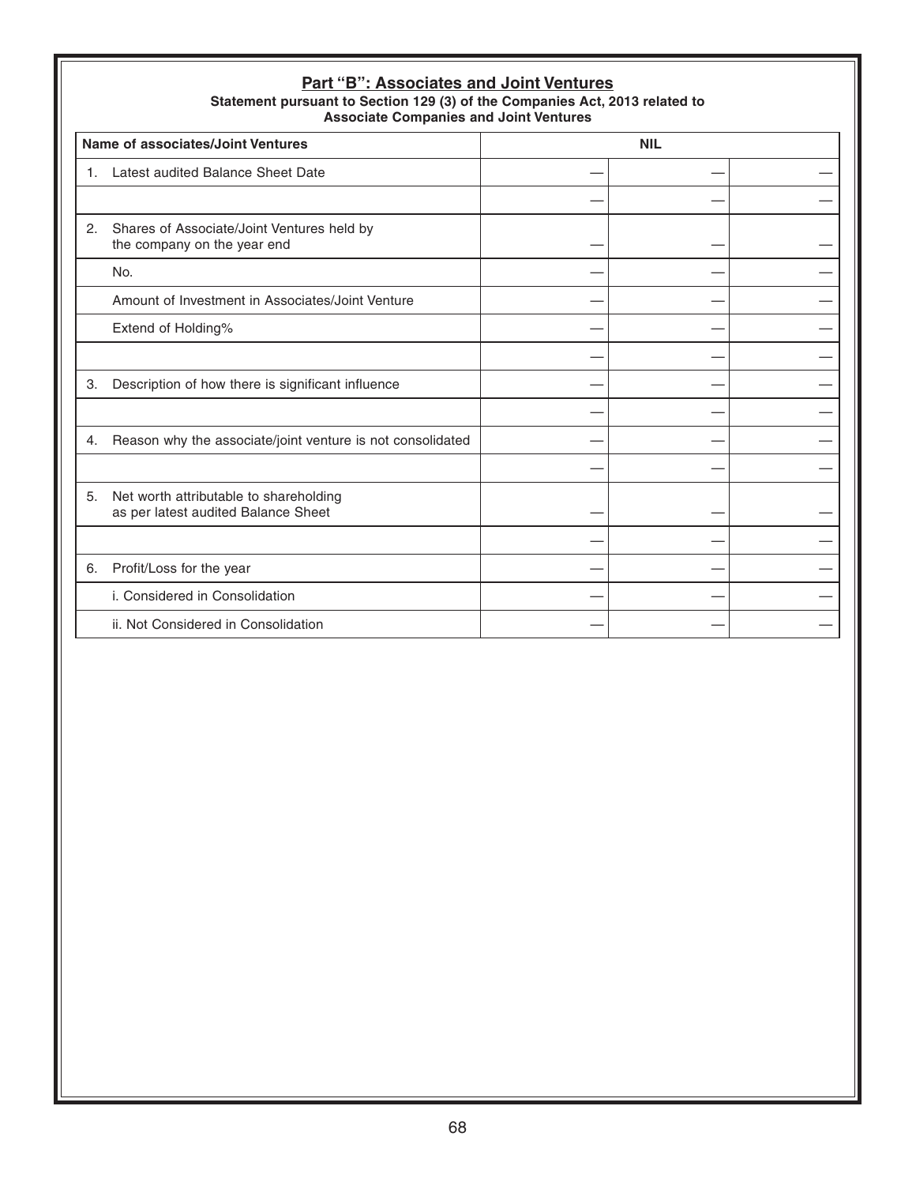## Part "B": Associates and Joint Ventures

**Statement pursuant to Section 129 (3) of the Companies Act, 2013 related to Associate Companies and Joint Ventures**

| Name of associates/Joint Ventures | NIL | | |
|---|---|---|---|
| 1. Latest audited Balance Sheet Date | — | — | — |
| | — | — | — |
| 2. Shares of Associate/Joint Ventures held by the company on the year end | — | — | — |
| No. | — | — | — |
| Amount of Investment in Associates/Joint Venture | — | — | — |
| Extend of Holding% | — | — | — |
| | — | — | — |
| 3. Description of how there is significant influence | — | — | — |
| | — | — | — |
| 4. Reason why the associate/joint venture is not consolidated | — | — | — |
| | — | — | — |
| 5. Net worth attributable to shareholding as per latest audited Balance Sheet | — | — | — |
| | — | — | — |
| 6. Profit/Loss for the year | — | — | — |
| i. Considered in Consolidation | — | — | — |
| ii. Not Considered in Consolidation | — | — | — |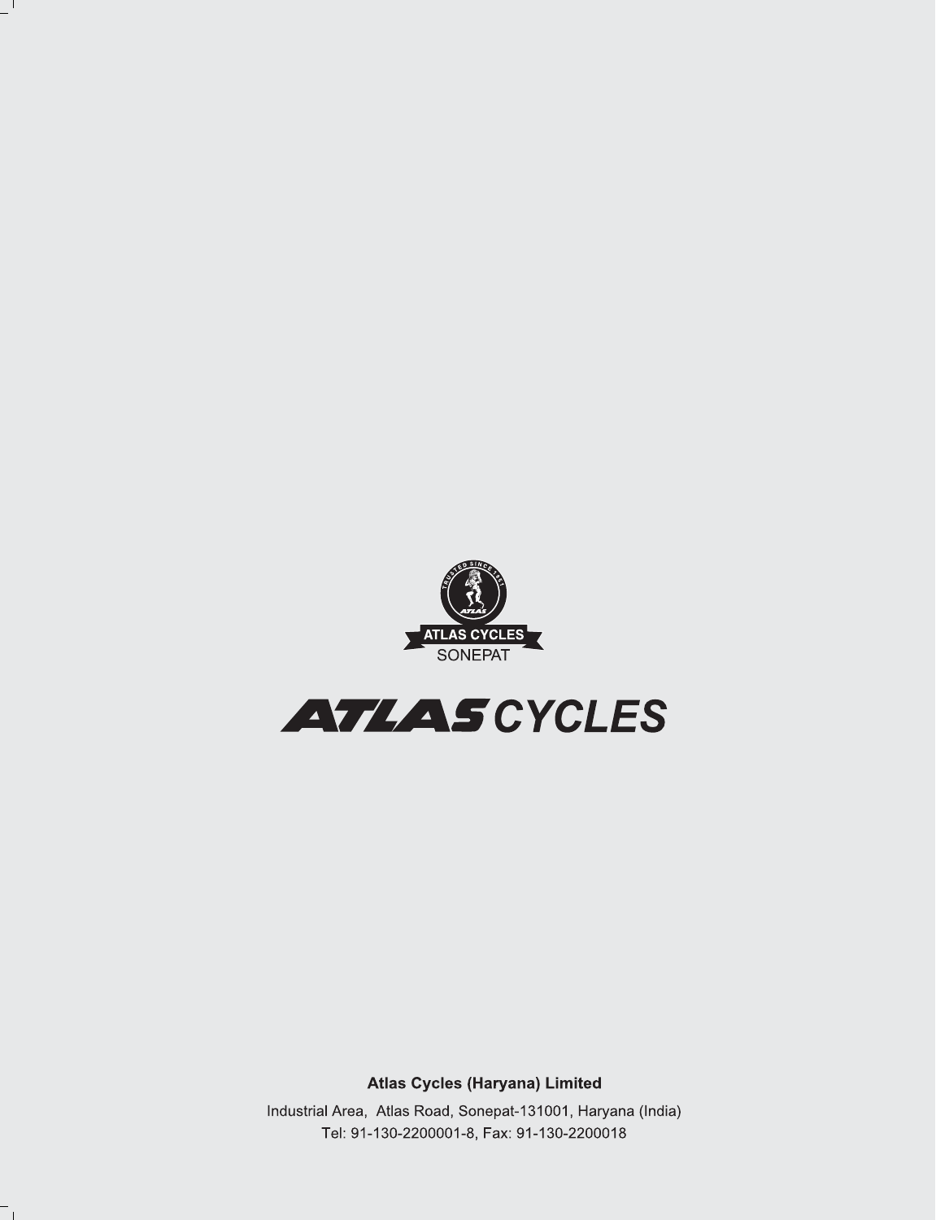ATLAS CYCLES

SONEPAT

ATLAS CYCLES

**Atlas Cycles (Haryana) Limited**

Industrial Area, Atlas Road, Sonepat-131001, Haryana (India)

Tel: 91-130-2200001-8, Fax: 91-130-2200018